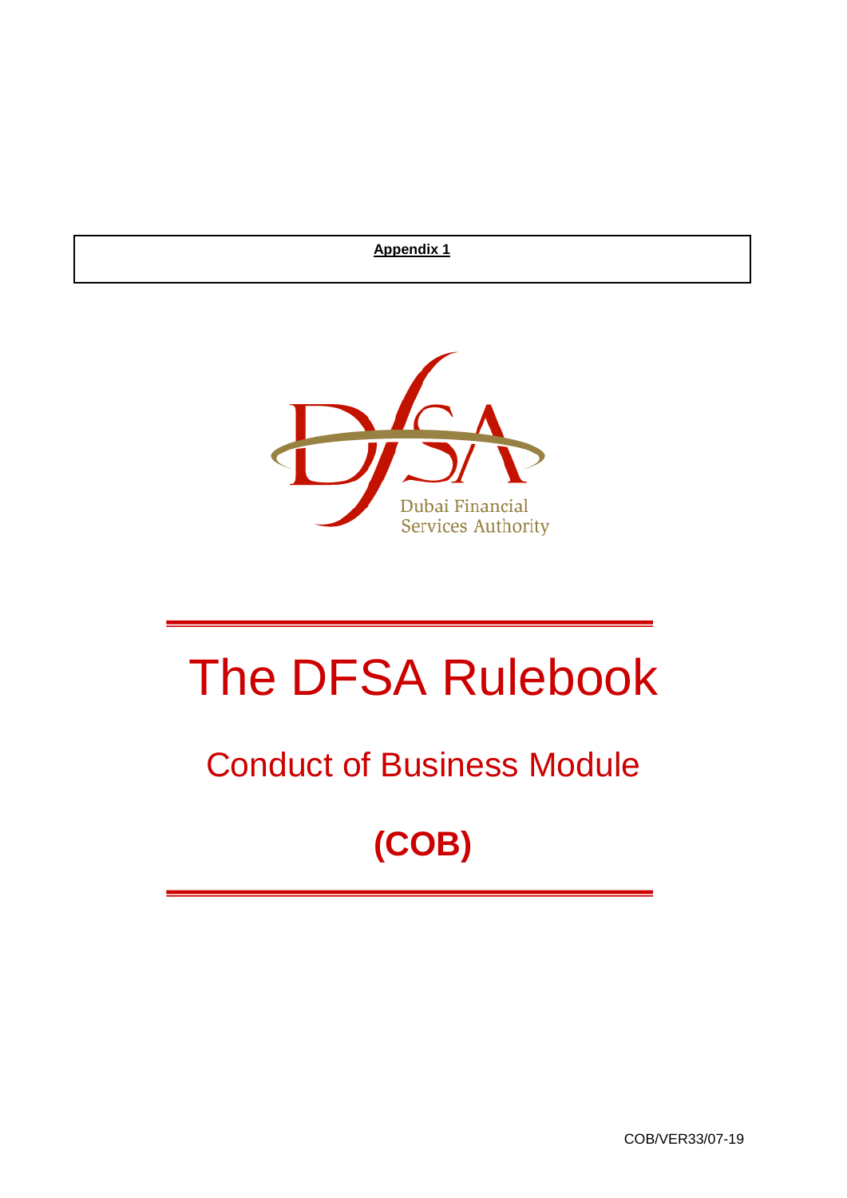**Appendix 1**

Dubai Financial Services Authority

# The DFSA Rulebook

## Conduct of Business Module

## (COB)

COB/VER33/07-19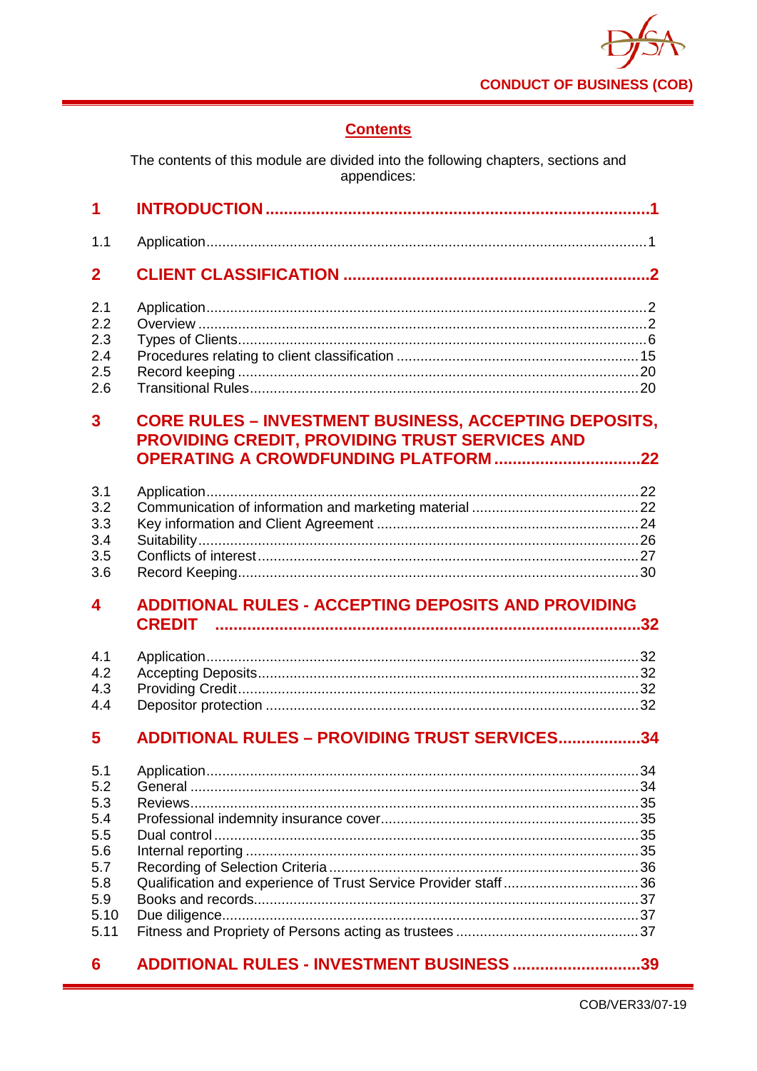## Contents

The contents of this module are divided into the following chapters, sections and appendices:

| | | |
|---|---|---|
| **1** | **INTRODUCTION** | **1** |
| 1.1 | Application | 1 |
| **2** | **CLIENT CLASSIFICATION** | **2** |
| 2.1 | Application | 2 |
| 2.2 | Overview | 2 |
| 2.3 | Types of Clients | 6 |
| 2.4 | Procedures relating to client classification | 15 |
| 2.5 | Record keeping | 20 |
| 2.6 | Transitional Rules | 20 |
| **3** | **CORE RULES – INVESTMENT BUSINESS, ACCEPTING DEPOSITS, PROVIDING CREDIT, PROVIDING TRUST SERVICES AND OPERATING A CROWDFUNDING PLATFORM** | **22** |
| 3.1 | Application | 22 |
| 3.2 | Communication of information and marketing material | 22 |
| 3.3 | Key information and Client Agreement | 24 |
| 3.4 | Suitability | 26 |
| 3.5 | Conflicts of interest | 27 |
| 3.6 | Record Keeping | 30 |
| **4** | **ADDITIONAL RULES - ACCEPTING DEPOSITS AND PROVIDING CREDIT** | **32** |
| 4.1 | Application | 32 |
| 4.2 | Accepting Deposits | 32 |
| 4.3 | Providing Credit | 32 |
| 4.4 | Depositor protection | 32 |
| **5** | **ADDITIONAL RULES – PROVIDING TRUST SERVICES** | **34** |
| 5.1 | Application | 34 |
| 5.2 | General | 34 |
| 5.3 | Reviews | 35 |
| 5.4 | Professional indemnity insurance cover | 35 |
| 5.5 | Dual control | 35 |
| 5.6 | Internal reporting | 35 |
| 5.7 | Recording of Selection Criteria | 36 |
| 5.8 | Qualification and experience of Trust Service Provider staff | 36 |
| 5.9 | Books and records | 37 |
| 5.10 | Due diligence | 37 |
| 5.11 | Fitness and Propriety of Persons acting as trustees | 37 |
| **6** | **ADDITIONAL RULES - INVESTMENT BUSINESS** | **39** |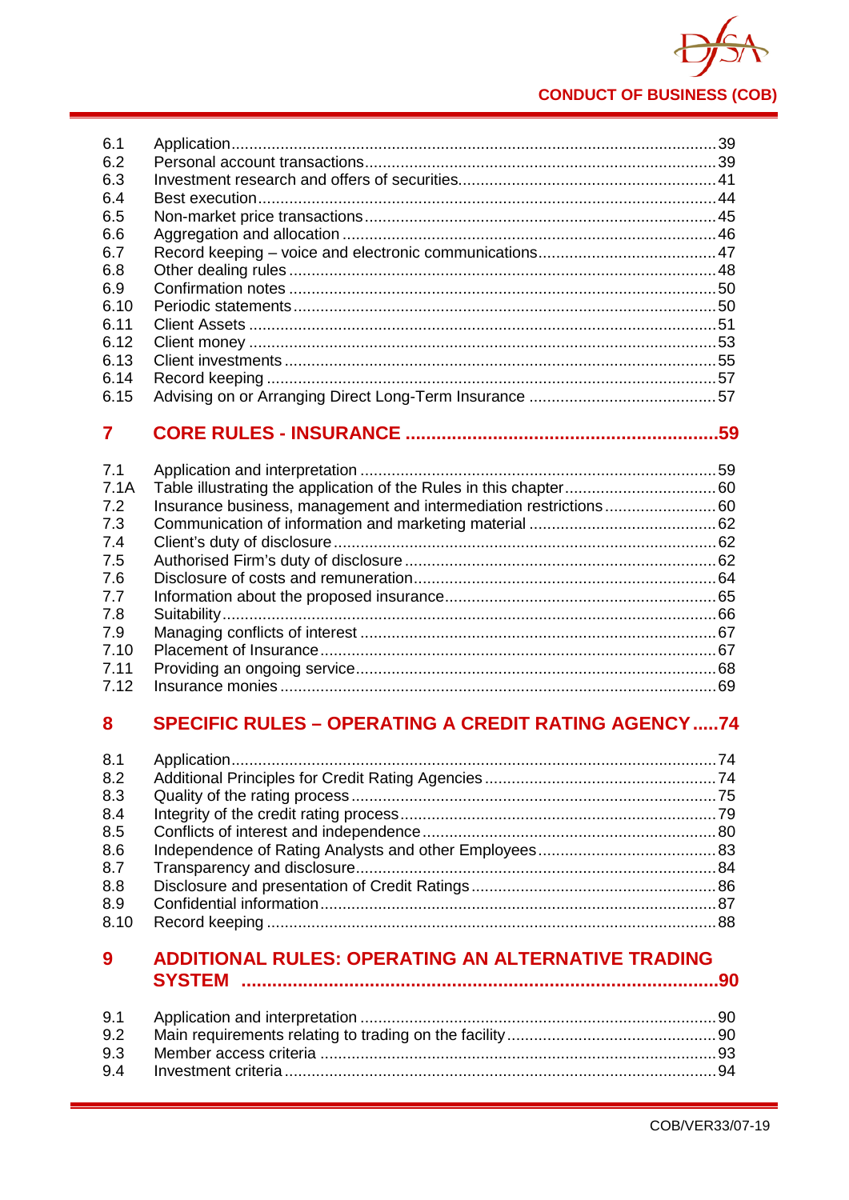| | | |
|---|---|---|
| 6.1 | Application | 39 |
| 6.2 | Personal account transactions | 39 |
| 6.3 | Investment research and offers of securities | 41 |
| 6.4 | Best execution | 44 |
| 6.5 | Non-market price transactions | 45 |
| 6.6 | Aggregation and allocation | 46 |
| 6.7 | Record keeping – voice and electronic communications | 47 |
| 6.8 | Other dealing rules | 48 |
| 6.9 | Confirmation notes | 50 |
| 6.10 | Periodic statements | 50 |
| 6.11 | Client Assets | 51 |
| 6.12 | Client money | 53 |
| 6.13 | Client investments | 55 |
| 6.14 | Record keeping | 57 |
| 6.15 | Advising on or Arranging Direct Long-Term Insurance | 57 |

## 7 CORE RULES - INSURANCE .....59

| | | |
|---|---|---|
| 7.1 | Application and interpretation | 59 |
| 7.1A | Table illustrating the application of the Rules in this chapter | 60 |
| 7.2 | Insurance business, management and intermediation restrictions | 60 |
| 7.3 | Communication of information and marketing material | 62 |
| 7.4 | Client's duty of disclosure | 62 |
| 7.5 | Authorised Firm's duty of disclosure | 62 |
| 7.6 | Disclosure of costs and remuneration | 64 |
| 7.7 | Information about the proposed insurance | 65 |
| 7.8 | Suitability | 66 |
| 7.9 | Managing conflicts of interest | 67 |
| 7.10 | Placement of Insurance | 67 |
| 7.11 | Providing an ongoing service | 68 |
| 7.12 | Insurance monies | 69 |

## 8 SPECIFIC RULES – OPERATING A CREDIT RATING AGENCY .....74

| | | |
|---|---|---|
| 8.1 | Application | 74 |
| 8.2 | Additional Principles for Credit Rating Agencies | 74 |
| 8.3 | Quality of the rating process | 75 |
| 8.4 | Integrity of the credit rating process | 79 |
| 8.5 | Conflicts of interest and independence | 80 |
| 8.6 | Independence of Rating Analysts and other Employees | 83 |
| 8.7 | Transparency and disclosure | 84 |
| 8.8 | Disclosure and presentation of Credit Ratings | 86 |
| 8.9 | Confidential information | 87 |
| 8.10 | Record keeping | 88 |

## 9 ADDITIONAL RULES: OPERATING AN ALTERNATIVE TRADING SYSTEM .....90

| | | |
|---|---|---|
| 9.1 | Application and interpretation | 90 |
| 9.2 | Main requirements relating to trading on the facility | 90 |
| 9.3 | Member access criteria | 93 |
| 9.4 | Investment criteria | 94 |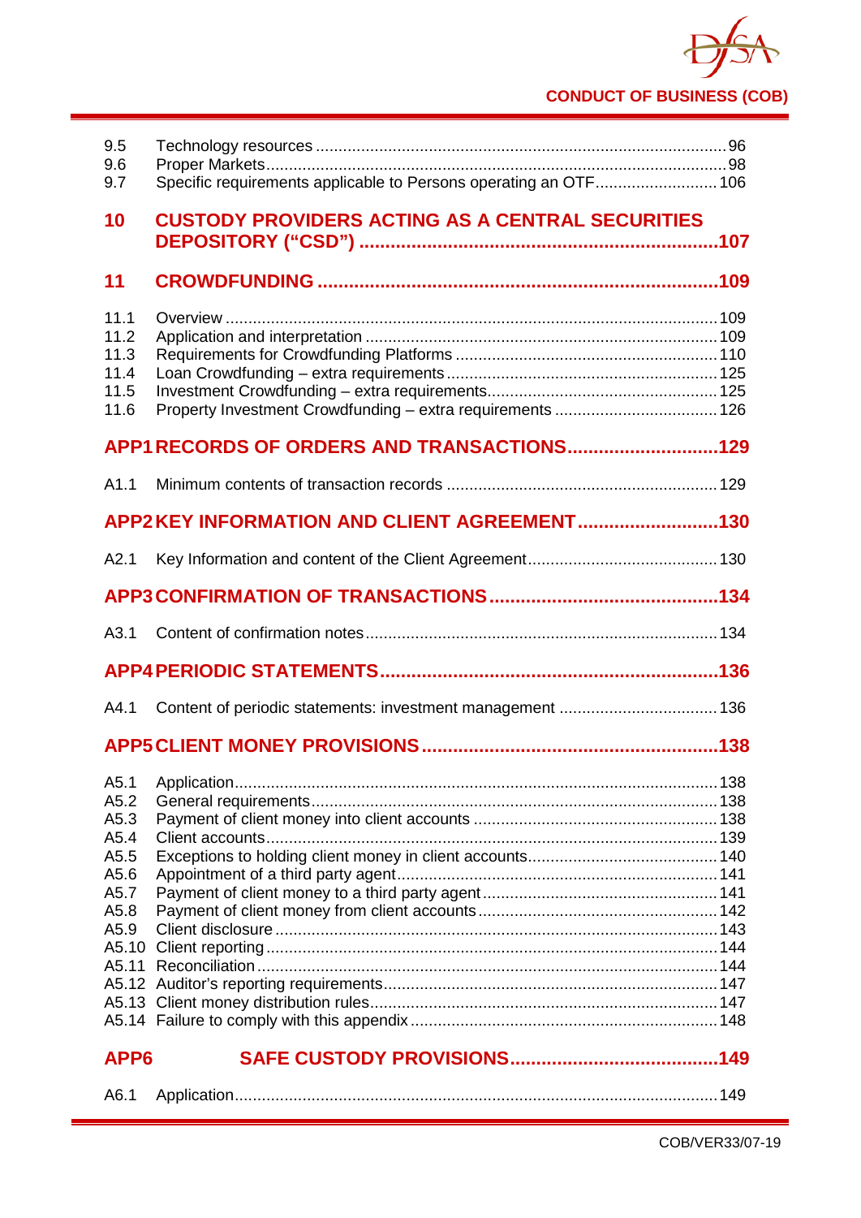9.5 Technology resources .......................................................................................... 96
9.6 Proper Markets ...................................................................................................... 98
9.7 Specific requirements applicable to Persons operating an OTF ........................... 106

**10 CUSTODY PROVIDERS ACTING AS A CENTRAL SECURITIES DEPOSITORY (“CSD”) ..................................................................... 107**

**11 CROWDFUNDING ............................................................................. 109**

11.1 Overview ........................................................................................................... 109
11.2 Application and interpretation ............................................................................ 109
11.3 Requirements for Crowdfunding Platforms ......................................................... 110
11.4 Loan Crowdfunding – extra requirements ........................................................... 125
11.5 Investment Crowdfunding – extra requirements .................................................. 125
11.6 Property Investment Crowdfunding – extra requirements ................................... 126

**APP1 RECORDS OF ORDERS AND TRANSACTIONS ............................. 129**

A1.1 Minimum contents of transaction records ............................................................ 129

**APP2 KEY INFORMATION AND CLIENT AGREEMENT ........................... 130**

A2.1 Key Information and content of the Client Agreement .......................................... 130

**APP3 CONFIRMATION OF TRANSACTIONS ............................................ 134**

A3.1 Content of confirmation notes ............................................................................. 134

**APP4 PERIODIC STATEMENTS ................................................................. 136**

A4.1 Content of periodic statements: investment management ................................... 136

**APP5 CLIENT MONEY PROVISIONS ......................................................... 138**

A5.1 Application .......................................................................................................... 138
A5.2 General requirements ......................................................................................... 138
A5.3 Payment of client money into client accounts ...................................................... 138
A5.4 Client accounts ................................................................................................... 139
A5.5 Exceptions to holding client money in client accounts .......................................... 140
A5.6 Appointment of a third party agent ...................................................................... 141
A5.7 Payment of client money to a third party agent .................................................... 141
A5.8 Payment of client money from client accounts ..................................................... 142
A5.9 Client disclosure ................................................................................................. 143
A5.10 Client reporting ................................................................................................... 144
A5.11 Reconciliation ..................................................................................................... 144
A5.12 Auditor’s reporting requirements .......................................................................... 147
A5.13 Client money distribution rules ............................................................................ 147
A5.14 Failure to comply with this appendix .................................................................... 148

**APP6 SAFE CUSTODY PROVISIONS ........................................ 149**

A6.1 Application .......................................................................................................... 149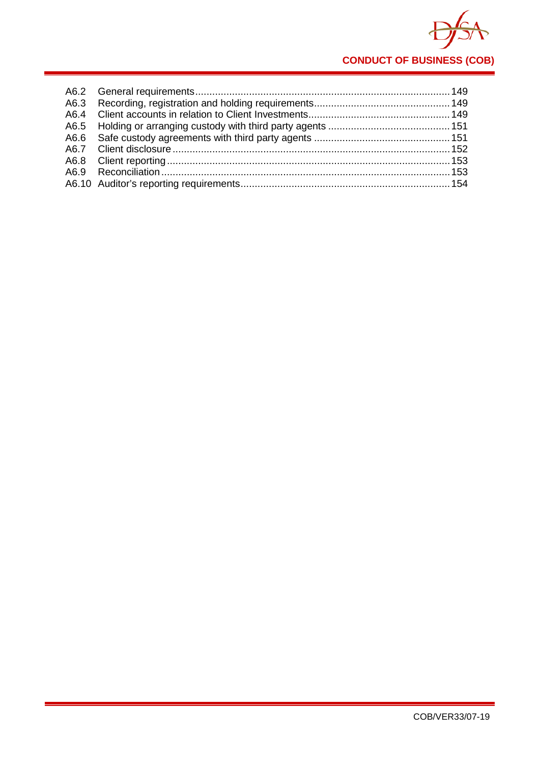A6.2 General requirements ... 149
A6.3 Recording, registration and holding requirements ... 149
A6.4 Client accounts in relation to Client Investments ... 149
A6.5 Holding or arranging custody with third party agents ... 151
A6.6 Safe custody agreements with third party agents ... 151
A6.7 Client disclosure ... 152
A6.8 Client reporting ... 153
A6.9 Reconciliation ... 153
A6.10 Auditor's reporting requirements ... 154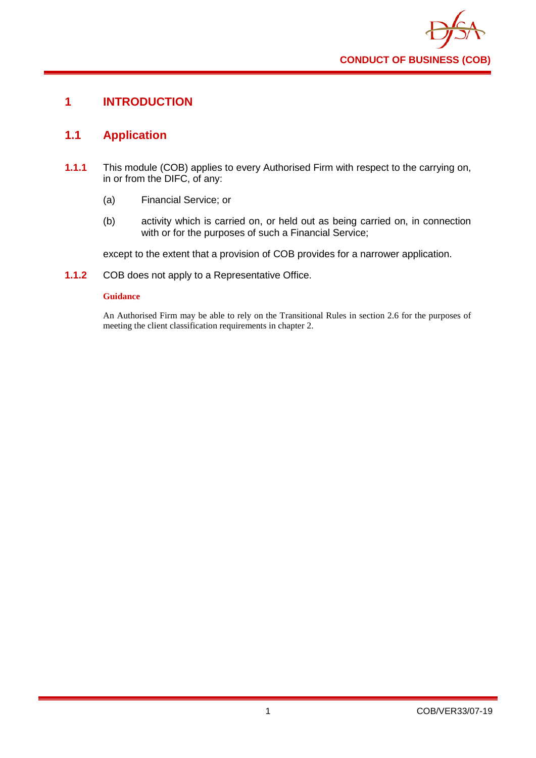# 1 INTRODUCTION

## 1.1 Application

**1.1.1** This module (COB) applies to every Authorised Firm with respect to the carrying on, in or from the DIFC, of any:

(a) Financial Service; or

(b) activity which is carried on, or held out as being carried on, in connection with or for the purposes of such a Financial Service;

except to the extent that a provision of COB provides for a narrower application.

**1.1.2** COB does not apply to a Representative Office.

**Guidance**

An Authorised Firm may be able to rely on the Transitional Rules in section 2.6 for the purposes of meeting the client classification requirements in chapter 2.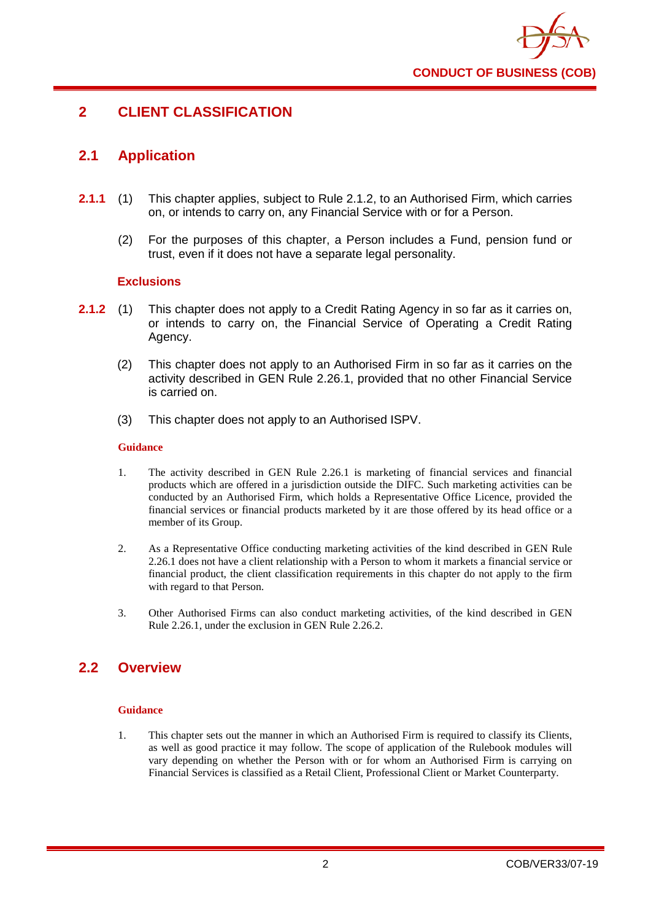## 2 CLIENT CLASSIFICATION

### 2.1 Application

**2.1.1** (1) This chapter applies, subject to Rule 2.1.2, to an Authorised Firm, which carries on, or intends to carry on, any Financial Service with or for a Person.

(2) For the purposes of this chapter, a Person includes a Fund, pension fund or trust, even if it does not have a separate legal personality.

**Exclusions**

**2.1.2** (1) This chapter does not apply to a Credit Rating Agency in so far as it carries on, or intends to carry on, the Financial Service of Operating a Credit Rating Agency.

(2) This chapter does not apply to an Authorised Firm in so far as it carries on the activity described in GEN Rule 2.26.1, provided that no other Financial Service is carried on.

(3) This chapter does not apply to an Authorised ISPV.

**Guidance**

1. The activity described in GEN Rule 2.26.1 is marketing of financial services and financial products which are offered in a jurisdiction outside the DIFC. Such marketing activities can be conducted by an Authorised Firm, which holds a Representative Office Licence, provided the financial services or financial products marketed by it are those offered by its head office or a member of its Group.

2. As a Representative Office conducting marketing activities of the kind described in GEN Rule 2.26.1 does not have a client relationship with a Person to whom it markets a financial service or financial product, the client classification requirements in this chapter do not apply to the firm with regard to that Person.

3. Other Authorised Firms can also conduct marketing activities, of the kind described in GEN Rule 2.26.1, under the exclusion in GEN Rule 2.26.2.

### 2.2 Overview

**Guidance**

1. This chapter sets out the manner in which an Authorised Firm is required to classify its Clients, as well as good practice it may follow. The scope of application of the Rulebook modules will vary depending on whether the Person with or for whom an Authorised Firm is carrying on Financial Services is classified as a Retail Client, Professional Client or Market Counterparty.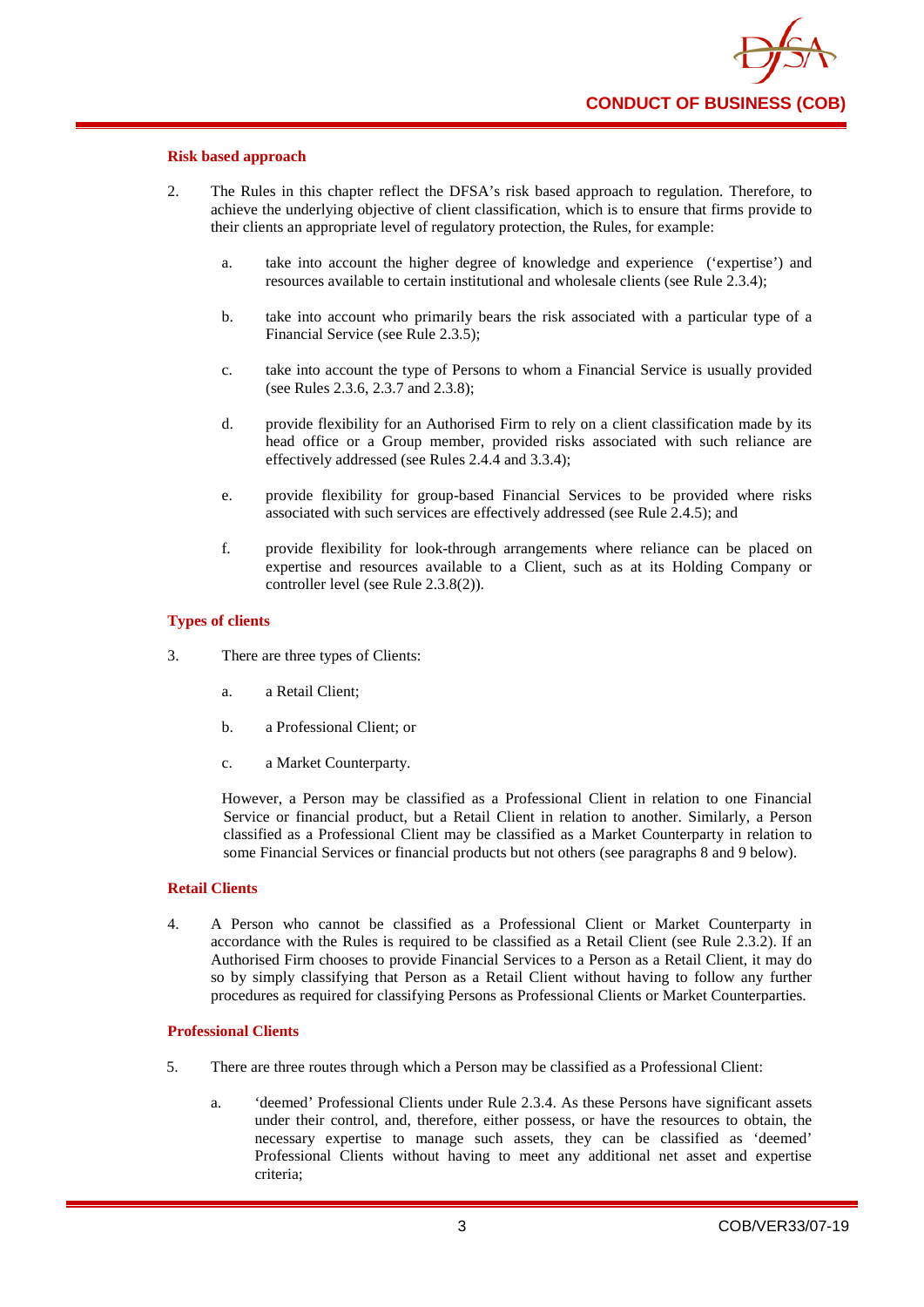#### Risk based approach

2. The Rules in this chapter reflect the DFSA's risk based approach to regulation. Therefore, to achieve the underlying objective of client classification, which is to ensure that firms provide to their clients an appropriate level of regulatory protection, the Rules, for example:

   a. take into account the higher degree of knowledge and experience ('expertise') and resources available to certain institutional and wholesale clients (see Rule 2.3.4);

   b. take into account who primarily bears the risk associated with a particular type of a Financial Service (see Rule 2.3.5);

   c. take into account the type of Persons to whom a Financial Service is usually provided (see Rules 2.3.6, 2.3.7 and 2.3.8);

   d. provide flexibility for an Authorised Firm to rely on a client classification made by its head office or a Group member, provided risks associated with such reliance are effectively addressed (see Rules 2.4.4 and 3.3.4);

   e. provide flexibility for group-based Financial Services to be provided where risks associated with such services are effectively addressed (see Rule 2.4.5); and

   f. provide flexibility for look-through arrangements where reliance can be placed on expertise and resources available to a Client, such as at its Holding Company or controller level (see Rule 2.3.8(2)).

#### Types of clients

3. There are three types of Clients:

   a. a Retail Client;

   b. a Professional Client; or

   c. a Market Counterparty.

   However, a Person may be classified as a Professional Client in relation to one Financial Service or financial product, but a Retail Client in relation to another. Similarly, a Person classified as a Professional Client may be classified as a Market Counterparty in relation to some Financial Services or financial products but not others (see paragraphs 8 and 9 below).

#### Retail Clients

4. A Person who cannot be classified as a Professional Client or Market Counterparty in accordance with the Rules is required to be classified as a Retail Client (see Rule 2.3.2). If an Authorised Firm chooses to provide Financial Services to a Person as a Retail Client, it may do so by simply classifying that Person as a Retail Client without having to follow any further procedures as required for classifying Persons as Professional Clients or Market Counterparties.

#### Professional Clients

5. There are three routes through which a Person may be classified as a Professional Client:

   a. 'deemed' Professional Clients under Rule 2.3.4. As these Persons have significant assets under their control, and, therefore, either possess, or have the resources to obtain, the necessary expertise to manage such assets, they can be classified as 'deemed' Professional Clients without having to meet any additional net asset and expertise criteria;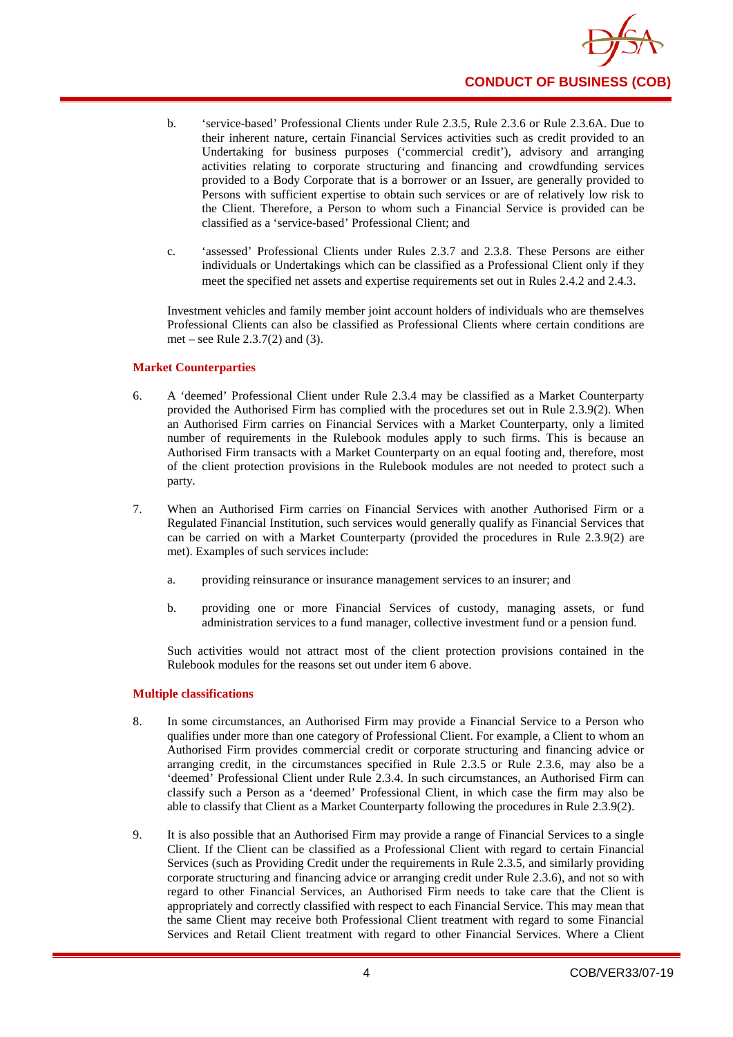b. 'service-based' Professional Clients under Rule 2.3.5, Rule 2.3.6 or Rule 2.3.6A. Due to their inherent nature, certain Financial Services activities such as credit provided to an Undertaking for business purposes ('commercial credit'), advisory and arranging activities relating to corporate structuring and financing and crowdfunding services provided to a Body Corporate that is a borrower or an Issuer, are generally provided to Persons with sufficient expertise to obtain such services or are of relatively low risk to the Client. Therefore, a Person to whom such a Financial Service is provided can be classified as a 'service-based' Professional Client; and

c. 'assessed' Professional Clients under Rules 2.3.7 and 2.3.8. These Persons are either individuals or Undertakings which can be classified as a Professional Client only if they meet the specified net assets and expertise requirements set out in Rules 2.4.2 and 2.4.3.

Investment vehicles and family member joint account holders of individuals who are themselves Professional Clients can also be classified as Professional Clients where certain conditions are met – see Rule 2.3.7(2) and (3).

### Market Counterparties

6. A 'deemed' Professional Client under Rule 2.3.4 may be classified as a Market Counterparty provided the Authorised Firm has complied with the procedures set out in Rule 2.3.9(2). When an Authorised Firm carries on Financial Services with a Market Counterparty, only a limited number of requirements in the Rulebook modules apply to such firms. This is because an Authorised Firm transacts with a Market Counterparty on an equal footing and, therefore, most of the client protection provisions in the Rulebook modules are not needed to protect such a party.

7. When an Authorised Firm carries on Financial Services with another Authorised Firm or a Regulated Financial Institution, such services would generally qualify as Financial Services that can be carried on with a Market Counterparty (provided the procedures in Rule 2.3.9(2) are met). Examples of such services include:

   a. providing reinsurance or insurance management services to an insurer; and

   b. providing one or more Financial Services of custody, managing assets, or fund administration services to a fund manager, collective investment fund or a pension fund.

   Such activities would not attract most of the client protection provisions contained in the Rulebook modules for the reasons set out under item 6 above.

### Multiple classifications

8. In some circumstances, an Authorised Firm may provide a Financial Service to a Person who qualifies under more than one category of Professional Client. For example, a Client to whom an Authorised Firm provides commercial credit or corporate structuring and financing advice or arranging credit, in the circumstances specified in Rule 2.3.5 or Rule 2.3.6, may also be a 'deemed' Professional Client under Rule 2.3.4. In such circumstances, an Authorised Firm can classify such a Person as a 'deemed' Professional Client, in which case the firm may also be able to classify that Client as a Market Counterparty following the procedures in Rule 2.3.9(2).

9. It is also possible that an Authorised Firm may provide a range of Financial Services to a single Client. If the Client can be classified as a Professional Client with regard to certain Financial Services (such as Providing Credit under the requirements in Rule 2.3.5, and similarly providing corporate structuring and financing advice or arranging credit under Rule 2.3.6), and not so with regard to other Financial Services, an Authorised Firm needs to take care that the Client is appropriately and correctly classified with respect to each Financial Service. This may mean that the same Client may receive both Professional Client treatment with regard to some Financial Services and Retail Client treatment with regard to other Financial Services. Where a Client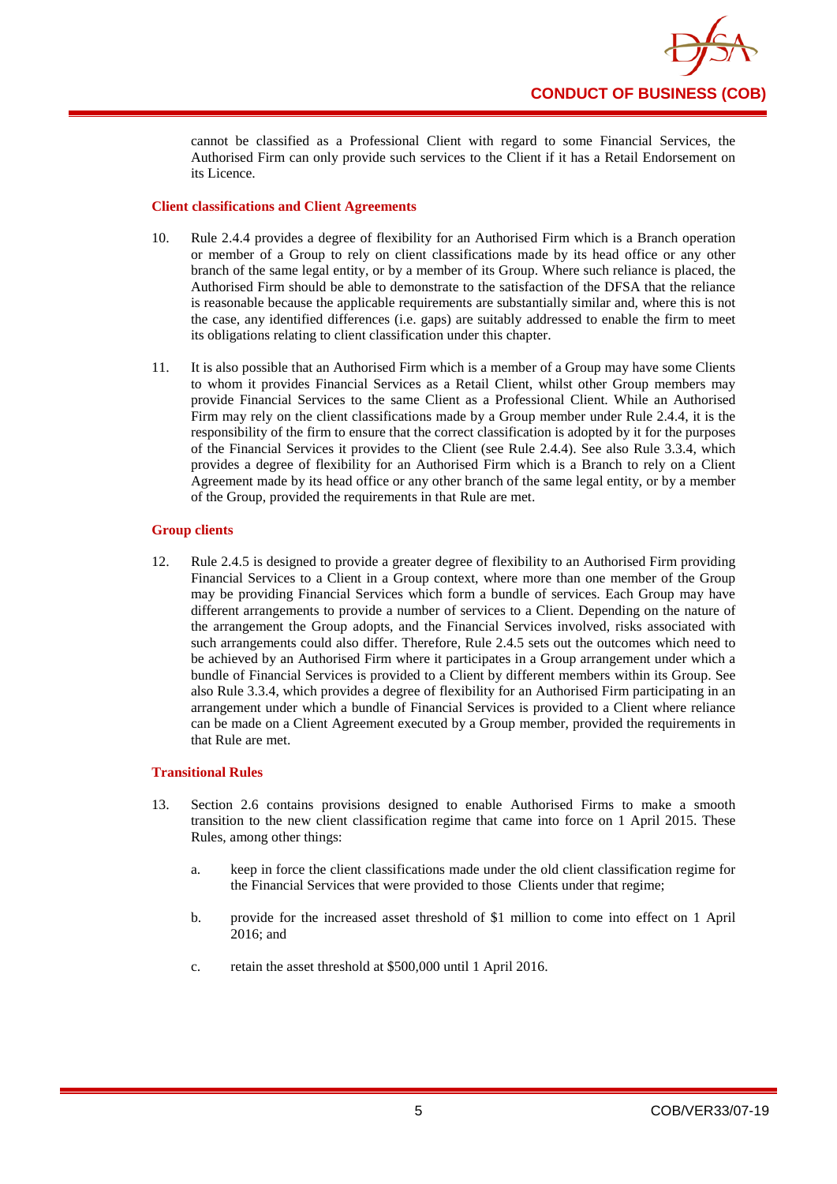cannot be classified as a Professional Client with regard to some Financial Services, the Authorised Firm can only provide such services to the Client if it has a Retail Endorsement on its Licence.

**Client classifications and Client Agreements**

10. Rule 2.4.4 provides a degree of flexibility for an Authorised Firm which is a Branch operation or member of a Group to rely on client classifications made by its head office or any other branch of the same legal entity, or by a member of its Group. Where such reliance is placed, the Authorised Firm should be able to demonstrate to the satisfaction of the DFSA that the reliance is reasonable because the applicable requirements are substantially similar and, where this is not the case, any identified differences (i.e. gaps) are suitably addressed to enable the firm to meet its obligations relating to client classification under this chapter.

11. It is also possible that an Authorised Firm which is a member of a Group may have some Clients to whom it provides Financial Services as a Retail Client, whilst other Group members may provide Financial Services to the same Client as a Professional Client. While an Authorised Firm may rely on the client classifications made by a Group member under Rule 2.4.4, it is the responsibility of the firm to ensure that the correct classification is adopted by it for the purposes of the Financial Services it provides to the Client (see Rule 2.4.4). See also Rule 3.3.4, which provides a degree of flexibility for an Authorised Firm which is a Branch to rely on a Client Agreement made by its head office or any other branch of the same legal entity, or by a member of the Group, provided the requirements in that Rule are met.

**Group clients**

12. Rule 2.4.5 is designed to provide a greater degree of flexibility to an Authorised Firm providing Financial Services to a Client in a Group context, where more than one member of the Group may be providing Financial Services which form a bundle of services. Each Group may have different arrangements to provide a number of services to a Client. Depending on the nature of the arrangement the Group adopts, and the Financial Services involved, risks associated with such arrangements could also differ. Therefore, Rule 2.4.5 sets out the outcomes which need to be achieved by an Authorised Firm where it participates in a Group arrangement under which a bundle of Financial Services is provided to a Client by different members within its Group. See also Rule 3.3.4, which provides a degree of flexibility for an Authorised Firm participating in an arrangement under which a bundle of Financial Services is provided to a Client where reliance can be made on a Client Agreement executed by a Group member, provided the requirements in that Rule are met.

**Transitional Rules**

13. Section 2.6 contains provisions designed to enable Authorised Firms to make a smooth transition to the new client classification regime that came into force on 1 April 2015. These Rules, among other things:

    a. keep in force the client classifications made under the old client classification regime for the Financial Services that were provided to those Clients under that regime;

    b. provide for the increased asset threshold of $1 million to come into effect on 1 April 2016; and

    c. retain the asset threshold at $500,000 until 1 April 2016.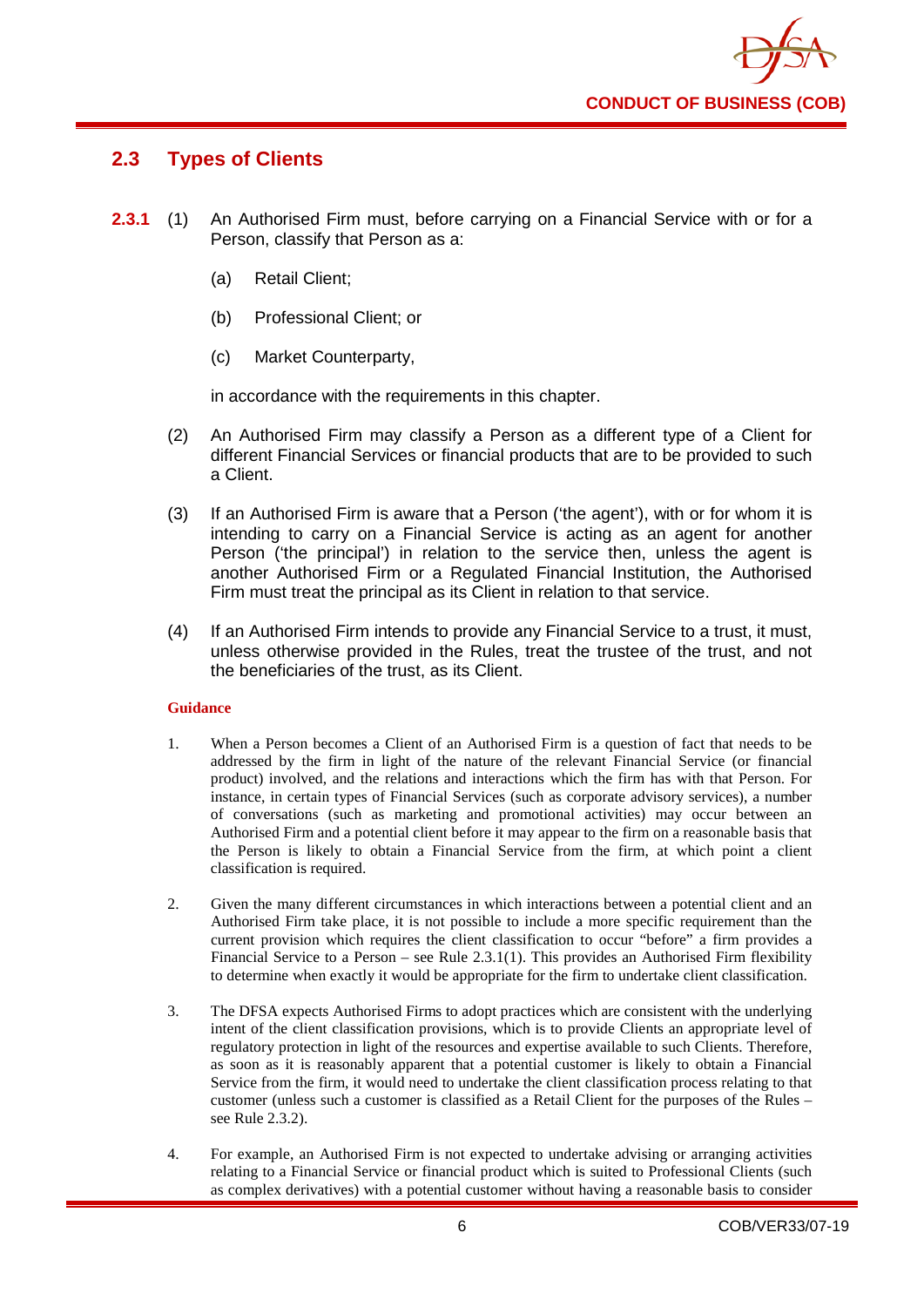## 2.3 Types of Clients

**2.3.1** (1) An Authorised Firm must, before carrying on a Financial Service with or for a Person, classify that Person as a:

(a) Retail Client;

(b) Professional Client; or

(c) Market Counterparty,

in accordance with the requirements in this chapter.

(2) An Authorised Firm may classify a Person as a different type of a Client for different Financial Services or financial products that are to be provided to such a Client.

(3) If an Authorised Firm is aware that a Person ('the agent'), with or for whom it is intending to carry on a Financial Service is acting as an agent for another Person ('the principal') in relation to the service then, unless the agent is another Authorised Firm or a Regulated Financial Institution, the Authorised Firm must treat the principal as its Client in relation to that service.

(4) If an Authorised Firm intends to provide any Financial Service to a trust, it must, unless otherwise provided in the Rules, treat the trustee of the trust, and not the beneficiaries of the trust, as its Client.

**Guidance**

1. When a Person becomes a Client of an Authorised Firm is a question of fact that needs to be addressed by the firm in light of the nature of the relevant Financial Service (or financial product) involved, and the relations and interactions which the firm has with that Person. For instance, in certain types of Financial Services (such as corporate advisory services), a number of conversations (such as marketing and promotional activities) may occur between an Authorised Firm and a potential client before it may appear to the firm on a reasonable basis that the Person is likely to obtain a Financial Service from the firm, at which point a client classification is required.

2. Given the many different circumstances in which interactions between a potential client and an Authorised Firm take place, it is not possible to include a more specific requirement than the current provision which requires the client classification to occur "before" a firm provides a Financial Service to a Person – see Rule 2.3.1(1). This provides an Authorised Firm flexibility to determine when exactly it would be appropriate for the firm to undertake client classification.

3. The DFSA expects Authorised Firms to adopt practices which are consistent with the underlying intent of the client classification provisions, which is to provide Clients an appropriate level of regulatory protection in light of the resources and expertise available to such Clients. Therefore, as soon as it is reasonably apparent that a potential customer is likely to obtain a Financial Service from the firm, it would need to undertake the client classification process relating to that customer (unless such a customer is classified as a Retail Client for the purposes of the Rules – see Rule 2.3.2).

4. For example, an Authorised Firm is not expected to undertake advising or arranging activities relating to a Financial Service or financial product which is suited to Professional Clients (such as complex derivatives) with a potential customer without having a reasonable basis to consider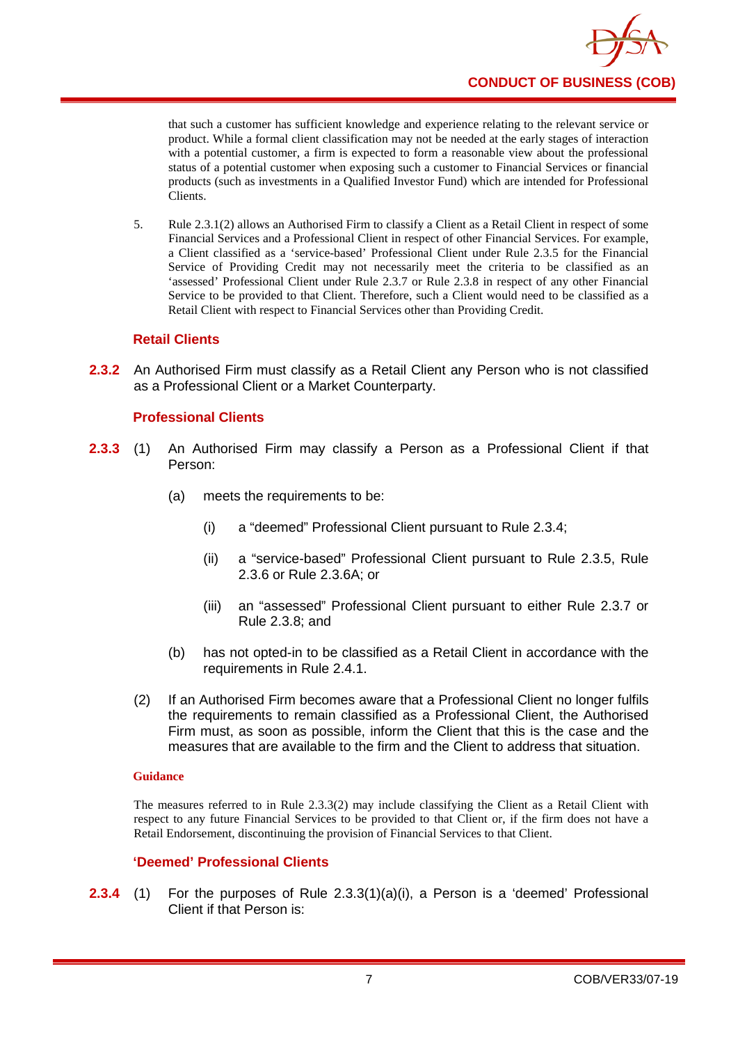that such a customer has sufficient knowledge and experience relating to the relevant service or product. While a formal client classification may not be needed at the early stages of interaction with a potential customer, a firm is expected to form a reasonable view about the professional status of a potential customer when exposing such a customer to Financial Services or financial products (such as investments in a Qualified Investor Fund) which are intended for Professional Clients.

5. Rule 2.3.1(2) allows an Authorised Firm to classify a Client as a Retail Client in respect of some Financial Services and a Professional Client in respect of other Financial Services. For example, a Client classified as a 'service-based' Professional Client under Rule 2.3.5 for the Financial Service of Providing Credit may not necessarily meet the criteria to be classified as an 'assessed' Professional Client under Rule 2.3.7 or Rule 2.3.8 in respect of any other Financial Service to be provided to that Client. Therefore, such a Client would need to be classified as a Retail Client with respect to Financial Services other than Providing Credit.

### Retail Clients

**2.3.2** An Authorised Firm must classify as a Retail Client any Person who is not classified as a Professional Client or a Market Counterparty.

### Professional Clients

**2.3.3** (1) An Authorised Firm may classify a Person as a Professional Client if that Person:

(a) meets the requirements to be:

(i) a "deemed" Professional Client pursuant to Rule 2.3.4;

(ii) a "service-based" Professional Client pursuant to Rule 2.3.5, Rule 2.3.6 or Rule 2.3.6A; or

(iii) an "assessed" Professional Client pursuant to either Rule 2.3.7 or Rule 2.3.8; and

(b) has not opted-in to be classified as a Retail Client in accordance with the requirements in Rule 2.4.1.

(2) If an Authorised Firm becomes aware that a Professional Client no longer fulfils the requirements to remain classified as a Professional Client, the Authorised Firm must, as soon as possible, inform the Client that this is the case and the measures that are available to the firm and the Client to address that situation.

#### Guidance

The measures referred to in Rule 2.3.3(2) may include classifying the Client as a Retail Client with respect to any future Financial Services to be provided to that Client or, if the firm does not have a Retail Endorsement, discontinuing the provision of Financial Services to that Client.

### 'Deemed' Professional Clients

**2.3.4** (1) For the purposes of Rule 2.3.3(1)(a)(i), a Person is a 'deemed' Professional Client if that Person is: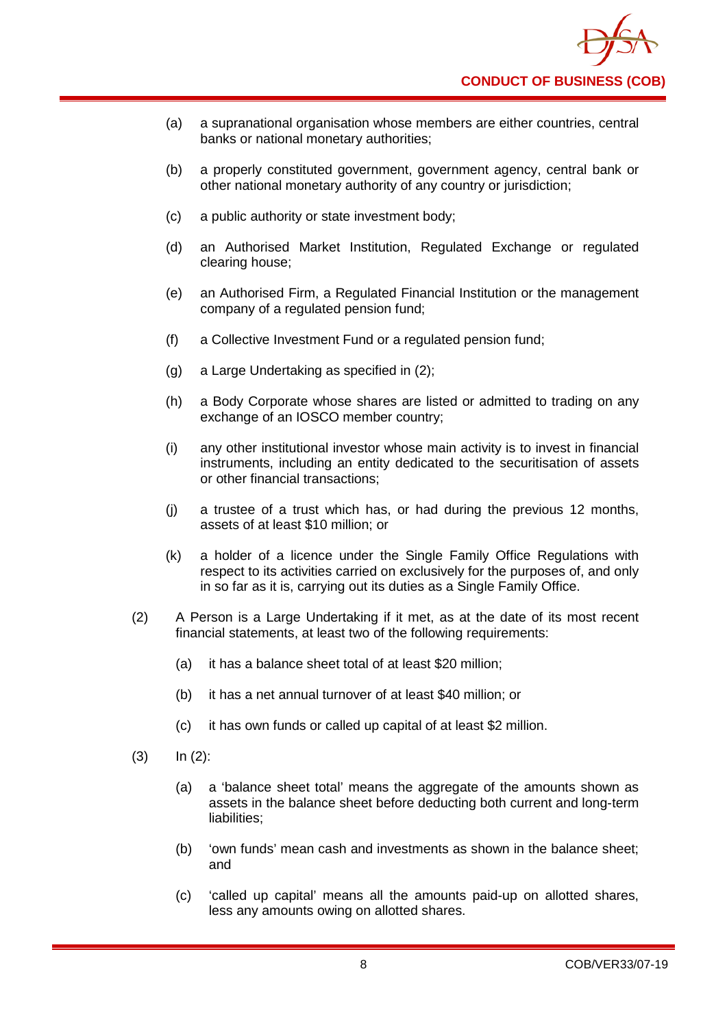(a) a supranational organisation whose members are either countries, central banks or national monetary authorities;

(b) a properly constituted government, government agency, central bank or other national monetary authority of any country or jurisdiction;

(c) a public authority or state investment body;

(d) an Authorised Market Institution, Regulated Exchange or regulated clearing house;

(e) an Authorised Firm, a Regulated Financial Institution or the management company of a regulated pension fund;

(f) a Collective Investment Fund or a regulated pension fund;

(g) a Large Undertaking as specified in (2);

(h) a Body Corporate whose shares are listed or admitted to trading on any exchange of an IOSCO member country;

(i) any other institutional investor whose main activity is to invest in financial instruments, including an entity dedicated to the securitisation of assets or other financial transactions;

(j) a trustee of a trust which has, or had during the previous 12 months, assets of at least $10 million; or

(k) a holder of a licence under the Single Family Office Regulations with respect to its activities carried on exclusively for the purposes of, and only in so far as it is, carrying out its duties as a Single Family Office.

(2) A Person is a Large Undertaking if it met, as at the date of its most recent financial statements, at least two of the following requirements:

(a) it has a balance sheet total of at least $20 million;

(b) it has a net annual turnover of at least $40 million; or

(c) it has own funds or called up capital of at least $2 million.

(3) In (2):

(a) a 'balance sheet total' means the aggregate of the amounts shown as assets in the balance sheet before deducting both current and long-term liabilities;

(b) 'own funds' mean cash and investments as shown in the balance sheet; and

(c) 'called up capital' means all the amounts paid-up on allotted shares, less any amounts owing on allotted shares.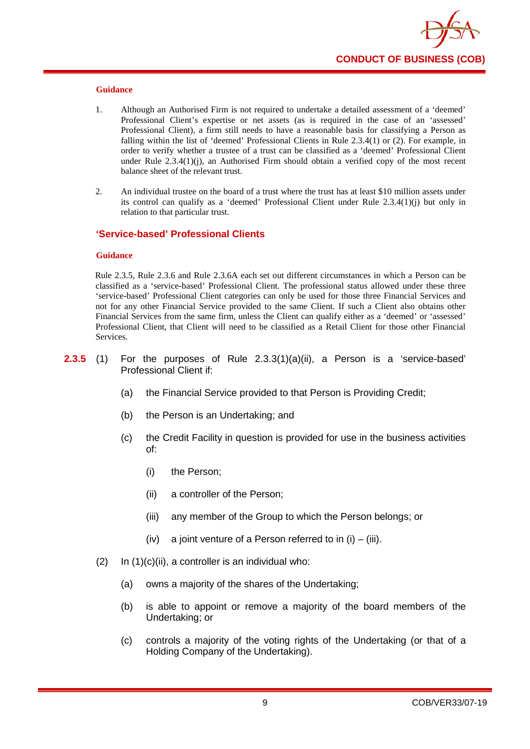#### Guidance

1. Although an Authorised Firm is not required to undertake a detailed assessment of a 'deemed' Professional Client's expertise or net assets (as is required in the case of an 'assessed' Professional Client), a firm still needs to have a reasonable basis for classifying a Person as falling within the list of 'deemed' Professional Clients in Rule 2.3.4(1) or (2). For example, in order to verify whether a trustee of a trust can be classified as a 'deemed' Professional Client under Rule 2.3.4(1)(j), an Authorised Firm should obtain a verified copy of the most recent balance sheet of the relevant trust.

2. An individual trustee on the board of a trust where the trust has at least $10 million assets under its control can qualify as a 'deemed' Professional Client under Rule 2.3.4(1)(j) but only in relation to that particular trust.

### 'Service-based' Professional Clients

#### Guidance

Rule 2.3.5, Rule 2.3.6 and Rule 2.3.6A each set out different circumstances in which a Person can be classified as a 'service-based' Professional Client. The professional status allowed under these three 'service-based' Professional Client categories can only be used for those three Financial Services and not for any other Financial Service provided to the same Client. If such a Client also obtains other Financial Services from the same firm, unless the Client can qualify either as a 'deemed' or 'assessed' Professional Client, that Client will need to be classified as a Retail Client for those other Financial Services.

**2.3.5** (1) For the purposes of Rule 2.3.3(1)(a)(ii), a Person is a 'service-based' Professional Client if:

   (a) the Financial Service provided to that Person is Providing Credit;

   (b) the Person is an Undertaking; and

   (c) the Credit Facility in question is provided for use in the business activities of:

      (i) the Person;

      (ii) a controller of the Person;

      (iii) any member of the Group to which the Person belongs; or

      (iv) a joint venture of a Person referred to in (i) – (iii).

(2) In (1)(c)(ii), a controller is an individual who:

   (a) owns a majority of the shares of the Undertaking;

   (b) is able to appoint or remove a majority of the board members of the Undertaking; or

   (c) controls a majority of the voting rights of the Undertaking (or that of a Holding Company of the Undertaking).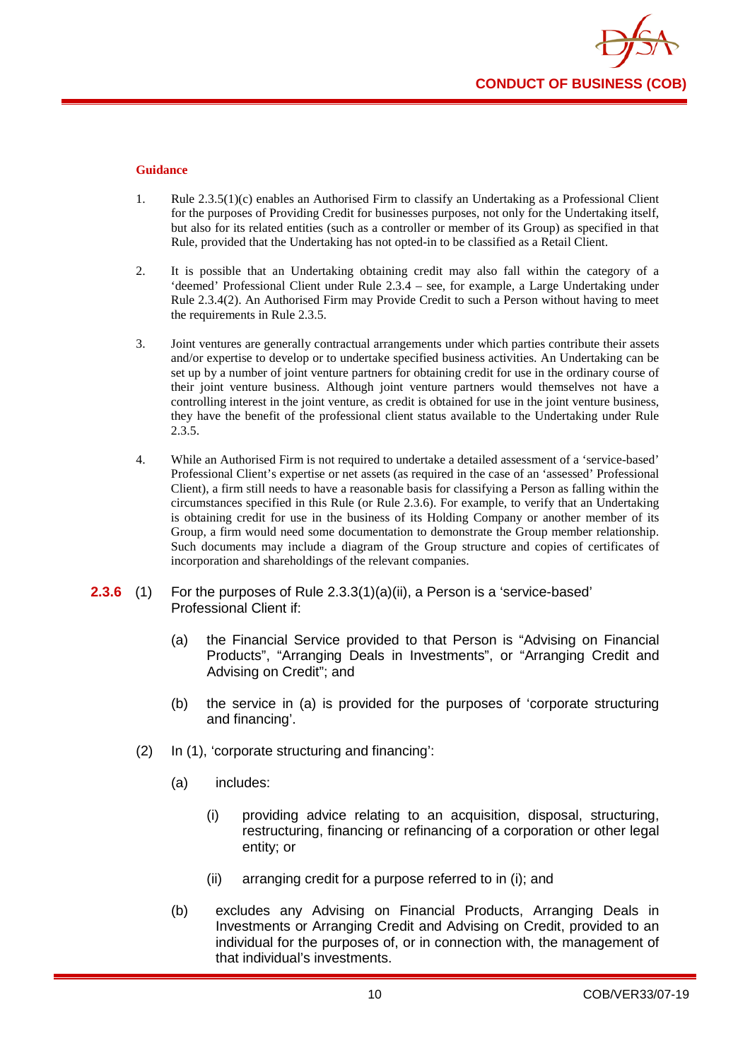#### Guidance

1. Rule 2.3.5(1)(c) enables an Authorised Firm to classify an Undertaking as a Professional Client for the purposes of Providing Credit for businesses purposes, not only for the Undertaking itself, but also for its related entities (such as a controller or member of its Group) as specified in that Rule, provided that the Undertaking has not opted-in to be classified as a Retail Client.

2. It is possible that an Undertaking obtaining credit may also fall within the category of a 'deemed' Professional Client under Rule 2.3.4 – see, for example, a Large Undertaking under Rule 2.3.4(2). An Authorised Firm may Provide Credit to such a Person without having to meet the requirements in Rule 2.3.5.

3. Joint ventures are generally contractual arrangements under which parties contribute their assets and/or expertise to develop or to undertake specified business activities. An Undertaking can be set up by a number of joint venture partners for obtaining credit for use in the ordinary course of their joint venture business. Although joint venture partners would themselves not have a controlling interest in the joint venture, as credit is obtained for use in the joint venture business, they have the benefit of the professional client status available to the Undertaking under Rule 2.3.5.

4. While an Authorised Firm is not required to undertake a detailed assessment of a 'service-based' Professional Client's expertise or net assets (as required in the case of an 'assessed' Professional Client), a firm still needs to have a reasonable basis for classifying a Person as falling within the circumstances specified in this Rule (or Rule 2.3.6). For example, to verify that an Undertaking is obtaining credit for use in the business of its Holding Company or another member of its Group, a firm would need some documentation to demonstrate the Group member relationship. Such documents may include a diagram of the Group structure and copies of certificates of incorporation and shareholdings of the relevant companies.

**2.3.6** (1) For the purposes of Rule 2.3.3(1)(a)(ii), a Person is a 'service-based' Professional Client if:

(a) the Financial Service provided to that Person is "Advising on Financial Products", "Arranging Deals in Investments", or "Arranging Credit and Advising on Credit"; and

(b) the service in (a) is provided for the purposes of 'corporate structuring and financing'.

(2) In (1), 'corporate structuring and financing':

(a) includes:

(i) providing advice relating to an acquisition, disposal, structuring, restructuring, financing or refinancing of a corporation or other legal entity; or

(ii) arranging credit for a purpose referred to in (i); and

(b) excludes any Advising on Financial Products, Arranging Deals in Investments or Arranging Credit and Advising on Credit, provided to an individual for the purposes of, or in connection with, the management of that individual's investments.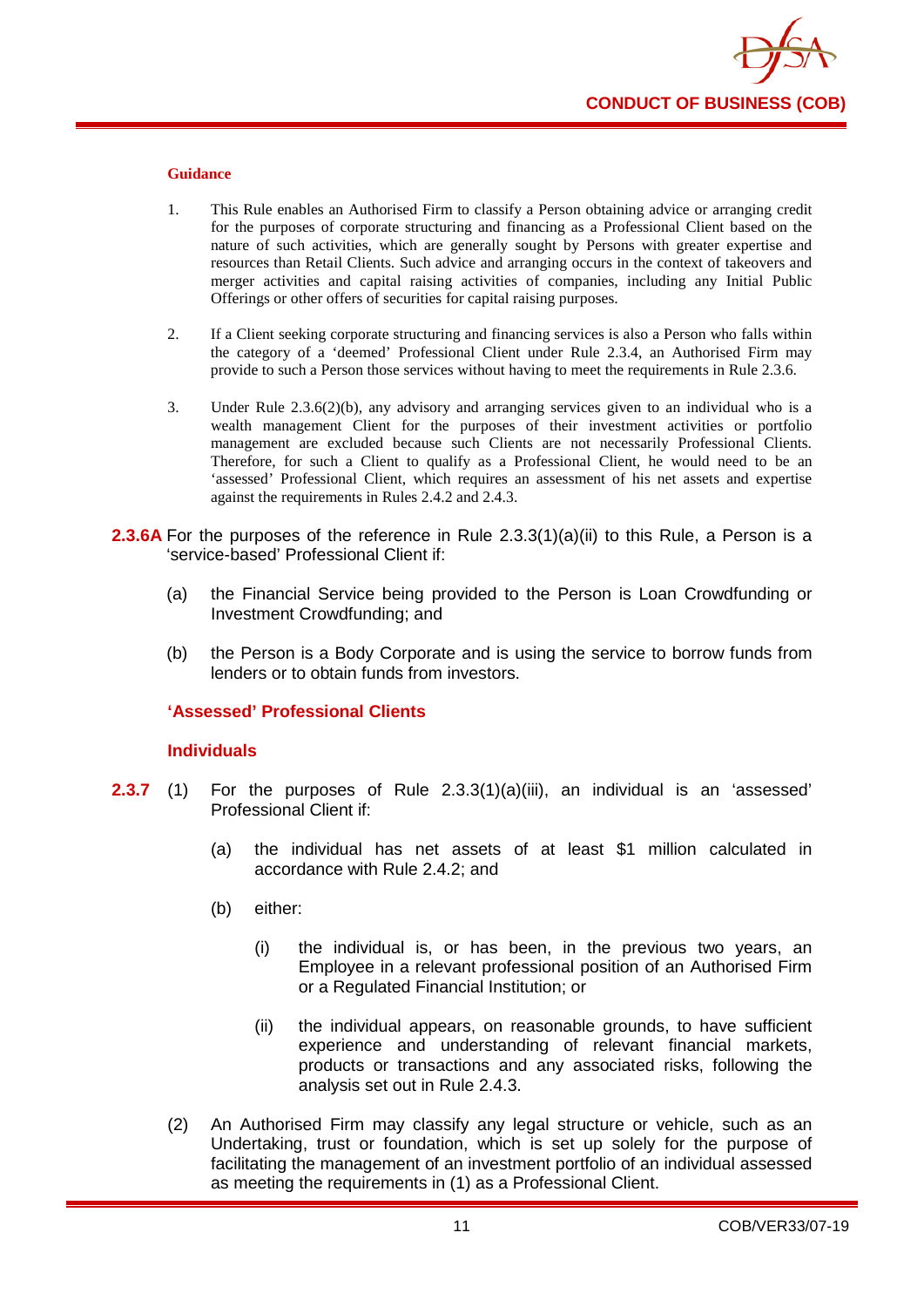#### Guidance

1. This Rule enables an Authorised Firm to classify a Person obtaining advice or arranging credit for the purposes of corporate structuring and financing as a Professional Client based on the nature of such activities, which are generally sought by Persons with greater expertise and resources than Retail Clients. Such advice and arranging occurs in the context of takeovers and merger activities and capital raising activities of companies, including any Initial Public Offerings or other offers of securities for capital raising purposes.

2. If a Client seeking corporate structuring and financing services is also a Person who falls within the category of a 'deemed' Professional Client under Rule 2.3.4, an Authorised Firm may provide to such a Person those services without having to meet the requirements in Rule 2.3.6.

3. Under Rule 2.3.6(2)(b), any advisory and arranging services given to an individual who is a wealth management Client for the purposes of their investment activities or portfolio management are excluded because such Clients are not necessarily Professional Clients. Therefore, for such a Client to qualify as a Professional Client, he would need to be an 'assessed' Professional Client, which requires an assessment of his net assets and expertise against the requirements in Rules 2.4.2 and 2.4.3.

**2.3.6A** For the purposes of the reference in Rule 2.3.3(1)(a)(ii) to this Rule, a Person is a 'service-based' Professional Client if:

(a) the Financial Service being provided to the Person is Loan Crowdfunding or Investment Crowdfunding; and

(b) the Person is a Body Corporate and is using the service to borrow funds from lenders or to obtain funds from investors.

### 'Assessed' Professional Clients

#### Individuals

**2.3.7** (1) For the purposes of Rule 2.3.3(1)(a)(iii), an individual is an 'assessed' Professional Client if:

(a) the individual has net assets of at least $1 million calculated in accordance with Rule 2.4.2; and

(b) either:

(i) the individual is, or has been, in the previous two years, an Employee in a relevant professional position of an Authorised Firm or a Regulated Financial Institution; or

(ii) the individual appears, on reasonable grounds, to have sufficient experience and understanding of relevant financial markets, products or transactions and any associated risks, following the analysis set out in Rule 2.4.3.

(2) An Authorised Firm may classify any legal structure or vehicle, such as an Undertaking, trust or foundation, which is set up solely for the purpose of facilitating the management of an investment portfolio of an individual assessed as meeting the requirements in (1) as a Professional Client.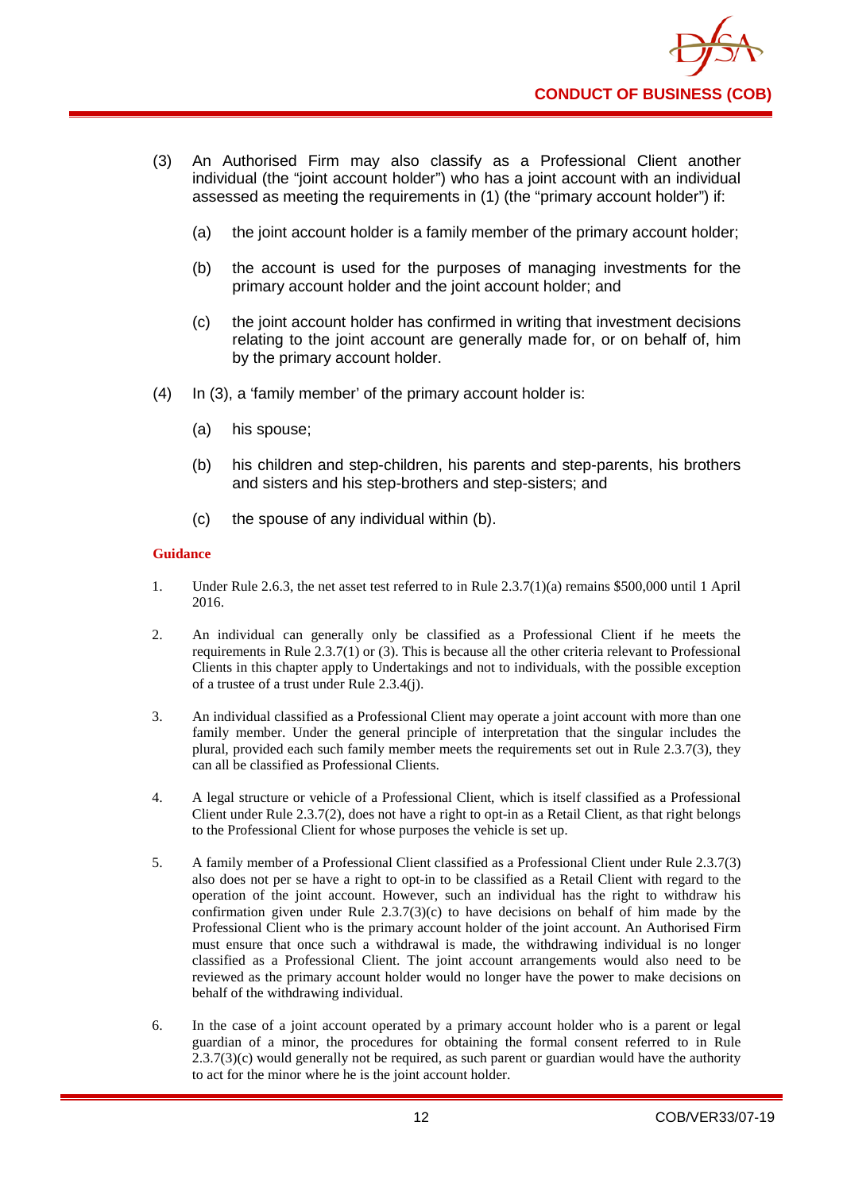(3) An Authorised Firm may also classify as a Professional Client another individual (the "joint account holder") who has a joint account with an individual assessed as meeting the requirements in (1) (the "primary account holder") if:

   (a) the joint account holder is a family member of the primary account holder;

   (b) the account is used for the purposes of managing investments for the primary account holder and the joint account holder; and

   (c) the joint account holder has confirmed in writing that investment decisions relating to the joint account are generally made for, or on behalf of, him by the primary account holder.

(4) In (3), a 'family member' of the primary account holder is:

   (a) his spouse;

   (b) his children and step-children, his parents and step-parents, his brothers and sisters and his step-brothers and step-sisters; and

   (c) the spouse of any individual within (b).

**Guidance**

1. Under Rule 2.6.3, the net asset test referred to in Rule 2.3.7(1)(a) remains $500,000 until 1 April 2016.

2. An individual can generally only be classified as a Professional Client if he meets the requirements in Rule 2.3.7(1) or (3). This is because all the other criteria relevant to Professional Clients in this chapter apply to Undertakings and not to individuals, with the possible exception of a trustee of a trust under Rule 2.3.4(j).

3. An individual classified as a Professional Client may operate a joint account with more than one family member. Under the general principle of interpretation that the singular includes the plural, provided each such family member meets the requirements set out in Rule 2.3.7(3), they can all be classified as Professional Clients.

4. A legal structure or vehicle of a Professional Client, which is itself classified as a Professional Client under Rule 2.3.7(2), does not have a right to opt-in as a Retail Client, as that right belongs to the Professional Client for whose purposes the vehicle is set up.

5. A family member of a Professional Client classified as a Professional Client under Rule 2.3.7(3) also does not per se have a right to opt-in to be classified as a Retail Client with regard to the operation of the joint account. However, such an individual has the right to withdraw his confirmation given under Rule 2.3.7(3)(c) to have decisions on behalf of him made by the Professional Client who is the primary account holder of the joint account. An Authorised Firm must ensure that once such a withdrawal is made, the withdrawing individual is no longer classified as a Professional Client. The joint account arrangements would also need to be reviewed as the primary account holder would no longer have the power to make decisions on behalf of the withdrawing individual.

6. In the case of a joint account operated by a primary account holder who is a parent or legal guardian of a minor, the procedures for obtaining the formal consent referred to in Rule 2.3.7(3)(c) would generally not be required, as such parent or guardian would have the authority to act for the minor where he is the joint account holder.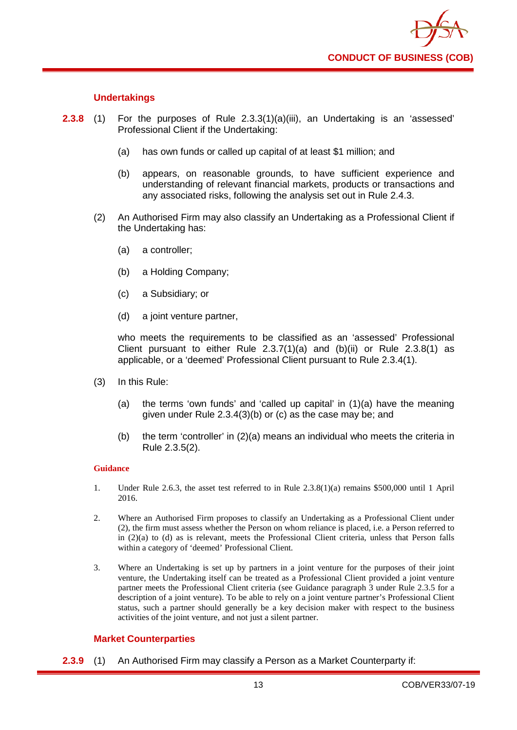### Undertakings

**2.3.8** (1) For the purposes of Rule 2.3.3(1)(a)(iii), an Undertaking is an 'assessed' Professional Client if the Undertaking:

(a) has own funds or called up capital of at least $1 million; and

(b) appears, on reasonable grounds, to have sufficient experience and understanding of relevant financial markets, products or transactions and any associated risks, following the analysis set out in Rule 2.4.3.

(2) An Authorised Firm may also classify an Undertaking as a Professional Client if the Undertaking has:

(a) a controller;

(b) a Holding Company;

(c) a Subsidiary; or

(d) a joint venture partner,

who meets the requirements to be classified as an 'assessed' Professional Client pursuant to either Rule 2.3.7(1)(a) and (b)(ii) or Rule 2.3.8(1) as applicable, or a 'deemed' Professional Client pursuant to Rule 2.3.4(1).

(3) In this Rule:

(a) the terms 'own funds' and 'called up capital' in (1)(a) have the meaning given under Rule 2.3.4(3)(b) or (c) as the case may be; and

(b) the term 'controller' in (2)(a) means an individual who meets the criteria in Rule 2.3.5(2).

**Guidance**

1. Under Rule 2.6.3, the asset test referred to in Rule 2.3.8(1)(a) remains $500,000 until 1 April 2016.

2. Where an Authorised Firm proposes to classify an Undertaking as a Professional Client under (2), the firm must assess whether the Person on whom reliance is placed, i.e. a Person referred to in (2)(a) to (d) as is relevant, meets the Professional Client criteria, unless that Person falls within a category of 'deemed' Professional Client.

3. Where an Undertaking is set up by partners in a joint venture for the purposes of their joint venture, the Undertaking itself can be treated as a Professional Client provided a joint venture partner meets the Professional Client criteria (see Guidance paragraph 3 under Rule 2.3.5 for a description of a joint venture). To be able to rely on a joint venture partner's Professional Client status, such a partner should generally be a key decision maker with respect to the business activities of the joint venture, and not just a silent partner.

### Market Counterparties

**2.3.9** (1) An Authorised Firm may classify a Person as a Market Counterparty if: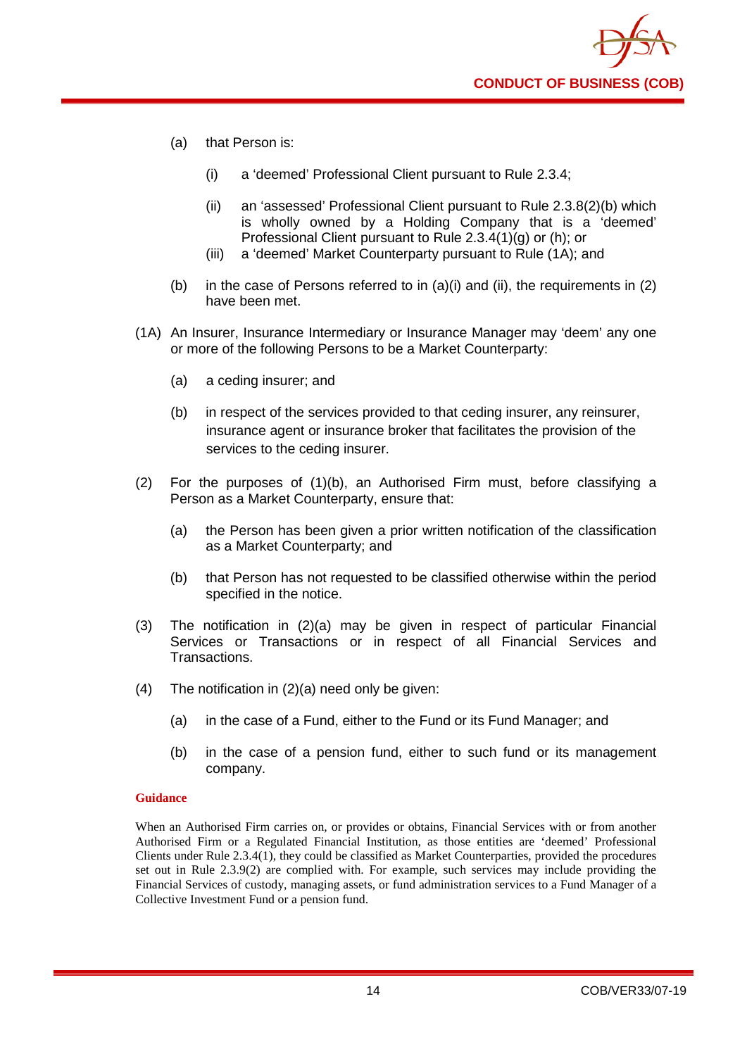(a) that Person is:

   (i) a 'deemed' Professional Client pursuant to Rule 2.3.4;

   (ii) an 'assessed' Professional Client pursuant to Rule 2.3.8(2)(b) which is wholly owned by a Holding Company that is a 'deemed' Professional Client pursuant to Rule 2.3.4(1)(g) or (h); or

   (iii) a 'deemed' Market Counterparty pursuant to Rule (1A); and

(b) in the case of Persons referred to in (a)(i) and (ii), the requirements in (2) have been met.

(1A) An Insurer, Insurance Intermediary or Insurance Manager may 'deem' any one or more of the following Persons to be a Market Counterparty:

   (a) a ceding insurer; and

   (b) in respect of the services provided to that ceding insurer, any reinsurer, insurance agent or insurance broker that facilitates the provision of the services to the ceding insurer.

(2) For the purposes of (1)(b), an Authorised Firm must, before classifying a Person as a Market Counterparty, ensure that:

   (a) the Person has been given a prior written notification of the classification as a Market Counterparty; and

   (b) that Person has not requested to be classified otherwise within the period specified in the notice.

(3) The notification in (2)(a) may be given in respect of particular Financial Services or Transactions or in respect of all Financial Services and Transactions.

(4) The notification in (2)(a) need only be given:

   (a) in the case of a Fund, either to the Fund or its Fund Manager; and

   (b) in the case of a pension fund, either to such fund or its management company.

**Guidance**

When an Authorised Firm carries on, or provides or obtains, Financial Services with or from another Authorised Firm or a Regulated Financial Institution, as those entities are 'deemed' Professional Clients under Rule 2.3.4(1), they could be classified as Market Counterparties, provided the procedures set out in Rule 2.3.9(2) are complied with. For example, such services may include providing the Financial Services of custody, managing assets, or fund administration services to a Fund Manager of a Collective Investment Fund or a pension fund.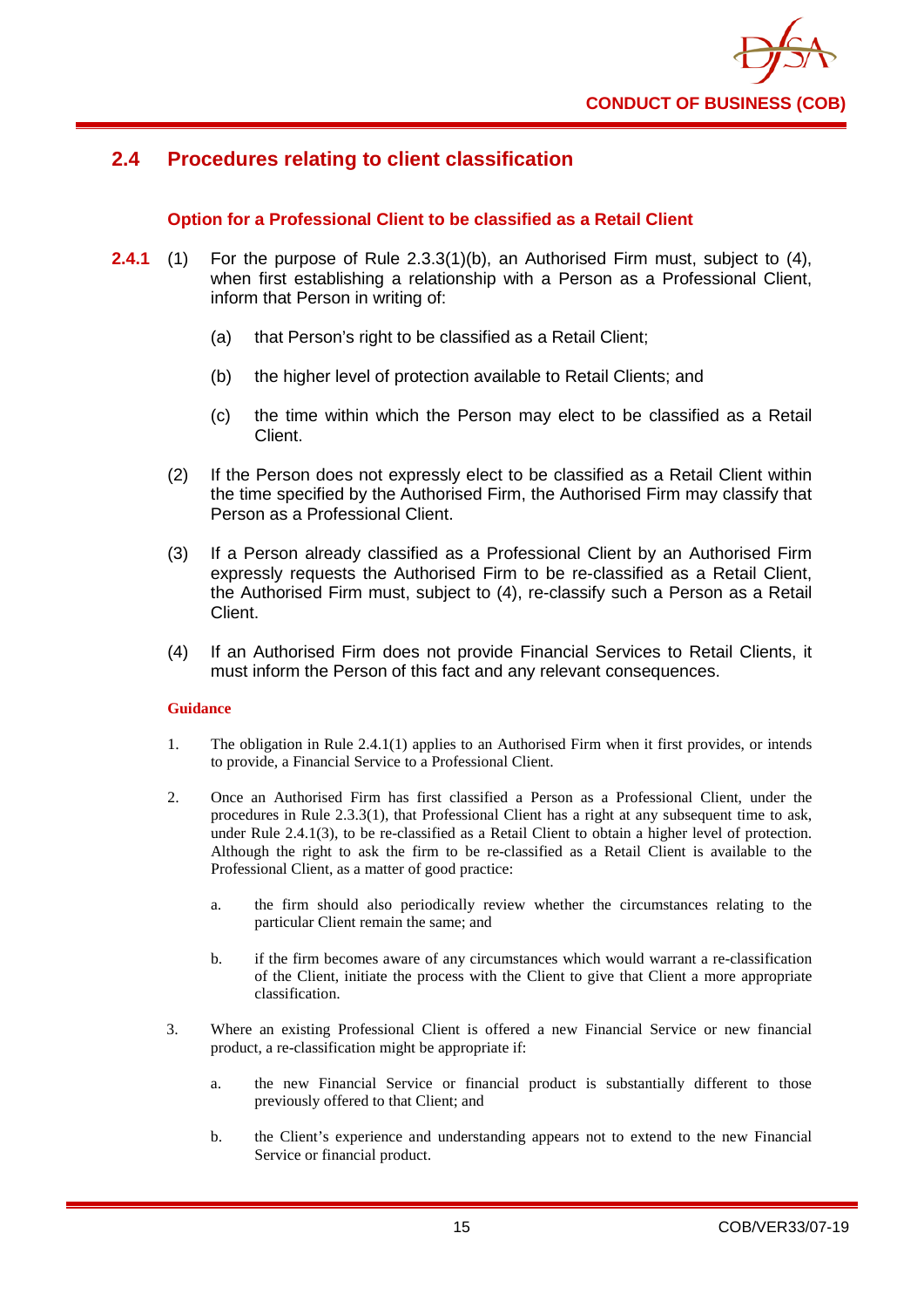## 2.4 Procedures relating to client classification

### Option for a Professional Client to be classified as a Retail Client

**2.4.1** (1) For the purpose of Rule 2.3.3(1)(b), an Authorised Firm must, subject to (4), when first establishing a relationship with a Person as a Professional Client, inform that Person in writing of:

(a) that Person's right to be classified as a Retail Client;

(b) the higher level of protection available to Retail Clients; and

(c) the time within which the Person may elect to be classified as a Retail Client.

(2) If the Person does not expressly elect to be classified as a Retail Client within the time specified by the Authorised Firm, the Authorised Firm may classify that Person as a Professional Client.

(3) If a Person already classified as a Professional Client by an Authorised Firm expressly requests the Authorised Firm to be re-classified as a Retail Client, the Authorised Firm must, subject to (4), re-classify such a Person as a Retail Client.

(4) If an Authorised Firm does not provide Financial Services to Retail Clients, it must inform the Person of this fact and any relevant consequences.

**Guidance**

1. The obligation in Rule 2.4.1(1) applies to an Authorised Firm when it first provides, or intends to provide, a Financial Service to a Professional Client.

2. Once an Authorised Firm has first classified a Person as a Professional Client, under the procedures in Rule 2.3.3(1), that Professional Client has a right at any subsequent time to ask, under Rule 2.4.1(3), to be re-classified as a Retail Client to obtain a higher level of protection. Although the right to ask the firm to be re-classified as a Retail Client is available to the Professional Client, as a matter of good practice:

   a. the firm should also periodically review whether the circumstances relating to the particular Client remain the same; and

   b. if the firm becomes aware of any circumstances which would warrant a re-classification of the Client, initiate the process with the Client to give that Client a more appropriate classification.

3. Where an existing Professional Client is offered a new Financial Service or new financial product, a re-classification might be appropriate if:

   a. the new Financial Service or financial product is substantially different to those previously offered to that Client; and

   b. the Client's experience and understanding appears not to extend to the new Financial Service or financial product.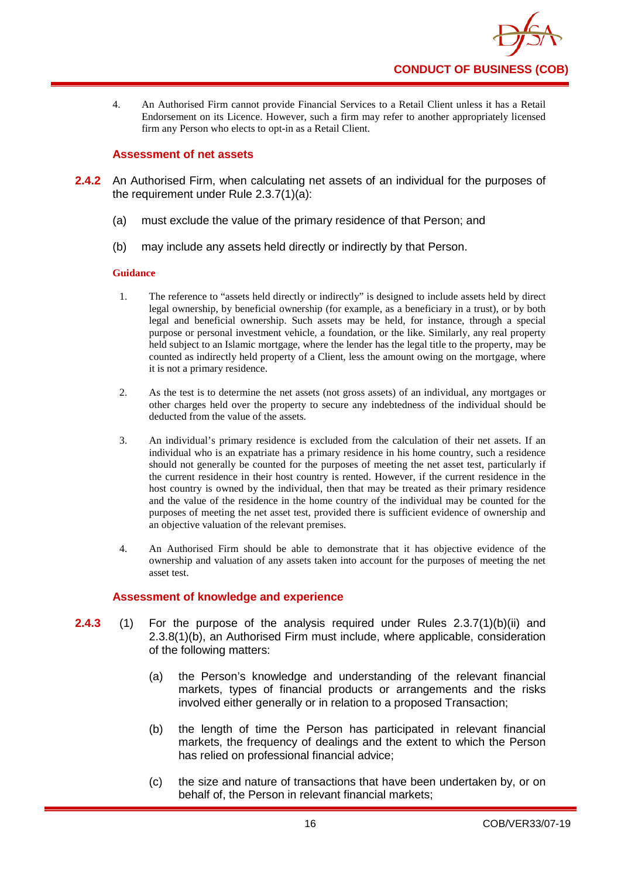4. An Authorised Firm cannot provide Financial Services to a Retail Client unless it has a Retail Endorsement on its Licence. However, such a firm may refer to another appropriately licensed firm any Person who elects to opt-in as a Retail Client.

### Assessment of net assets

**2.4.2** An Authorised Firm, when calculating net assets of an individual for the purposes of the requirement under Rule 2.3.7(1)(a):

(a) must exclude the value of the primary residence of that Person; and

(b) may include any assets held directly or indirectly by that Person.

**Guidance**

1. The reference to "assets held directly or indirectly" is designed to include assets held by direct legal ownership, by beneficial ownership (for example, as a beneficiary in a trust), or by both legal and beneficial ownership. Such assets may be held, for instance, through a special purpose or personal investment vehicle, a foundation, or the like. Similarly, any real property held subject to an Islamic mortgage, where the lender has the legal title to the property, may be counted as indirectly held property of a Client, less the amount owing on the mortgage, where it is not a primary residence.

2. As the test is to determine the net assets (not gross assets) of an individual, any mortgages or other charges held over the property to secure any indebtedness of the individual should be deducted from the value of the assets.

3. An individual's primary residence is excluded from the calculation of their net assets. If an individual who is an expatriate has a primary residence in his home country, such a residence should not generally be counted for the purposes of meeting the net asset test, particularly if the current residence in their host country is rented. However, if the current residence in the host country is owned by the individual, then that may be treated as their primary residence and the value of the residence in the home country of the individual may be counted for the purposes of meeting the net asset test, provided there is sufficient evidence of ownership and an objective valuation of the relevant premises.

4. An Authorised Firm should be able to demonstrate that it has objective evidence of the ownership and valuation of any assets taken into account for the purposes of meeting the net asset test.

### Assessment of knowledge and experience

**2.4.3** (1) For the purpose of the analysis required under Rules 2.3.7(1)(b)(ii) and 2.3.8(1)(b), an Authorised Firm must include, where applicable, consideration of the following matters:

(a) the Person's knowledge and understanding of the relevant financial markets, types of financial products or arrangements and the risks involved either generally or in relation to a proposed Transaction;

(b) the length of time the Person has participated in relevant financial markets, the frequency of dealings and the extent to which the Person has relied on professional financial advice;

(c) the size and nature of transactions that have been undertaken by, or on behalf of, the Person in relevant financial markets;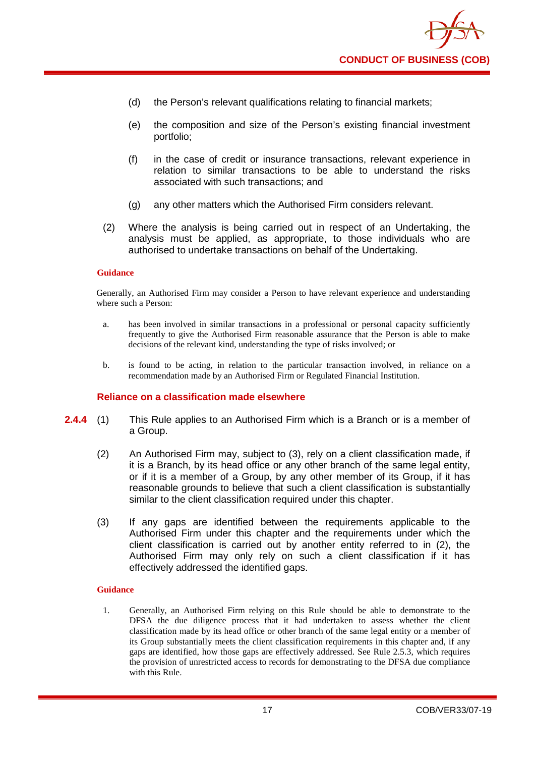(d) the Person's relevant qualifications relating to financial markets;

(e) the composition and size of the Person's existing financial investment portfolio;

(f) in the case of credit or insurance transactions, relevant experience in relation to similar transactions to be able to understand the risks associated with such transactions; and

(g) any other matters which the Authorised Firm considers relevant.

(2) Where the analysis is being carried out in respect of an Undertaking, the analysis must be applied, as appropriate, to those individuals who are authorised to undertake transactions on behalf of the Undertaking.

**Guidance**

Generally, an Authorised Firm may consider a Person to have relevant experience and understanding where such a Person:

a. has been involved in similar transactions in a professional or personal capacity sufficiently frequently to give the Authorised Firm reasonable assurance that the Person is able to make decisions of the relevant kind, understanding the type of risks involved; or

b. is found to be acting, in relation to the particular transaction involved, in reliance on a recommendation made by an Authorised Firm or Regulated Financial Institution.

### Reliance on a classification made elsewhere

**2.4.4** (1) This Rule applies to an Authorised Firm which is a Branch or is a member of a Group.

(2) An Authorised Firm may, subject to (3), rely on a client classification made, if it is a Branch, by its head office or any other branch of the same legal entity, or if it is a member of a Group, by any other member of its Group, if it has reasonable grounds to believe that such a client classification is substantially similar to the client classification required under this chapter.

(3) If any gaps are identified between the requirements applicable to the Authorised Firm under this chapter and the requirements under which the client classification is carried out by another entity referred to in (2), the Authorised Firm may only rely on such a client classification if it has effectively addressed the identified gaps.

**Guidance**

1. Generally, an Authorised Firm relying on this Rule should be able to demonstrate to the DFSA the due diligence process that it had undertaken to assess whether the client classification made by its head office or other branch of the same legal entity or a member of its Group substantially meets the client classification requirements in this chapter and, if any gaps are identified, how those gaps are effectively addressed. See Rule 2.5.3, which requires the provision of unrestricted access to records for demonstrating to the DFSA due compliance with this Rule.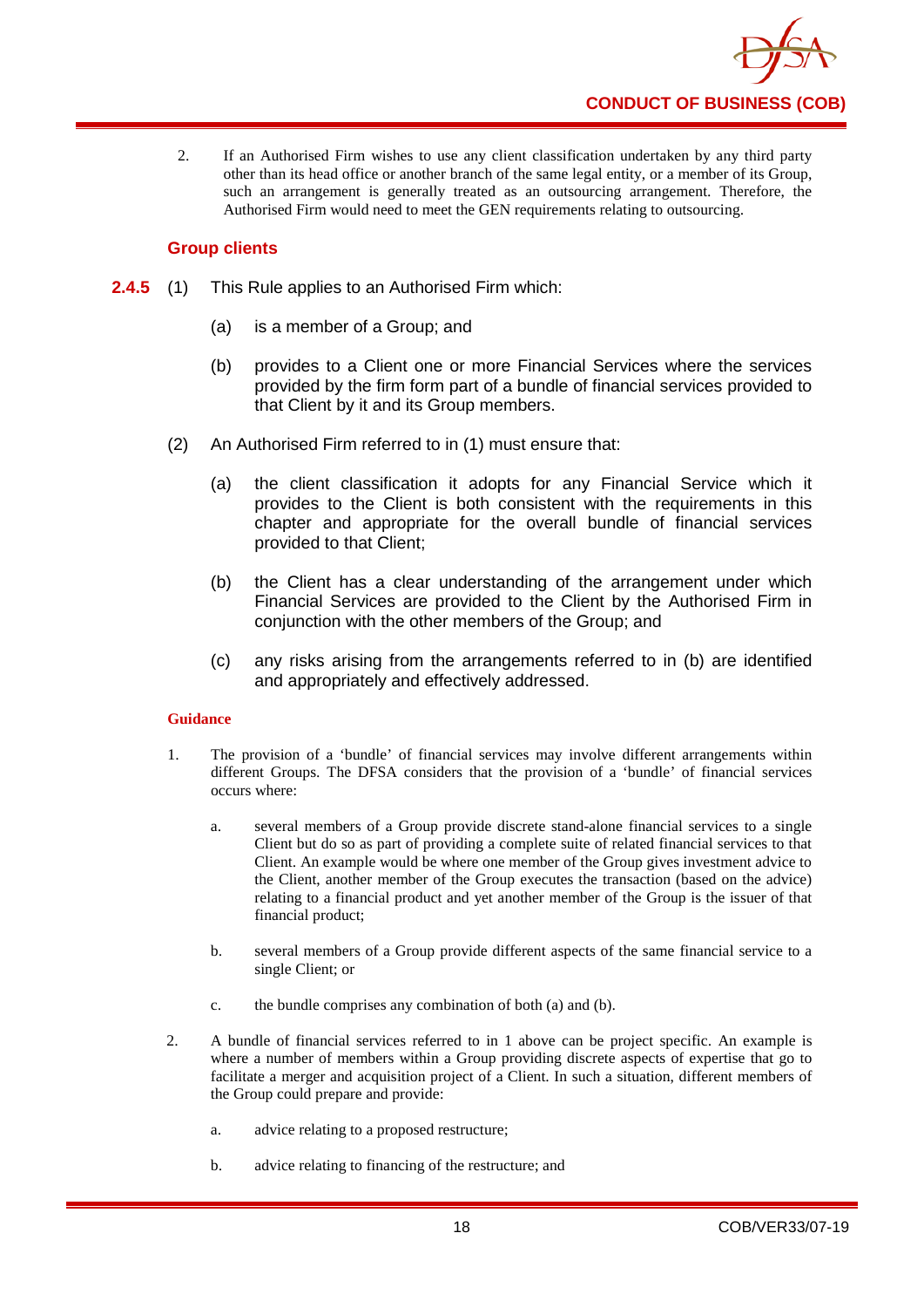2. If an Authorised Firm wishes to use any client classification undertaken by any third party other than its head office or another branch of the same legal entity, or a member of its Group, such an arrangement is generally treated as an outsourcing arrangement. Therefore, the Authorised Firm would need to meet the GEN requirements relating to outsourcing.

### Group clients

**2.4.5** (1) This Rule applies to an Authorised Firm which:

(a) is a member of a Group; and

(b) provides to a Client one or more Financial Services where the services provided by the firm form part of a bundle of financial services provided to that Client by it and its Group members.

(2) An Authorised Firm referred to in (1) must ensure that:

(a) the client classification it adopts for any Financial Service which it provides to the Client is both consistent with the requirements in this chapter and appropriate for the overall bundle of financial services provided to that Client;

(b) the Client has a clear understanding of the arrangement under which Financial Services are provided to the Client by the Authorised Firm in conjunction with the other members of the Group; and

(c) any risks arising from the arrangements referred to in (b) are identified and appropriately and effectively addressed.

**Guidance**

1. The provision of a 'bundle' of financial services may involve different arrangements within different Groups. The DFSA considers that the provision of a 'bundle' of financial services occurs where:

   a. several members of a Group provide discrete stand-alone financial services to a single Client but do so as part of providing a complete suite of related financial services to that Client. An example would be where one member of the Group gives investment advice to the Client, another member of the Group executes the transaction (based on the advice) relating to a financial product and yet another member of the Group is the issuer of that financial product;

   b. several members of a Group provide different aspects of the same financial service to a single Client; or

   c. the bundle comprises any combination of both (a) and (b).

2. A bundle of financial services referred to in 1 above can be project specific. An example is where a number of members within a Group providing discrete aspects of expertise that go to facilitate a merger and acquisition project of a Client. In such a situation, different members of the Group could prepare and provide:

   a. advice relating to a proposed restructure;

   b. advice relating to financing of the restructure; and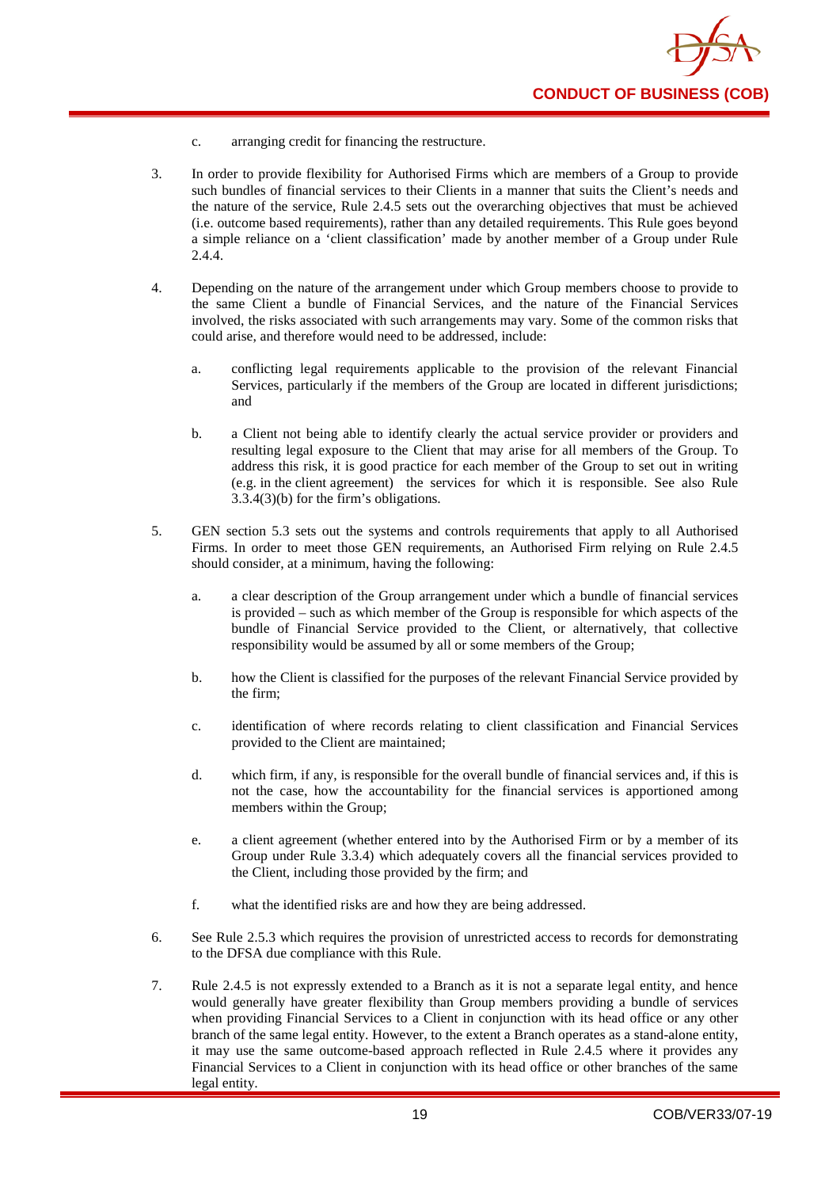c. arranging credit for financing the restructure.

3. In order to provide flexibility for Authorised Firms which are members of a Group to provide such bundles of financial services to their Clients in a manner that suits the Client's needs and the nature of the service, Rule 2.4.5 sets out the overarching objectives that must be achieved (i.e. outcome based requirements), rather than any detailed requirements. This Rule goes beyond a simple reliance on a 'client classification' made by another member of a Group under Rule 2.4.4.

4. Depending on the nature of the arrangement under which Group members choose to provide to the same Client a bundle of Financial Services, and the nature of the Financial Services involved, the risks associated with such arrangements may vary. Some of the common risks that could arise, and therefore would need to be addressed, include:

   a. conflicting legal requirements applicable to the provision of the relevant Financial Services, particularly if the members of the Group are located in different jurisdictions; and

   b. a Client not being able to identify clearly the actual service provider or providers and resulting legal exposure to the Client that may arise for all members of the Group. To address this risk, it is good practice for each member of the Group to set out in writing (e.g. in the client agreement) the services for which it is responsible. See also Rule 3.3.4(3)(b) for the firm's obligations.

5. GEN section 5.3 sets out the systems and controls requirements that apply to all Authorised Firms. In order to meet those GEN requirements, an Authorised Firm relying on Rule 2.4.5 should consider, at a minimum, having the following:

   a. a clear description of the Group arrangement under which a bundle of financial services is provided – such as which member of the Group is responsible for which aspects of the bundle of Financial Service provided to the Client, or alternatively, that collective responsibility would be assumed by all or some members of the Group;

   b. how the Client is classified for the purposes of the relevant Financial Service provided by the firm;

   c. identification of where records relating to client classification and Financial Services provided to the Client are maintained;

   d. which firm, if any, is responsible for the overall bundle of financial services and, if this is not the case, how the accountability for the financial services is apportioned among members within the Group;

   e. a client agreement (whether entered into by the Authorised Firm or by a member of its Group under Rule 3.3.4) which adequately covers all the financial services provided to the Client, including those provided by the firm; and

   f. what the identified risks are and how they are being addressed.

6. See Rule 2.5.3 which requires the provision of unrestricted access to records for demonstrating to the DFSA due compliance with this Rule.

7. Rule 2.4.5 is not expressly extended to a Branch as it is not a separate legal entity, and hence would generally have greater flexibility than Group members providing a bundle of services when providing Financial Services to a Client in conjunction with its head office or any other branch of the same legal entity. However, to the extent a Branch operates as a stand-alone entity, it may use the same outcome-based approach reflected in Rule 2.4.5 where it provides any Financial Services to a Client in conjunction with its head office or other branches of the same legal entity.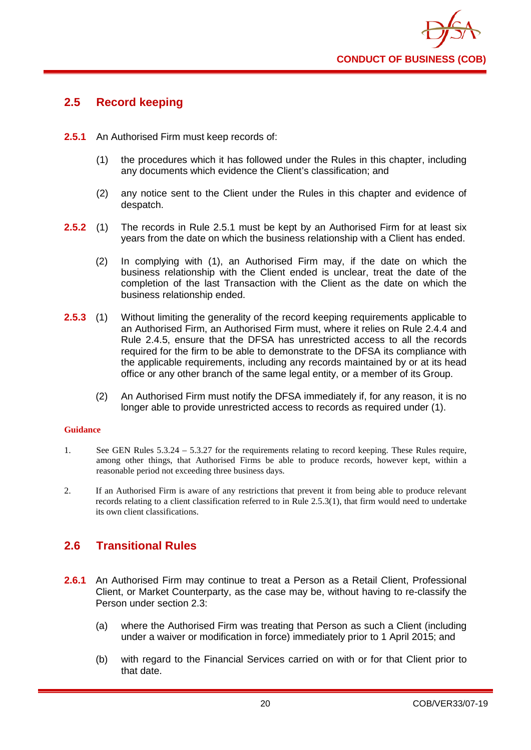## 2.5 Record keeping

**2.5.1** An Authorised Firm must keep records of:

(1) the procedures which it has followed under the Rules in this chapter, including any documents which evidence the Client's classification; and

(2) any notice sent to the Client under the Rules in this chapter and evidence of despatch.

**2.5.2** (1) The records in Rule 2.5.1 must be kept by an Authorised Firm for at least six years from the date on which the business relationship with a Client has ended.

(2) In complying with (1), an Authorised Firm may, if the date on which the business relationship with the Client ended is unclear, treat the date of the completion of the last Transaction with the Client as the date on which the business relationship ended.

**2.5.3** (1) Without limiting the generality of the record keeping requirements applicable to an Authorised Firm, an Authorised Firm must, where it relies on Rule 2.4.4 and Rule 2.4.5, ensure that the DFSA has unrestricted access to all the records required for the firm to be able to demonstrate to the DFSA its compliance with the applicable requirements, including any records maintained by or at its head office or any other branch of the same legal entity, or a member of its Group.

(2) An Authorised Firm must notify the DFSA immediately if, for any reason, it is no longer able to provide unrestricted access to records as required under (1).

**Guidance**

1. See GEN Rules 5.3.24 – 5.3.27 for the requirements relating to record keeping. These Rules require, among other things, that Authorised Firms be able to produce records, however kept, within a reasonable period not exceeding three business days.

2. If an Authorised Firm is aware of any restrictions that prevent it from being able to produce relevant records relating to a client classification referred to in Rule 2.5.3(1), that firm would need to undertake its own client classifications.

## 2.6 Transitional Rules

**2.6.1** An Authorised Firm may continue to treat a Person as a Retail Client, Professional Client, or Market Counterparty, as the case may be, without having to re-classify the Person under section 2.3:

(a) where the Authorised Firm was treating that Person as such a Client (including under a waiver or modification in force) immediately prior to 1 April 2015; and

(b) with regard to the Financial Services carried on with or for that Client prior to that date.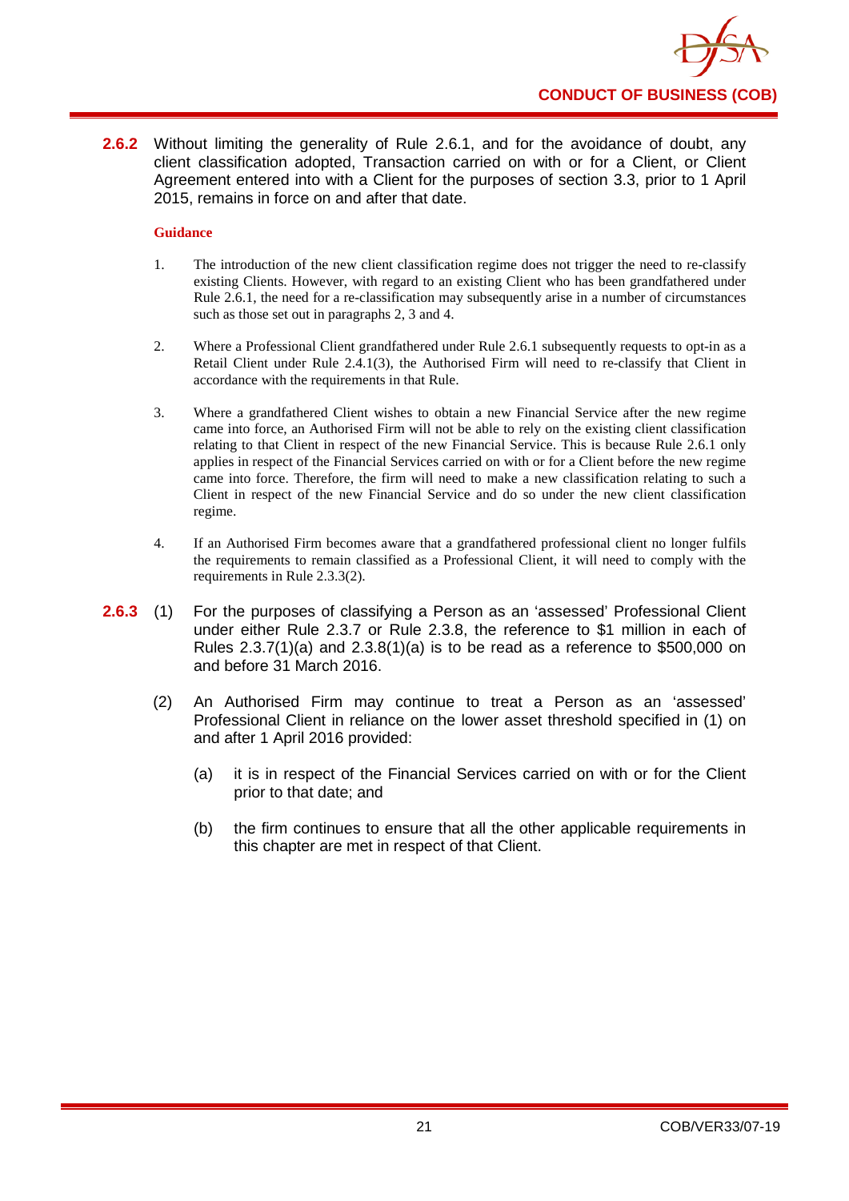**2.6.2** Without limiting the generality of Rule 2.6.1, and for the avoidance of doubt, any client classification adopted, Transaction carried on with or for a Client, or Client Agreement entered into with a Client for the purposes of section 3.3, prior to 1 April 2015, remains in force on and after that date.

**Guidance**

1. The introduction of the new client classification regime does not trigger the need to re-classify existing Clients. However, with regard to an existing Client who has been grandfathered under Rule 2.6.1, the need for a re-classification may subsequently arise in a number of circumstances such as those set out in paragraphs 2, 3 and 4.

2. Where a Professional Client grandfathered under Rule 2.6.1 subsequently requests to opt-in as a Retail Client under Rule 2.4.1(3), the Authorised Firm will need to re-classify that Client in accordance with the requirements in that Rule.

3. Where a grandfathered Client wishes to obtain a new Financial Service after the new regime came into force, an Authorised Firm will not be able to rely on the existing client classification relating to that Client in respect of the new Financial Service. This is because Rule 2.6.1 only applies in respect of the Financial Services carried on with or for a Client before the new regime came into force. Therefore, the firm will need to make a new classification relating to such a Client in respect of the new Financial Service and do so under the new client classification regime.

4. If an Authorised Firm becomes aware that a grandfathered professional client no longer fulfils the requirements to remain classified as a Professional Client, it will need to comply with the requirements in Rule 2.3.3(2).

**2.6.3** (1) For the purposes of classifying a Person as an 'assessed' Professional Client under either Rule 2.3.7 or Rule 2.3.8, the reference to $1 million in each of Rules 2.3.7(1)(a) and 2.3.8(1)(a) is to be read as a reference to $500,000 on and before 31 March 2016.

(2) An Authorised Firm may continue to treat a Person as an 'assessed' Professional Client in reliance on the lower asset threshold specified in (1) on and after 1 April 2016 provided:

(a) it is in respect of the Financial Services carried on with or for the Client prior to that date; and

(b) the firm continues to ensure that all the other applicable requirements in this chapter are met in respect of that Client.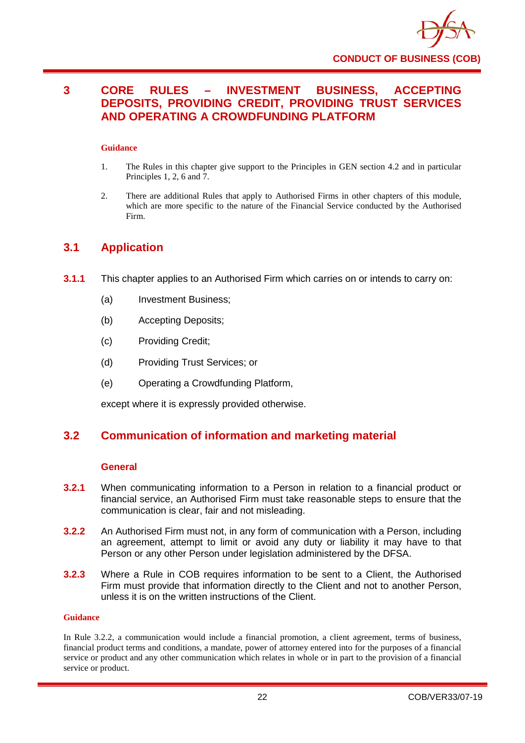# 3 CORE RULES – INVESTMENT BUSINESS, ACCEPTING DEPOSITS, PROVIDING CREDIT, PROVIDING TRUST SERVICES AND OPERATING A CROWDFUNDING PLATFORM

**Guidance**

1. The Rules in this chapter give support to the Principles in GEN section 4.2 and in particular Principles 1, 2, 6 and 7.
2. There are additional Rules that apply to Authorised Firms in other chapters of this module, which are more specific to the nature of the Financial Service conducted by the Authorised Firm.

## 3.1 Application

**3.1.1** This chapter applies to an Authorised Firm which carries on or intends to carry on:

(a) Investment Business;

(b) Accepting Deposits;

(c) Providing Credit;

(d) Providing Trust Services; or

(e) Operating a Crowdfunding Platform,

except where it is expressly provided otherwise.

## 3.2 Communication of information and marketing material

**General**

**3.2.1** When communicating information to a Person in relation to a financial product or financial service, an Authorised Firm must take reasonable steps to ensure that the communication is clear, fair and not misleading.

**3.2.2** An Authorised Firm must not, in any form of communication with a Person, including an agreement, attempt to limit or avoid any duty or liability it may have to that Person or any other Person under legislation administered by the DFSA.

**3.2.3** Where a Rule in COB requires information to be sent to a Client, the Authorised Firm must provide that information directly to the Client and not to another Person, unless it is on the written instructions of the Client.

**Guidance**

In Rule 3.2.2, a communication would include a financial promotion, a client agreement, terms of business, financial product terms and conditions, a mandate, power of attorney entered into for the purposes of a financial service or product and any other communication which relates in whole or in part to the provision of a financial service or product.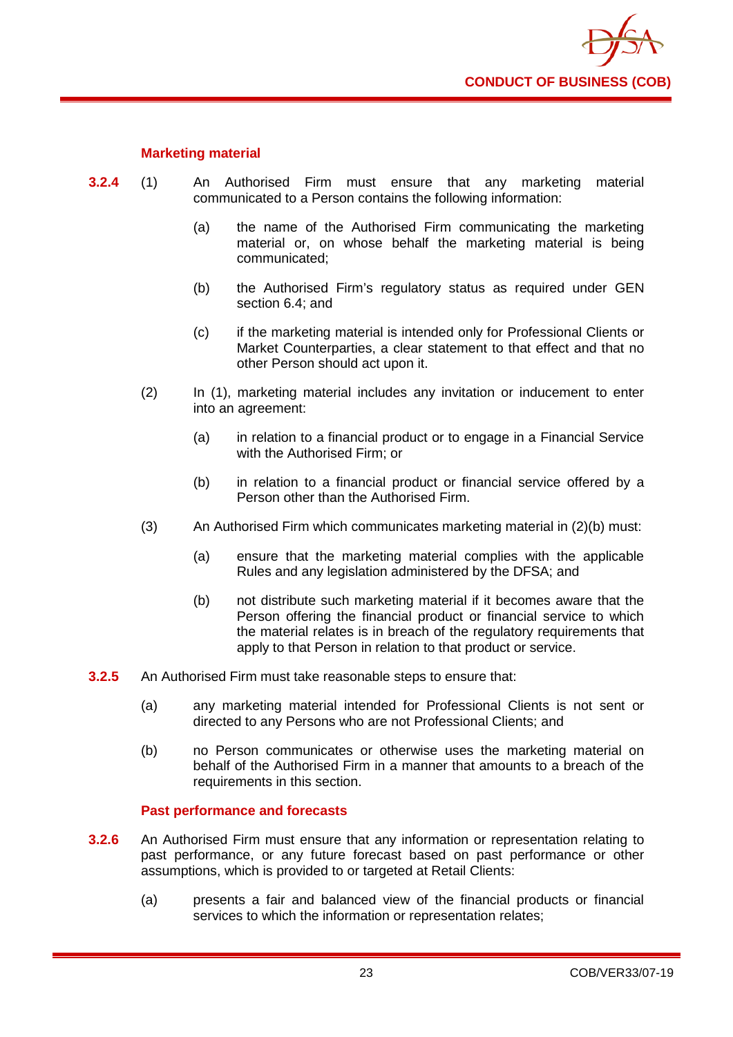### Marketing material

**3.2.4** (1) An Authorised Firm must ensure that any marketing material communicated to a Person contains the following information:

(a) the name of the Authorised Firm communicating the marketing material or, on whose behalf the marketing material is being communicated;

(b) the Authorised Firm's regulatory status as required under GEN section 6.4; and

(c) if the marketing material is intended only for Professional Clients or Market Counterparties, a clear statement to that effect and that no other Person should act upon it.

(2) In (1), marketing material includes any invitation or inducement to enter into an agreement:

(a) in relation to a financial product or to engage in a Financial Service with the Authorised Firm; or

(b) in relation to a financial product or financial service offered by a Person other than the Authorised Firm.

(3) An Authorised Firm which communicates marketing material in (2)(b) must:

(a) ensure that the marketing material complies with the applicable Rules and any legislation administered by the DFSA; and

(b) not distribute such marketing material if it becomes aware that the Person offering the financial product or financial service to which the material relates is in breach of the regulatory requirements that apply to that Person in relation to that product or service.

**3.2.5** An Authorised Firm must take reasonable steps to ensure that:

(a) any marketing material intended for Professional Clients is not sent or directed to any Persons who are not Professional Clients; and

(b) no Person communicates or otherwise uses the marketing material on behalf of the Authorised Firm in a manner that amounts to a breach of the requirements in this section.

### Past performance and forecasts

**3.2.6** An Authorised Firm must ensure that any information or representation relating to past performance, or any future forecast based on past performance or other assumptions, which is provided to or targeted at Retail Clients:

(a) presents a fair and balanced view of the financial products or financial services to which the information or representation relates;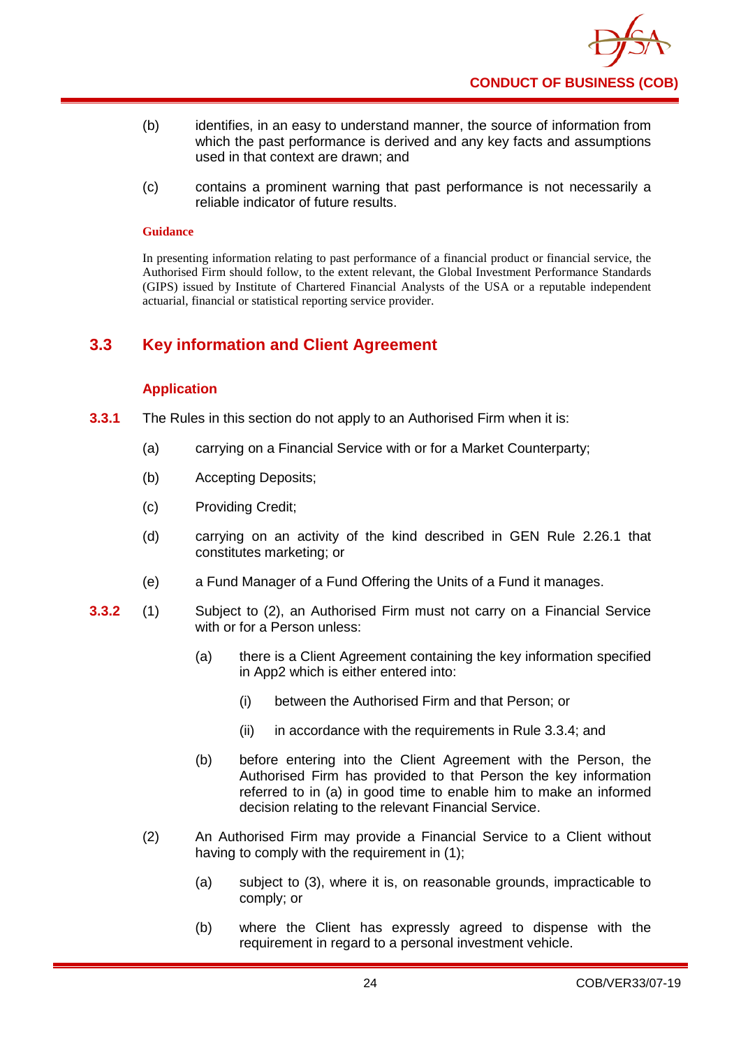(b) identifies, in an easy to understand manner, the source of information from which the past performance is derived and any key facts and assumptions used in that context are drawn; and

(c) contains a prominent warning that past performance is not necessarily a reliable indicator of future results.

**Guidance**

In presenting information relating to past performance of a financial product or financial service, the Authorised Firm should follow, to the extent relevant, the Global Investment Performance Standards (GIPS) issued by Institute of Chartered Financial Analysts of the USA or a reputable independent actuarial, financial or statistical reporting service provider.

## 3.3 Key information and Client Agreement

### Application

**3.3.1** The Rules in this section do not apply to an Authorised Firm when it is:

(a) carrying on a Financial Service with or for a Market Counterparty;

(b) Accepting Deposits;

(c) Providing Credit;

(d) carrying on an activity of the kind described in GEN Rule 2.26.1 that constitutes marketing; or

(e) a Fund Manager of a Fund Offering the Units of a Fund it manages.

**3.3.2** (1) Subject to (2), an Authorised Firm must not carry on a Financial Service with or for a Person unless:

(a) there is a Client Agreement containing the key information specified in App2 which is either entered into:

(i) between the Authorised Firm and that Person; or

(ii) in accordance with the requirements in Rule 3.3.4; and

(b) before entering into the Client Agreement with the Person, the Authorised Firm has provided to that Person the key information referred to in (a) in good time to enable him to make an informed decision relating to the relevant Financial Service.

(2) An Authorised Firm may provide a Financial Service to a Client without having to comply with the requirement in (1);

(a) subject to (3), where it is, on reasonable grounds, impracticable to comply; or

(b) where the Client has expressly agreed to dispense with the requirement in regard to a personal investment vehicle.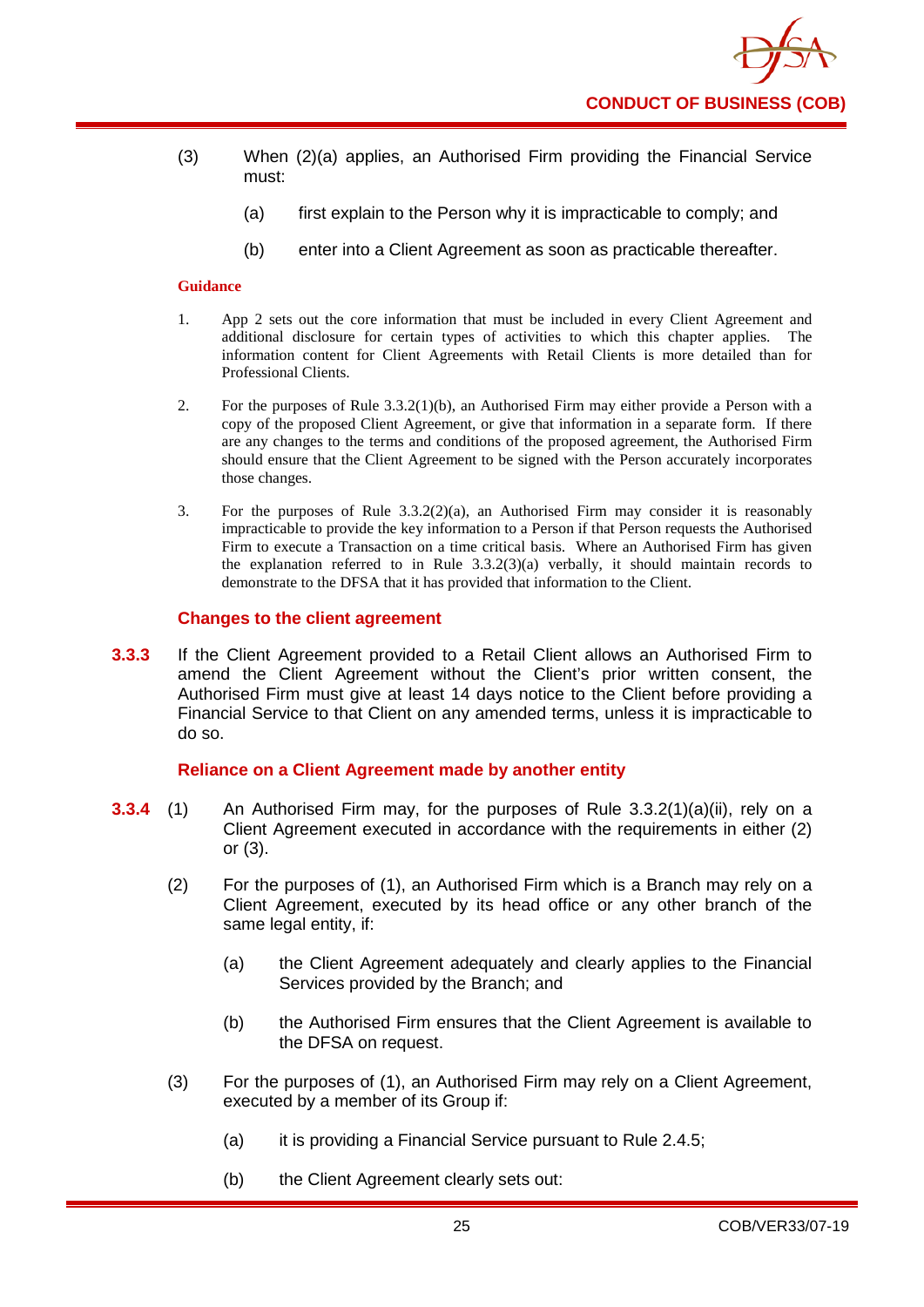(3) When (2)(a) applies, an Authorised Firm providing the Financial Service must:

(a) first explain to the Person why it is impracticable to comply; and

(b) enter into a Client Agreement as soon as practicable thereafter.

**Guidance**

1. App 2 sets out the core information that must be included in every Client Agreement and additional disclosure for certain types of activities to which this chapter applies. The information content for Client Agreements with Retail Clients is more detailed than for Professional Clients.

2. For the purposes of Rule 3.3.2(1)(b), an Authorised Firm may either provide a Person with a copy of the proposed Client Agreement, or give that information in a separate form. If there are any changes to the terms and conditions of the proposed agreement, the Authorised Firm should ensure that the Client Agreement to be signed with the Person accurately incorporates those changes.

3. For the purposes of Rule 3.3.2(2)(a), an Authorised Firm may consider it is reasonably impracticable to provide the key information to a Person if that Person requests the Authorised Firm to execute a Transaction on a time critical basis. Where an Authorised Firm has given the explanation referred to in Rule 3.3.2(3)(a) verbally, it should maintain records to demonstrate to the DFSA that it has provided that information to the Client.

### Changes to the client agreement

**3.3.3** If the Client Agreement provided to a Retail Client allows an Authorised Firm to amend the Client Agreement without the Client's prior written consent, the Authorised Firm must give at least 14 days notice to the Client before providing a Financial Service to that Client on any amended terms, unless it is impracticable to do so.

### Reliance on a Client Agreement made by another entity

**3.3.4** (1) An Authorised Firm may, for the purposes of Rule 3.3.2(1)(a)(ii), rely on a Client Agreement executed in accordance with the requirements in either (2) or (3).

(2) For the purposes of (1), an Authorised Firm which is a Branch may rely on a Client Agreement, executed by its head office or any other branch of the same legal entity, if:

(a) the Client Agreement adequately and clearly applies to the Financial Services provided by the Branch; and

(b) the Authorised Firm ensures that the Client Agreement is available to the DFSA on request.

(3) For the purposes of (1), an Authorised Firm may rely on a Client Agreement, executed by a member of its Group if:

(a) it is providing a Financial Service pursuant to Rule 2.4.5;

(b) the Client Agreement clearly sets out: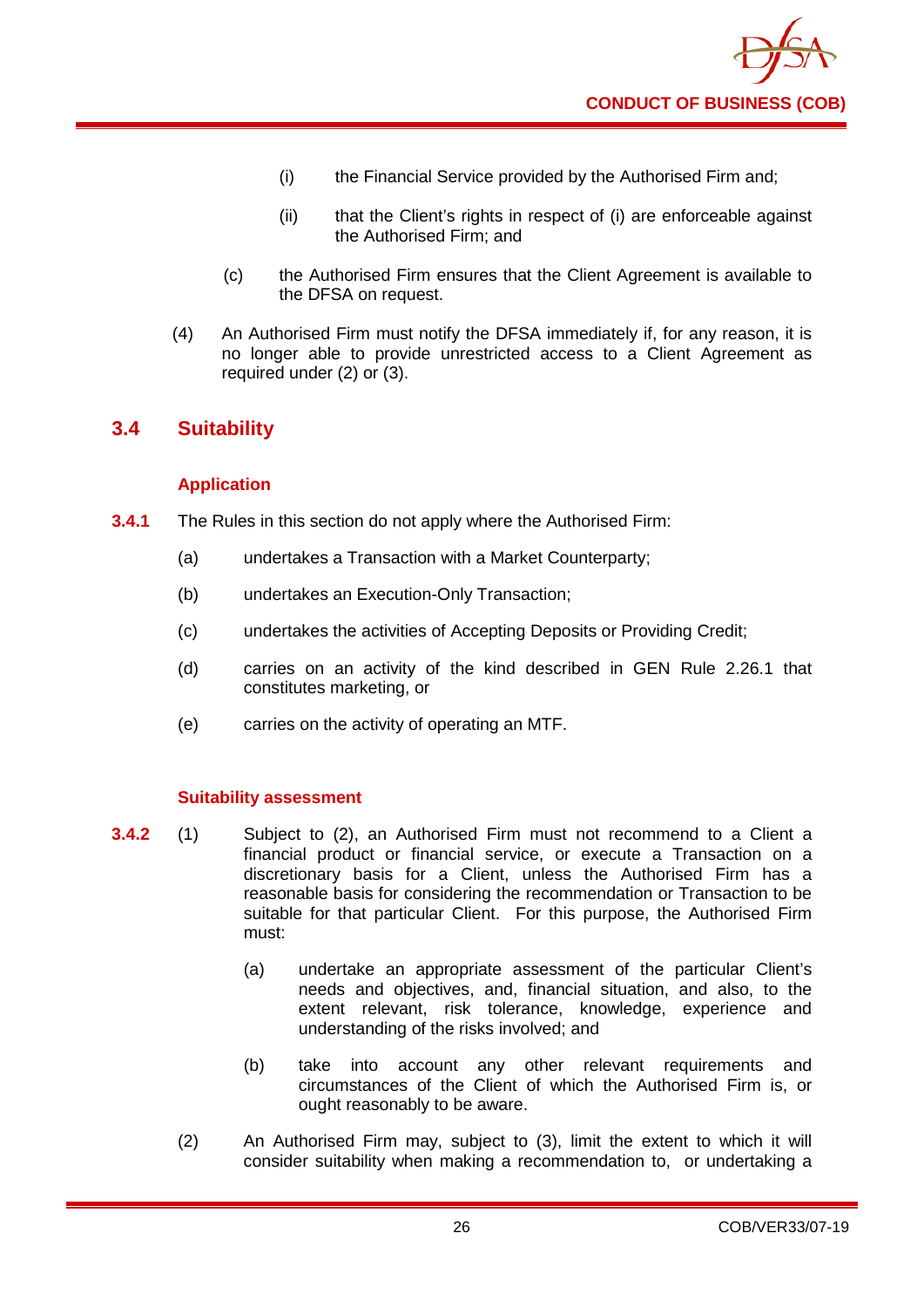(i) the Financial Service provided by the Authorised Firm and;

(ii) that the Client's rights in respect of (i) are enforceable against the Authorised Firm; and

(c) the Authorised Firm ensures that the Client Agreement is available to the DFSA on request.

(4) An Authorised Firm must notify the DFSA immediately if, for any reason, it is no longer able to provide unrestricted access to a Client Agreement as required under (2) or (3).

## 3.4 Suitability

### Application

**3.4.1** The Rules in this section do not apply where the Authorised Firm:

(a) undertakes a Transaction with a Market Counterparty;

(b) undertakes an Execution-Only Transaction;

(c) undertakes the activities of Accepting Deposits or Providing Credit;

(d) carries on an activity of the kind described in GEN Rule 2.26.1 that constitutes marketing, or

(e) carries on the activity of operating an MTF.

### Suitability assessment

**3.4.2** (1) Subject to (2), an Authorised Firm must not recommend to a Client a financial product or financial service, or execute a Transaction on a discretionary basis for a Client, unless the Authorised Firm has a reasonable basis for considering the recommendation or Transaction to be suitable for that particular Client. For this purpose, the Authorised Firm must:

(a) undertake an appropriate assessment of the particular Client's needs and objectives, and, financial situation, and also, to the extent relevant, risk tolerance, knowledge, experience and understanding of the risks involved; and

(b) take into account any other relevant requirements and circumstances of the Client of which the Authorised Firm is, or ought reasonably to be aware.

(2) An Authorised Firm may, subject to (3), limit the extent to which it will consider suitability when making a recommendation to, or undertaking a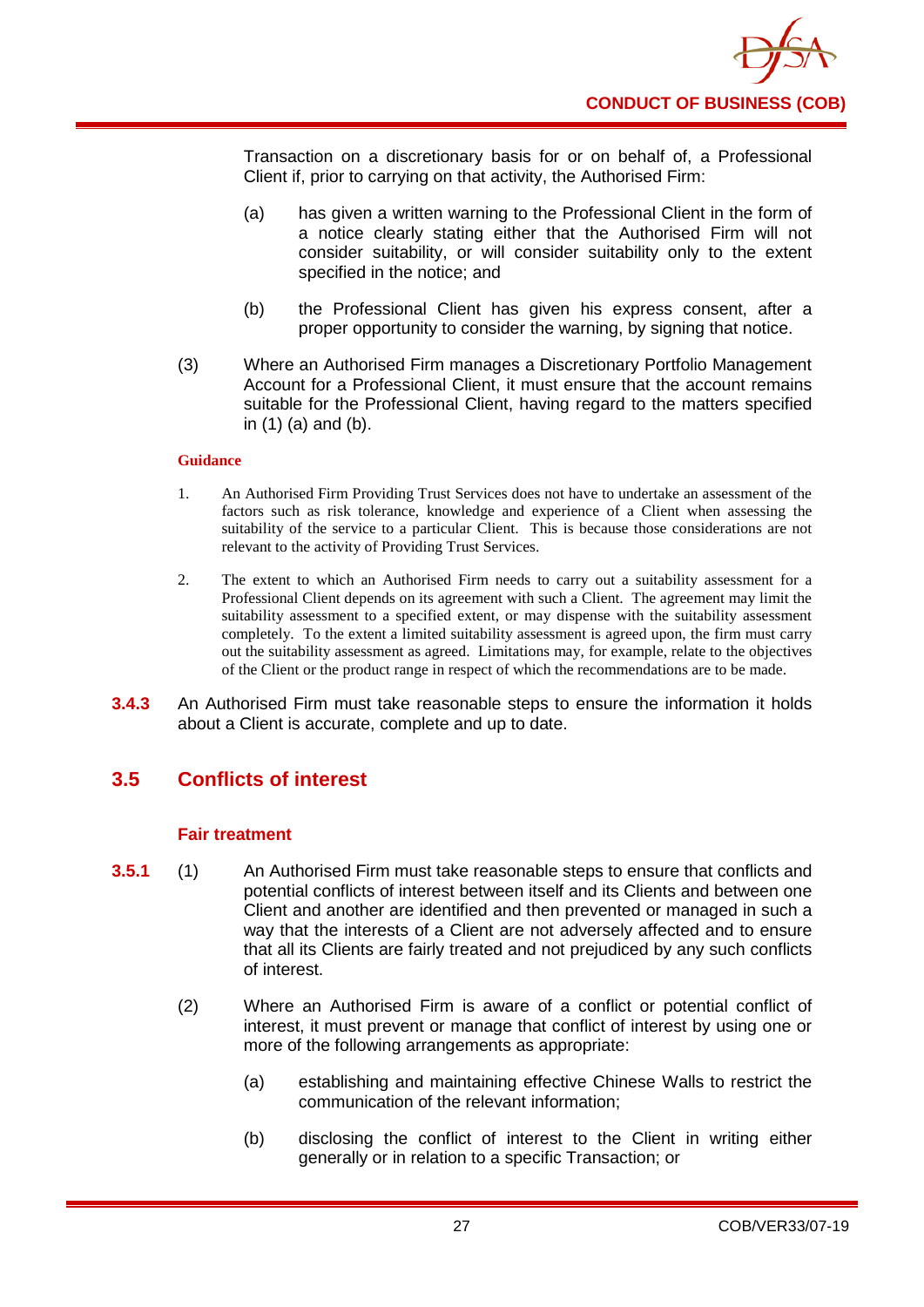Transaction on a discretionary basis for or on behalf of, a Professional Client if, prior to carrying on that activity, the Authorised Firm:

(a) has given a written warning to the Professional Client in the form of a notice clearly stating either that the Authorised Firm will not consider suitability, or will consider suitability only to the extent specified in the notice; and

(b) the Professional Client has given his express consent, after a proper opportunity to consider the warning, by signing that notice.

(3) Where an Authorised Firm manages a Discretionary Portfolio Management Account for a Professional Client, it must ensure that the account remains suitable for the Professional Client, having regard to the matters specified in (1) (a) and (b).

**Guidance**

1. An Authorised Firm Providing Trust Services does not have to undertake an assessment of the factors such as risk tolerance, knowledge and experience of a Client when assessing the suitability of the service to a particular Client. This is because those considerations are not relevant to the activity of Providing Trust Services.

2. The extent to which an Authorised Firm needs to carry out a suitability assessment for a Professional Client depends on its agreement with such a Client. The agreement may limit the suitability assessment to a specified extent, or may dispense with the suitability assessment completely. To the extent a limited suitability assessment is agreed upon, the firm must carry out the suitability assessment as agreed. Limitations may, for example, relate to the objectives of the Client or the product range in respect of which the recommendations are to be made.

**3.4.3** An Authorised Firm must take reasonable steps to ensure the information it holds about a Client is accurate, complete and up to date.

## 3.5 Conflicts of interest

### Fair treatment

**3.5.1** (1) An Authorised Firm must take reasonable steps to ensure that conflicts and potential conflicts of interest between itself and its Clients and between one Client and another are identified and then prevented or managed in such a way that the interests of a Client are not adversely affected and to ensure that all its Clients are fairly treated and not prejudiced by any such conflicts of interest.

(2) Where an Authorised Firm is aware of a conflict or potential conflict of interest, it must prevent or manage that conflict of interest by using one or more of the following arrangements as appropriate:

(a) establishing and maintaining effective Chinese Walls to restrict the communication of the relevant information;

(b) disclosing the conflict of interest to the Client in writing either generally or in relation to a specific Transaction; or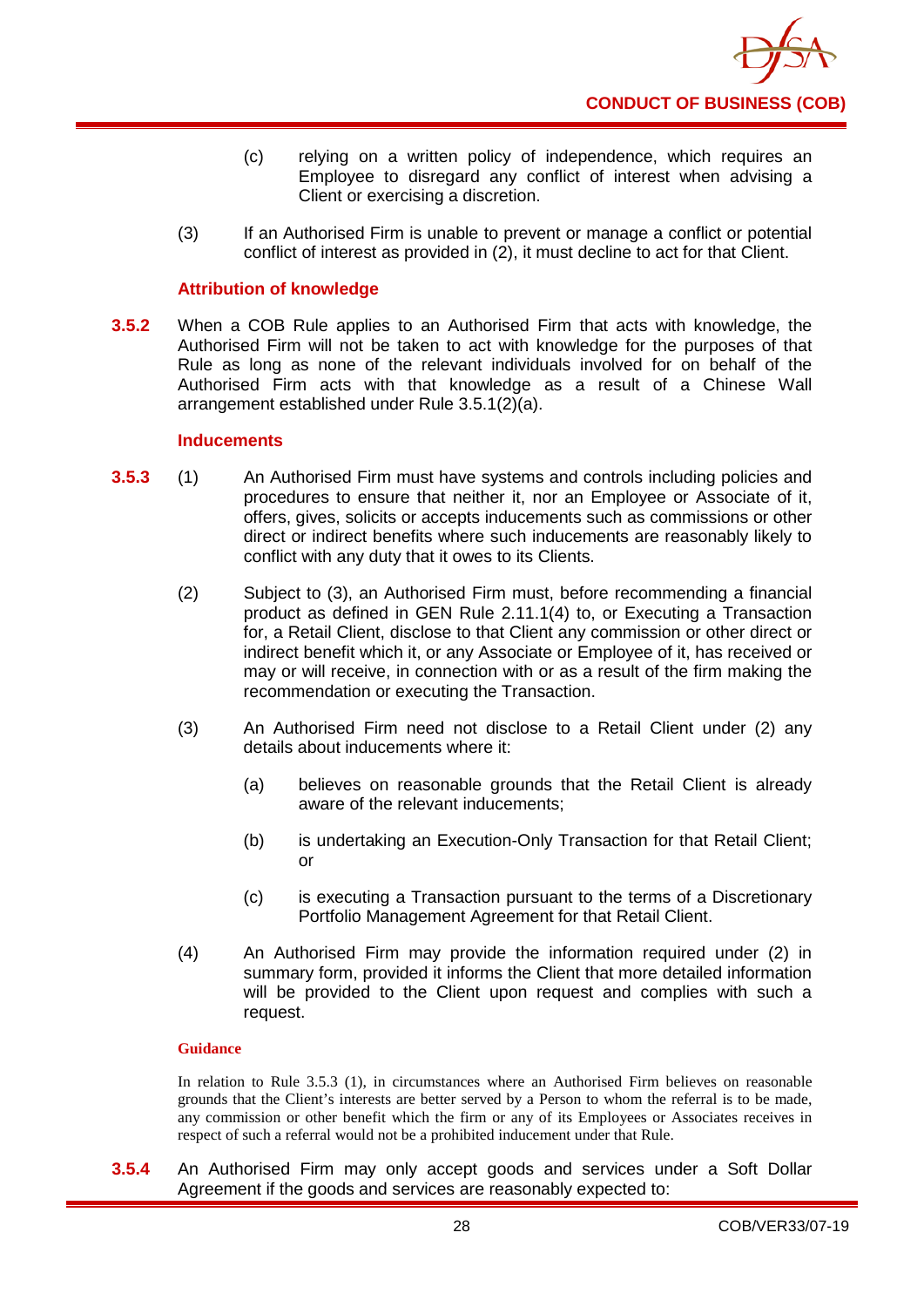(c) relying on a written policy of independence, which requires an Employee to disregard any conflict of interest when advising a Client or exercising a discretion.

(3) If an Authorised Firm is unable to prevent or manage a conflict or potential conflict of interest as provided in (2), it must decline to act for that Client.

**Attribution of knowledge**

**3.5.2** When a COB Rule applies to an Authorised Firm that acts with knowledge, the Authorised Firm will not be taken to act with knowledge for the purposes of that Rule as long as none of the relevant individuals involved for on behalf of the Authorised Firm acts with that knowledge as a result of a Chinese Wall arrangement established under Rule 3.5.1(2)(a).

**Inducements**

**3.5.3** (1) An Authorised Firm must have systems and controls including policies and procedures to ensure that neither it, nor an Employee or Associate of it, offers, gives, solicits or accepts inducements such as commissions or other direct or indirect benefits where such inducements are reasonably likely to conflict with any duty that it owes to its Clients.

(2) Subject to (3), an Authorised Firm must, before recommending a financial product as defined in GEN Rule 2.11.1(4) to, or Executing a Transaction for, a Retail Client, disclose to that Client any commission or other direct or indirect benefit which it, or any Associate or Employee of it, has received or may or will receive, in connection with or as a result of the firm making the recommendation or executing the Transaction.

(3) An Authorised Firm need not disclose to a Retail Client under (2) any details about inducements where it:

(a) believes on reasonable grounds that the Retail Client is already aware of the relevant inducements;

(b) is undertaking an Execution-Only Transaction for that Retail Client; or

(c) is executing a Transaction pursuant to the terms of a Discretionary Portfolio Management Agreement for that Retail Client.

(4) An Authorised Firm may provide the information required under (2) in summary form, provided it informs the Client that more detailed information will be provided to the Client upon request and complies with such a request.

**Guidance**

In relation to Rule 3.5.3 (1), in circumstances where an Authorised Firm believes on reasonable grounds that the Client's interests are better served by a Person to whom the referral is to be made, any commission or other benefit which the firm or any of its Employees or Associates receives in respect of such a referral would not be a prohibited inducement under that Rule.

**3.5.4** An Authorised Firm may only accept goods and services under a Soft Dollar Agreement if the goods and services are reasonably expected to: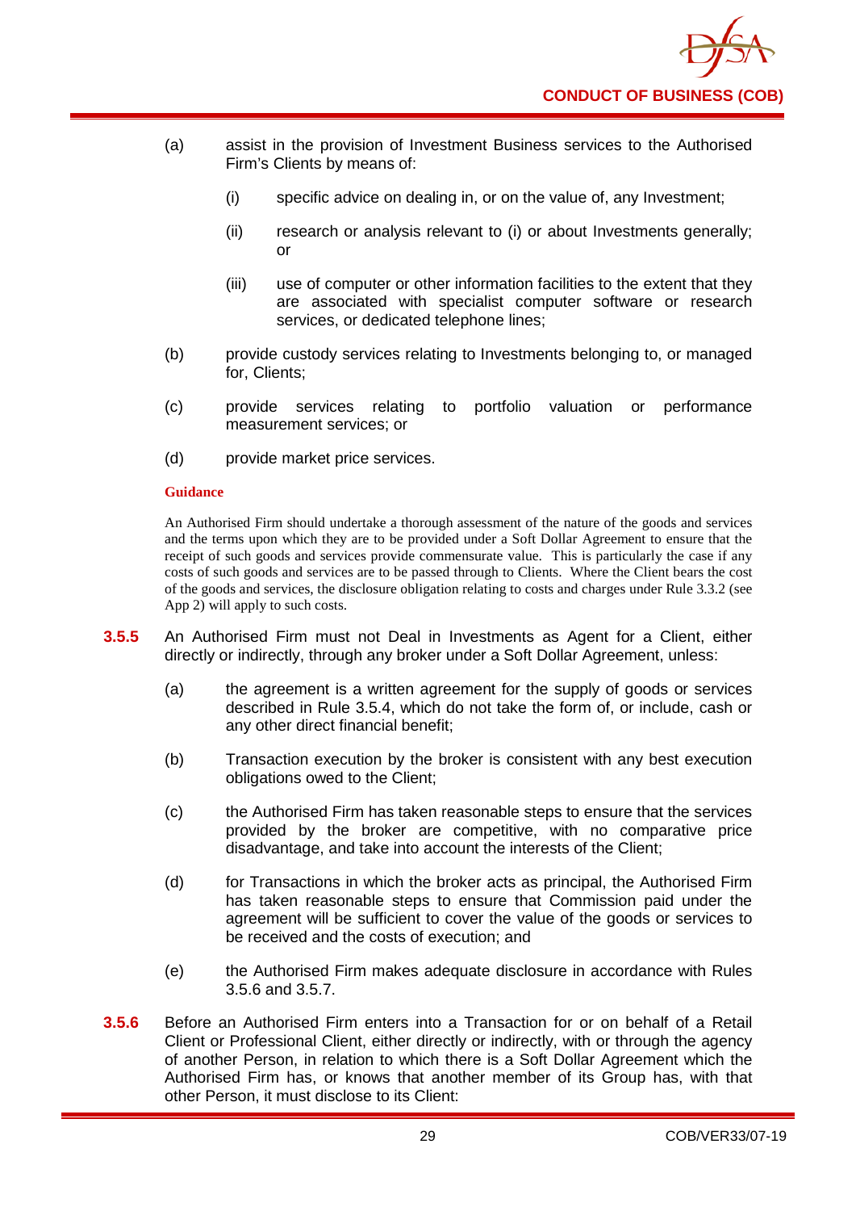(a) assist in the provision of Investment Business services to the Authorised Firm's Clients by means of:

    (i) specific advice on dealing in, or on the value of, any Investment;

    (ii) research or analysis relevant to (i) or about Investments generally; or

    (iii) use of computer or other information facilities to the extent that they are associated with specialist computer software or research services, or dedicated telephone lines;

(b) provide custody services relating to Investments belonging to, or managed for, Clients;

(c) provide services relating to portfolio valuation or performance measurement services; or

(d) provide market price services.

**Guidance**

An Authorised Firm should undertake a thorough assessment of the nature of the goods and services and the terms upon which they are to be provided under a Soft Dollar Agreement to ensure that the receipt of such goods and services provide commensurate value. This is particularly the case if any costs of such goods and services are to be passed through to Clients. Where the Client bears the cost of the goods and services, the disclosure obligation relating to costs and charges under Rule 3.3.2 (see App 2) will apply to such costs.

**3.5.5** An Authorised Firm must not Deal in Investments as Agent for a Client, either directly or indirectly, through any broker under a Soft Dollar Agreement, unless:

(a) the agreement is a written agreement for the supply of goods or services described in Rule 3.5.4, which do not take the form of, or include, cash or any other direct financial benefit;

(b) Transaction execution by the broker is consistent with any best execution obligations owed to the Client;

(c) the Authorised Firm has taken reasonable steps to ensure that the services provided by the broker are competitive, with no comparative price disadvantage, and take into account the interests of the Client;

(d) for Transactions in which the broker acts as principal, the Authorised Firm has taken reasonable steps to ensure that Commission paid under the agreement will be sufficient to cover the value of the goods or services to be received and the costs of execution; and

(e) the Authorised Firm makes adequate disclosure in accordance with Rules 3.5.6 and 3.5.7.

**3.5.6** Before an Authorised Firm enters into a Transaction for or on behalf of a Retail Client or Professional Client, either directly or indirectly, with or through the agency of another Person, in relation to which there is a Soft Dollar Agreement which the Authorised Firm has, or knows that another member of its Group has, with that other Person, it must disclose to its Client: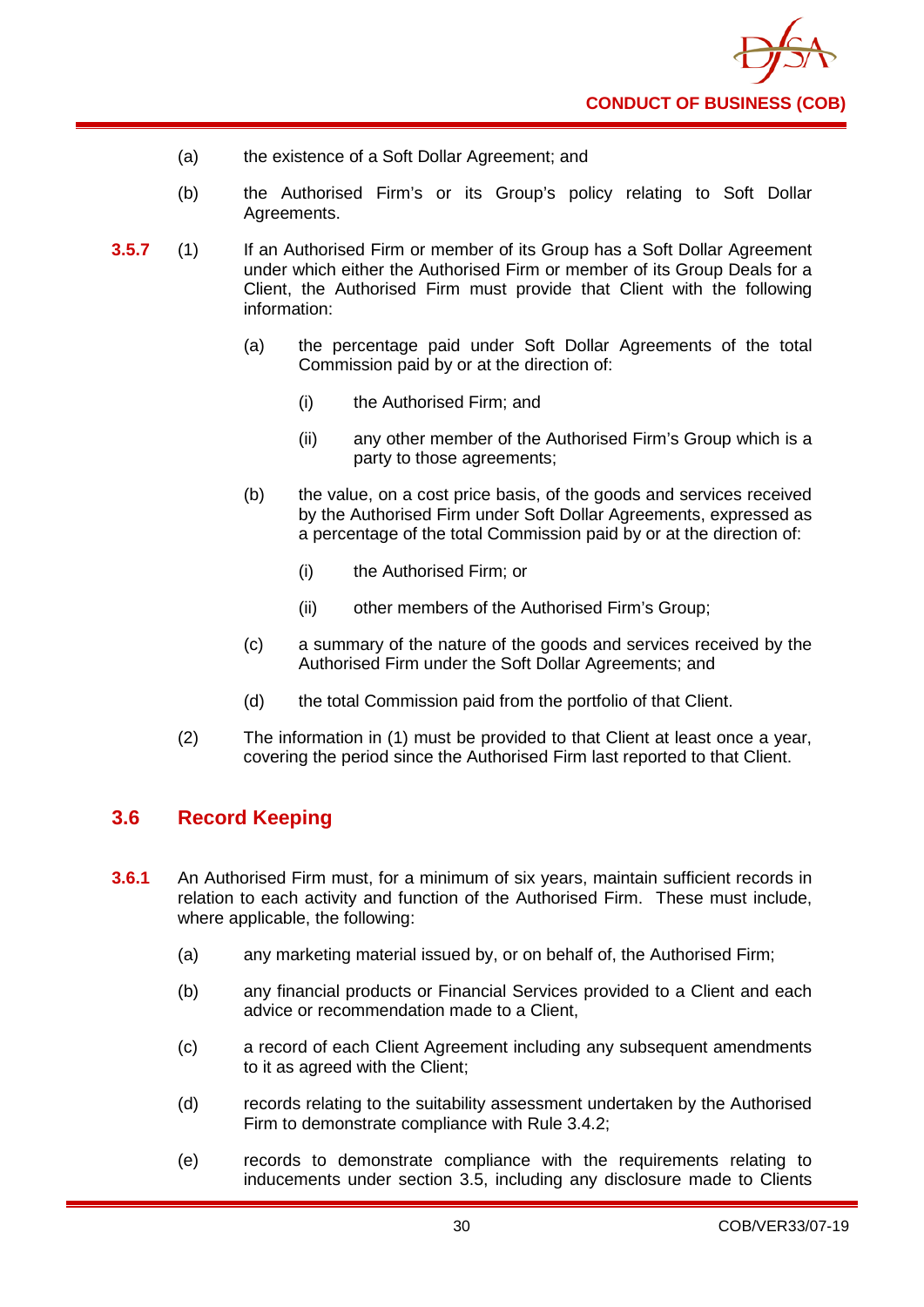(a) the existence of a Soft Dollar Agreement; and

(b) the Authorised Firm's or its Group's policy relating to Soft Dollar Agreements.

**3.5.7** (1) If an Authorised Firm or member of its Group has a Soft Dollar Agreement under which either the Authorised Firm or member of its Group Deals for a Client, the Authorised Firm must provide that Client with the following information:

(a) the percentage paid under Soft Dollar Agreements of the total Commission paid by or at the direction of:

(i) the Authorised Firm; and

(ii) any other member of the Authorised Firm's Group which is a party to those agreements;

(b) the value, on a cost price basis, of the goods and services received by the Authorised Firm under Soft Dollar Agreements, expressed as a percentage of the total Commission paid by or at the direction of:

(i) the Authorised Firm; or

(ii) other members of the Authorised Firm's Group;

(c) a summary of the nature of the goods and services received by the Authorised Firm under the Soft Dollar Agreements; and

(d) the total Commission paid from the portfolio of that Client.

(2) The information in (1) must be provided to that Client at least once a year, covering the period since the Authorised Firm last reported to that Client.

## 3.6 Record Keeping

**3.6.1** An Authorised Firm must, for a minimum of six years, maintain sufficient records in relation to each activity and function of the Authorised Firm. These must include, where applicable, the following:

(a) any marketing material issued by, or on behalf of, the Authorised Firm;

(b) any financial products or Financial Services provided to a Client and each advice or recommendation made to a Client,

(c) a record of each Client Agreement including any subsequent amendments to it as agreed with the Client;

(d) records relating to the suitability assessment undertaken by the Authorised Firm to demonstrate compliance with Rule 3.4.2;

(e) records to demonstrate compliance with the requirements relating to inducements under section 3.5, including any disclosure made to Clients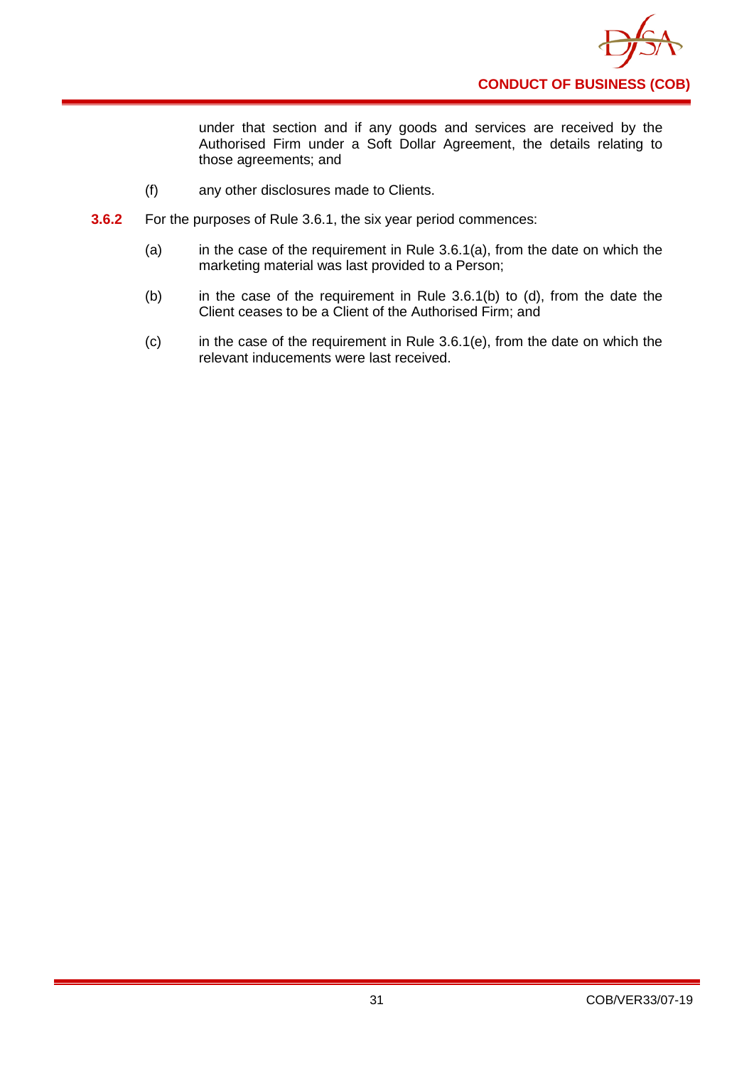under that section and if any goods and services are received by the Authorised Firm under a Soft Dollar Agreement, the details relating to those agreements; and

(f) any other disclosures made to Clients.

**3.6.2** For the purposes of Rule 3.6.1, the six year period commences:

(a) in the case of the requirement in Rule 3.6.1(a), from the date on which the marketing material was last provided to a Person;

(b) in the case of the requirement in Rule 3.6.1(b) to (d), from the date the Client ceases to be a Client of the Authorised Firm; and

(c) in the case of the requirement in Rule 3.6.1(e), from the date on which the relevant inducements were last received.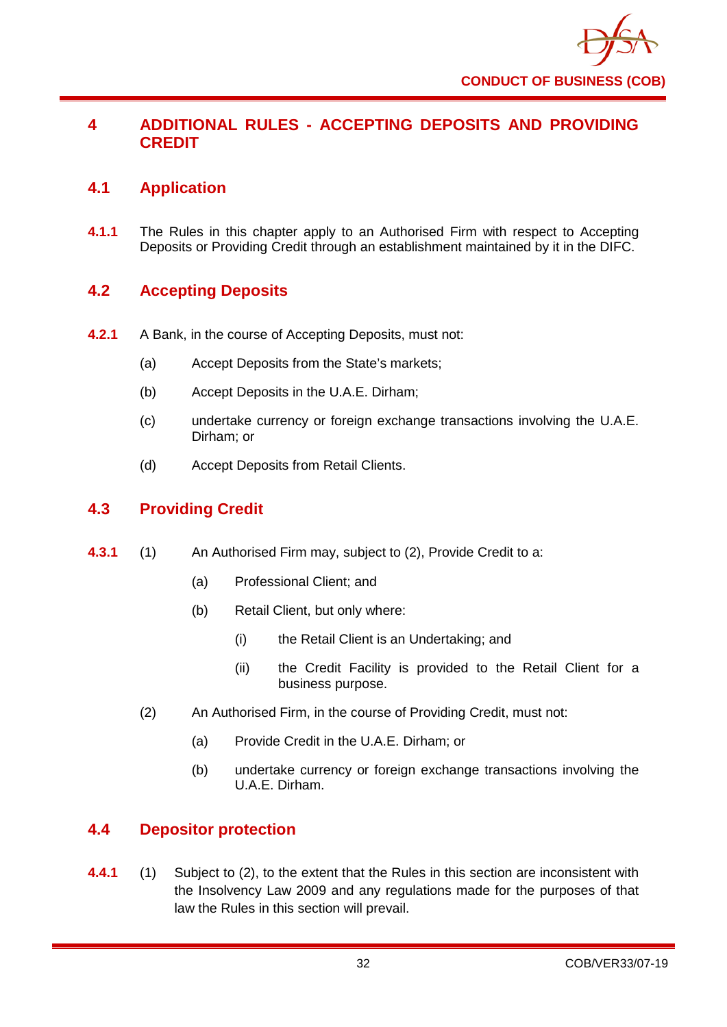# 4 ADDITIONAL RULES - ACCEPTING DEPOSITS AND PROVIDING CREDIT

## 4.1 Application

**4.1.1** The Rules in this chapter apply to an Authorised Firm with respect to Accepting Deposits or Providing Credit through an establishment maintained by it in the DIFC.

## 4.2 Accepting Deposits

**4.2.1** A Bank, in the course of Accepting Deposits, must not:

(a) Accept Deposits from the State's markets;

(b) Accept Deposits in the U.A.E. Dirham;

(c) undertake currency or foreign exchange transactions involving the U.A.E. Dirham; or

(d) Accept Deposits from Retail Clients.

## 4.3 Providing Credit

**4.3.1** (1) An Authorised Firm may, subject to (2), Provide Credit to a:

(a) Professional Client; and

(b) Retail Client, but only where:

(i) the Retail Client is an Undertaking; and

(ii) the Credit Facility is provided to the Retail Client for a business purpose.

(2) An Authorised Firm, in the course of Providing Credit, must not:

(a) Provide Credit in the U.A.E. Dirham; or

(b) undertake currency or foreign exchange transactions involving the U.A.E. Dirham.

## 4.4 Depositor protection

**4.4.1** (1) Subject to (2), to the extent that the Rules in this section are inconsistent with the Insolvency Law 2009 and any regulations made for the purposes of that law the Rules in this section will prevail.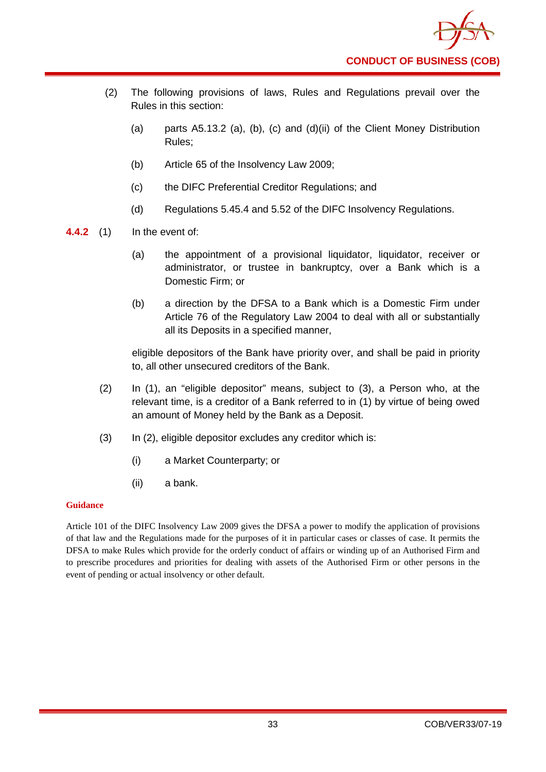(2) The following provisions of laws, Rules and Regulations prevail over the Rules in this section:

(a) parts A5.13.2 (a), (b), (c) and (d)(ii) of the Client Money Distribution Rules;

(b) Article 65 of the Insolvency Law 2009;

(c) the DIFC Preferential Creditor Regulations; and

(d) Regulations 5.45.4 and 5.52 of the DIFC Insolvency Regulations.

**4.4.2** (1) In the event of:

(a) the appointment of a provisional liquidator, liquidator, receiver or administrator, or trustee in bankruptcy, over a Bank which is a Domestic Firm; or

(b) a direction by the DFSA to a Bank which is a Domestic Firm under Article 76 of the Regulatory Law 2004 to deal with all or substantially all its Deposits in a specified manner,

eligible depositors of the Bank have priority over, and shall be paid in priority to, all other unsecured creditors of the Bank.

(2) In (1), an "eligible depositor" means, subject to (3), a Person who, at the relevant time, is a creditor of a Bank referred to in (1) by virtue of being owed an amount of Money held by the Bank as a Deposit.

(3) In (2), eligible depositor excludes any creditor which is:

(i) a Market Counterparty; or

(ii) a bank.

**Guidance**

Article 101 of the DIFC Insolvency Law 2009 gives the DFSA a power to modify the application of provisions of that law and the Regulations made for the purposes of it in particular cases or classes of case. It permits the DFSA to make Rules which provide for the orderly conduct of affairs or winding up of an Authorised Firm and to prescribe procedures and priorities for dealing with assets of the Authorised Firm or other persons in the event of pending or actual insolvency or other default.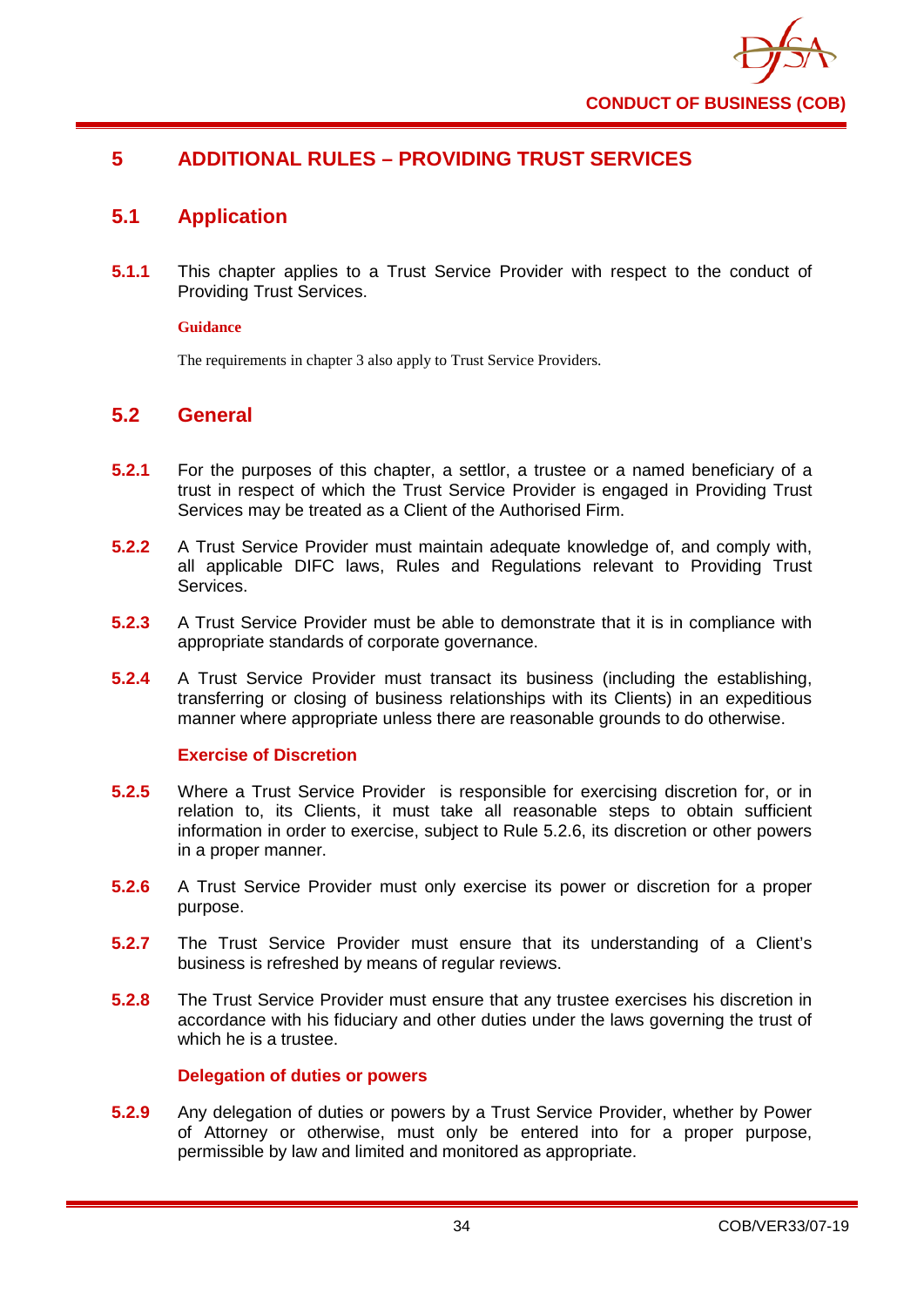# 5 ADDITIONAL RULES – PROVIDING TRUST SERVICES

## 5.1 Application

**5.1.1** This chapter applies to a Trust Service Provider with respect to the conduct of Providing Trust Services.

**Guidance**

The requirements in chapter 3 also apply to Trust Service Providers.

## 5.2 General

**5.2.1** For the purposes of this chapter, a settlor, a trustee or a named beneficiary of a trust in respect of which the Trust Service Provider is engaged in Providing Trust Services may be treated as a Client of the Authorised Firm.

**5.2.2** A Trust Service Provider must maintain adequate knowledge of, and comply with, all applicable DIFC laws, Rules and Regulations relevant to Providing Trust Services.

**5.2.3** A Trust Service Provider must be able to demonstrate that it is in compliance with appropriate standards of corporate governance.

**5.2.4** A Trust Service Provider must transact its business (including the establishing, transferring or closing of business relationships with its Clients) in an expeditious manner where appropriate unless there are reasonable grounds to do otherwise.

### Exercise of Discretion

**5.2.5** Where a Trust Service Provider is responsible for exercising discretion for, or in relation to, its Clients, it must take all reasonable steps to obtain sufficient information in order to exercise, subject to Rule 5.2.6, its discretion or other powers in a proper manner.

**5.2.6** A Trust Service Provider must only exercise its power or discretion for a proper purpose.

**5.2.7** The Trust Service Provider must ensure that its understanding of a Client's business is refreshed by means of regular reviews.

**5.2.8** The Trust Service Provider must ensure that any trustee exercises his discretion in accordance with his fiduciary and other duties under the laws governing the trust of which he is a trustee.

### Delegation of duties or powers

**5.2.9** Any delegation of duties or powers by a Trust Service Provider, whether by Power of Attorney or otherwise, must only be entered into for a proper purpose, permissible by law and limited and monitored as appropriate.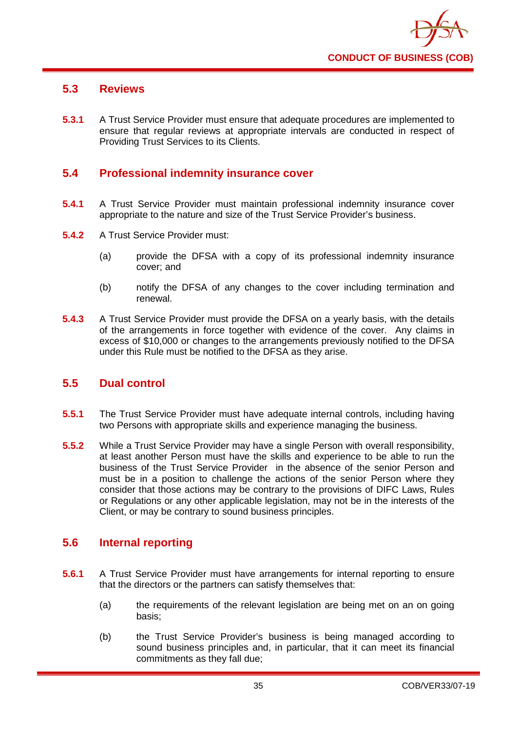## 5.3 Reviews

**5.3.1** A Trust Service Provider must ensure that adequate procedures are implemented to ensure that regular reviews at appropriate intervals are conducted in respect of Providing Trust Services to its Clients.

## 5.4 Professional indemnity insurance cover

**5.4.1** A Trust Service Provider must maintain professional indemnity insurance cover appropriate to the nature and size of the Trust Service Provider's business.

**5.4.2** A Trust Service Provider must:

(a) provide the DFSA with a copy of its professional indemnity insurance cover; and

(b) notify the DFSA of any changes to the cover including termination and renewal.

**5.4.3** A Trust Service Provider must provide the DFSA on a yearly basis, with the details of the arrangements in force together with evidence of the cover. Any claims in excess of $10,000 or changes to the arrangements previously notified to the DFSA under this Rule must be notified to the DFSA as they arise.

## 5.5 Dual control

**5.5.1** The Trust Service Provider must have adequate internal controls, including having two Persons with appropriate skills and experience managing the business.

**5.5.2** While a Trust Service Provider may have a single Person with overall responsibility, at least another Person must have the skills and experience to be able to run the business of the Trust Service Provider in the absence of the senior Person and must be in a position to challenge the actions of the senior Person where they consider that those actions may be contrary to the provisions of DIFC Laws, Rules or Regulations or any other applicable legislation, may not be in the interests of the Client, or may be contrary to sound business principles.

## 5.6 Internal reporting

**5.6.1** A Trust Service Provider must have arrangements for internal reporting to ensure that the directors or the partners can satisfy themselves that:

(a) the requirements of the relevant legislation are being met on an on going basis;

(b) the Trust Service Provider's business is being managed according to sound business principles and, in particular, that it can meet its financial commitments as they fall due;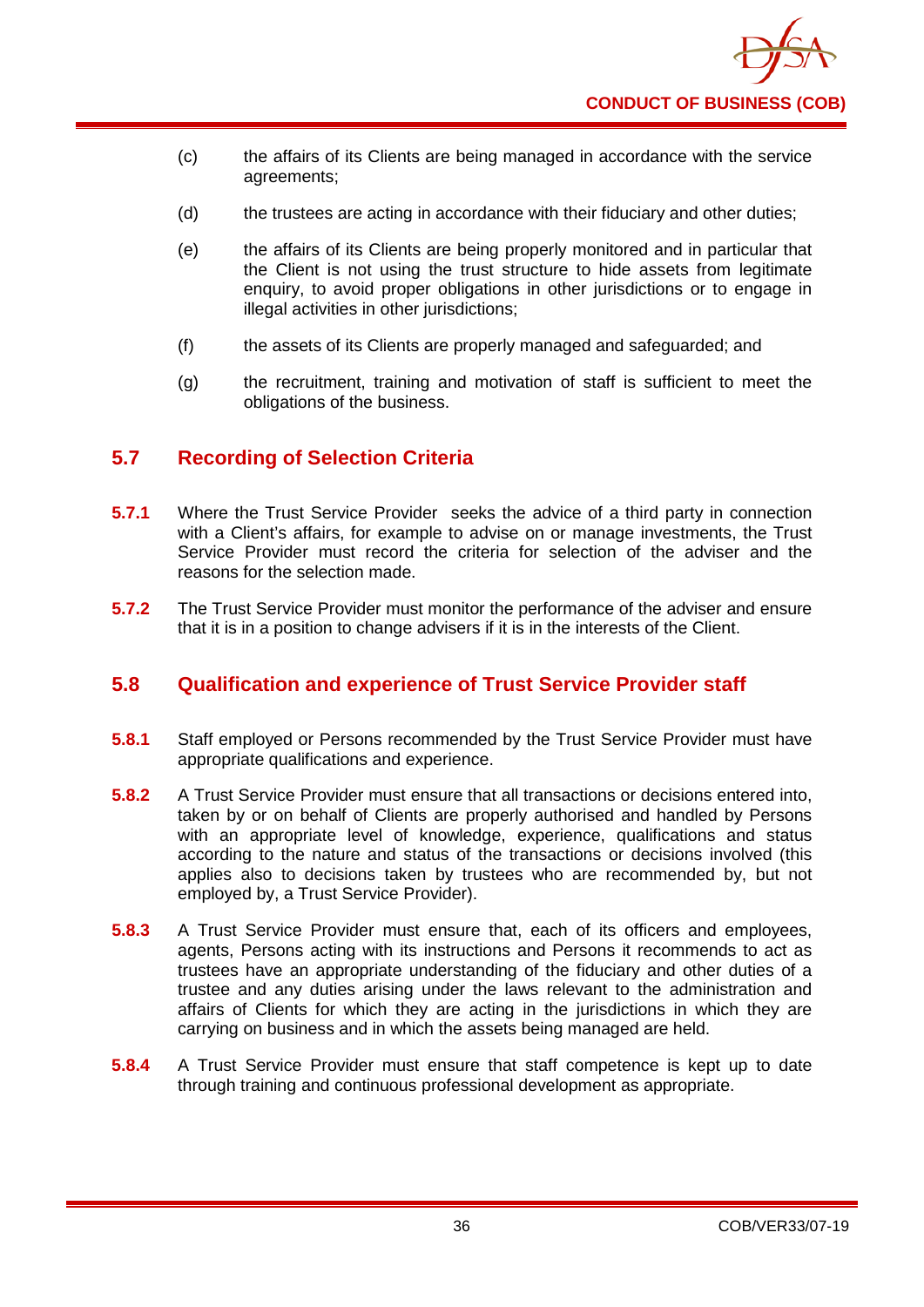(c) the affairs of its Clients are being managed in accordance with the service agreements;

(d) the trustees are acting in accordance with their fiduciary and other duties;

(e) the affairs of its Clients are being properly monitored and in particular that the Client is not using the trust structure to hide assets from legitimate enquiry, to avoid proper obligations in other jurisdictions or to engage in illegal activities in other jurisdictions;

(f) the assets of its Clients are properly managed and safeguarded; and

(g) the recruitment, training and motivation of staff is sufficient to meet the obligations of the business.

## 5.7 Recording of Selection Criteria

**5.7.1** Where the Trust Service Provider seeks the advice of a third party in connection with a Client's affairs, for example to advise on or manage investments, the Trust Service Provider must record the criteria for selection of the adviser and the reasons for the selection made.

**5.7.2** The Trust Service Provider must monitor the performance of the adviser and ensure that it is in a position to change advisers if it is in the interests of the Client.

## 5.8 Qualification and experience of Trust Service Provider staff

**5.8.1** Staff employed or Persons recommended by the Trust Service Provider must have appropriate qualifications and experience.

**5.8.2** A Trust Service Provider must ensure that all transactions or decisions entered into, taken by or on behalf of Clients are properly authorised and handled by Persons with an appropriate level of knowledge, experience, qualifications and status according to the nature and status of the transactions or decisions involved (this applies also to decisions taken by trustees who are recommended by, but not employed by, a Trust Service Provider).

**5.8.3** A Trust Service Provider must ensure that, each of its officers and employees, agents, Persons acting with its instructions and Persons it recommends to act as trustees have an appropriate understanding of the fiduciary and other duties of a trustee and any duties arising under the laws relevant to the administration and affairs of Clients for which they are acting in the jurisdictions in which they are carrying on business and in which the assets being managed are held.

**5.8.4** A Trust Service Provider must ensure that staff competence is kept up to date through training and continuous professional development as appropriate.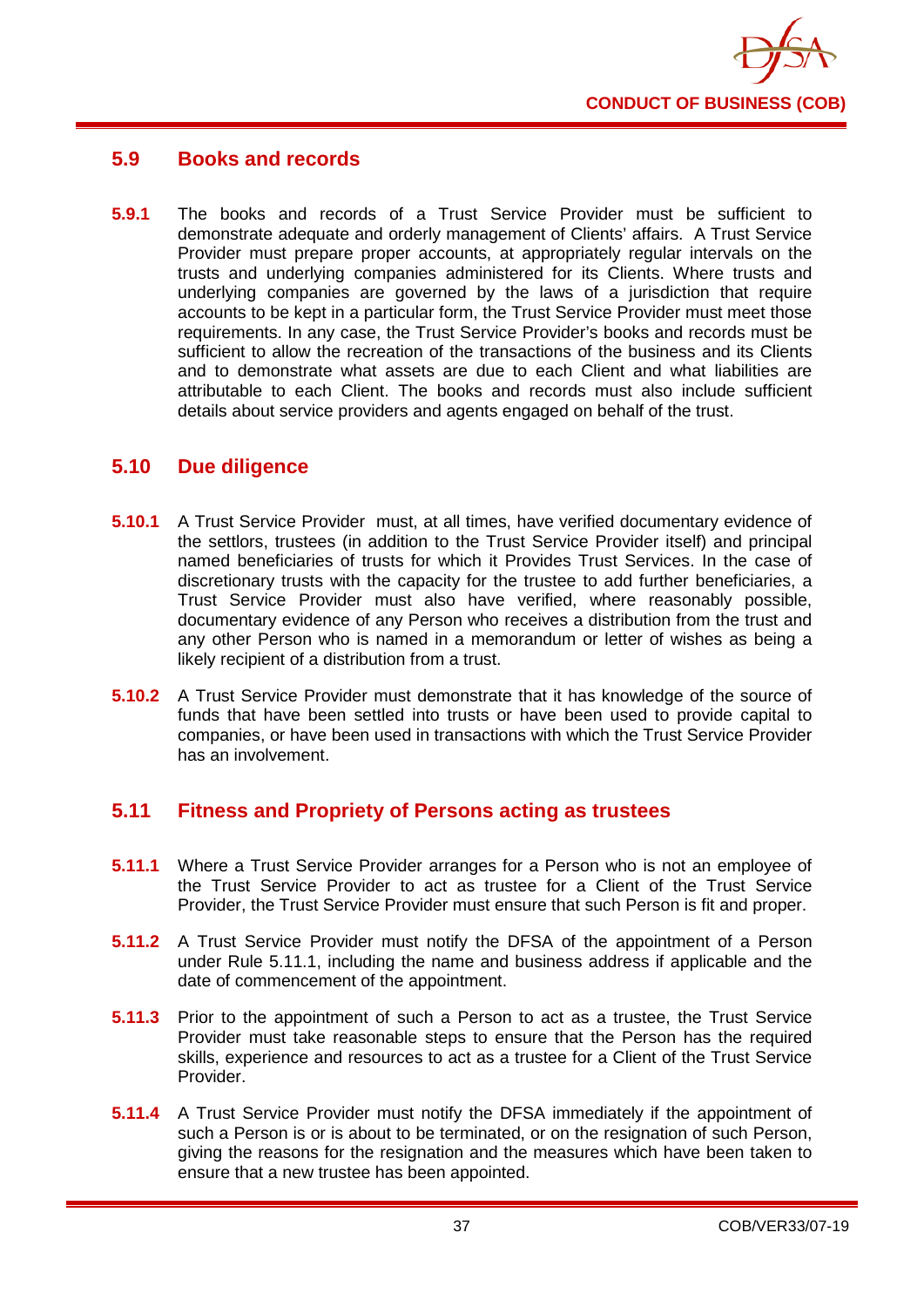## 5.9 Books and records

**5.9.1** The books and records of a Trust Service Provider must be sufficient to demonstrate adequate and orderly management of Clients' affairs. A Trust Service Provider must prepare proper accounts, at appropriately regular intervals on the trusts and underlying companies administered for its Clients. Where trusts and underlying companies are governed by the laws of a jurisdiction that require accounts to be kept in a particular form, the Trust Service Provider must meet those requirements. In any case, the Trust Service Provider's books and records must be sufficient to allow the recreation of the transactions of the business and its Clients and to demonstrate what assets are due to each Client and what liabilities are attributable to each Client. The books and records must also include sufficient details about service providers and agents engaged on behalf of the trust.

## 5.10 Due diligence

**5.10.1** A Trust Service Provider must, at all times, have verified documentary evidence of the settlors, trustees (in addition to the Trust Service Provider itself) and principal named beneficiaries of trusts for which it Provides Trust Services. In the case of discretionary trusts with the capacity for the trustee to add further beneficiaries, a Trust Service Provider must also have verified, where reasonably possible, documentary evidence of any Person who receives a distribution from the trust and any other Person who is named in a memorandum or letter of wishes as being a likely recipient of a distribution from a trust.

**5.10.2** A Trust Service Provider must demonstrate that it has knowledge of the source of funds that have been settled into trusts or have been used to provide capital to companies, or have been used in transactions with which the Trust Service Provider has an involvement.

## 5.11 Fitness and Propriety of Persons acting as trustees

**5.11.1** Where a Trust Service Provider arranges for a Person who is not an employee of the Trust Service Provider to act as trustee for a Client of the Trust Service Provider, the Trust Service Provider must ensure that such Person is fit and proper.

**5.11.2** A Trust Service Provider must notify the DFSA of the appointment of a Person under Rule 5.11.1, including the name and business address if applicable and the date of commencement of the appointment.

**5.11.3** Prior to the appointment of such a Person to act as a trustee, the Trust Service Provider must take reasonable steps to ensure that the Person has the required skills, experience and resources to act as a trustee for a Client of the Trust Service Provider.

**5.11.4** A Trust Service Provider must notify the DFSA immediately if the appointment of such a Person is or is about to be terminated, or on the resignation of such Person, giving the reasons for the resignation and the measures which have been taken to ensure that a new trustee has been appointed.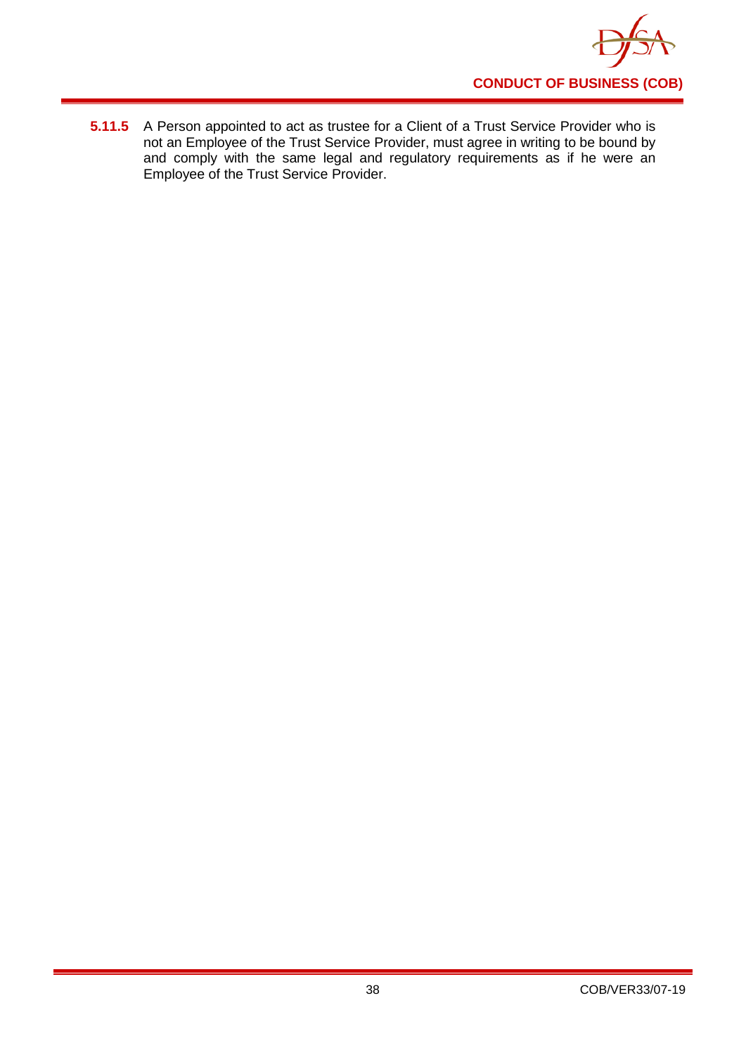**5.11.5** A Person appointed to act as trustee for a Client of a Trust Service Provider who is not an Employee of the Trust Service Provider, must agree in writing to be bound by and comply with the same legal and regulatory requirements as if he were an Employee of the Trust Service Provider.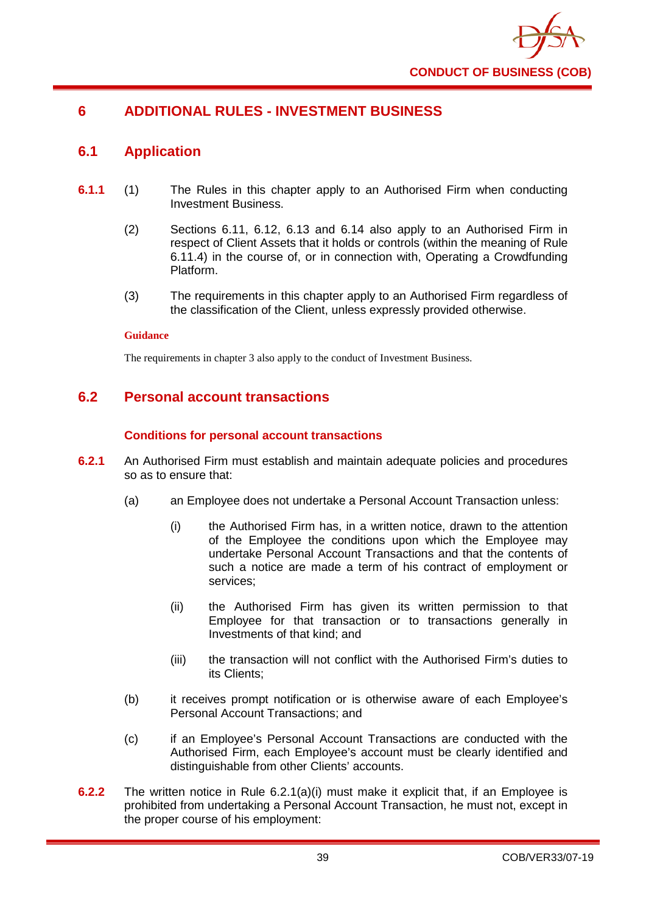# 6 ADDITIONAL RULES - INVESTMENT BUSINESS

## 6.1 Application

**6.1.1** (1) The Rules in this chapter apply to an Authorised Firm when conducting Investment Business.

(2) Sections 6.11, 6.12, 6.13 and 6.14 also apply to an Authorised Firm in respect of Client Assets that it holds or controls (within the meaning of Rule 6.11.4) in the course of, or in connection with, Operating a Crowdfunding Platform.

(3) The requirements in this chapter apply to an Authorised Firm regardless of the classification of the Client, unless expressly provided otherwise.

**Guidance**

The requirements in chapter 3 also apply to the conduct of Investment Business.

## 6.2 Personal account transactions

### Conditions for personal account transactions

**6.2.1** An Authorised Firm must establish and maintain adequate policies and procedures so as to ensure that:

(a) an Employee does not undertake a Personal Account Transaction unless:

(i) the Authorised Firm has, in a written notice, drawn to the attention of the Employee the conditions upon which the Employee may undertake Personal Account Transactions and that the contents of such a notice are made a term of his contract of employment or services;

(ii) the Authorised Firm has given its written permission to that Employee for that transaction or to transactions generally in Investments of that kind; and

(iii) the transaction will not conflict with the Authorised Firm's duties to its Clients;

(b) it receives prompt notification or is otherwise aware of each Employee's Personal Account Transactions; and

(c) if an Employee's Personal Account Transactions are conducted with the Authorised Firm, each Employee's account must be clearly identified and distinguishable from other Clients' accounts.

**6.2.2** The written notice in Rule 6.2.1(a)(i) must make it explicit that, if an Employee is prohibited from undertaking a Personal Account Transaction, he must not, except in the proper course of his employment: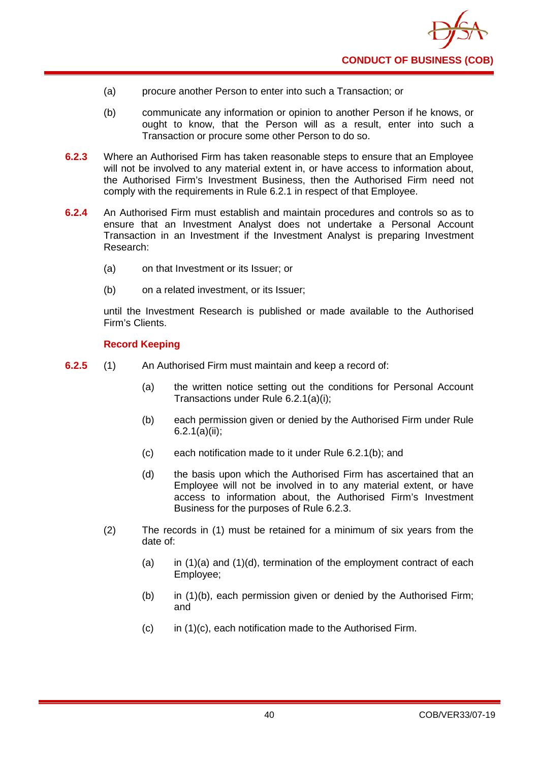(a) procure another Person to enter into such a Transaction; or

(b) communicate any information or opinion to another Person if he knows, or ought to know, that the Person will as a result, enter into such a Transaction or procure some other Person to do so.

**6.2.3** Where an Authorised Firm has taken reasonable steps to ensure that an Employee will not be involved to any material extent in, or have access to information about, the Authorised Firm's Investment Business, then the Authorised Firm need not comply with the requirements in Rule 6.2.1 in respect of that Employee.

**6.2.4** An Authorised Firm must establish and maintain procedures and controls so as to ensure that an Investment Analyst does not undertake a Personal Account Transaction in an Investment if the Investment Analyst is preparing Investment Research:

(a) on that Investment or its Issuer; or

(b) on a related investment, or its Issuer;

until the Investment Research is published or made available to the Authorised Firm's Clients.

### Record Keeping

**6.2.5** (1) An Authorised Firm must maintain and keep a record of:

(a) the written notice setting out the conditions for Personal Account Transactions under Rule 6.2.1(a)(i);

(b) each permission given or denied by the Authorised Firm under Rule 6.2.1(a)(ii);

(c) each notification made to it under Rule 6.2.1(b); and

(d) the basis upon which the Authorised Firm has ascertained that an Employee will not be involved in to any material extent, or have access to information about, the Authorised Firm's Investment Business for the purposes of Rule 6.2.3.

(2) The records in (1) must be retained for a minimum of six years from the date of:

(a) in (1)(a) and (1)(d), termination of the employment contract of each Employee;

(b) in (1)(b), each permission given or denied by the Authorised Firm; and

(c) in (1)(c), each notification made to the Authorised Firm.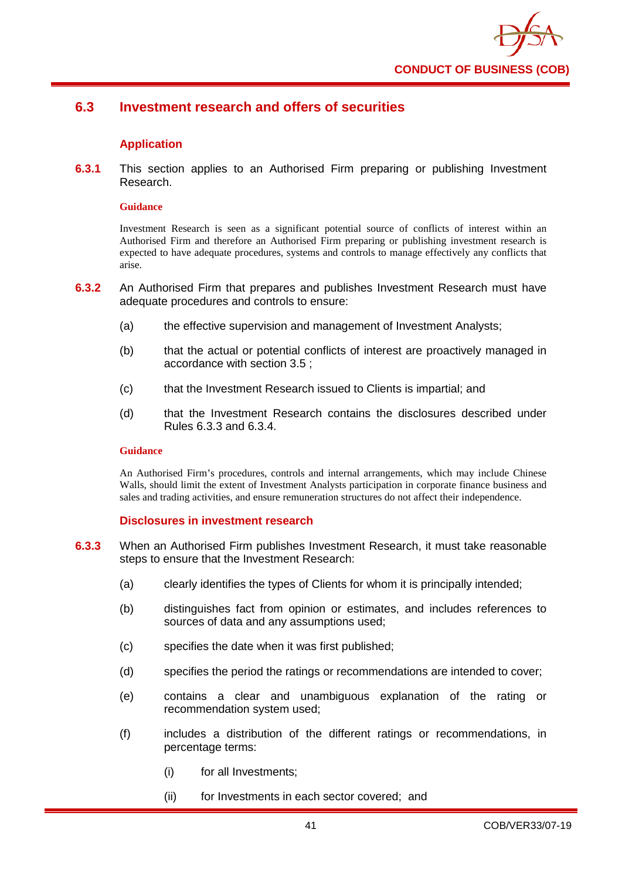## 6.3 Investment research and offers of securities

### Application

**6.3.1** This section applies to an Authorised Firm preparing or publishing Investment Research.

**Guidance**

Investment Research is seen as a significant potential source of conflicts of interest within an Authorised Firm and therefore an Authorised Firm preparing or publishing investment research is expected to have adequate procedures, systems and controls to manage effectively any conflicts that arise.

**6.3.2** An Authorised Firm that prepares and publishes Investment Research must have adequate procedures and controls to ensure:

(a) the effective supervision and management of Investment Analysts;

(b) that the actual or potential conflicts of interest are proactively managed in accordance with section 3.5 ;

(c) that the Investment Research issued to Clients is impartial; and

(d) that the Investment Research contains the disclosures described under Rules 6.3.3 and 6.3.4.

**Guidance**

An Authorised Firm's procedures, controls and internal arrangements, which may include Chinese Walls, should limit the extent of Investment Analysts participation in corporate finance business and sales and trading activities, and ensure remuneration structures do not affect their independence.

### Disclosures in investment research

**6.3.3** When an Authorised Firm publishes Investment Research, it must take reasonable steps to ensure that the Investment Research:

(a) clearly identifies the types of Clients for whom it is principally intended;

(b) distinguishes fact from opinion or estimates, and includes references to sources of data and any assumptions used;

(c) specifies the date when it was first published;

(d) specifies the period the ratings or recommendations are intended to cover;

(e) contains a clear and unambiguous explanation of the rating or recommendation system used;

(f) includes a distribution of the different ratings or recommendations, in percentage terms:

(i) for all Investments;

(ii) for Investments in each sector covered; and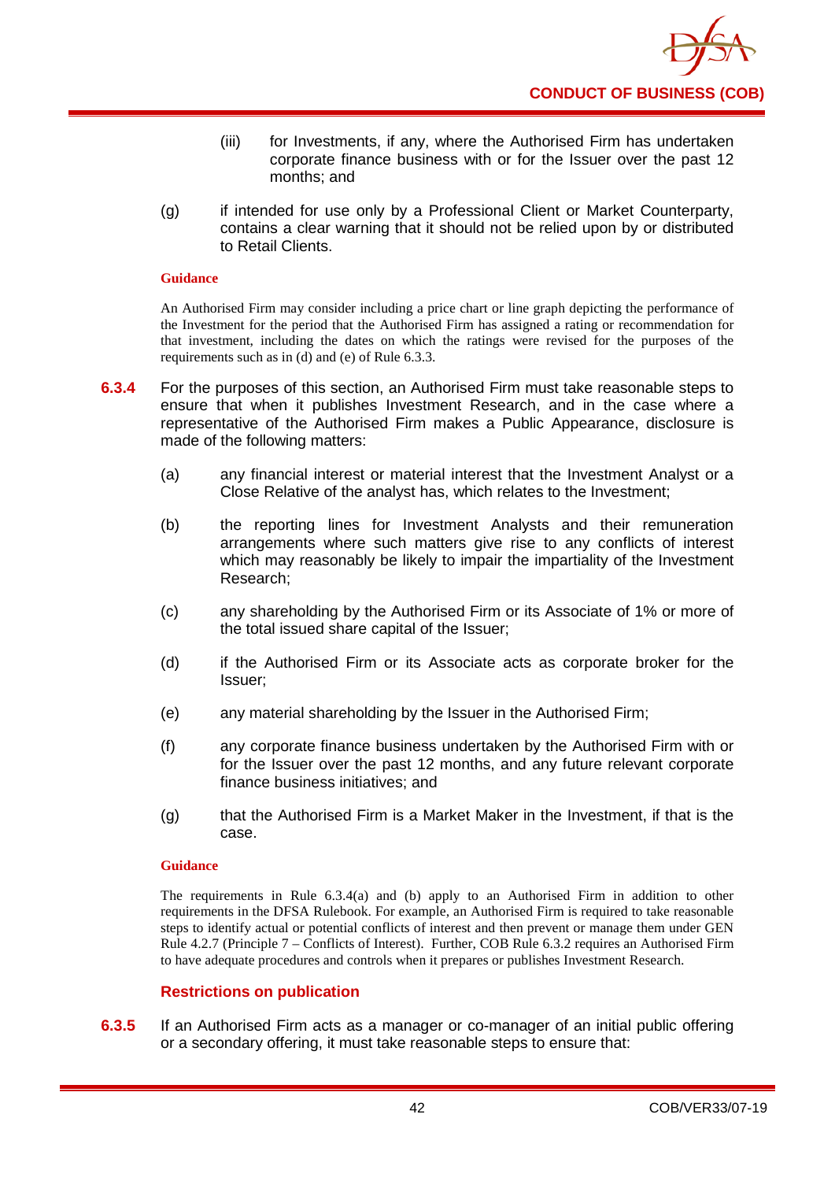(iii) for Investments, if any, where the Authorised Firm has undertaken corporate finance business with or for the Issuer over the past 12 months; and

(g) if intended for use only by a Professional Client or Market Counterparty, contains a clear warning that it should not be relied upon by or distributed to Retail Clients.

**Guidance**

An Authorised Firm may consider including a price chart or line graph depicting the performance of the Investment for the period that the Authorised Firm has assigned a rating or recommendation for that investment, including the dates on which the ratings were revised for the purposes of the requirements such as in (d) and (e) of Rule 6.3.3.

**6.3.4** For the purposes of this section, an Authorised Firm must take reasonable steps to ensure that when it publishes Investment Research, and in the case where a representative of the Authorised Firm makes a Public Appearance, disclosure is made of the following matters:

(a) any financial interest or material interest that the Investment Analyst or a Close Relative of the analyst has, which relates to the Investment;

(b) the reporting lines for Investment Analysts and their remuneration arrangements where such matters give rise to any conflicts of interest which may reasonably be likely to impair the impartiality of the Investment Research;

(c) any shareholding by the Authorised Firm or its Associate of 1% or more of the total issued share capital of the Issuer;

(d) if the Authorised Firm or its Associate acts as corporate broker for the Issuer;

(e) any material shareholding by the Issuer in the Authorised Firm;

(f) any corporate finance business undertaken by the Authorised Firm with or for the Issuer over the past 12 months, and any future relevant corporate finance business initiatives; and

(g) that the Authorised Firm is a Market Maker in the Investment, if that is the case.

**Guidance**

The requirements in Rule 6.3.4(a) and (b) apply to an Authorised Firm in addition to other requirements in the DFSA Rulebook. For example, an Authorised Firm is required to take reasonable steps to identify actual or potential conflicts of interest and then prevent or manage them under GEN Rule 4.2.7 (Principle 7 – Conflicts of Interest). Further, COB Rule 6.3.2 requires an Authorised Firm to have adequate procedures and controls when it prepares or publishes Investment Research.

### Restrictions on publication

**6.3.5** If an Authorised Firm acts as a manager or co-manager of an initial public offering or a secondary offering, it must take reasonable steps to ensure that: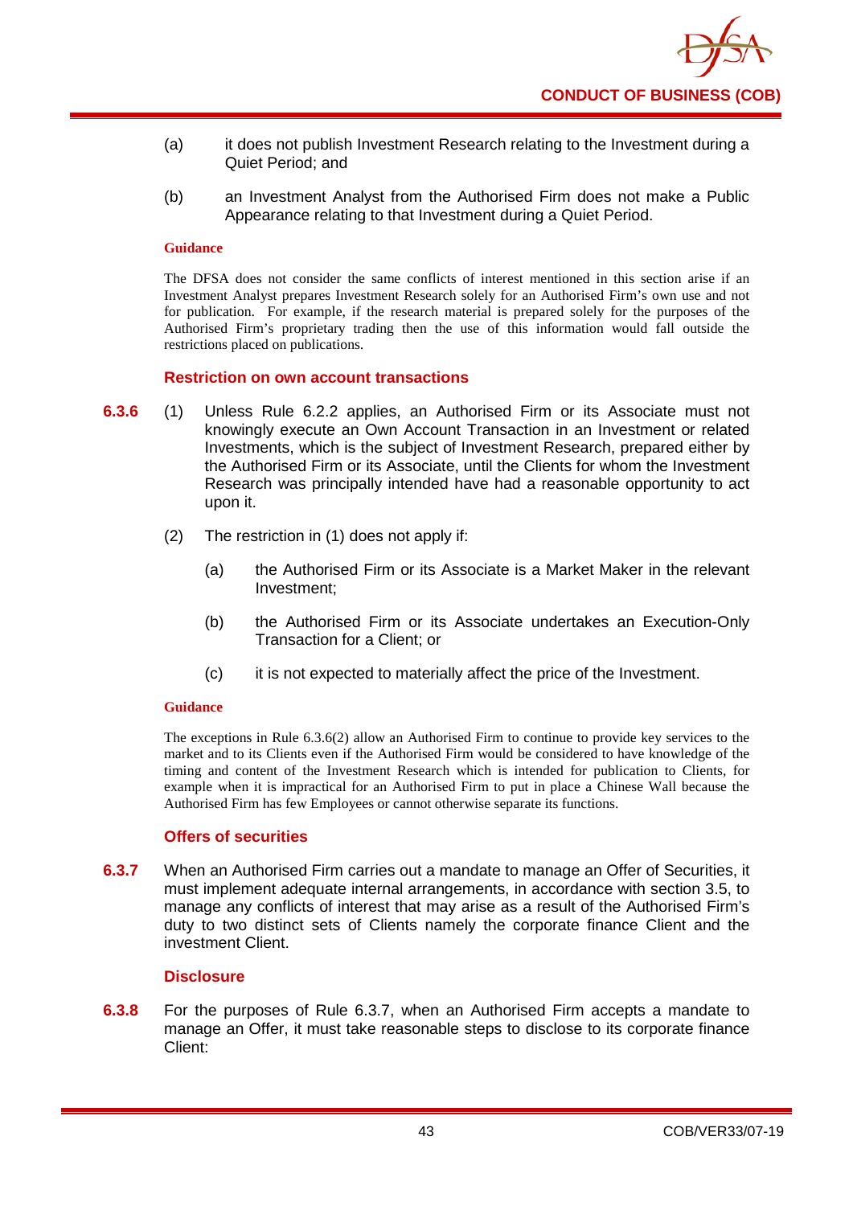(a) it does not publish Investment Research relating to the Investment during a Quiet Period; and

(b) an Investment Analyst from the Authorised Firm does not make a Public Appearance relating to that Investment during a Quiet Period.

**Guidance**

The DFSA does not consider the same conflicts of interest mentioned in this section arise if an Investment Analyst prepares Investment Research solely for an Authorised Firm's own use and not for publication. For example, if the research material is prepared solely for the purposes of the Authorised Firm's proprietary trading then the use of this information would fall outside the restrictions placed on publications.

### Restriction on own account transactions

**6.3.6** (1) Unless Rule 6.2.2 applies, an Authorised Firm or its Associate must not knowingly execute an Own Account Transaction in an Investment or related Investments, which is the subject of Investment Research, prepared either by the Authorised Firm or its Associate, until the Clients for whom the Investment Research was principally intended have had a reasonable opportunity to act upon it.

(2) The restriction in (1) does not apply if:

(a) the Authorised Firm or its Associate is a Market Maker in the relevant Investment;

(b) the Authorised Firm or its Associate undertakes an Execution-Only Transaction for a Client; or

(c) it is not expected to materially affect the price of the Investment.

**Guidance**

The exceptions in Rule 6.3.6(2) allow an Authorised Firm to continue to provide key services to the market and to its Clients even if the Authorised Firm would be considered to have knowledge of the timing and content of the Investment Research which is intended for publication to Clients, for example when it is impractical for an Authorised Firm to put in place a Chinese Wall because the Authorised Firm has few Employees or cannot otherwise separate its functions.

### Offers of securities

**6.3.7** When an Authorised Firm carries out a mandate to manage an Offer of Securities, it must implement adequate internal arrangements, in accordance with section 3.5, to manage any conflicts of interest that may arise as a result of the Authorised Firm's duty to two distinct sets of Clients namely the corporate finance Client and the investment Client.

### Disclosure

**6.3.8** For the purposes of Rule 6.3.7, when an Authorised Firm accepts a mandate to manage an Offer, it must take reasonable steps to disclose to its corporate finance Client: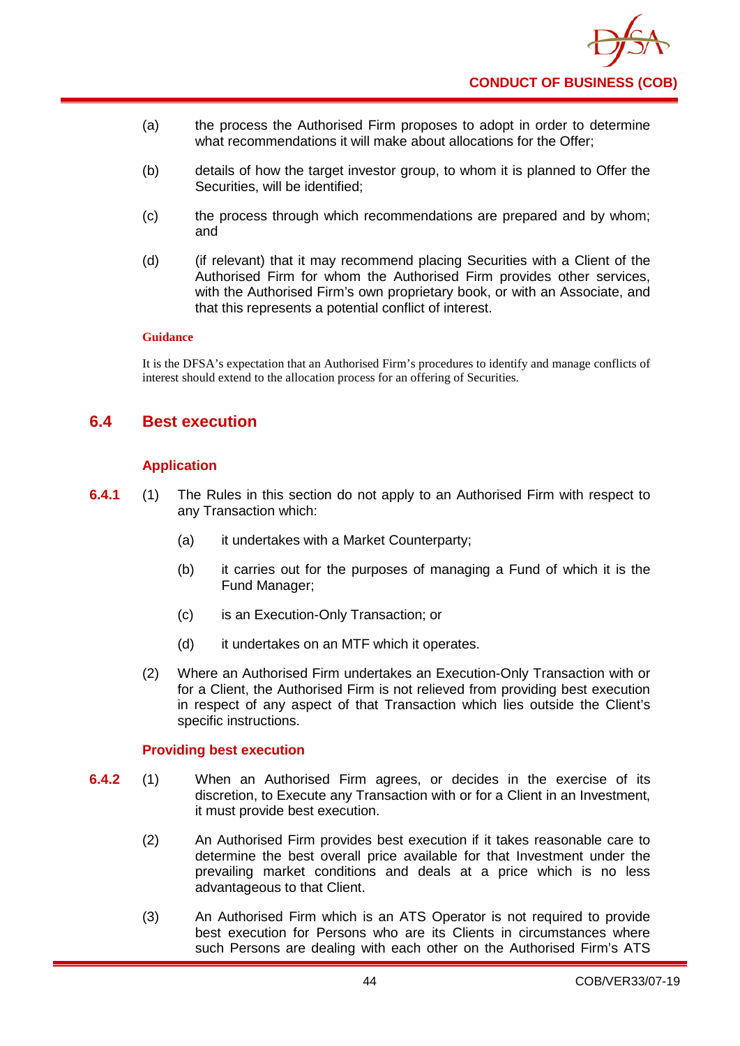(a) the process the Authorised Firm proposes to adopt in order to determine what recommendations it will make about allocations for the Offer;

(b) details of how the target investor group, to whom it is planned to Offer the Securities, will be identified;

(c) the process through which recommendations are prepared and by whom; and

(d) (if relevant) that it may recommend placing Securities with a Client of the Authorised Firm for whom the Authorised Firm provides other services, with the Authorised Firm's own proprietary book, or with an Associate, and that this represents a potential conflict of interest.

**Guidance**

It is the DFSA's expectation that an Authorised Firm's procedures to identify and manage conflicts of interest should extend to the allocation process for an offering of Securities.

## 6.4 Best execution

### Application

**6.4.1** (1) The Rules in this section do not apply to an Authorised Firm with respect to any Transaction which:

(a) it undertakes with a Market Counterparty;

(b) it carries out for the purposes of managing a Fund of which it is the Fund Manager;

(c) is an Execution-Only Transaction; or

(d) it undertakes on an MTF which it operates.

(2) Where an Authorised Firm undertakes an Execution-Only Transaction with or for a Client, the Authorised Firm is not relieved from providing best execution in respect of any aspect of that Transaction which lies outside the Client's specific instructions.

### Providing best execution

**6.4.2** (1) When an Authorised Firm agrees, or decides in the exercise of its discretion, to Execute any Transaction with or for a Client in an Investment, it must provide best execution.

(2) An Authorised Firm provides best execution if it takes reasonable care to determine the best overall price available for that Investment under the prevailing market conditions and deals at a price which is no less advantageous to that Client.

(3) An Authorised Firm which is an ATS Operator is not required to provide best execution for Persons who are its Clients in circumstances where such Persons are dealing with each other on the Authorised Firm's ATS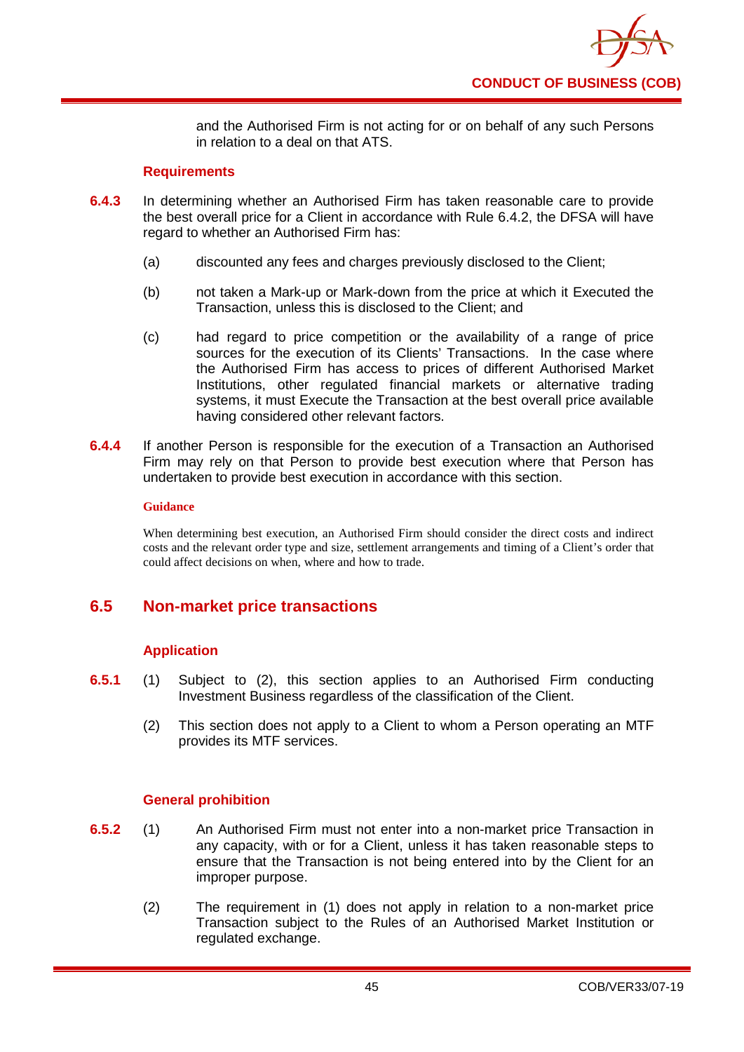and the Authorised Firm is not acting for or on behalf of any such Persons in relation to a deal on that ATS.

### Requirements

**6.4.3** In determining whether an Authorised Firm has taken reasonable care to provide the best overall price for a Client in accordance with Rule 6.4.2, the DFSA will have regard to whether an Authorised Firm has:

(a) discounted any fees and charges previously disclosed to the Client;

(b) not taken a Mark-up or Mark-down from the price at which it Executed the Transaction, unless this is disclosed to the Client; and

(c) had regard to price competition or the availability of a range of price sources for the execution of its Clients' Transactions. In the case where the Authorised Firm has access to prices of different Authorised Market Institutions, other regulated financial markets or alternative trading systems, it must Execute the Transaction at the best overall price available having considered other relevant factors.

**6.4.4** If another Person is responsible for the execution of a Transaction an Authorised Firm may rely on that Person to provide best execution where that Person has undertaken to provide best execution in accordance with this section.

#### Guidance

When determining best execution, an Authorised Firm should consider the direct costs and indirect costs and the relevant order type and size, settlement arrangements and timing of a Client's order that could affect decisions on when, where and how to trade.

## 6.5 Non-market price transactions

### Application

**6.5.1** (1) Subject to (2), this section applies to an Authorised Firm conducting Investment Business regardless of the classification of the Client.

(2) This section does not apply to a Client to whom a Person operating an MTF provides its MTF services.

### General prohibition

**6.5.2** (1) An Authorised Firm must not enter into a non-market price Transaction in any capacity, with or for a Client, unless it has taken reasonable steps to ensure that the Transaction is not being entered into by the Client for an improper purpose.

(2) The requirement in (1) does not apply in relation to a non-market price Transaction subject to the Rules of an Authorised Market Institution or regulated exchange.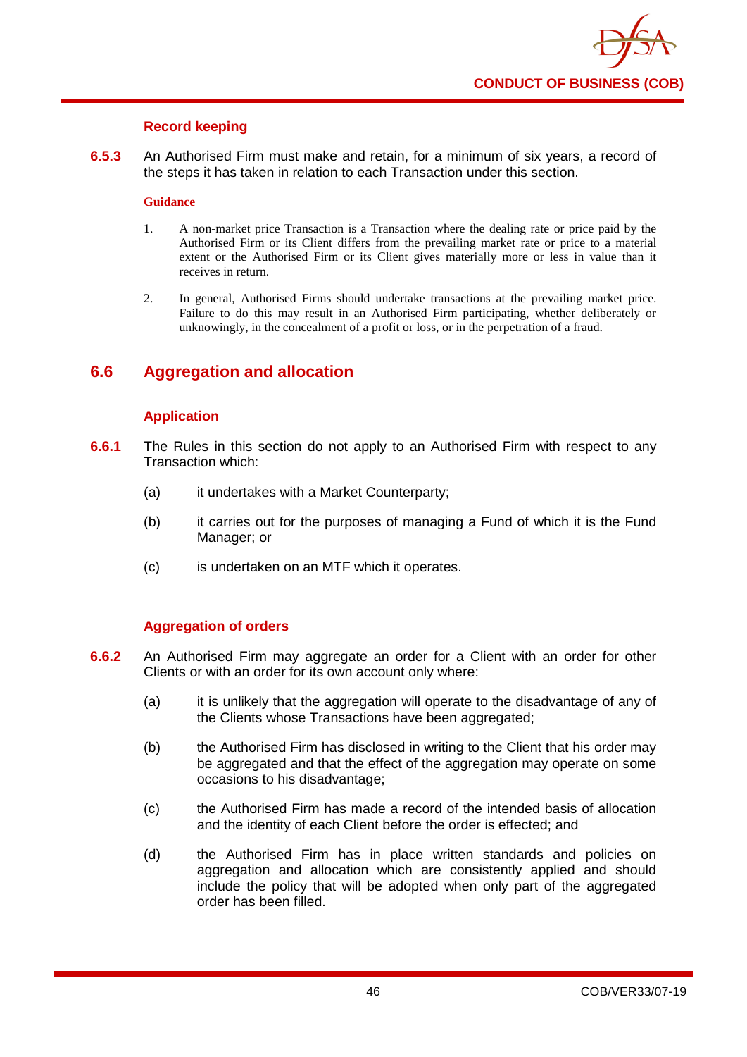### Record keeping

**6.5.3** An Authorised Firm must make and retain, for a minimum of six years, a record of the steps it has taken in relation to each Transaction under this section.

**Guidance**

1. A non-market price Transaction is a Transaction where the dealing rate or price paid by the Authorised Firm or its Client differs from the prevailing market rate or price to a material extent or the Authorised Firm or its Client gives materially more or less in value than it receives in return.

2. In general, Authorised Firms should undertake transactions at the prevailing market price. Failure to do this may result in an Authorised Firm participating, whether deliberately or unknowingly, in the concealment of a profit or loss, or in the perpetration of a fraud.

## 6.6 Aggregation and allocation

### Application

**6.6.1** The Rules in this section do not apply to an Authorised Firm with respect to any Transaction which:

(a) it undertakes with a Market Counterparty;

(b) it carries out for the purposes of managing a Fund of which it is the Fund Manager; or

(c) is undertaken on an MTF which it operates.

### Aggregation of orders

**6.6.2** An Authorised Firm may aggregate an order for a Client with an order for other Clients or with an order for its own account only where:

(a) it is unlikely that the aggregation will operate to the disadvantage of any of the Clients whose Transactions have been aggregated;

(b) the Authorised Firm has disclosed in writing to the Client that his order may be aggregated and that the effect of the aggregation may operate on some occasions to his disadvantage;

(c) the Authorised Firm has made a record of the intended basis of allocation and the identity of each Client before the order is effected; and

(d) the Authorised Firm has in place written standards and policies on aggregation and allocation which are consistently applied and should include the policy that will be adopted when only part of the aggregated order has been filled.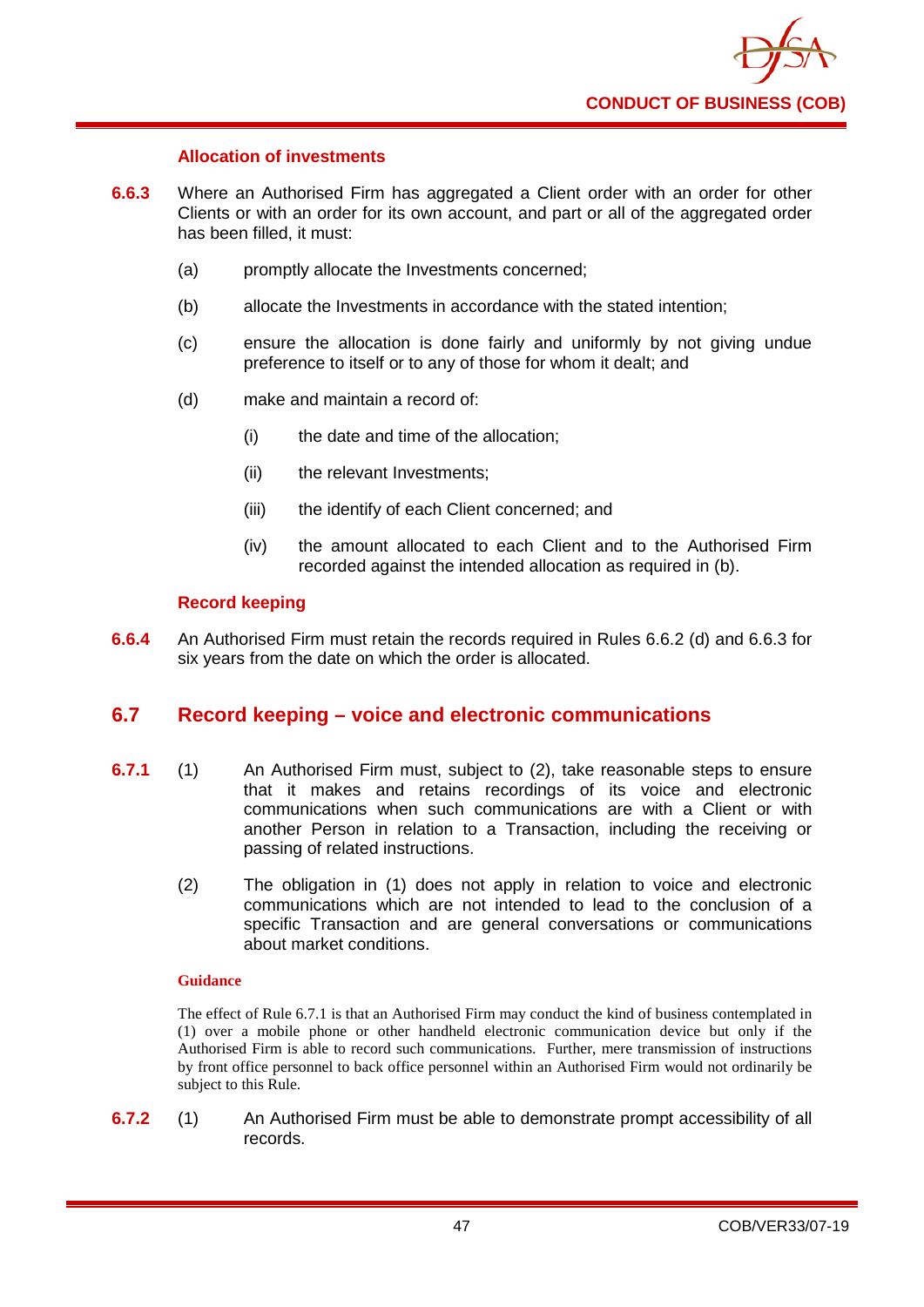#### Allocation of investments

**6.6.3** Where an Authorised Firm has aggregated a Client order with an order for other Clients or with an order for its own account, and part or all of the aggregated order has been filled, it must:

(a) promptly allocate the Investments concerned;

(b) allocate the Investments in accordance with the stated intention;

(c) ensure the allocation is done fairly and uniformly by not giving undue preference to itself or to any of those for whom it dealt; and

(d) make and maintain a record of:

  (i) the date and time of the allocation;

  (ii) the relevant Investments;

  (iii) the identify of each Client concerned; and

  (iv) the amount allocated to each Client and to the Authorised Firm recorded against the intended allocation as required in (b).

#### Record keeping

**6.6.4** An Authorised Firm must retain the records required in Rules 6.6.2 (d) and 6.6.3 for six years from the date on which the order is allocated.

## 6.7 Record keeping – voice and electronic communications

**6.7.1** (1) An Authorised Firm must, subject to (2), take reasonable steps to ensure that it makes and retains recordings of its voice and electronic communications when such communications are with a Client or with another Person in relation to a Transaction, including the receiving or passing of related instructions.

(2) The obligation in (1) does not apply in relation to voice and electronic communications which are not intended to lead to the conclusion of a specific Transaction and are general conversations or communications about market conditions.

**Guidance**

The effect of Rule 6.7.1 is that an Authorised Firm may conduct the kind of business contemplated in (1) over a mobile phone or other handheld electronic communication device but only if the Authorised Firm is able to record such communications. Further, mere transmission of instructions by front office personnel to back office personnel within an Authorised Firm would not ordinarily be subject to this Rule.

**6.7.2** (1) An Authorised Firm must be able to demonstrate prompt accessibility of all records.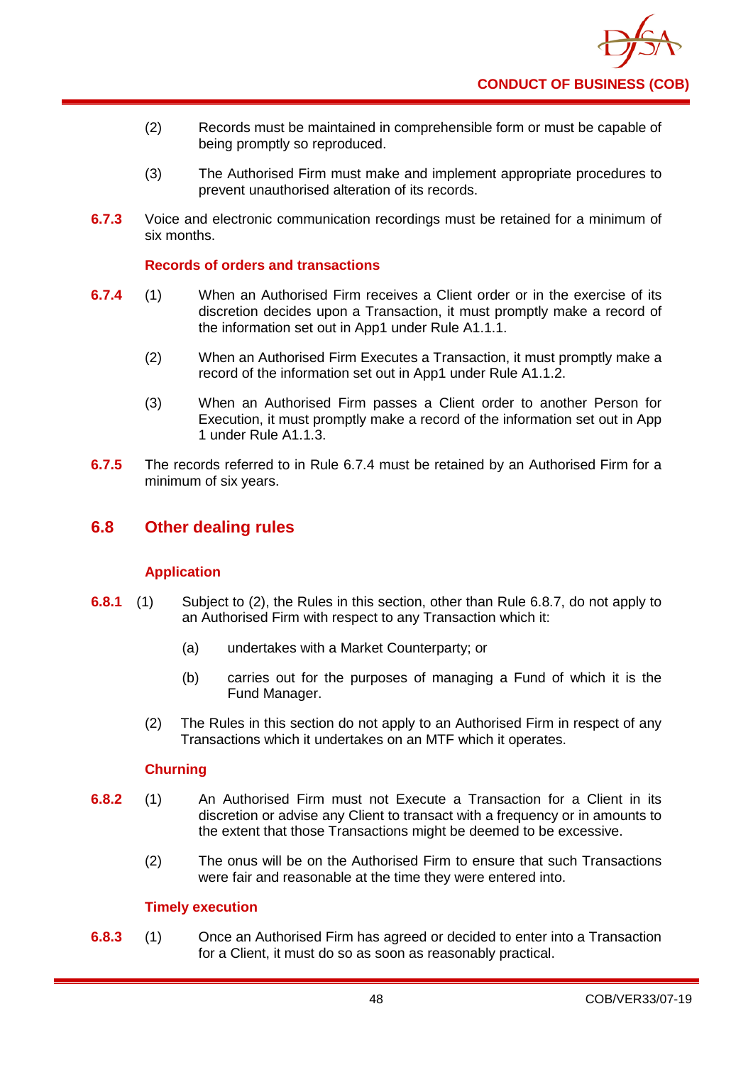(2) Records must be maintained in comprehensible form or must be capable of being promptly so reproduced.

(3) The Authorised Firm must make and implement appropriate procedures to prevent unauthorised alteration of its records.

**6.7.3** Voice and electronic communication recordings must be retained for a minimum of six months.

### Records of orders and transactions

**6.7.4** (1) When an Authorised Firm receives a Client order or in the exercise of its discretion decides upon a Transaction, it must promptly make a record of the information set out in App1 under Rule A1.1.1.

(2) When an Authorised Firm Executes a Transaction, it must promptly make a record of the information set out in App1 under Rule A1.1.2.

(3) When an Authorised Firm passes a Client order to another Person for Execution, it must promptly make a record of the information set out in App 1 under Rule A1.1.3.

**6.7.5** The records referred to in Rule 6.7.4 must be retained by an Authorised Firm for a minimum of six years.

## 6.8 Other dealing rules

### Application

**6.8.1** (1) Subject to (2), the Rules in this section, other than Rule 6.8.7, do not apply to an Authorised Firm with respect to any Transaction which it:

(a) undertakes with a Market Counterparty; or

(b) carries out for the purposes of managing a Fund of which it is the Fund Manager.

(2) The Rules in this section do not apply to an Authorised Firm in respect of any Transactions which it undertakes on an MTF which it operates.

### Churning

**6.8.2** (1) An Authorised Firm must not Execute a Transaction for a Client in its discretion or advise any Client to transact with a frequency or in amounts to the extent that those Transactions might be deemed to be excessive.

(2) The onus will be on the Authorised Firm to ensure that such Transactions were fair and reasonable at the time they were entered into.

### Timely execution

**6.8.3** (1) Once an Authorised Firm has agreed or decided to enter into a Transaction for a Client, it must do so as soon as reasonably practical.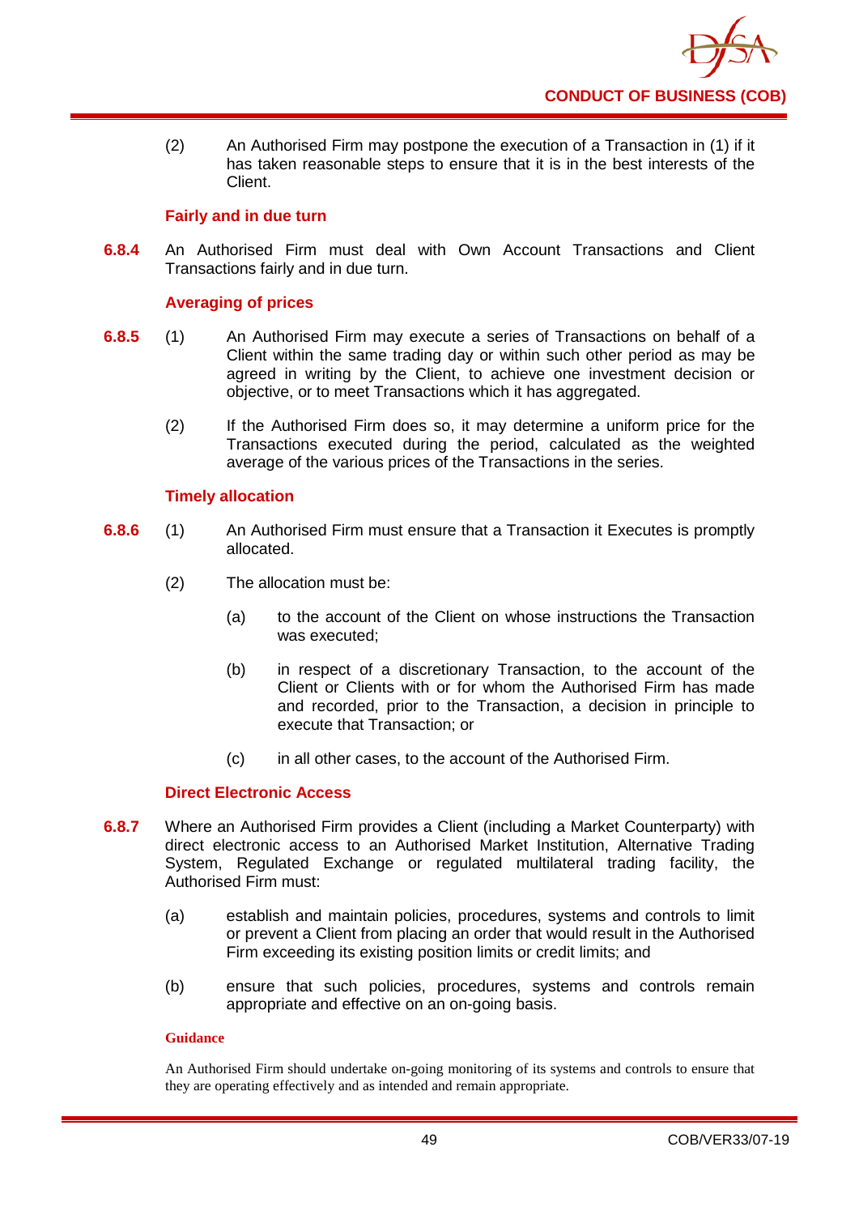(2) An Authorised Firm may postpone the execution of a Transaction in (1) if it has taken reasonable steps to ensure that it is in the best interests of the Client.

### Fairly and in due turn

**6.8.4** An Authorised Firm must deal with Own Account Transactions and Client Transactions fairly and in due turn.

### Averaging of prices

**6.8.5** (1) An Authorised Firm may execute a series of Transactions on behalf of a Client within the same trading day or within such other period as may be agreed in writing by the Client, to achieve one investment decision or objective, or to meet Transactions which it has aggregated.

(2) If the Authorised Firm does so, it may determine a uniform price for the Transactions executed during the period, calculated as the weighted average of the various prices of the Transactions in the series.

### Timely allocation

**6.8.6** (1) An Authorised Firm must ensure that a Transaction it Executes is promptly allocated.

(2) The allocation must be:

(a) to the account of the Client on whose instructions the Transaction was executed;

(b) in respect of a discretionary Transaction, to the account of the Client or Clients with or for whom the Authorised Firm has made and recorded, prior to the Transaction, a decision in principle to execute that Transaction; or

(c) in all other cases, to the account of the Authorised Firm.

### Direct Electronic Access

**6.8.7** Where an Authorised Firm provides a Client (including a Market Counterparty) with direct electronic access to an Authorised Market Institution, Alternative Trading System, Regulated Exchange or regulated multilateral trading facility, the Authorised Firm must:

(a) establish and maintain policies, procedures, systems and controls to limit or prevent a Client from placing an order that would result in the Authorised Firm exceeding its existing position limits or credit limits; and

(b) ensure that such policies, procedures, systems and controls remain appropriate and effective on an on-going basis.

#### Guidance

An Authorised Firm should undertake on-going monitoring of its systems and controls to ensure that they are operating effectively and as intended and remain appropriate.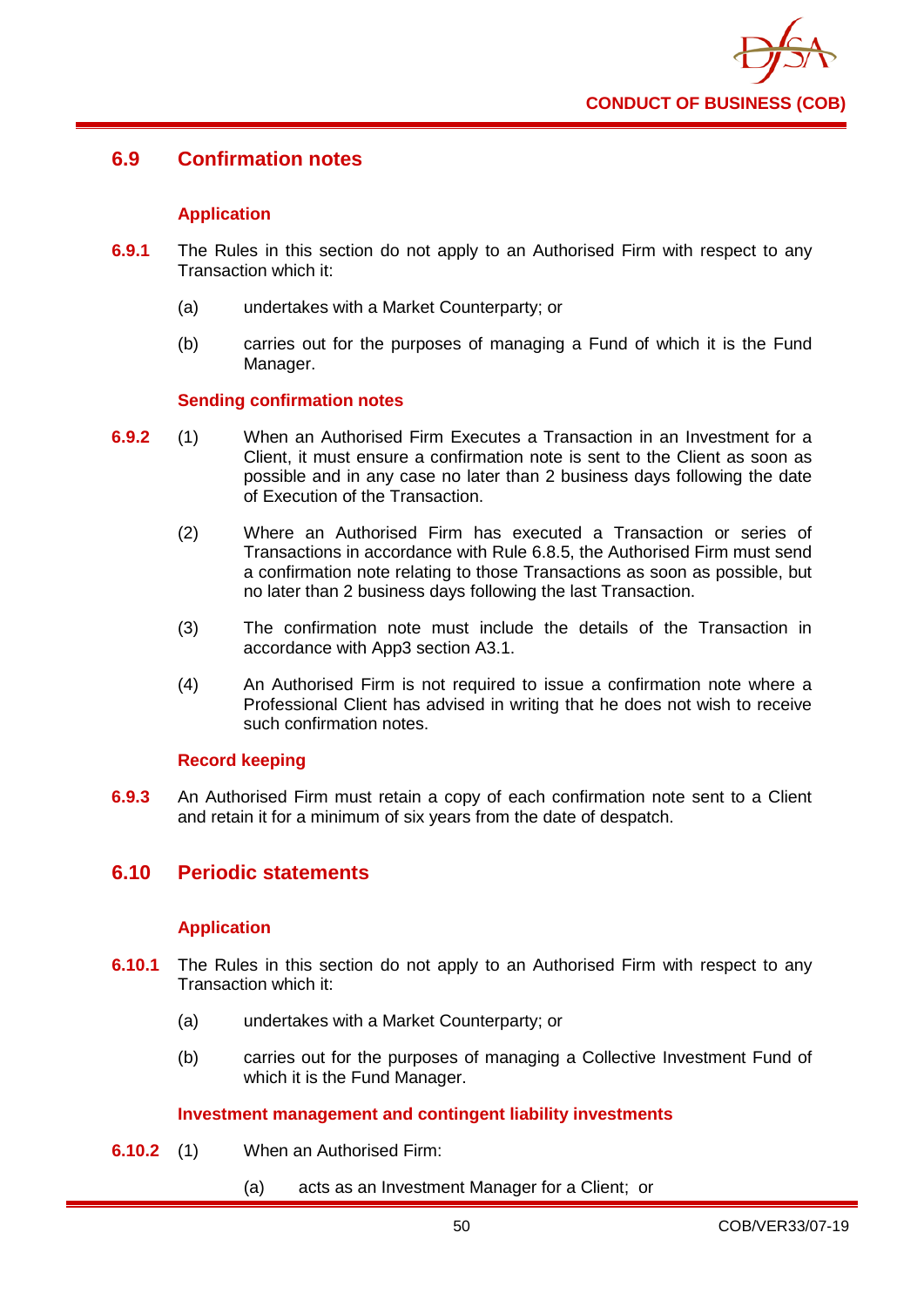## 6.9 Confirmation notes

### Application

**6.9.1** The Rules in this section do not apply to an Authorised Firm with respect to any Transaction which it:

(a) undertakes with a Market Counterparty; or

(b) carries out for the purposes of managing a Fund of which it is the Fund Manager.

### Sending confirmation notes

**6.9.2** (1) When an Authorised Firm Executes a Transaction in an Investment for a Client, it must ensure a confirmation note is sent to the Client as soon as possible and in any case no later than 2 business days following the date of Execution of the Transaction.

(2) Where an Authorised Firm has executed a Transaction or series of Transactions in accordance with Rule 6.8.5, the Authorised Firm must send a confirmation note relating to those Transactions as soon as possible, but no later than 2 business days following the last Transaction.

(3) The confirmation note must include the details of the Transaction in accordance with App3 section A3.1.

(4) An Authorised Firm is not required to issue a confirmation note where a Professional Client has advised in writing that he does not wish to receive such confirmation notes.

### Record keeping

**6.9.3** An Authorised Firm must retain a copy of each confirmation note sent to a Client and retain it for a minimum of six years from the date of despatch.

## 6.10 Periodic statements

### Application

**6.10.1** The Rules in this section do not apply to an Authorised Firm with respect to any Transaction which it:

(a) undertakes with a Market Counterparty; or

(b) carries out for the purposes of managing a Collective Investment Fund of which it is the Fund Manager.

### Investment management and contingent liability investments

**6.10.2** (1) When an Authorised Firm:

(a) acts as an Investment Manager for a Client; or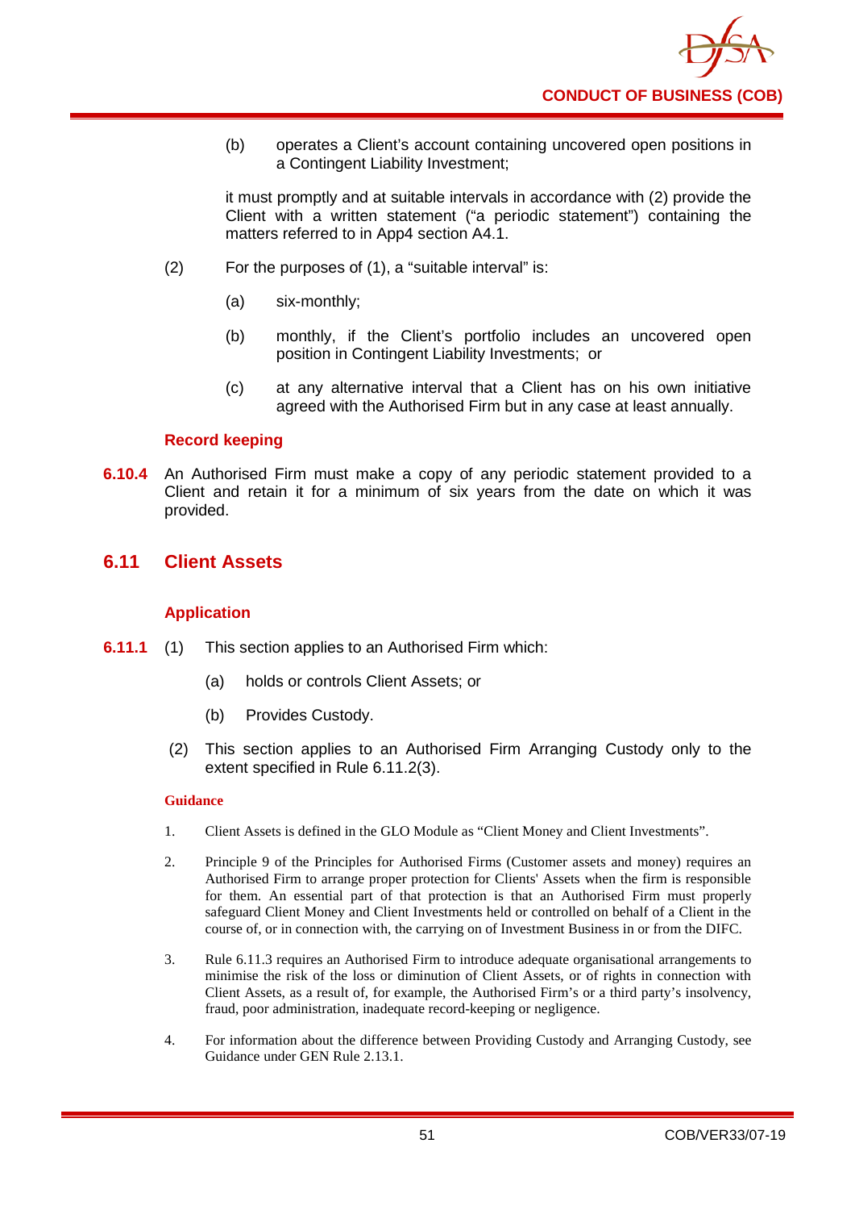(b) operates a Client's account containing uncovered open positions in a Contingent Liability Investment;

it must promptly and at suitable intervals in accordance with (2) provide the Client with a written statement ("a periodic statement") containing the matters referred to in App4 section A4.1.

(2) For the purposes of (1), a "suitable interval" is:

(a) six-monthly;

(b) monthly, if the Client's portfolio includes an uncovered open position in Contingent Liability Investments; or

(c) at any alternative interval that a Client has on his own initiative agreed with the Authorised Firm but in any case at least annually.

### Record keeping

**6.10.4** An Authorised Firm must make a copy of any periodic statement provided to a Client and retain it for a minimum of six years from the date on which it was provided.

## 6.11 Client Assets

### Application

**6.11.1** (1) This section applies to an Authorised Firm which:

(a) holds or controls Client Assets; or

(b) Provides Custody.

(2) This section applies to an Authorised Firm Arranging Custody only to the extent specified in Rule 6.11.2(3).

**Guidance**

1. Client Assets is defined in the GLO Module as "Client Money and Client Investments".

2. Principle 9 of the Principles for Authorised Firms (Customer assets and money) requires an Authorised Firm to arrange proper protection for Clients' Assets when the firm is responsible for them. An essential part of that protection is that an Authorised Firm must properly safeguard Client Money and Client Investments held or controlled on behalf of a Client in the course of, or in connection with, the carrying on of Investment Business in or from the DIFC.

3. Rule 6.11.3 requires an Authorised Firm to introduce adequate organisational arrangements to minimise the risk of the loss or diminution of Client Assets, or of rights in connection with Client Assets, as a result of, for example, the Authorised Firm's or a third party's insolvency, fraud, poor administration, inadequate record-keeping or negligence.

4. For information about the difference between Providing Custody and Arranging Custody, see Guidance under GEN Rule 2.13.1.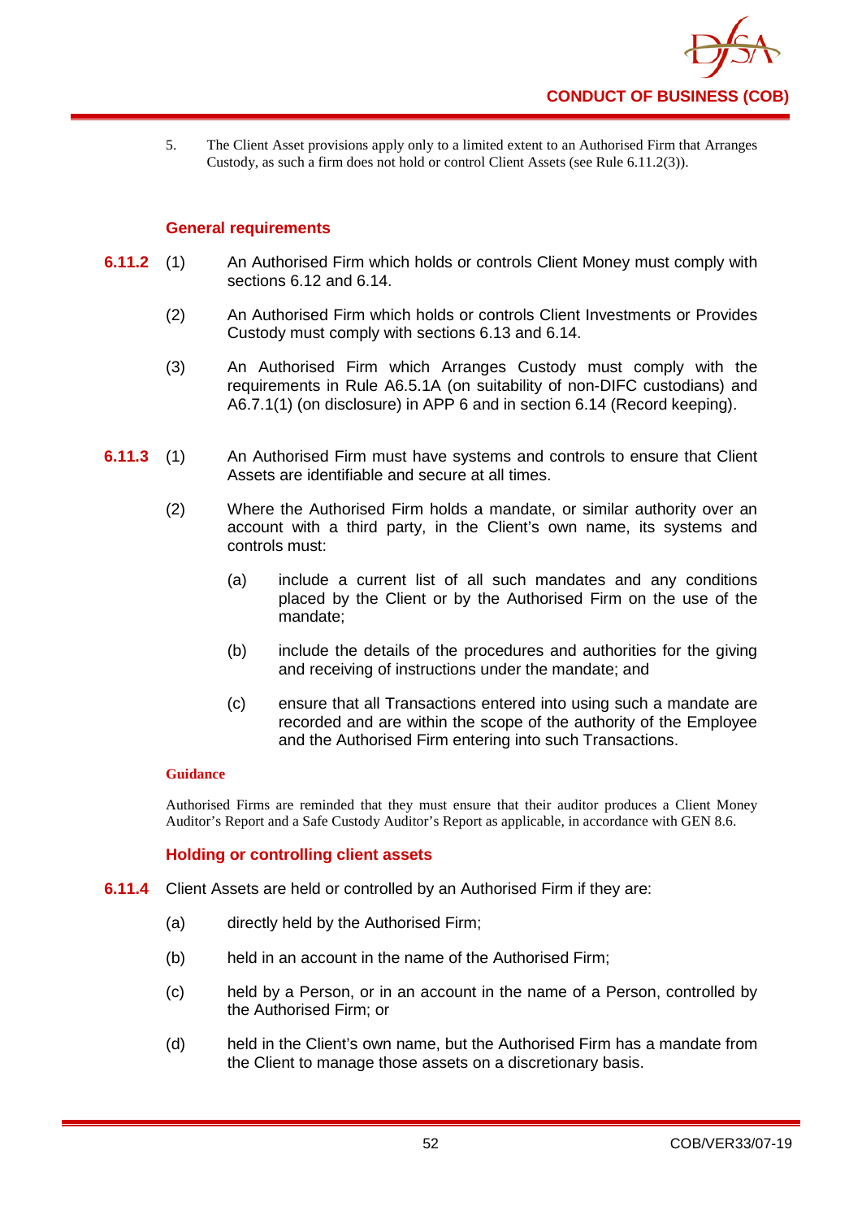5. The Client Asset provisions apply only to a limited extent to an Authorised Firm that Arranges Custody, as such a firm does not hold or control Client Assets (see Rule 6.11.2(3)).

### General requirements

**6.11.2** (1) An Authorised Firm which holds or controls Client Money must comply with sections 6.12 and 6.14.

(2) An Authorised Firm which holds or controls Client Investments or Provides Custody must comply with sections 6.13 and 6.14.

(3) An Authorised Firm which Arranges Custody must comply with the requirements in Rule A6.5.1A (on suitability of non-DIFC custodians) and A6.7.1(1) (on disclosure) in APP 6 and in section 6.14 (Record keeping).

**6.11.3** (1) An Authorised Firm must have systems and controls to ensure that Client Assets are identifiable and secure at all times.

(2) Where the Authorised Firm holds a mandate, or similar authority over an account with a third party, in the Client's own name, its systems and controls must:

(a) include a current list of all such mandates and any conditions placed by the Client or by the Authorised Firm on the use of the mandate;

(b) include the details of the procedures and authorities for the giving and receiving of instructions under the mandate; and

(c) ensure that all Transactions entered into using such a mandate are recorded and are within the scope of the authority of the Employee and the Authorised Firm entering into such Transactions.

**Guidance**

Authorised Firms are reminded that they must ensure that their auditor produces a Client Money Auditor's Report and a Safe Custody Auditor's Report as applicable, in accordance with GEN 8.6.

### Holding or controlling client assets

**6.11.4** Client Assets are held or controlled by an Authorised Firm if they are:

(a) directly held by the Authorised Firm;

(b) held in an account in the name of the Authorised Firm;

(c) held by a Person, or in an account in the name of a Person, controlled by the Authorised Firm; or

(d) held in the Client's own name, but the Authorised Firm has a mandate from the Client to manage those assets on a discretionary basis.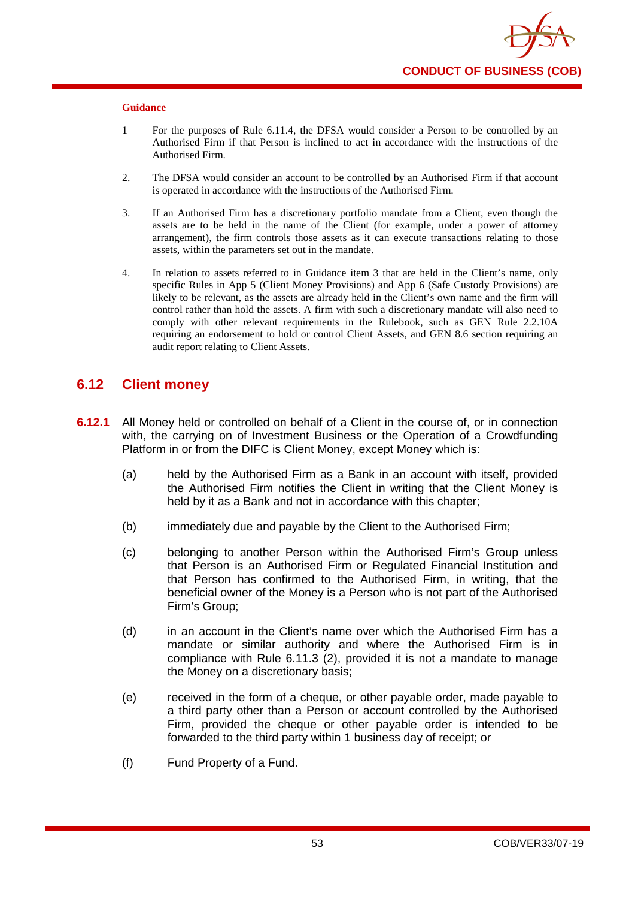**Guidance**

1. For the purposes of Rule 6.11.4, the DFSA would consider a Person to be controlled by an Authorised Firm if that Person is inclined to act in accordance with the instructions of the Authorised Firm.

2. The DFSA would consider an account to be controlled by an Authorised Firm if that account is operated in accordance with the instructions of the Authorised Firm.

3. If an Authorised Firm has a discretionary portfolio mandate from a Client, even though the assets are to be held in the name of the Client (for example, under a power of attorney arrangement), the firm controls those assets as it can execute transactions relating to those assets, within the parameters set out in the mandate.

4. In relation to assets referred to in Guidance item 3 that are held in the Client's name, only specific Rules in App 5 (Client Money Provisions) and App 6 (Safe Custody Provisions) are likely to be relevant, as the assets are already held in the Client's own name and the firm will control rather than hold the assets. A firm with such a discretionary mandate will also need to comply with other relevant requirements in the Rulebook, such as GEN Rule 2.2.10A requiring an endorsement to hold or control Client Assets, and GEN 8.6 section requiring an audit report relating to Client Assets.

## 6.12 Client money

**6.12.1** All Money held or controlled on behalf of a Client in the course of, or in connection with, the carrying on of Investment Business or the Operation of a Crowdfunding Platform in or from the DIFC is Client Money, except Money which is:

(a) held by the Authorised Firm as a Bank in an account with itself, provided the Authorised Firm notifies the Client in writing that the Client Money is held by it as a Bank and not in accordance with this chapter;

(b) immediately due and payable by the Client to the Authorised Firm;

(c) belonging to another Person within the Authorised Firm's Group unless that Person is an Authorised Firm or Regulated Financial Institution and that Person has confirmed to the Authorised Firm, in writing, that the beneficial owner of the Money is a Person who is not part of the Authorised Firm's Group;

(d) in an account in the Client's name over which the Authorised Firm has a mandate or similar authority and where the Authorised Firm is in compliance with Rule 6.11.3 (2), provided it is not a mandate to manage the Money on a discretionary basis;

(e) received in the form of a cheque, or other payable order, made payable to a third party other than a Person or account controlled by the Authorised Firm, provided the cheque or other payable order is intended to be forwarded to the third party within 1 business day of receipt; or

(f) Fund Property of a Fund.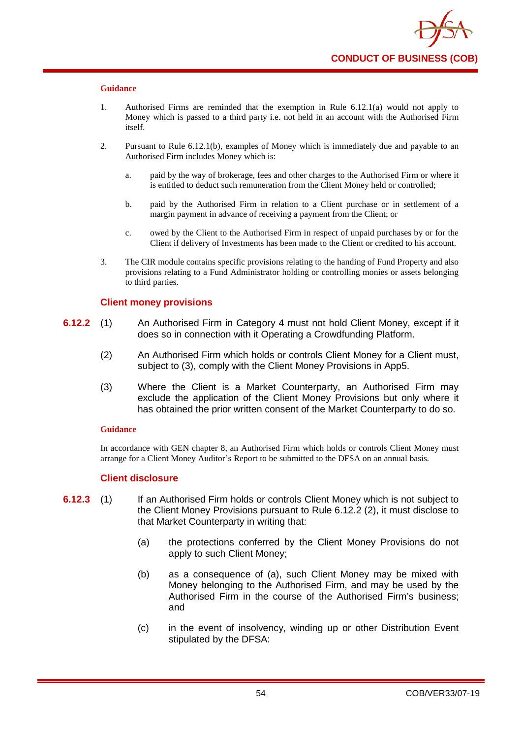**Guidance**

1. Authorised Firms are reminded that the exemption in Rule 6.12.1(a) would not apply to Money which is passed to a third party i.e. not held in an account with the Authorised Firm itself.

2. Pursuant to Rule 6.12.1(b), examples of Money which is immediately due and payable to an Authorised Firm includes Money which is:

   a. paid by the way of brokerage, fees and other charges to the Authorised Firm or where it is entitled to deduct such remuneration from the Client Money held or controlled;

   b. paid by the Authorised Firm in relation to a Client purchase or in settlement of a margin payment in advance of receiving a payment from the Client; or

   c. owed by the Client to the Authorised Firm in respect of unpaid purchases by or for the Client if delivery of Investments has been made to the Client or credited to his account.

3. The CIR module contains specific provisions relating to the handing of Fund Property and also provisions relating to a Fund Administrator holding or controlling monies or assets belonging to third parties.

### Client money provisions

**6.12.2** (1) An Authorised Firm in Category 4 must not hold Client Money, except if it does so in connection with it Operating a Crowdfunding Platform.

(2) An Authorised Firm which holds or controls Client Money for a Client must, subject to (3), comply with the Client Money Provisions in App5.

(3) Where the Client is a Market Counterparty, an Authorised Firm may exclude the application of the Client Money Provisions but only where it has obtained the prior written consent of the Market Counterparty to do so.

**Guidance**

In accordance with GEN chapter 8, an Authorised Firm which holds or controls Client Money must arrange for a Client Money Auditor's Report to be submitted to the DFSA on an annual basis.

### Client disclosure

**6.12.3** (1) If an Authorised Firm holds or controls Client Money which is not subject to the Client Money Provisions pursuant to Rule 6.12.2 (2), it must disclose to that Market Counterparty in writing that:

(a) the protections conferred by the Client Money Provisions do not apply to such Client Money;

(b) as a consequence of (a), such Client Money may be mixed with Money belonging to the Authorised Firm, and may be used by the Authorised Firm in the course of the Authorised Firm's business; and

(c) in the event of insolvency, winding up or other Distribution Event stipulated by the DFSA: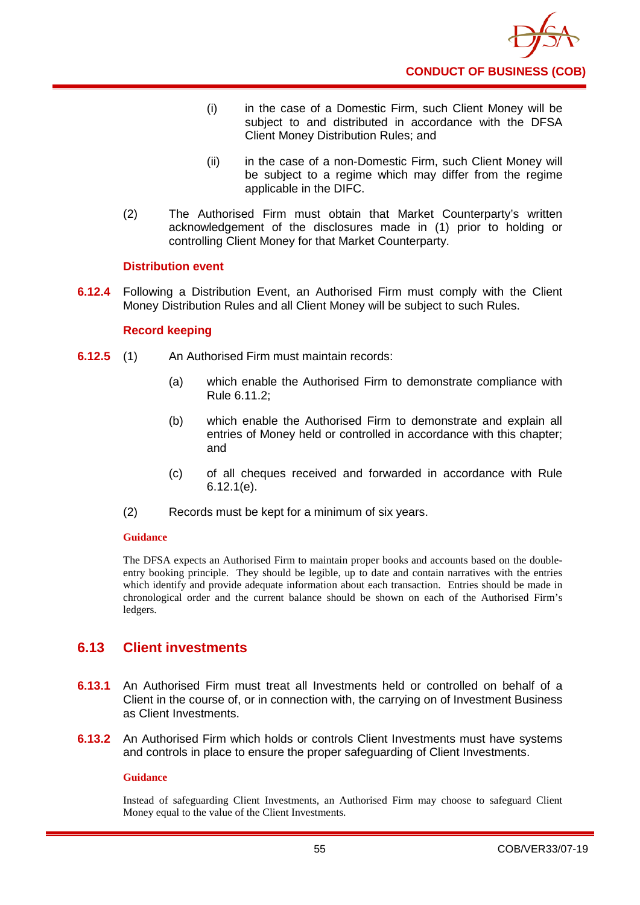(i) in the case of a Domestic Firm, such Client Money will be subject to and distributed in accordance with the DFSA Client Money Distribution Rules; and

(ii) in the case of a non-Domestic Firm, such Client Money will be subject to a regime which may differ from the regime applicable in the DIFC.

(2) The Authorised Firm must obtain that Market Counterparty's written acknowledgement of the disclosures made in (1) prior to holding or controlling Client Money for that Market Counterparty.

#### Distribution event

**6.12.4** Following a Distribution Event, an Authorised Firm must comply with the Client Money Distribution Rules and all Client Money will be subject to such Rules.

#### Record keeping

**6.12.5** (1) An Authorised Firm must maintain records:

(a) which enable the Authorised Firm to demonstrate compliance with Rule 6.11.2;

(b) which enable the Authorised Firm to demonstrate and explain all entries of Money held or controlled in accordance with this chapter; and

(c) of all cheques received and forwarded in accordance with Rule 6.12.1(e).

(2) Records must be kept for a minimum of six years.

**Guidance**

The DFSA expects an Authorised Firm to maintain proper books and accounts based on the double-entry booking principle. They should be legible, up to date and contain narratives with the entries which identify and provide adequate information about each transaction. Entries should be made in chronological order and the current balance should be shown on each of the Authorised Firm's ledgers.

## 6.13 Client investments

**6.13.1** An Authorised Firm must treat all Investments held or controlled on behalf of a Client in the course of, or in connection with, the carrying on of Investment Business as Client Investments.

**6.13.2** An Authorised Firm which holds or controls Client Investments must have systems and controls in place to ensure the proper safeguarding of Client Investments.

**Guidance**

Instead of safeguarding Client Investments, an Authorised Firm may choose to safeguard Client Money equal to the value of the Client Investments.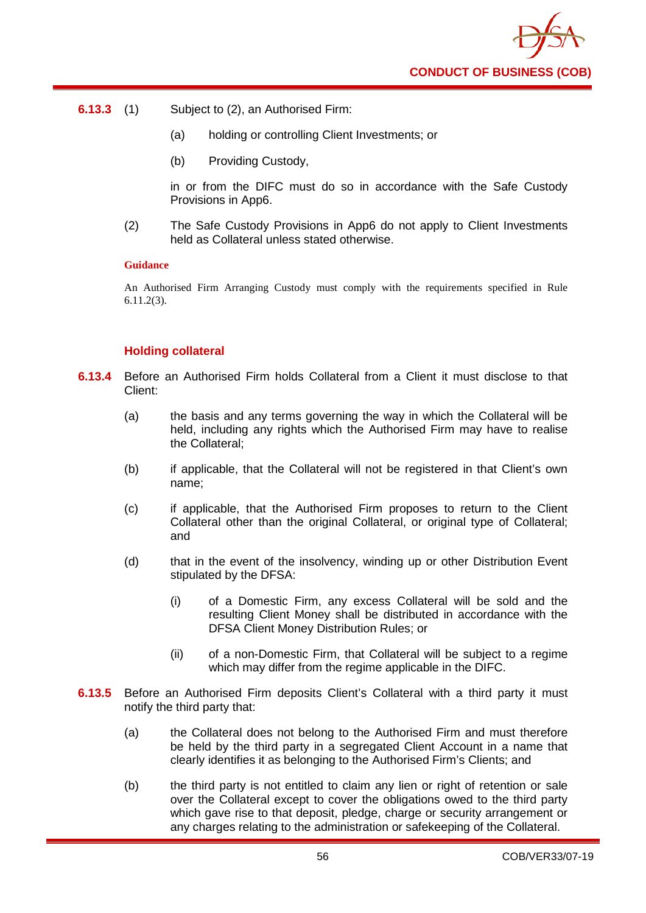**6.13.3** (1) Subject to (2), an Authorised Firm:

(a) holding or controlling Client Investments; or

(b) Providing Custody,

in or from the DIFC must do so in accordance with the Safe Custody Provisions in App6.

(2) The Safe Custody Provisions in App6 do not apply to Client Investments held as Collateral unless stated otherwise.

**Guidance**

An Authorised Firm Arranging Custody must comply with the requirements specified in Rule 6.11.2(3).

### Holding collateral

**6.13.4** Before an Authorised Firm holds Collateral from a Client it must disclose to that Client:

(a) the basis and any terms governing the way in which the Collateral will be held, including any rights which the Authorised Firm may have to realise the Collateral;

(b) if applicable, that the Collateral will not be registered in that Client's own name;

(c) if applicable, that the Authorised Firm proposes to return to the Client Collateral other than the original Collateral, or original type of Collateral; and

(d) that in the event of the insolvency, winding up or other Distribution Event stipulated by the DFSA:

(i) of a Domestic Firm, any excess Collateral will be sold and the resulting Client Money shall be distributed in accordance with the DFSA Client Money Distribution Rules; or

(ii) of a non-Domestic Firm, that Collateral will be subject to a regime which may differ from the regime applicable in the DIFC.

**6.13.5** Before an Authorised Firm deposits Client's Collateral with a third party it must notify the third party that:

(a) the Collateral does not belong to the Authorised Firm and must therefore be held by the third party in a segregated Client Account in a name that clearly identifies it as belonging to the Authorised Firm's Clients; and

(b) the third party is not entitled to claim any lien or right of retention or sale over the Collateral except to cover the obligations owed to the third party which gave rise to that deposit, pledge, charge or security arrangement or any charges relating to the administration or safekeeping of the Collateral.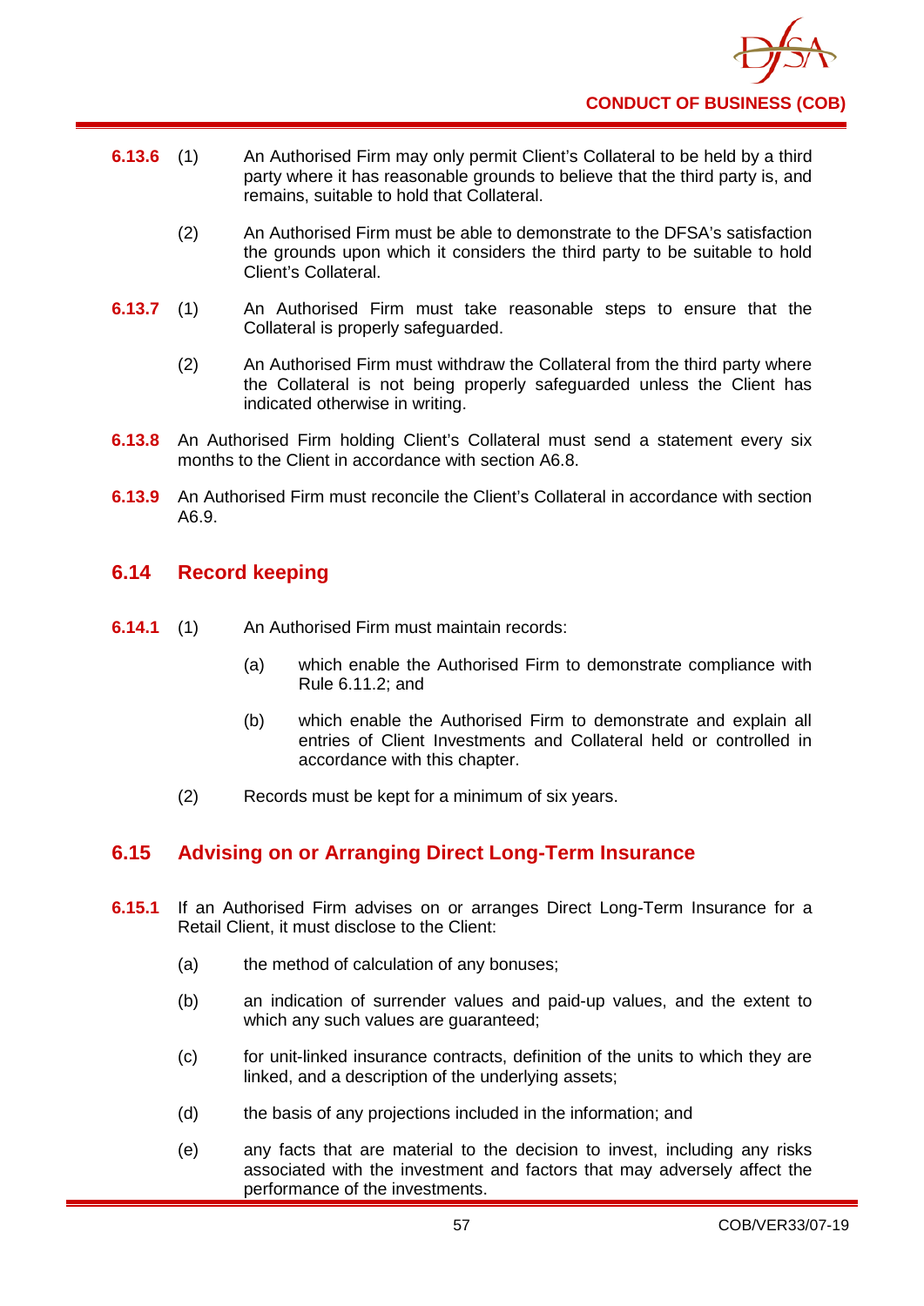**6.13.6** (1) An Authorised Firm may only permit Client's Collateral to be held by a third party where it has reasonable grounds to believe that the third party is, and remains, suitable to hold that Collateral.

(2) An Authorised Firm must be able to demonstrate to the DFSA's satisfaction the grounds upon which it considers the third party to be suitable to hold Client's Collateral.

**6.13.7** (1) An Authorised Firm must take reasonable steps to ensure that the Collateral is properly safeguarded.

(2) An Authorised Firm must withdraw the Collateral from the third party where the Collateral is not being properly safeguarded unless the Client has indicated otherwise in writing.

**6.13.8** An Authorised Firm holding Client's Collateral must send a statement every six months to the Client in accordance with section A6.8.

**6.13.9** An Authorised Firm must reconcile the Client's Collateral in accordance with section A6.9.

## 6.14 Record keeping

**6.14.1** (1) An Authorised Firm must maintain records:

(a) which enable the Authorised Firm to demonstrate compliance with Rule 6.11.2; and

(b) which enable the Authorised Firm to demonstrate and explain all entries of Client Investments and Collateral held or controlled in accordance with this chapter.

(2) Records must be kept for a minimum of six years.

## 6.15 Advising on or Arranging Direct Long-Term Insurance

**6.15.1** If an Authorised Firm advises on or arranges Direct Long-Term Insurance for a Retail Client, it must disclose to the Client:

(a) the method of calculation of any bonuses;

(b) an indication of surrender values and paid-up values, and the extent to which any such values are guaranteed;

(c) for unit-linked insurance contracts, definition of the units to which they are linked, and a description of the underlying assets;

(d) the basis of any projections included in the information; and

(e) any facts that are material to the decision to invest, including any risks associated with the investment and factors that may adversely affect the performance of the investments.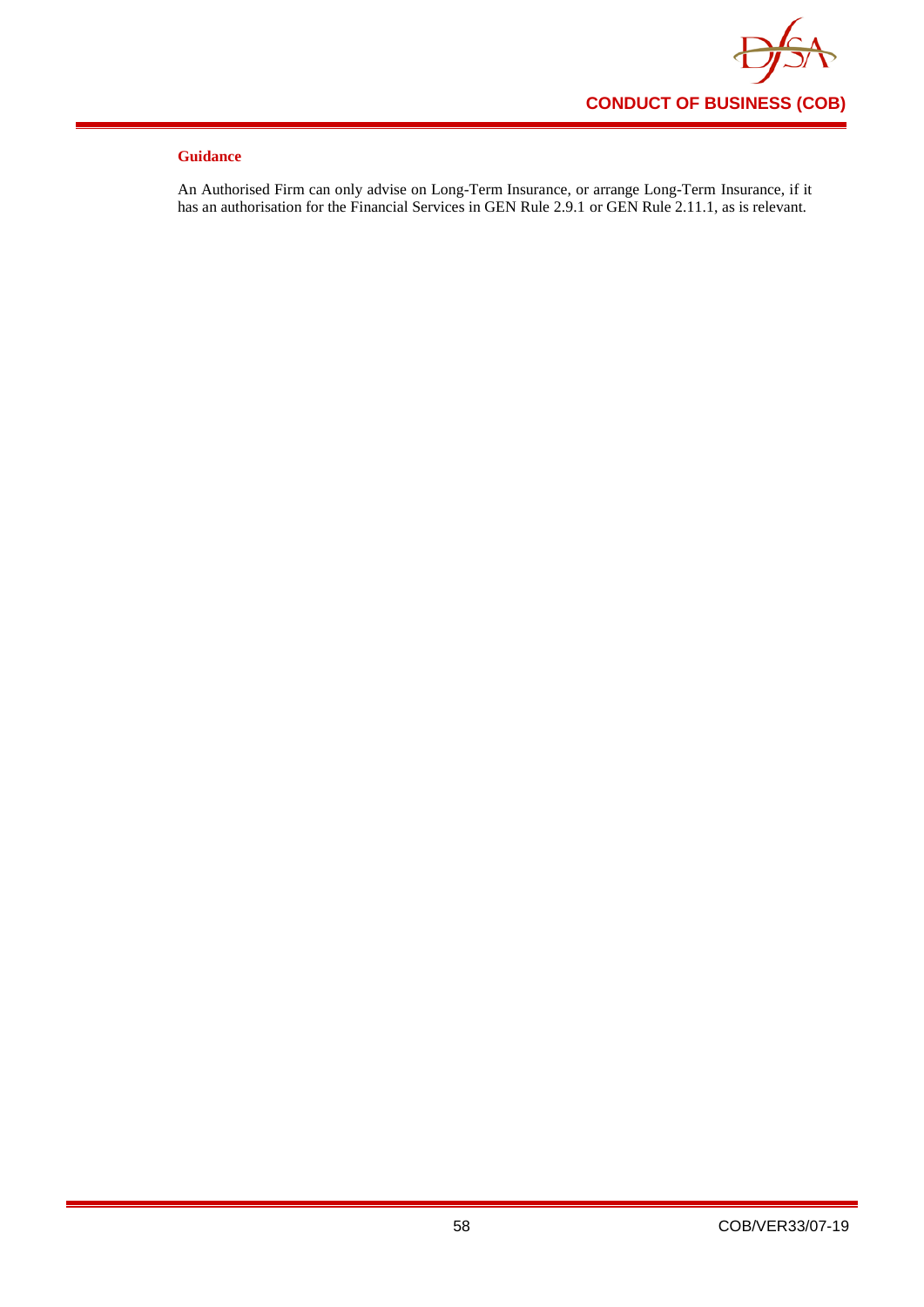#### Guidance

An Authorised Firm can only advise on Long-Term Insurance, or arrange Long-Term Insurance, if it has an authorisation for the Financial Services in GEN Rule 2.9.1 or GEN Rule 2.11.1, as is relevant.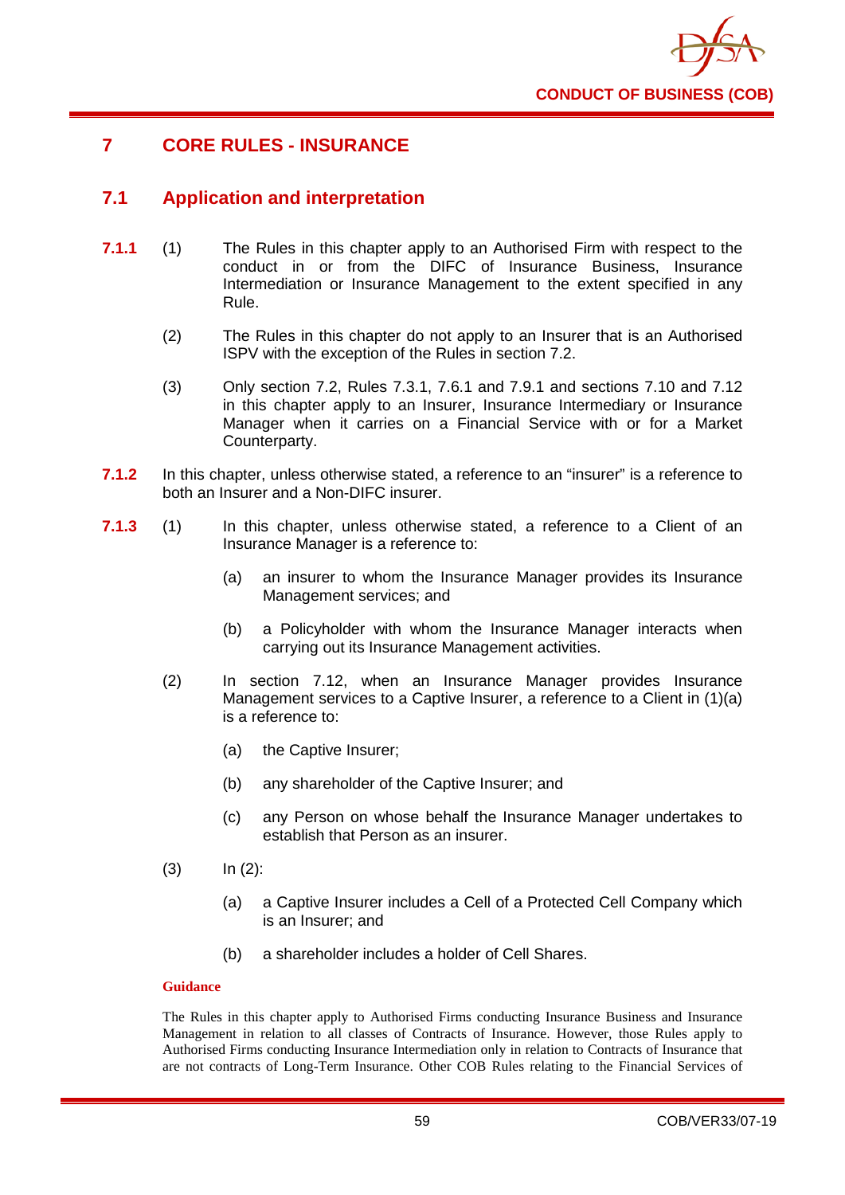# 7 CORE RULES - INSURANCE

## 7.1 Application and interpretation

**7.1.1** (1) The Rules in this chapter apply to an Authorised Firm with respect to the conduct in or from the DIFC of Insurance Business, Insurance Intermediation or Insurance Management to the extent specified in any Rule.

(2) The Rules in this chapter do not apply to an Insurer that is an Authorised ISPV with the exception of the Rules in section 7.2.

(3) Only section 7.2, Rules 7.3.1, 7.6.1 and 7.9.1 and sections 7.10 and 7.12 in this chapter apply to an Insurer, Insurance Intermediary or Insurance Manager when it carries on a Financial Service with or for a Market Counterparty.

**7.1.2** In this chapter, unless otherwise stated, a reference to an "insurer" is a reference to both an Insurer and a Non-DIFC insurer.

**7.1.3** (1) In this chapter, unless otherwise stated, a reference to a Client of an Insurance Manager is a reference to:

(a) an insurer to whom the Insurance Manager provides its Insurance Management services; and

(b) a Policyholder with whom the Insurance Manager interacts when carrying out its Insurance Management activities.

(2) In section 7.12, when an Insurance Manager provides Insurance Management services to a Captive Insurer, a reference to a Client in (1)(a) is a reference to:

(a) the Captive Insurer;

(b) any shareholder of the Captive Insurer; and

(c) any Person on whose behalf the Insurance Manager undertakes to establish that Person as an insurer.

(3) In (2):

(a) a Captive Insurer includes a Cell of a Protected Cell Company which is an Insurer; and

(b) a shareholder includes a holder of Cell Shares.

**Guidance**

The Rules in this chapter apply to Authorised Firms conducting Insurance Business and Insurance Management in relation to all classes of Contracts of Insurance. However, those Rules apply to Authorised Firms conducting Insurance Intermediation only in relation to Contracts of Insurance that are not contracts of Long-Term Insurance. Other COB Rules relating to the Financial Services of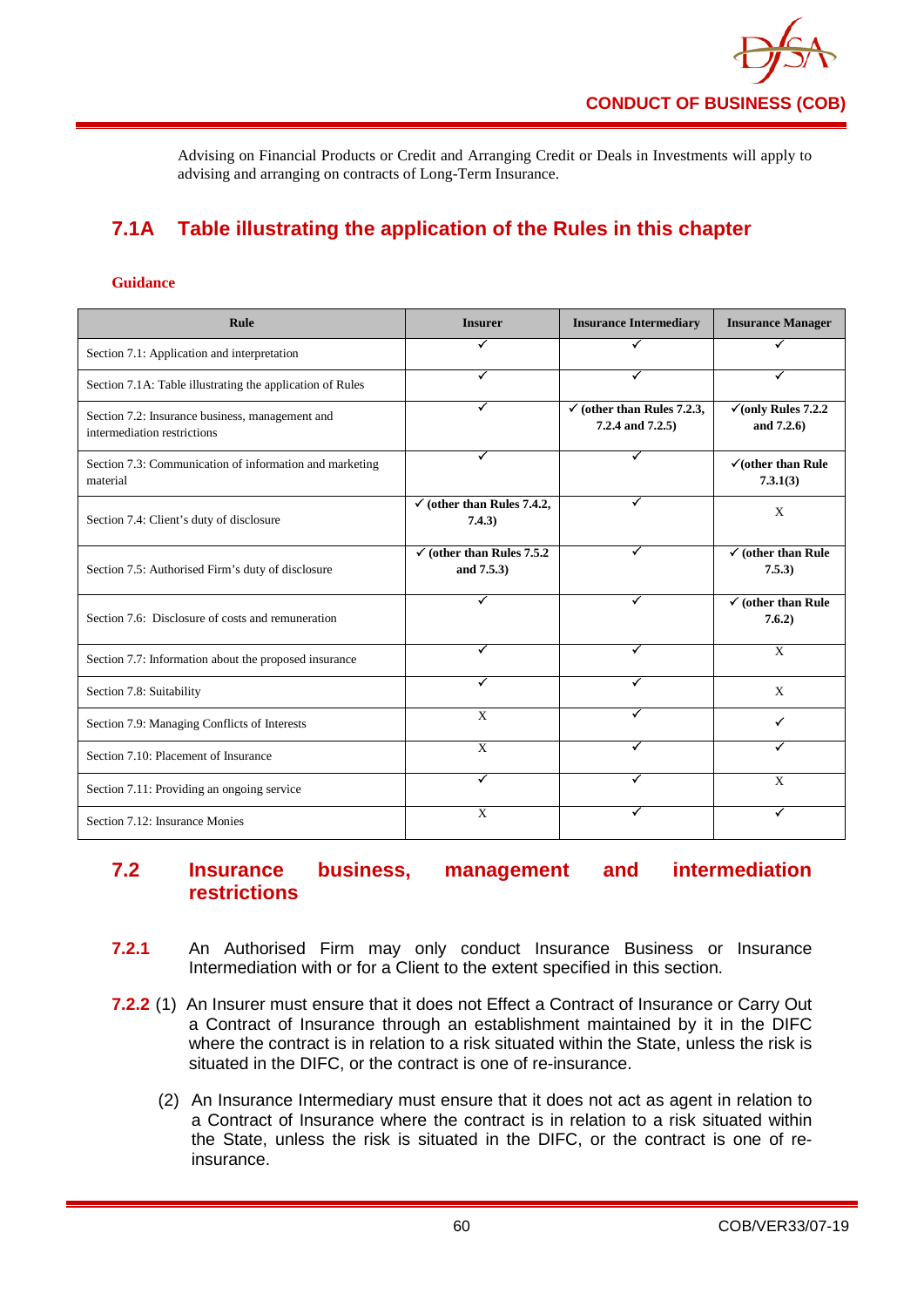Advising on Financial Products or Credit and Arranging Credit or Deals in Investments will apply to advising and arranging on contracts of Long-Term Insurance.

## 7.1A Table illustrating the application of the Rules in this chapter

**Guidance**

| Rule | Insurer | Insurance Intermediary | Insurance Manager |
|---|---|---|---|
| Section 7.1: Application and interpretation | ✓ | ✓ | ✓ |
| Section 7.1A: Table illustrating the application of Rules | ✓ | ✓ | ✓ |
| Section 7.2: Insurance business, management and intermediation restrictions | ✓ | ✓ **(other than Rules 7.2.3, 7.2.4 and 7.2.5)** | ✓**(only Rules 7.2.2 and 7.2.6)** |
| Section 7.3: Communication of information and marketing material | ✓ | ✓ | ✓**(other than Rule 7.3.1(3)** |
| Section 7.4: Client's duty of disclosure | ✓ **(other than Rules 7.4.2, 7.4.3)** | ✓ | X |
| Section 7.5: Authorised Firm's duty of disclosure | ✓ **(other than Rules 7.5.2 and 7.5.3)** | ✓ | ✓ **(other than Rule 7.5.3)** |
| Section 7.6: Disclosure of costs and remuneration | ✓ | ✓ | ✓ **(other than Rule 7.6.2)** |
| Section 7.7: Information about the proposed insurance | ✓ | ✓ | X |
| Section 7.8: Suitability | ✓ | ✓ | X |
| Section 7.9: Managing Conflicts of Interests | X | ✓ | ✓ |
| Section 7.10: Placement of Insurance | X | ✓ | ✓ |
| Section 7.11: Providing an ongoing service | ✓ | ✓ | X |
| Section 7.12: Insurance Monies | X | ✓ | ✓ |

## 7.2 Insurance business, management and intermediation restrictions

**7.2.1** An Authorised Firm may only conduct Insurance Business or Insurance Intermediation with or for a Client to the extent specified in this section.

**7.2.2** (1) An Insurer must ensure that it does not Effect a Contract of Insurance or Carry Out a Contract of Insurance through an establishment maintained by it in the DIFC where the contract is in relation to a risk situated within the State, unless the risk is situated in the DIFC, or the contract is one of re-insurance.

(2) An Insurance Intermediary must ensure that it does not act as agent in relation to a Contract of Insurance where the contract is in relation to a risk situated within the State, unless the risk is situated in the DIFC, or the contract is one of re-insurance.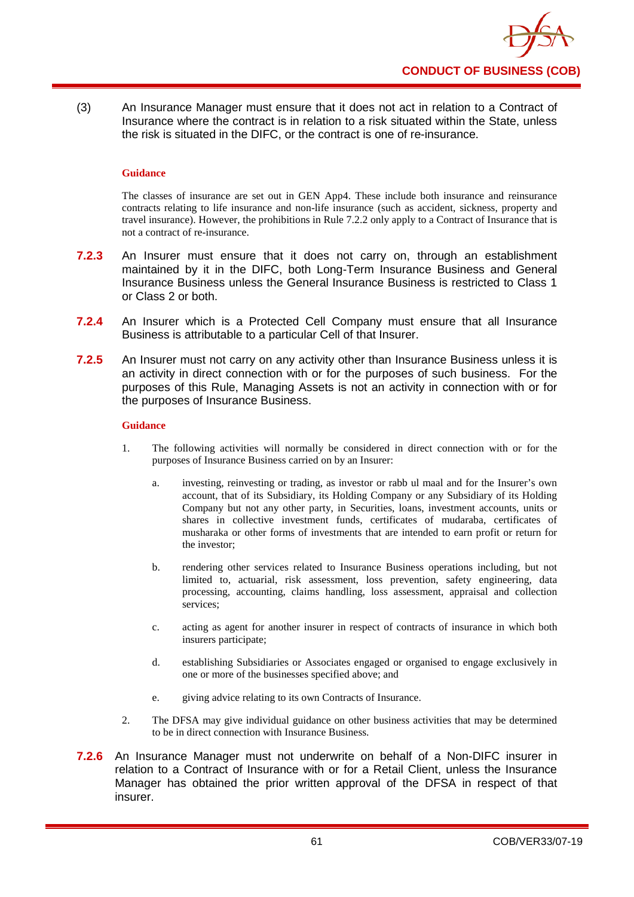(3) An Insurance Manager must ensure that it does not act in relation to a Contract of Insurance where the contract is in relation to a risk situated within the State, unless the risk is situated in the DIFC, or the contract is one of re-insurance.

**Guidance**

The classes of insurance are set out in GEN App4. These include both insurance and reinsurance contracts relating to life insurance and non-life insurance (such as accident, sickness, property and travel insurance). However, the prohibitions in Rule 7.2.2 only apply to a Contract of Insurance that is not a contract of re-insurance.

**7.2.3** An Insurer must ensure that it does not carry on, through an establishment maintained by it in the DIFC, both Long-Term Insurance Business and General Insurance Business unless the General Insurance Business is restricted to Class 1 or Class 2 or both.

**7.2.4** An Insurer which is a Protected Cell Company must ensure that all Insurance Business is attributable to a particular Cell of that Insurer.

**7.2.5** An Insurer must not carry on any activity other than Insurance Business unless it is an activity in direct connection with or for the purposes of such business. For the purposes of this Rule, Managing Assets is not an activity in connection with or for the purposes of Insurance Business.

**Guidance**

1. The following activities will normally be considered in direct connection with or for the purposes of Insurance Business carried on by an Insurer:

   a. investing, reinvesting or trading, as investor or rabb ul maal and for the Insurer's own account, that of its Subsidiary, its Holding Company or any Subsidiary of its Holding Company but not any other party, in Securities, loans, investment accounts, units or shares in collective investment funds, certificates of mudaraba, certificates of musharaka or other forms of investments that are intended to earn profit or return for the investor;

   b. rendering other services related to Insurance Business operations including, but not limited to, actuarial, risk assessment, loss prevention, safety engineering, data processing, accounting, claims handling, loss assessment, appraisal and collection services;

   c. acting as agent for another insurer in respect of contracts of insurance in which both insurers participate;

   d. establishing Subsidiaries or Associates engaged or organised to engage exclusively in one or more of the businesses specified above; and

   e. giving advice relating to its own Contracts of Insurance.

2. The DFSA may give individual guidance on other business activities that may be determined to be in direct connection with Insurance Business.

**7.2.6** An Insurance Manager must not underwrite on behalf of a Non-DIFC insurer in relation to a Contract of Insurance with or for a Retail Client, unless the Insurance Manager has obtained the prior written approval of the DFSA in respect of that insurer.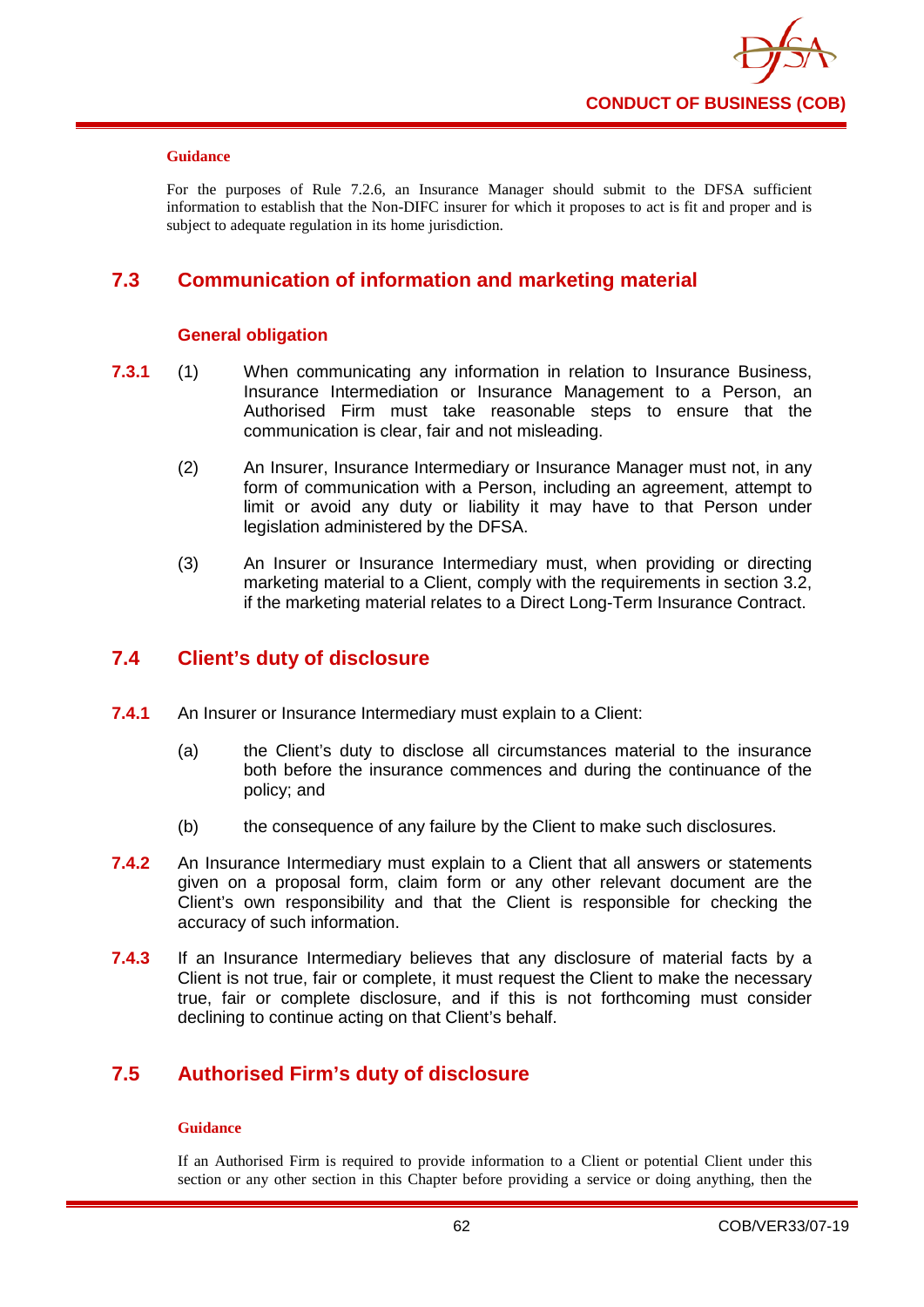**Guidance**

For the purposes of Rule 7.2.6, an Insurance Manager should submit to the DFSA sufficient information to establish that the Non-DIFC insurer for which it proposes to act is fit and proper and is subject to adequate regulation in its home jurisdiction.

## 7.3 Communication of information and marketing material

### General obligation

**7.3.1** (1) When communicating any information in relation to Insurance Business, Insurance Intermediation or Insurance Management to a Person, an Authorised Firm must take reasonable steps to ensure that the communication is clear, fair and not misleading.

(2) An Insurer, Insurance Intermediary or Insurance Manager must not, in any form of communication with a Person, including an agreement, attempt to limit or avoid any duty or liability it may have to that Person under legislation administered by the DFSA.

(3) An Insurer or Insurance Intermediary must, when providing or directing marketing material to a Client, comply with the requirements in section 3.2, if the marketing material relates to a Direct Long-Term Insurance Contract.

## 7.4 Client's duty of disclosure

**7.4.1** An Insurer or Insurance Intermediary must explain to a Client:

(a) the Client's duty to disclose all circumstances material to the insurance both before the insurance commences and during the continuance of the policy; and

(b) the consequence of any failure by the Client to make such disclosures.

**7.4.2** An Insurance Intermediary must explain to a Client that all answers or statements given on a proposal form, claim form or any other relevant document are the Client's own responsibility and that the Client is responsible for checking the accuracy of such information.

**7.4.3** If an Insurance Intermediary believes that any disclosure of material facts by a Client is not true, fair or complete, it must request the Client to make the necessary true, fair or complete disclosure, and if this is not forthcoming must consider declining to continue acting on that Client's behalf.

## 7.5 Authorised Firm's duty of disclosure

**Guidance**

If an Authorised Firm is required to provide information to a Client or potential Client under this section or any other section in this Chapter before providing a service or doing anything, then the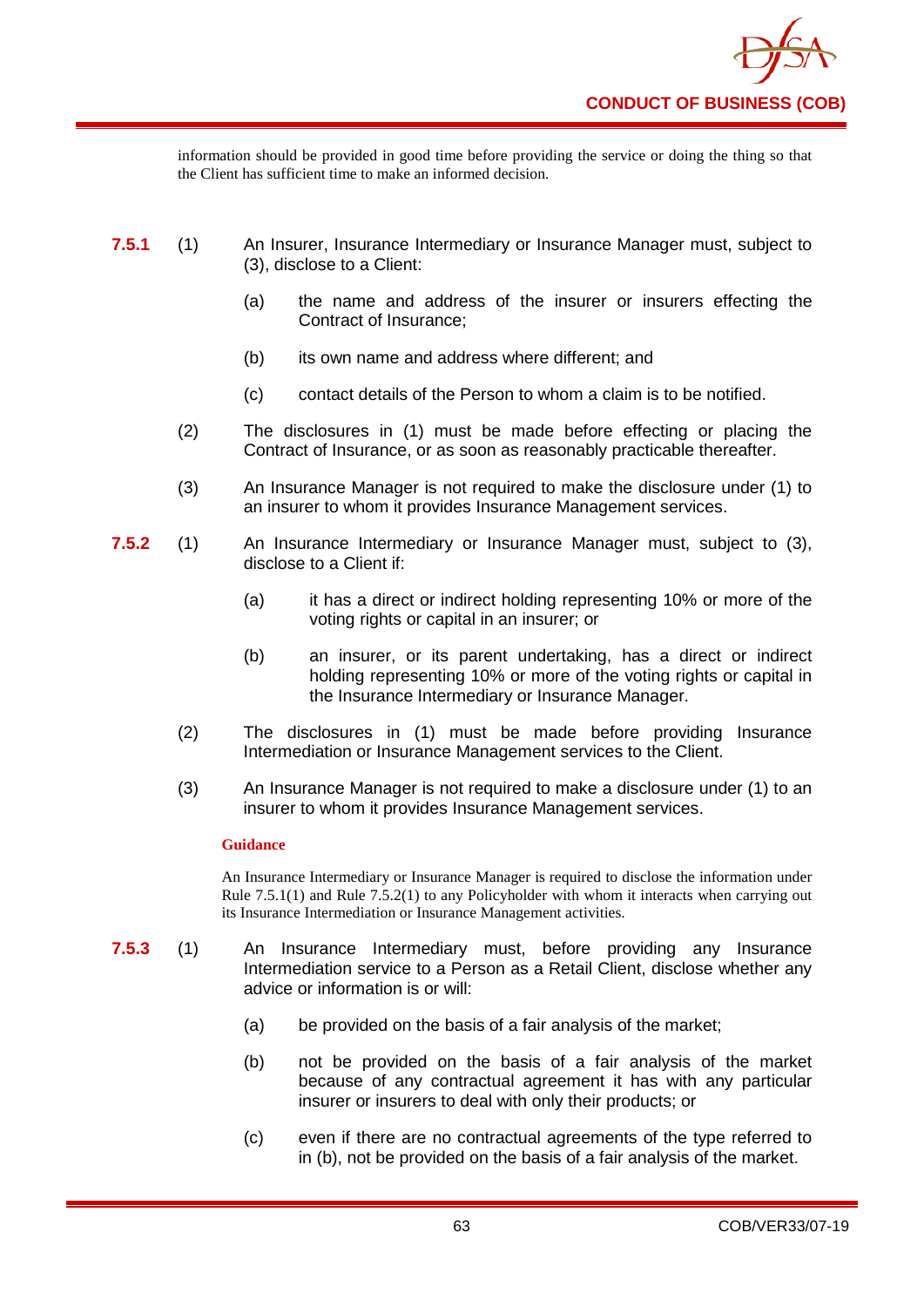information should be provided in good time before providing the service or doing the thing so that the Client has sufficient time to make an informed decision.

**7.5.1** (1) An Insurer, Insurance Intermediary or Insurance Manager must, subject to (3), disclose to a Client:

(a) the name and address of the insurer or insurers effecting the Contract of Insurance;

(b) its own name and address where different; and

(c) contact details of the Person to whom a claim is to be notified.

(2) The disclosures in (1) must be made before effecting or placing the Contract of Insurance, or as soon as reasonably practicable thereafter.

(3) An Insurance Manager is not required to make the disclosure under (1) to an insurer to whom it provides Insurance Management services.

**7.5.2** (1) An Insurance Intermediary or Insurance Manager must, subject to (3), disclose to a Client if:

(a) it has a direct or indirect holding representing 10% or more of the voting rights or capital in an insurer; or

(b) an insurer, or its parent undertaking, has a direct or indirect holding representing 10% or more of the voting rights or capital in the Insurance Intermediary or Insurance Manager.

(2) The disclosures in (1) must be made before providing Insurance Intermediation or Insurance Management services to the Client.

(3) An Insurance Manager is not required to make a disclosure under (1) to an insurer to whom it provides Insurance Management services.

**Guidance**

An Insurance Intermediary or Insurance Manager is required to disclose the information under Rule 7.5.1(1) and Rule 7.5.2(1) to any Policyholder with whom it interacts when carrying out its Insurance Intermediation or Insurance Management activities.

**7.5.3** (1) An Insurance Intermediary must, before providing any Insurance Intermediation service to a Person as a Retail Client, disclose whether any advice or information is or will:

(a) be provided on the basis of a fair analysis of the market;

(b) not be provided on the basis of a fair analysis of the market because of any contractual agreement it has with any particular insurer or insurers to deal with only their products; or

(c) even if there are no contractual agreements of the type referred to in (b), not be provided on the basis of a fair analysis of the market.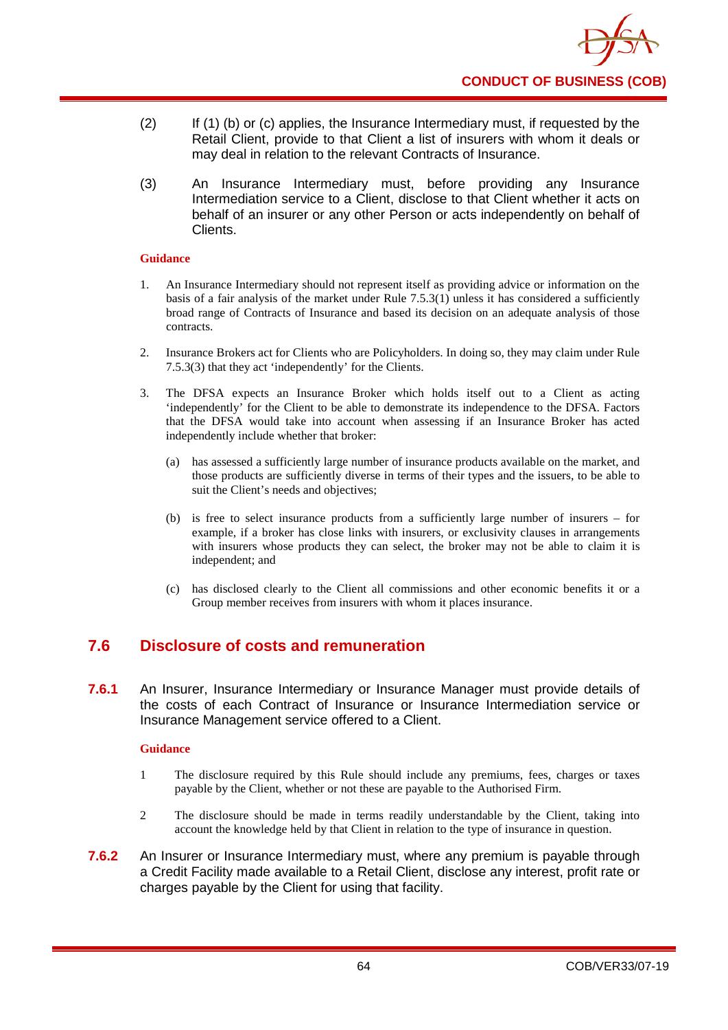(2) If (1) (b) or (c) applies, the Insurance Intermediary must, if requested by the Retail Client, provide to that Client a list of insurers with whom it deals or may deal in relation to the relevant Contracts of Insurance.

(3) An Insurance Intermediary must, before providing any Insurance Intermediation service to a Client, disclose to that Client whether it acts on behalf of an insurer or any other Person or acts independently on behalf of Clients.

**Guidance**

1. An Insurance Intermediary should not represent itself as providing advice or information on the basis of a fair analysis of the market under Rule 7.5.3(1) unless it has considered a sufficiently broad range of Contracts of Insurance and based its decision on an adequate analysis of those contracts.

2. Insurance Brokers act for Clients who are Policyholders. In doing so, they may claim under Rule 7.5.3(3) that they act 'independently' for the Clients.

3. The DFSA expects an Insurance Broker which holds itself out to a Client as acting 'independently' for the Client to be able to demonstrate its independence to the DFSA. Factors that the DFSA would take into account when assessing if an Insurance Broker has acted independently include whether that broker:

   (a) has assessed a sufficiently large number of insurance products available on the market, and those products are sufficiently diverse in terms of their types and the issuers, to be able to suit the Client's needs and objectives;

   (b) is free to select insurance products from a sufficiently large number of insurers – for example, if a broker has close links with insurers, or exclusivity clauses in arrangements with insurers whose products they can select, the broker may not be able to claim it is independent; and

   (c) has disclosed clearly to the Client all commissions and other economic benefits it or a Group member receives from insurers with whom it places insurance.

## 7.6 Disclosure of costs and remuneration

**7.6.1** An Insurer, Insurance Intermediary or Insurance Manager must provide details of the costs of each Contract of Insurance or Insurance Intermediation service or Insurance Management service offered to a Client.

**Guidance**

1 The disclosure required by this Rule should include any premiums, fees, charges or taxes payable by the Client, whether or not these are payable to the Authorised Firm.

2 The disclosure should be made in terms readily understandable by the Client, taking into account the knowledge held by that Client in relation to the type of insurance in question.

**7.6.2** An Insurer or Insurance Intermediary must, where any premium is payable through a Credit Facility made available to a Retail Client, disclose any interest, profit rate or charges payable by the Client for using that facility.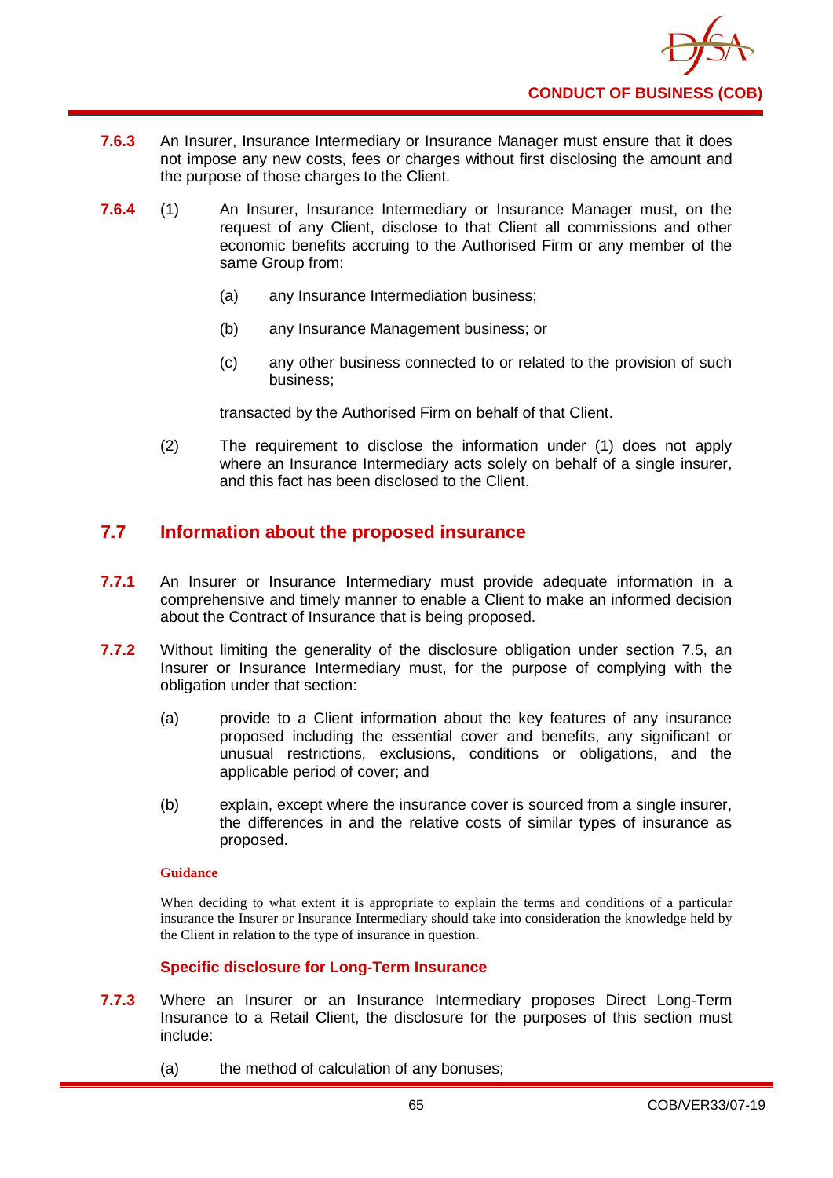**7.6.3** An Insurer, Insurance Intermediary or Insurance Manager must ensure that it does not impose any new costs, fees or charges without first disclosing the amount and the purpose of those charges to the Client.

**7.6.4** (1) An Insurer, Insurance Intermediary or Insurance Manager must, on the request of any Client, disclose to that Client all commissions and other economic benefits accruing to the Authorised Firm or any member of the same Group from:

(a) any Insurance Intermediation business;

(b) any Insurance Management business; or

(c) any other business connected to or related to the provision of such business;

transacted by the Authorised Firm on behalf of that Client.

(2) The requirement to disclose the information under (1) does not apply where an Insurance Intermediary acts solely on behalf of a single insurer, and this fact has been disclosed to the Client.

## 7.7 Information about the proposed insurance

**7.7.1** An Insurer or Insurance Intermediary must provide adequate information in a comprehensive and timely manner to enable a Client to make an informed decision about the Contract of Insurance that is being proposed.

**7.7.2** Without limiting the generality of the disclosure obligation under section 7.5, an Insurer or Insurance Intermediary must, for the purpose of complying with the obligation under that section:

(a) provide to a Client information about the key features of any insurance proposed including the essential cover and benefits, any significant or unusual restrictions, exclusions, conditions or obligations, and the applicable period of cover; and

(b) explain, except where the insurance cover is sourced from a single insurer, the differences in and the relative costs of similar types of insurance as proposed.

**Guidance**

When deciding to what extent it is appropriate to explain the terms and conditions of a particular insurance the Insurer or Insurance Intermediary should take into consideration the knowledge held by the Client in relation to the type of insurance in question.

### Specific disclosure for Long-Term Insurance

**7.7.3** Where an Insurer or an Insurance Intermediary proposes Direct Long-Term Insurance to a Retail Client, the disclosure for the purposes of this section must include:

(a) the method of calculation of any bonuses;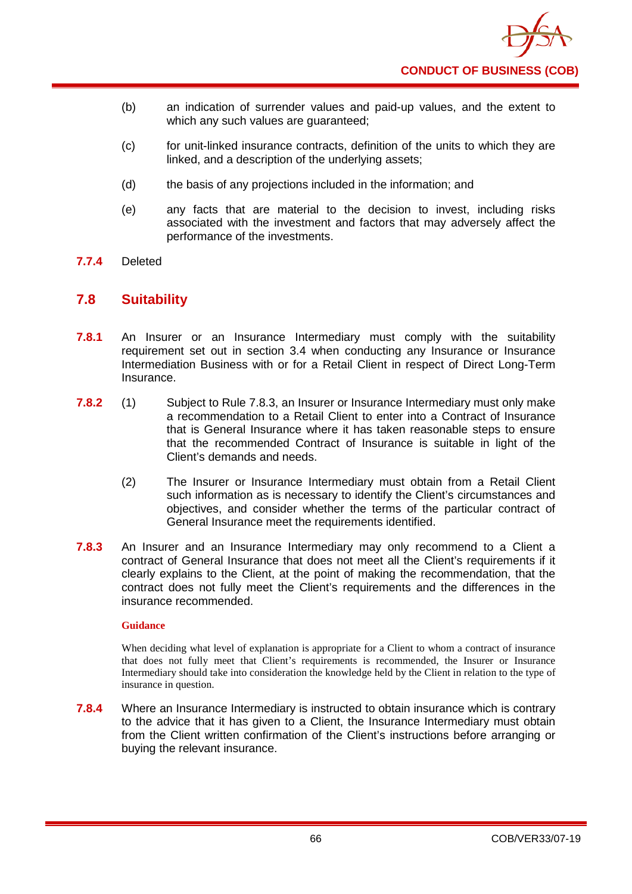(b) an indication of surrender values and paid-up values, and the extent to which any such values are guaranteed;

(c) for unit-linked insurance contracts, definition of the units to which they are linked, and a description of the underlying assets;

(d) the basis of any projections included in the information; and

(e) any facts that are material to the decision to invest, including risks associated with the investment and factors that may adversely affect the performance of the investments.

**7.7.4** Deleted

## 7.8 Suitability

**7.8.1** An Insurer or an Insurance Intermediary must comply with the suitability requirement set out in section 3.4 when conducting any Insurance or Insurance Intermediation Business with or for a Retail Client in respect of Direct Long-Term Insurance.

**7.8.2** (1) Subject to Rule 7.8.3, an Insurer or Insurance Intermediary must only make a recommendation to a Retail Client to enter into a Contract of Insurance that is General Insurance where it has taken reasonable steps to ensure that the recommended Contract of Insurance is suitable in light of the Client's demands and needs.

(2) The Insurer or Insurance Intermediary must obtain from a Retail Client such information as is necessary to identify the Client's circumstances and objectives, and consider whether the terms of the particular contract of General Insurance meet the requirements identified.

**7.8.3** An Insurer and an Insurance Intermediary may only recommend to a Client a contract of General Insurance that does not meet all the Client's requirements if it clearly explains to the Client, at the point of making the recommendation, that the contract does not fully meet the Client's requirements and the differences in the insurance recommended.

**Guidance**

When deciding what level of explanation is appropriate for a Client to whom a contract of insurance that does not fully meet that Client's requirements is recommended, the Insurer or Insurance Intermediary should take into consideration the knowledge held by the Client in relation to the type of insurance in question.

**7.8.4** Where an Insurance Intermediary is instructed to obtain insurance which is contrary to the advice that it has given to a Client, the Insurance Intermediary must obtain from the Client written confirmation of the Client's instructions before arranging or buying the relevant insurance.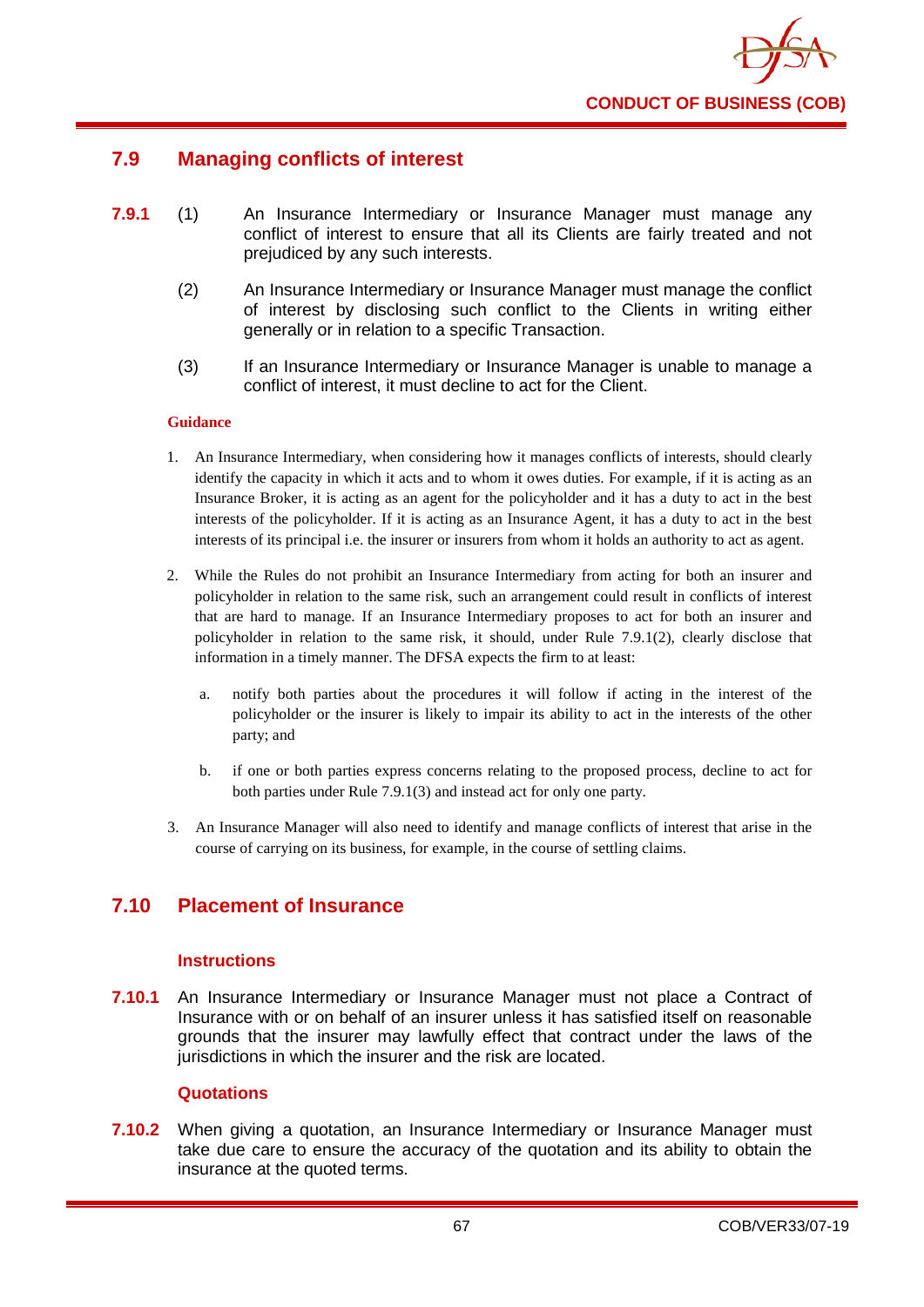## 7.9 Managing conflicts of interest

**7.9.1** (1) An Insurance Intermediary or Insurance Manager must manage any conflict of interest to ensure that all its Clients are fairly treated and not prejudiced by any such interests.

(2) An Insurance Intermediary or Insurance Manager must manage the conflict of interest by disclosing such conflict to the Clients in writing either generally or in relation to a specific Transaction.

(3) If an Insurance Intermediary or Insurance Manager is unable to manage a conflict of interest, it must decline to act for the Client.

**Guidance**

1. An Insurance Intermediary, when considering how it manages conflicts of interests, should clearly identify the capacity in which it acts and to whom it owes duties. For example, if it is acting as an Insurance Broker, it is acting as an agent for the policyholder and it has a duty to act in the best interests of the policyholder. If it is acting as an Insurance Agent, it has a duty to act in the best interests of its principal i.e. the insurer or insurers from whom it holds an authority to act as agent.

2. While the Rules do not prohibit an Insurance Intermediary from acting for both an insurer and policyholder in relation to the same risk, such an arrangement could result in conflicts of interest that are hard to manage. If an Insurance Intermediary proposes to act for both an insurer and policyholder in relation to the same risk, it should, under Rule 7.9.1(2), clearly disclose that information in a timely manner. The DFSA expects the firm to at least:

   a. notify both parties about the procedures it will follow if acting in the interest of the policyholder or the insurer is likely to impair its ability to act in the interests of the other party; and

   b. if one or both parties express concerns relating to the proposed process, decline to act for both parties under Rule 7.9.1(3) and instead act for only one party.

3. An Insurance Manager will also need to identify and manage conflicts of interest that arise in the course of carrying on its business, for example, in the course of settling claims.

## 7.10 Placement of Insurance

### Instructions

**7.10.1** An Insurance Intermediary or Insurance Manager must not place a Contract of Insurance with or on behalf of an insurer unless it has satisfied itself on reasonable grounds that the insurer may lawfully effect that contract under the laws of the jurisdictions in which the insurer and the risk are located.

### Quotations

**7.10.2** When giving a quotation, an Insurance Intermediary or Insurance Manager must take due care to ensure the accuracy of the quotation and its ability to obtain the insurance at the quoted terms.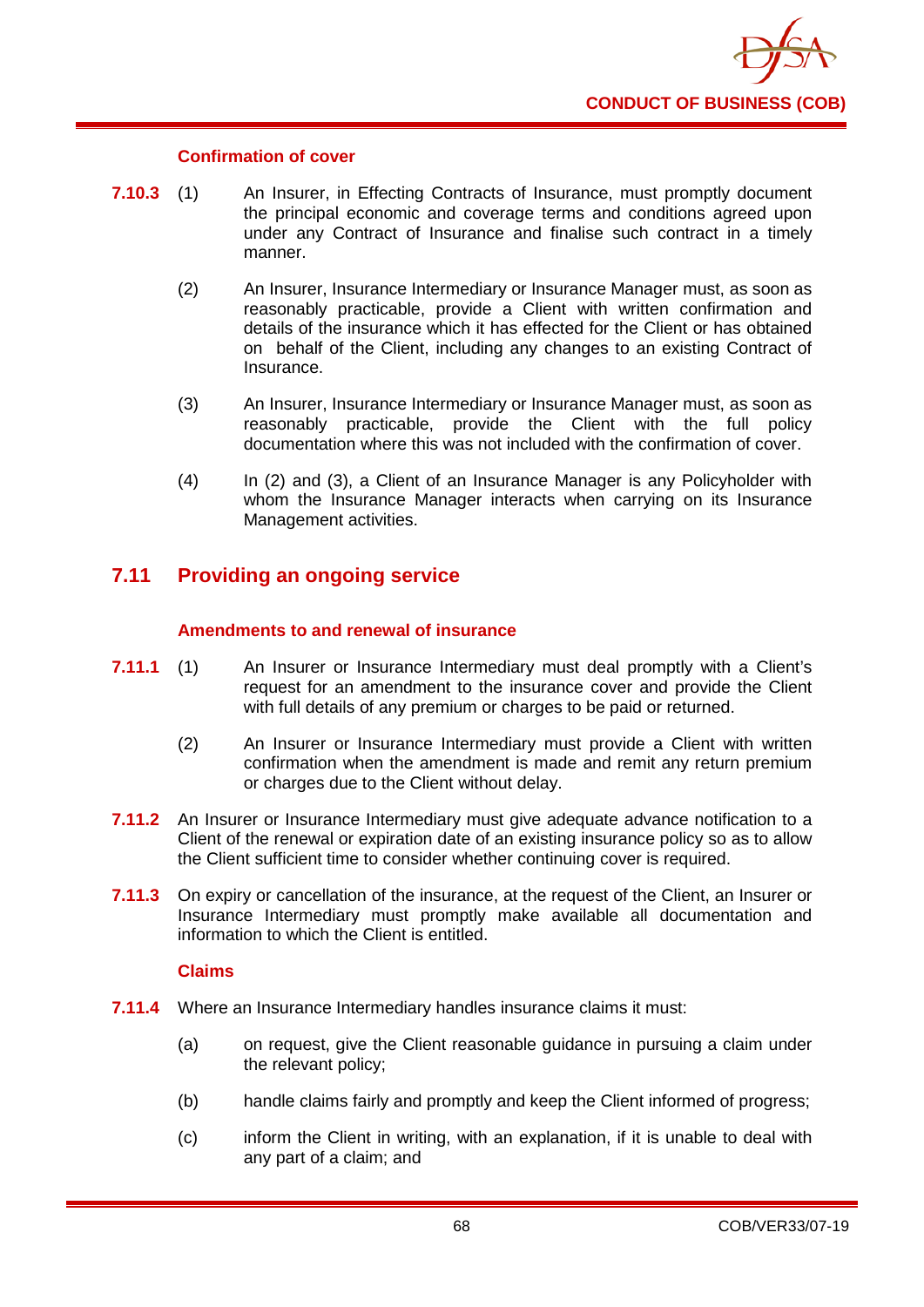#### Confirmation of cover

**7.10.3** (1) An Insurer, in Effecting Contracts of Insurance, must promptly document the principal economic and coverage terms and conditions agreed upon under any Contract of Insurance and finalise such contract in a timely manner.

(2) An Insurer, Insurance Intermediary or Insurance Manager must, as soon as reasonably practicable, provide a Client with written confirmation and details of the insurance which it has effected for the Client or has obtained on behalf of the Client, including any changes to an existing Contract of Insurance.

(3) An Insurer, Insurance Intermediary or Insurance Manager must, as soon as reasonably practicable, provide the Client with the full policy documentation where this was not included with the confirmation of cover.

(4) In (2) and (3), a Client of an Insurance Manager is any Policyholder with whom the Insurance Manager interacts when carrying on its Insurance Management activities.

## 7.11 Providing an ongoing service

#### Amendments to and renewal of insurance

**7.11.1** (1) An Insurer or Insurance Intermediary must deal promptly with a Client's request for an amendment to the insurance cover and provide the Client with full details of any premium or charges to be paid or returned.

(2) An Insurer or Insurance Intermediary must provide a Client with written confirmation when the amendment is made and remit any return premium or charges due to the Client without delay.

**7.11.2** An Insurer or Insurance Intermediary must give adequate advance notification to a Client of the renewal or expiration date of an existing insurance policy so as to allow the Client sufficient time to consider whether continuing cover is required.

**7.11.3** On expiry or cancellation of the insurance, at the request of the Client, an Insurer or Insurance Intermediary must promptly make available all documentation and information to which the Client is entitled.

#### Claims

**7.11.4** Where an Insurance Intermediary handles insurance claims it must:

(a) on request, give the Client reasonable guidance in pursuing a claim under the relevant policy;

(b) handle claims fairly and promptly and keep the Client informed of progress;

(c) inform the Client in writing, with an explanation, if it is unable to deal with any part of a claim; and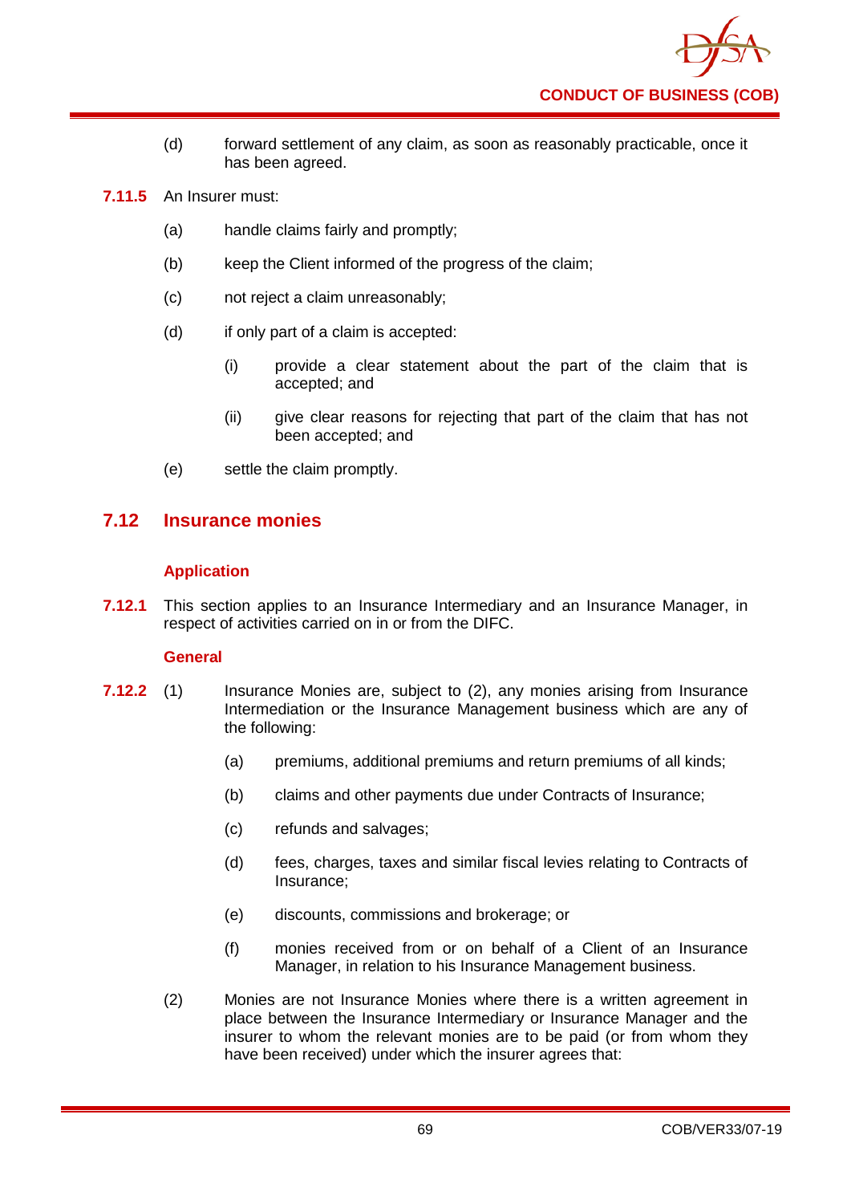(d) forward settlement of any claim, as soon as reasonably practicable, once it has been agreed.

**7.11.5** An Insurer must:

(a) handle claims fairly and promptly;

(b) keep the Client informed of the progress of the claim;

(c) not reject a claim unreasonably;

(d) if only part of a claim is accepted:

   (i) provide a clear statement about the part of the claim that is accepted; and

   (ii) give clear reasons for rejecting that part of the claim that has not been accepted; and

(e) settle the claim promptly.

## 7.12 Insurance monies

### Application

**7.12.1** This section applies to an Insurance Intermediary and an Insurance Manager, in respect of activities carried on in or from the DIFC.

### General

**7.12.2** (1) Insurance Monies are, subject to (2), any monies arising from Insurance Intermediation or the Insurance Management business which are any of the following:

   (a) premiums, additional premiums and return premiums of all kinds;

   (b) claims and other payments due under Contracts of Insurance;

   (c) refunds and salvages;

   (d) fees, charges, taxes and similar fiscal levies relating to Contracts of Insurance;

   (e) discounts, commissions and brokerage; or

   (f) monies received from or on behalf of a Client of an Insurance Manager, in relation to his Insurance Management business.

(2) Monies are not Insurance Monies where there is a written agreement in place between the Insurance Intermediary or Insurance Manager and the insurer to whom the relevant monies are to be paid (or from whom they have been received) under which the insurer agrees that: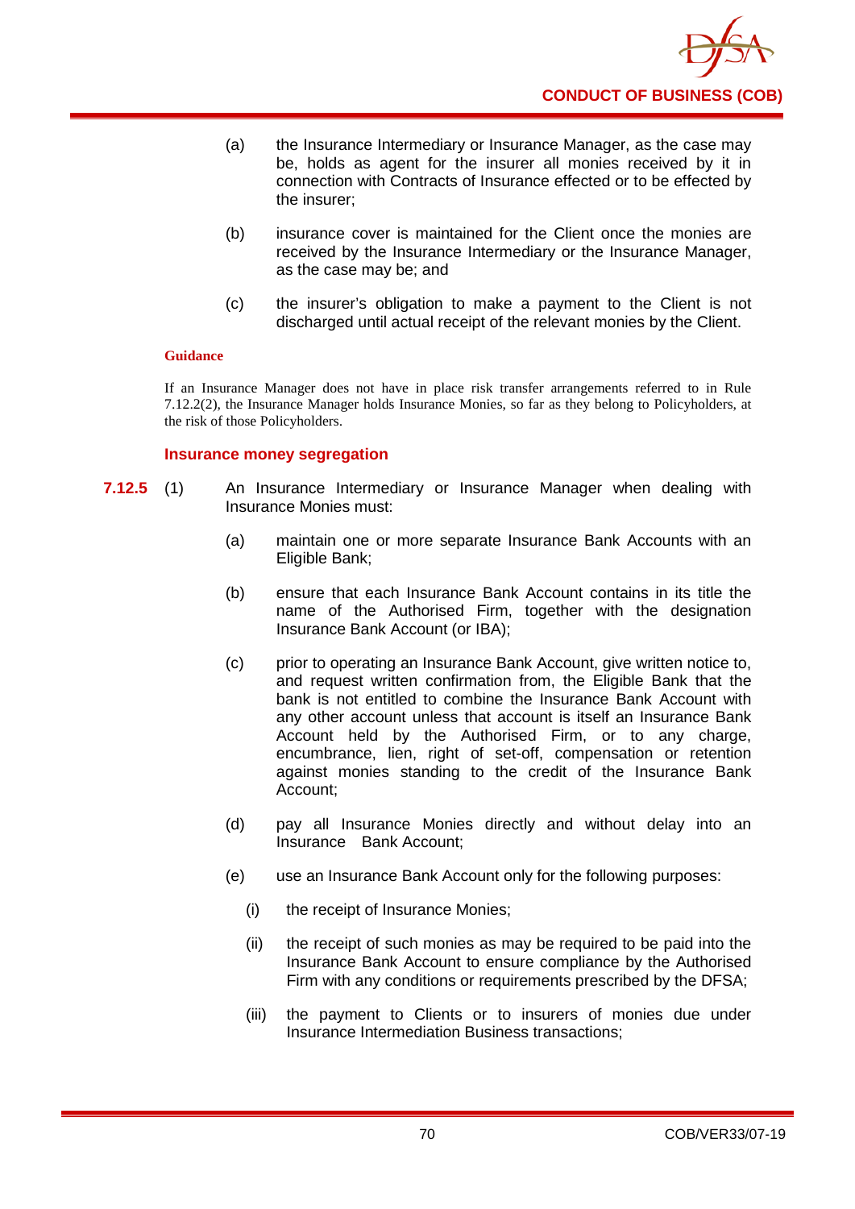(a) the Insurance Intermediary or Insurance Manager, as the case may be, holds as agent for the insurer all monies received by it in connection with Contracts of Insurance effected or to be effected by the insurer;

(b) insurance cover is maintained for the Client once the monies are received by the Insurance Intermediary or the Insurance Manager, as the case may be; and

(c) the insurer's obligation to make a payment to the Client is not discharged until actual receipt of the relevant monies by the Client.

**Guidance**

If an Insurance Manager does not have in place risk transfer arrangements referred to in Rule 7.12.2(2), the Insurance Manager holds Insurance Monies, so far as they belong to Policyholders, at the risk of those Policyholders.

### Insurance money segregation

**7.12.5** (1) An Insurance Intermediary or Insurance Manager when dealing with Insurance Monies must:

(a) maintain one or more separate Insurance Bank Accounts with an Eligible Bank;

(b) ensure that each Insurance Bank Account contains in its title the name of the Authorised Firm, together with the designation Insurance Bank Account (or IBA);

(c) prior to operating an Insurance Bank Account, give written notice to, and request written confirmation from, the Eligible Bank that the bank is not entitled to combine the Insurance Bank Account with any other account unless that account is itself an Insurance Bank Account held by the Authorised Firm, or to any charge, encumbrance, lien, right of set-off, compensation or retention against monies standing to the credit of the Insurance Bank Account;

(d) pay all Insurance Monies directly and without delay into an Insurance Bank Account;

(e) use an Insurance Bank Account only for the following purposes:

(i) the receipt of Insurance Monies;

(ii) the receipt of such monies as may be required to be paid into the Insurance Bank Account to ensure compliance by the Authorised Firm with any conditions or requirements prescribed by the DFSA;

(iii) the payment to Clients or to insurers of monies due under Insurance Intermediation Business transactions;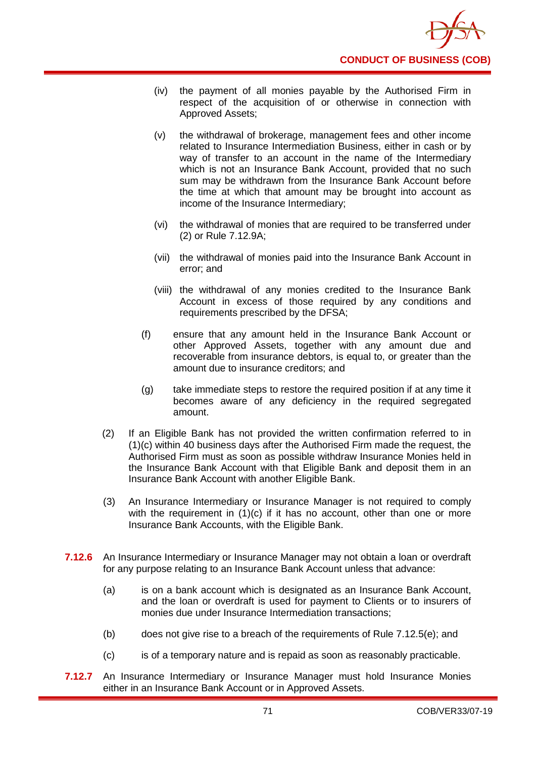(iv) the payment of all monies payable by the Authorised Firm in respect of the acquisition of or otherwise in connection with Approved Assets;

(v) the withdrawal of brokerage, management fees and other income related to Insurance Intermediation Business, either in cash or by way of transfer to an account in the name of the Intermediary which is not an Insurance Bank Account, provided that no such sum may be withdrawn from the Insurance Bank Account before the time at which that amount may be brought into account as income of the Insurance Intermediary;

(vi) the withdrawal of monies that are required to be transferred under (2) or Rule 7.12.9A;

(vii) the withdrawal of monies paid into the Insurance Bank Account in error; and

(viii) the withdrawal of any monies credited to the Insurance Bank Account in excess of those required by any conditions and requirements prescribed by the DFSA;

(f) ensure that any amount held in the Insurance Bank Account or other Approved Assets, together with any amount due and recoverable from insurance debtors, is equal to, or greater than the amount due to insurance creditors; and

(g) take immediate steps to restore the required position if at any time it becomes aware of any deficiency in the required segregated amount.

(2) If an Eligible Bank has not provided the written confirmation referred to in (1)(c) within 40 business days after the Authorised Firm made the request, the Authorised Firm must as soon as possible withdraw Insurance Monies held in the Insurance Bank Account with that Eligible Bank and deposit them in an Insurance Bank Account with another Eligible Bank.

(3) An Insurance Intermediary or Insurance Manager is not required to comply with the requirement in (1)(c) if it has no account, other than one or more Insurance Bank Accounts, with the Eligible Bank.

**7.12.6** An Insurance Intermediary or Insurance Manager may not obtain a loan or overdraft for any purpose relating to an Insurance Bank Account unless that advance:

(a) is on a bank account which is designated as an Insurance Bank Account, and the loan or overdraft is used for payment to Clients or to insurers of monies due under Insurance Intermediation transactions;

(b) does not give rise to a breach of the requirements of Rule 7.12.5(e); and

(c) is of a temporary nature and is repaid as soon as reasonably practicable.

**7.12.7** An Insurance Intermediary or Insurance Manager must hold Insurance Monies either in an Insurance Bank Account or in Approved Assets.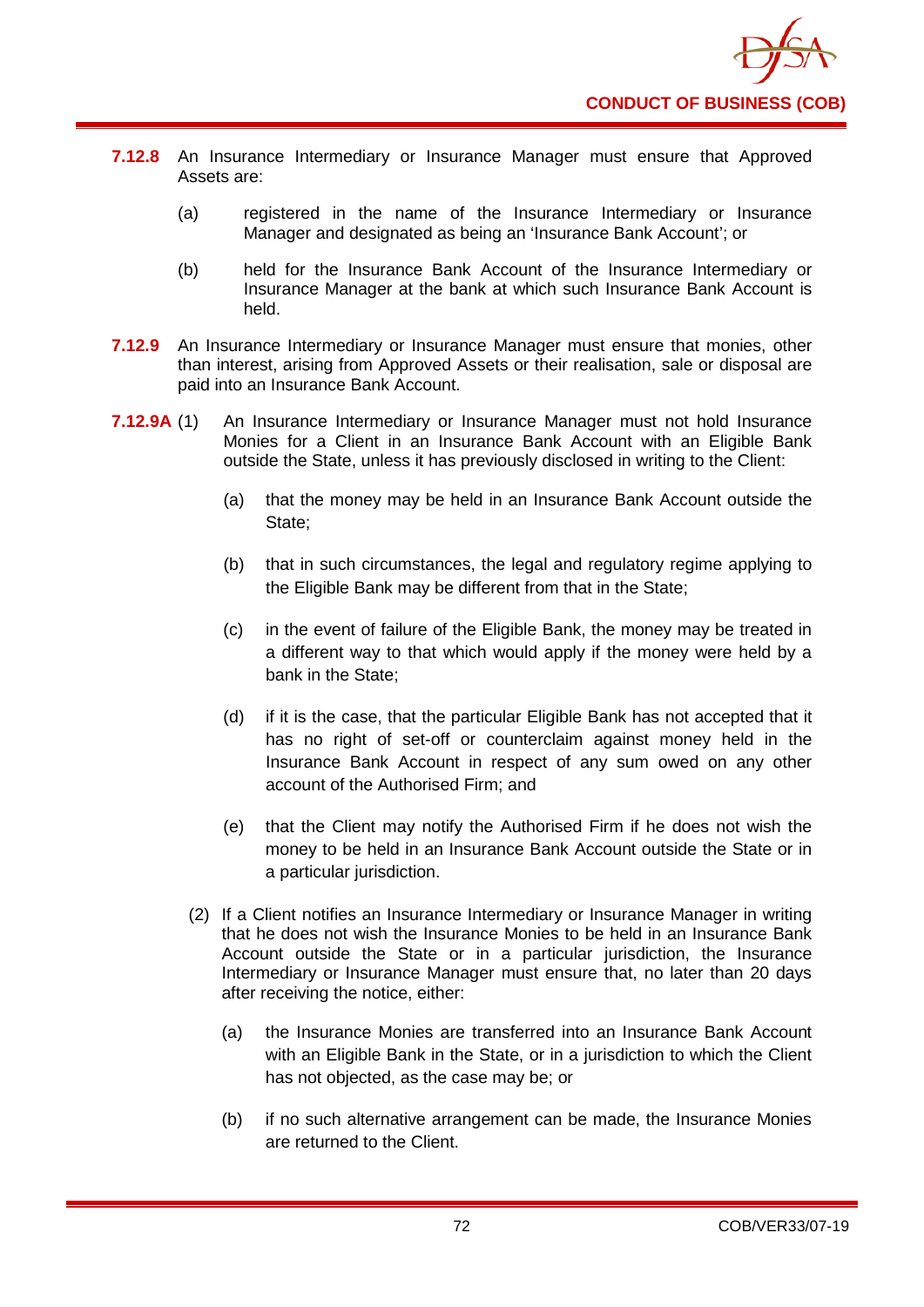**7.12.8** An Insurance Intermediary or Insurance Manager must ensure that Approved Assets are:

(a) registered in the name of the Insurance Intermediary or Insurance Manager and designated as being an 'Insurance Bank Account'; or

(b) held for the Insurance Bank Account of the Insurance Intermediary or Insurance Manager at the bank at which such Insurance Bank Account is held.

**7.12.9** An Insurance Intermediary or Insurance Manager must ensure that monies, other than interest, arising from Approved Assets or their realisation, sale or disposal are paid into an Insurance Bank Account.

**7.12.9A** (1) An Insurance Intermediary or Insurance Manager must not hold Insurance Monies for a Client in an Insurance Bank Account with an Eligible Bank outside the State, unless it has previously disclosed in writing to the Client:

(a) that the money may be held in an Insurance Bank Account outside the State;

(b) that in such circumstances, the legal and regulatory regime applying to the Eligible Bank may be different from that in the State;

(c) in the event of failure of the Eligible Bank, the money may be treated in a different way to that which would apply if the money were held by a bank in the State;

(d) if it is the case, that the particular Eligible Bank has not accepted that it has no right of set-off or counterclaim against money held in the Insurance Bank Account in respect of any sum owed on any other account of the Authorised Firm; and

(e) that the Client may notify the Authorised Firm if he does not wish the money to be held in an Insurance Bank Account outside the State or in a particular jurisdiction.

(2) If a Client notifies an Insurance Intermediary or Insurance Manager in writing that he does not wish the Insurance Monies to be held in an Insurance Bank Account outside the State or in a particular jurisdiction, the Insurance Intermediary or Insurance Manager must ensure that, no later than 20 days after receiving the notice, either:

(a) the Insurance Monies are transferred into an Insurance Bank Account with an Eligible Bank in the State, or in a jurisdiction to which the Client has not objected, as the case may be; or

(b) if no such alternative arrangement can be made, the Insurance Monies are returned to the Client.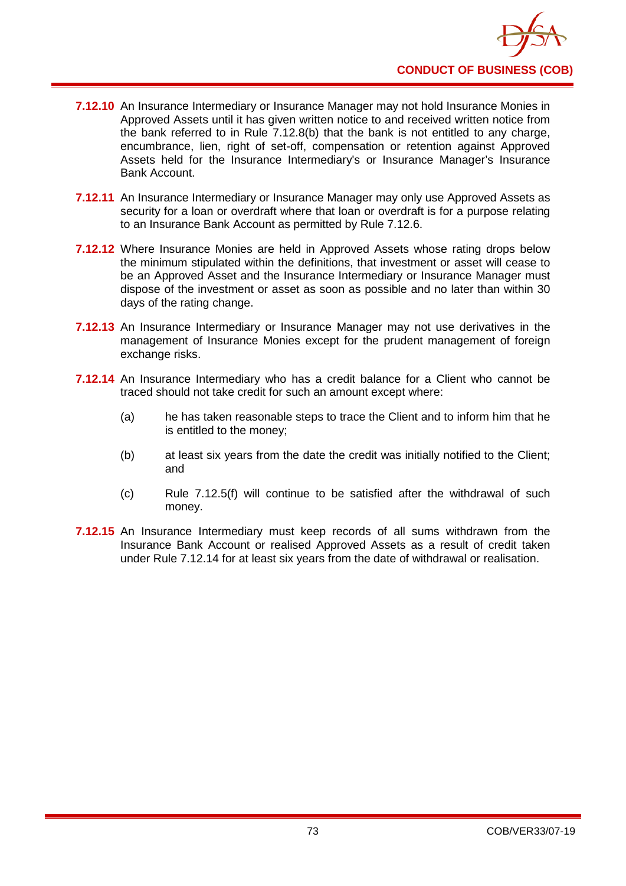**7.12.10** An Insurance Intermediary or Insurance Manager may not hold Insurance Monies in Approved Assets until it has given written notice to and received written notice from the bank referred to in Rule 7.12.8(b) that the bank is not entitled to any charge, encumbrance, lien, right of set-off, compensation or retention against Approved Assets held for the Insurance Intermediary's or Insurance Manager's Insurance Bank Account.

**7.12.11** An Insurance Intermediary or Insurance Manager may only use Approved Assets as security for a loan or overdraft where that loan or overdraft is for a purpose relating to an Insurance Bank Account as permitted by Rule 7.12.6.

**7.12.12** Where Insurance Monies are held in Approved Assets whose rating drops below the minimum stipulated within the definitions, that investment or asset will cease to be an Approved Asset and the Insurance Intermediary or Insurance Manager must dispose of the investment or asset as soon as possible and no later than within 30 days of the rating change.

**7.12.13** An Insurance Intermediary or Insurance Manager may not use derivatives in the management of Insurance Monies except for the prudent management of foreign exchange risks.

**7.12.14** An Insurance Intermediary who has a credit balance for a Client who cannot be traced should not take credit for such an amount except where:

(a) he has taken reasonable steps to trace the Client and to inform him that he is entitled to the money;

(b) at least six years from the date the credit was initially notified to the Client; and

(c) Rule 7.12.5(f) will continue to be satisfied after the withdrawal of such money.

**7.12.15** An Insurance Intermediary must keep records of all sums withdrawn from the Insurance Bank Account or realised Approved Assets as a result of credit taken under Rule 7.12.14 for at least six years from the date of withdrawal or realisation.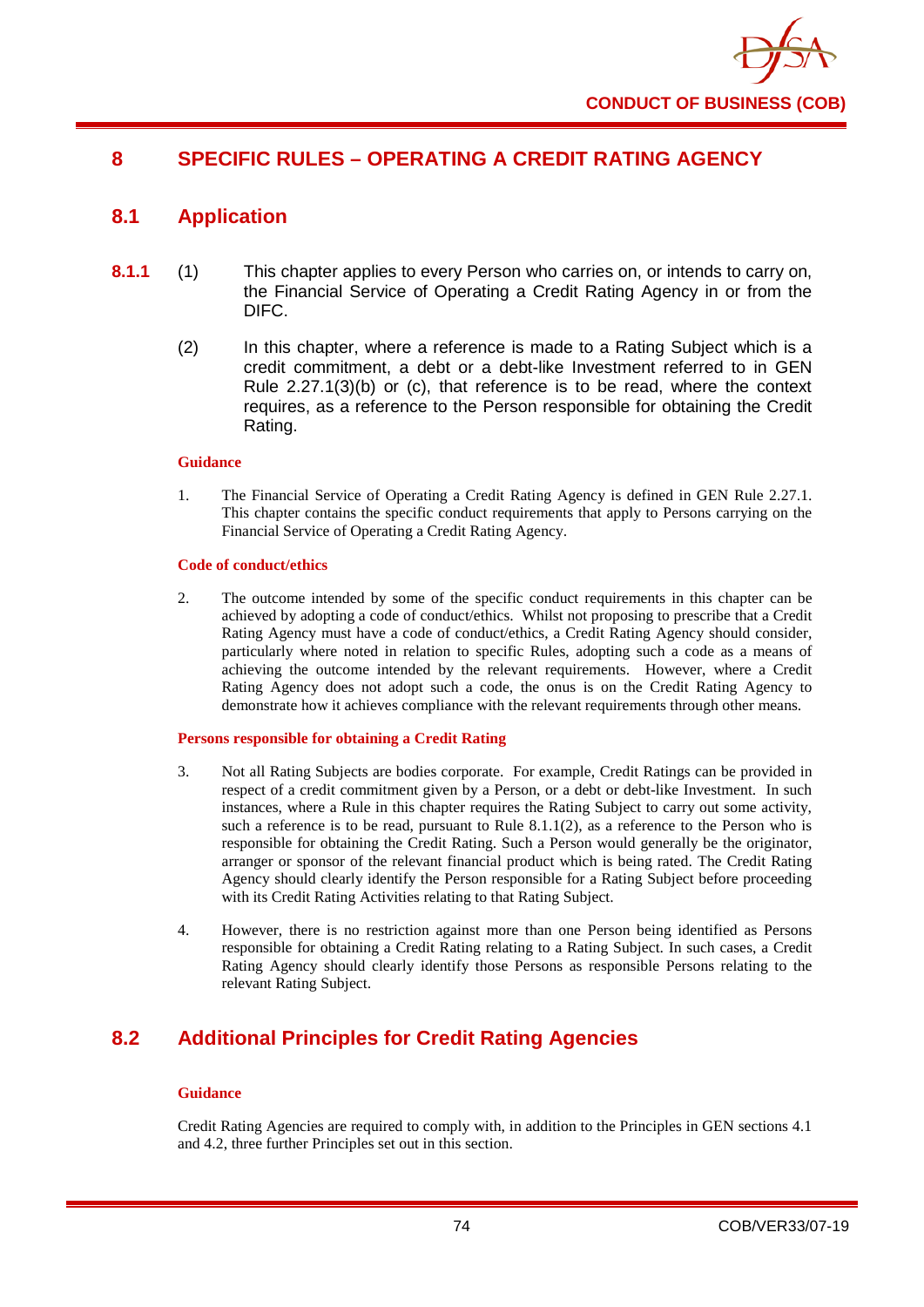# 8 SPECIFIC RULES – OPERATING A CREDIT RATING AGENCY

## 8.1 Application

**8.1.1** (1) This chapter applies to every Person who carries on, or intends to carry on, the Financial Service of Operating a Credit Rating Agency in or from the DIFC.

(2) In this chapter, where a reference is made to a Rating Subject which is a credit commitment, a debt or a debt-like Investment referred to in GEN Rule 2.27.1(3)(b) or (c), that reference is to be read, where the context requires, as a reference to the Person responsible for obtaining the Credit Rating.

**Guidance**

1. The Financial Service of Operating a Credit Rating Agency is defined in GEN Rule 2.27.1. This chapter contains the specific conduct requirements that apply to Persons carrying on the Financial Service of Operating a Credit Rating Agency.

**Code of conduct/ethics**

2. The outcome intended by some of the specific conduct requirements in this chapter can be achieved by adopting a code of conduct/ethics. Whilst not proposing to prescribe that a Credit Rating Agency must have a code of conduct/ethics, a Credit Rating Agency should consider, particularly where noted in relation to specific Rules, adopting such a code as a means of achieving the outcome intended by the relevant requirements. However, where a Credit Rating Agency does not adopt such a code, the onus is on the Credit Rating Agency to demonstrate how it achieves compliance with the relevant requirements through other means.

**Persons responsible for obtaining a Credit Rating**

3. Not all Rating Subjects are bodies corporate. For example, Credit Ratings can be provided in respect of a credit commitment given by a Person, or a debt or debt-like Investment. In such instances, where a Rule in this chapter requires the Rating Subject to carry out some activity, such a reference is to be read, pursuant to Rule 8.1.1(2), as a reference to the Person who is responsible for obtaining the Credit Rating. Such a Person would generally be the originator, arranger or sponsor of the relevant financial product which is being rated. The Credit Rating Agency should clearly identify the Person responsible for a Rating Subject before proceeding with its Credit Rating Activities relating to that Rating Subject.

4. However, there is no restriction against more than one Person being identified as Persons responsible for obtaining a Credit Rating relating to a Rating Subject. In such cases, a Credit Rating Agency should clearly identify those Persons as responsible Persons relating to the relevant Rating Subject.

## 8.2 Additional Principles for Credit Rating Agencies

**Guidance**

Credit Rating Agencies are required to comply with, in addition to the Principles in GEN sections 4.1 and 4.2, three further Principles set out in this section.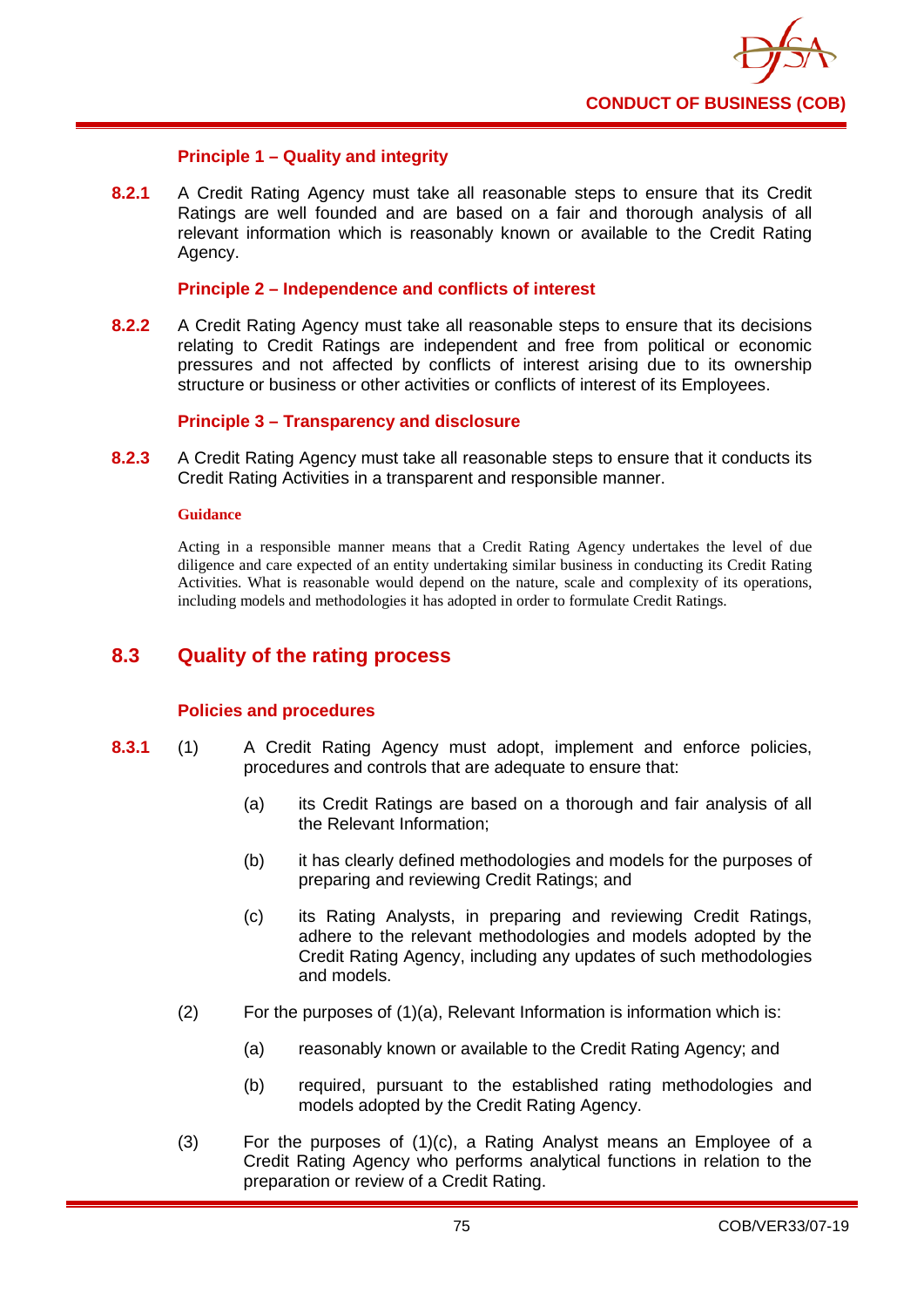**Principle 1 – Quality and integrity**

**8.2.1** A Credit Rating Agency must take all reasonable steps to ensure that its Credit Ratings are well founded and are based on a fair and thorough analysis of all relevant information which is reasonably known or available to the Credit Rating Agency.

**Principle 2 – Independence and conflicts of interest**

**8.2.2** A Credit Rating Agency must take all reasonable steps to ensure that its decisions relating to Credit Ratings are independent and free from political or economic pressures and not affected by conflicts of interest arising due to its ownership structure or business or other activities or conflicts of interest of its Employees.

**Principle 3 – Transparency and disclosure**

**8.2.3** A Credit Rating Agency must take all reasonable steps to ensure that it conducts its Credit Rating Activities in a transparent and responsible manner.

**Guidance**

Acting in a responsible manner means that a Credit Rating Agency undertakes the level of due diligence and care expected of an entity undertaking similar business in conducting its Credit Rating Activities. What is reasonable would depend on the nature, scale and complexity of its operations, including models and methodologies it has adopted in order to formulate Credit Ratings.

## 8.3 Quality of the rating process

**Policies and procedures**

**8.3.1** (1) A Credit Rating Agency must adopt, implement and enforce policies, procedures and controls that are adequate to ensure that:

(a) its Credit Ratings are based on a thorough and fair analysis of all the Relevant Information;

(b) it has clearly defined methodologies and models for the purposes of preparing and reviewing Credit Ratings; and

(c) its Rating Analysts, in preparing and reviewing Credit Ratings, adhere to the relevant methodologies and models adopted by the Credit Rating Agency, including any updates of such methodologies and models.

(2) For the purposes of (1)(a), Relevant Information is information which is:

(a) reasonably known or available to the Credit Rating Agency; and

(b) required, pursuant to the established rating methodologies and models adopted by the Credit Rating Agency.

(3) For the purposes of (1)(c), a Rating Analyst means an Employee of a Credit Rating Agency who performs analytical functions in relation to the preparation or review of a Credit Rating.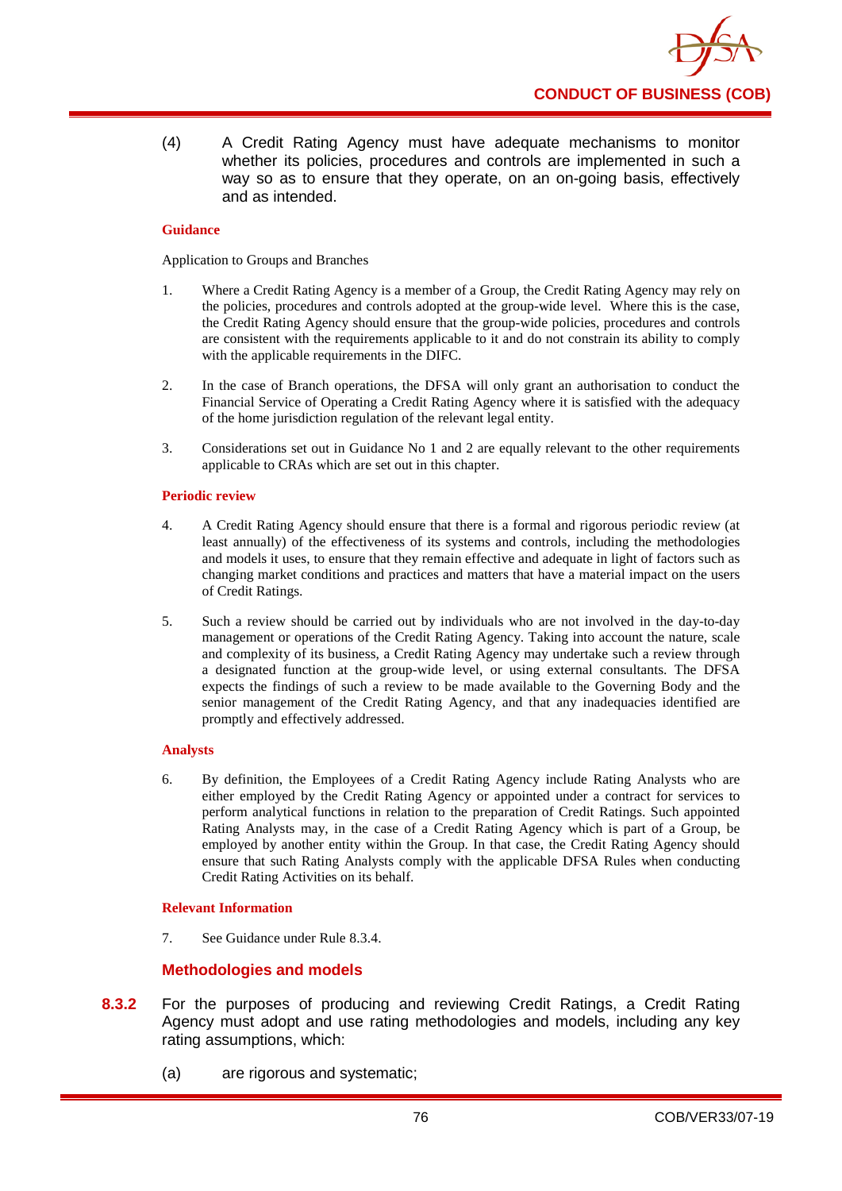(4) A Credit Rating Agency must have adequate mechanisms to monitor whether its policies, procedures and controls are implemented in such a way so as to ensure that they operate, on an on-going basis, effectively and as intended.

**Guidance**

Application to Groups and Branches

1. Where a Credit Rating Agency is a member of a Group, the Credit Rating Agency may rely on the policies, procedures and controls adopted at the group-wide level. Where this is the case, the Credit Rating Agency should ensure that the group-wide policies, procedures and controls are consistent with the requirements applicable to it and do not constrain its ability to comply with the applicable requirements in the DIFC.

2. In the case of Branch operations, the DFSA will only grant an authorisation to conduct the Financial Service of Operating a Credit Rating Agency where it is satisfied with the adequacy of the home jurisdiction regulation of the relevant legal entity.

3. Considerations set out in Guidance No 1 and 2 are equally relevant to the other requirements applicable to CRAs which are set out in this chapter.

**Periodic review**

4. A Credit Rating Agency should ensure that there is a formal and rigorous periodic review (at least annually) of the effectiveness of its systems and controls, including the methodologies and models it uses, to ensure that they remain effective and adequate in light of factors such as changing market conditions and practices and matters that have a material impact on the users of Credit Ratings.

5. Such a review should be carried out by individuals who are not involved in the day-to-day management or operations of the Credit Rating Agency. Taking into account the nature, scale and complexity of its business, a Credit Rating Agency may undertake such a review through a designated function at the group-wide level, or using external consultants. The DFSA expects the findings of such a review to be made available to the Governing Body and the senior management of the Credit Rating Agency, and that any inadequacies identified are promptly and effectively addressed.

**Analysts**

6. By definition, the Employees of a Credit Rating Agency include Rating Analysts who are either employed by the Credit Rating Agency or appointed under a contract for services to perform analytical functions in relation to the preparation of Credit Ratings. Such appointed Rating Analysts may, in the case of a Credit Rating Agency which is part of a Group, be employed by another entity within the Group. In that case, the Credit Rating Agency should ensure that such Rating Analysts comply with the applicable DFSA Rules when conducting Credit Rating Activities on its behalf.

**Relevant Information**

7. See Guidance under Rule 8.3.4.

### Methodologies and models

**8.3.2** For the purposes of producing and reviewing Credit Ratings, a Credit Rating Agency must adopt and use rating methodologies and models, including any key rating assumptions, which:

(a) are rigorous and systematic;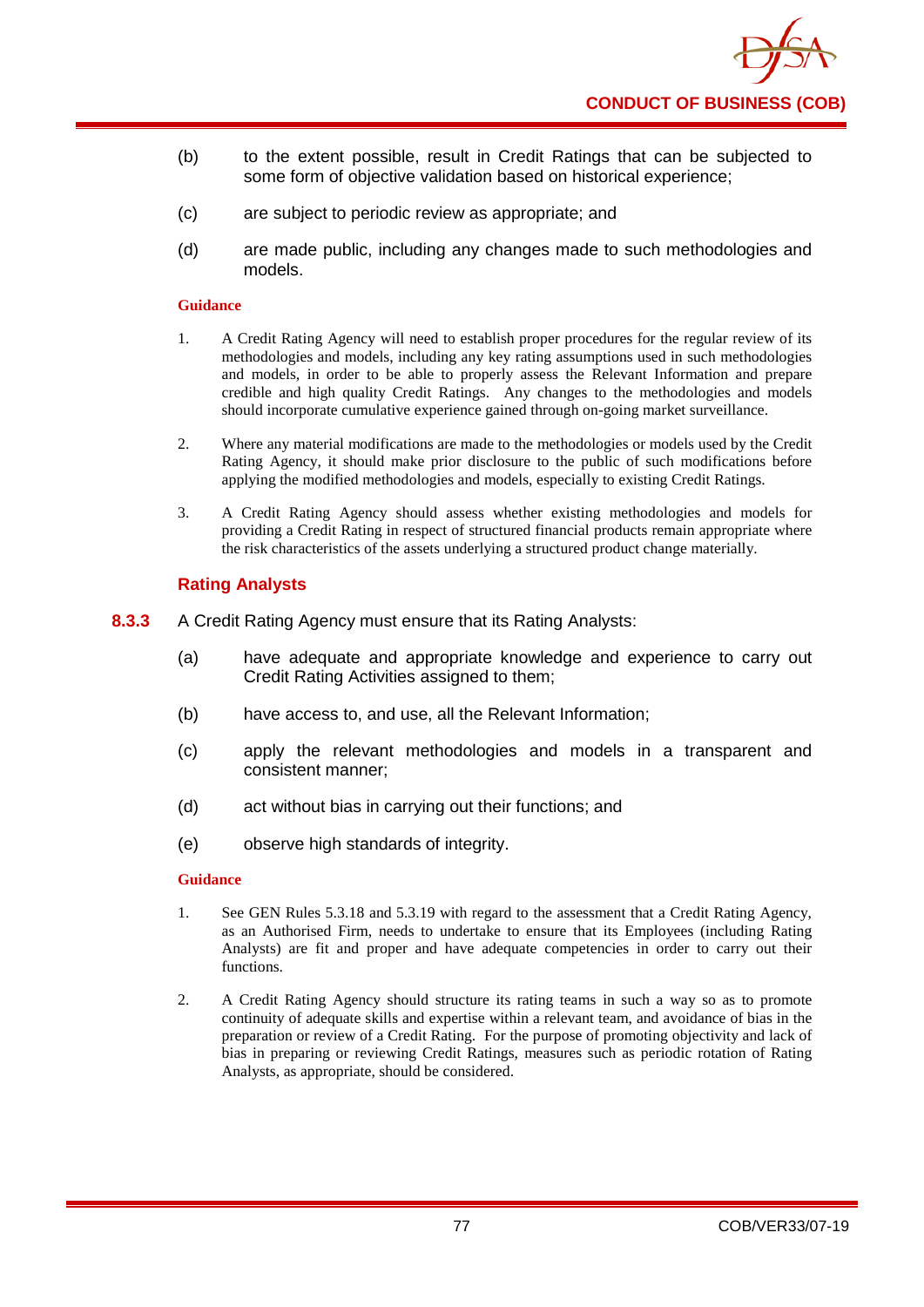(b) to the extent possible, result in Credit Ratings that can be subjected to some form of objective validation based on historical experience;

(c) are subject to periodic review as appropriate; and

(d) are made public, including any changes made to such methodologies and models.

**Guidance**

1. A Credit Rating Agency will need to establish proper procedures for the regular review of its methodologies and models, including any key rating assumptions used in such methodologies and models, in order to be able to properly assess the Relevant Information and prepare credible and high quality Credit Ratings. Any changes to the methodologies and models should incorporate cumulative experience gained through on-going market surveillance.

2. Where any material modifications are made to the methodologies or models used by the Credit Rating Agency, it should make prior disclosure to the public of such modifications before applying the modified methodologies and models, especially to existing Credit Ratings.

3. A Credit Rating Agency should assess whether existing methodologies and models for providing a Credit Rating in respect of structured financial products remain appropriate where the risk characteristics of the assets underlying a structured product change materially.

### Rating Analysts

**8.3.3** A Credit Rating Agency must ensure that its Rating Analysts:

(a) have adequate and appropriate knowledge and experience to carry out Credit Rating Activities assigned to them;

(b) have access to, and use, all the Relevant Information;

(c) apply the relevant methodologies and models in a transparent and consistent manner;

(d) act without bias in carrying out their functions; and

(e) observe high standards of integrity.

**Guidance**

1. See GEN Rules 5.3.18 and 5.3.19 with regard to the assessment that a Credit Rating Agency, as an Authorised Firm, needs to undertake to ensure that its Employees (including Rating Analysts) are fit and proper and have adequate competencies in order to carry out their functions.

2. A Credit Rating Agency should structure its rating teams in such a way so as to promote continuity of adequate skills and expertise within a relevant team, and avoidance of bias in the preparation or review of a Credit Rating. For the purpose of promoting objectivity and lack of bias in preparing or reviewing Credit Ratings, measures such as periodic rotation of Rating Analysts, as appropriate, should be considered.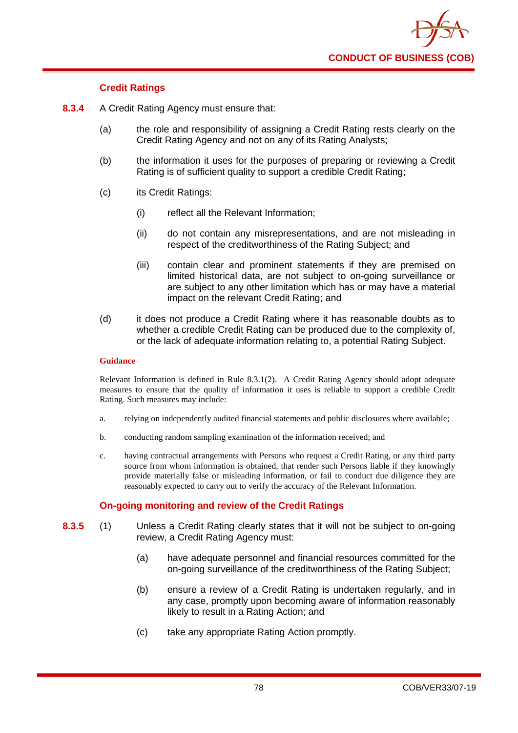### Credit Ratings

**8.3.4** A Credit Rating Agency must ensure that:

(a) the role and responsibility of assigning a Credit Rating rests clearly on the Credit Rating Agency and not on any of its Rating Analysts;

(b) the information it uses for the purposes of preparing or reviewing a Credit Rating is of sufficient quality to support a credible Credit Rating;

(c) its Credit Ratings:

(i) reflect all the Relevant Information;

(ii) do not contain any misrepresentations, and are not misleading in respect of the creditworthiness of the Rating Subject; and

(iii) contain clear and prominent statements if they are premised on limited historical data, are not subject to on-going surveillance or are subject to any other limitation which has or may have a material impact on the relevant Credit Rating; and

(d) it does not produce a Credit Rating where it has reasonable doubts as to whether a credible Credit Rating can be produced due to the complexity of, or the lack of adequate information relating to, a potential Rating Subject.

**Guidance**

Relevant Information is defined in Rule 8.3.1(2). A Credit Rating Agency should adopt adequate measures to ensure that the quality of information it uses is reliable to support a credible Credit Rating. Such measures may include:

a. relying on independently audited financial statements and public disclosures where available;

b. conducting random sampling examination of the information received; and

c. having contractual arrangements with Persons who request a Credit Rating, or any third party source from whom information is obtained, that render such Persons liable if they knowingly provide materially false or misleading information, or fail to conduct due diligence they are reasonably expected to carry out to verify the accuracy of the Relevant Information.

### On-going monitoring and review of the Credit Ratings

**8.3.5** (1) Unless a Credit Rating clearly states that it will not be subject to on-going review, a Credit Rating Agency must:

(a) have adequate personnel and financial resources committed for the on-going surveillance of the creditworthiness of the Rating Subject;

(b) ensure a review of a Credit Rating is undertaken regularly, and in any case, promptly upon becoming aware of information reasonably likely to result in a Rating Action; and

(c) take any appropriate Rating Action promptly.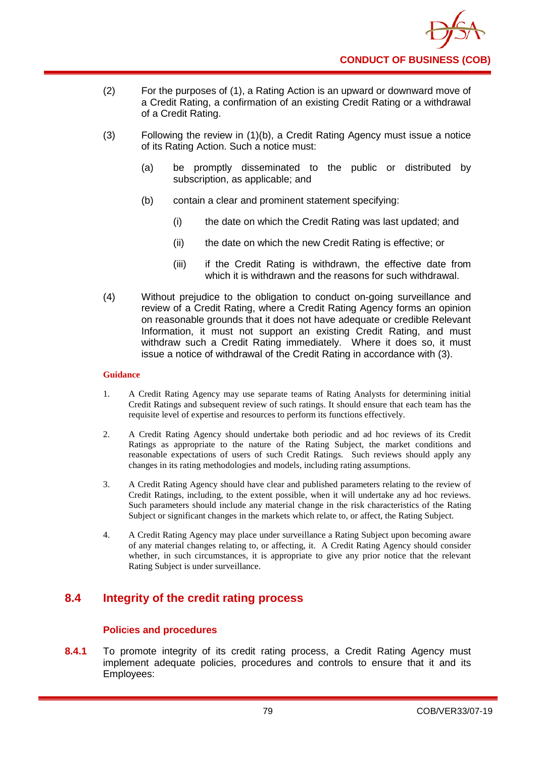(2) For the purposes of (1), a Rating Action is an upward or downward move of a Credit Rating, a confirmation of an existing Credit Rating or a withdrawal of a Credit Rating.

(3) Following the review in (1)(b), a Credit Rating Agency must issue a notice of its Rating Action. Such a notice must:

  (a) be promptly disseminated to the public or distributed by subscription, as applicable; and

  (b) contain a clear and prominent statement specifying:

    (i) the date on which the Credit Rating was last updated; and

    (ii) the date on which the new Credit Rating is effective; or

    (iii) if the Credit Rating is withdrawn, the effective date from which it is withdrawn and the reasons for such withdrawal.

(4) Without prejudice to the obligation to conduct on-going surveillance and review of a Credit Rating, where a Credit Rating Agency forms an opinion on reasonable grounds that it does not have adequate or credible Relevant Information, it must not support an existing Credit Rating, and must withdraw such a Credit Rating immediately. Where it does so, it must issue a notice of withdrawal of the Credit Rating in accordance with (3).

**Guidance**

1. A Credit Rating Agency may use separate teams of Rating Analysts for determining initial Credit Ratings and subsequent review of such ratings. It should ensure that each team has the requisite level of expertise and resources to perform its functions effectively.

2. A Credit Rating Agency should undertake both periodic and ad hoc reviews of its Credit Ratings as appropriate to the nature of the Rating Subject, the market conditions and reasonable expectations of users of such Credit Ratings. Such reviews should apply any changes in its rating methodologies and models, including rating assumptions.

3. A Credit Rating Agency should have clear and published parameters relating to the review of Credit Ratings, including, to the extent possible, when it will undertake any ad hoc reviews. Such parameters should include any material change in the risk characteristics of the Rating Subject or significant changes in the markets which relate to, or affect, the Rating Subject.

4. A Credit Rating Agency may place under surveillance a Rating Subject upon becoming aware of any material changes relating to, or affecting, it. A Credit Rating Agency should consider whether, in such circumstances, it is appropriate to give any prior notice that the relevant Rating Subject is under surveillance.

## 8.4 Integrity of the credit rating process

### Policies and procedures

**8.4.1** To promote integrity of its credit rating process, a Credit Rating Agency must implement adequate policies, procedures and controls to ensure that it and its Employees: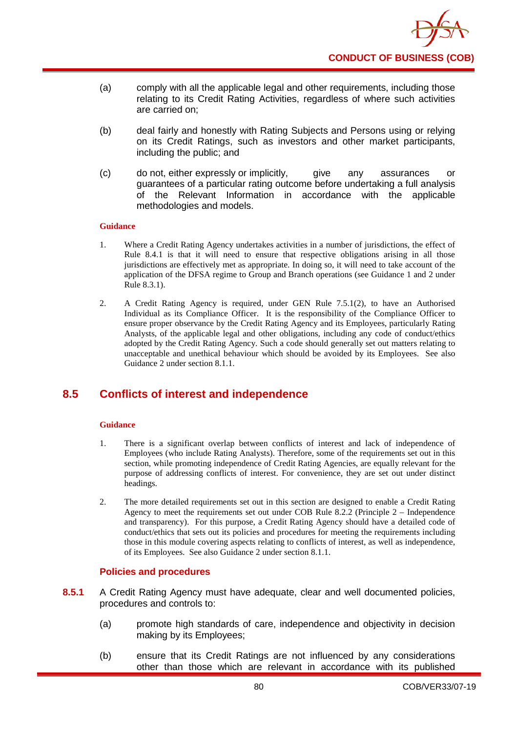(a) comply with all the applicable legal and other requirements, including those relating to its Credit Rating Activities, regardless of where such activities are carried on;

(b) deal fairly and honestly with Rating Subjects and Persons using or relying on its Credit Ratings, such as investors and other market participants, including the public; and

(c) do not, either expressly or implicitly, give any assurances or guarantees of a particular rating outcome before undertaking a full analysis of the Relevant Information in accordance with the applicable methodologies and models.

**Guidance**

1. Where a Credit Rating Agency undertakes activities in a number of jurisdictions, the effect of Rule 8.4.1 is that it will need to ensure that respective obligations arising in all those jurisdictions are effectively met as appropriate. In doing so, it will need to take account of the application of the DFSA regime to Group and Branch operations (see Guidance 1 and 2 under Rule 8.3.1).

2. A Credit Rating Agency is required, under GEN Rule 7.5.1(2), to have an Authorised Individual as its Compliance Officer. It is the responsibility of the Compliance Officer to ensure proper observance by the Credit Rating Agency and its Employees, particularly Rating Analysts, of the applicable legal and other obligations, including any code of conduct/ethics adopted by the Credit Rating Agency. Such a code should generally set out matters relating to unacceptable and unethical behaviour which should be avoided by its Employees. See also Guidance 2 under section 8.1.1.

## 8.5 Conflicts of interest and independence

**Guidance**

1. There is a significant overlap between conflicts of interest and lack of independence of Employees (who include Rating Analysts). Therefore, some of the requirements set out in this section, while promoting independence of Credit Rating Agencies, are equally relevant for the purpose of addressing conflicts of interest. For convenience, they are set out under distinct headings.

2. The more detailed requirements set out in this section are designed to enable a Credit Rating Agency to meet the requirements set out under COB Rule 8.2.2 (Principle 2 – Independence and transparency). For this purpose, a Credit Rating Agency should have a detailed code of conduct/ethics that sets out its policies and procedures for meeting the requirements including those in this module covering aspects relating to conflicts of interest, as well as independence, of its Employees. See also Guidance 2 under section 8.1.1.

### Policies and procedures

**8.5.1** A Credit Rating Agency must have adequate, clear and well documented policies, procedures and controls to:

(a) promote high standards of care, independence and objectivity in decision making by its Employees;

(b) ensure that its Credit Ratings are not influenced by any considerations other than those which are relevant in accordance with its published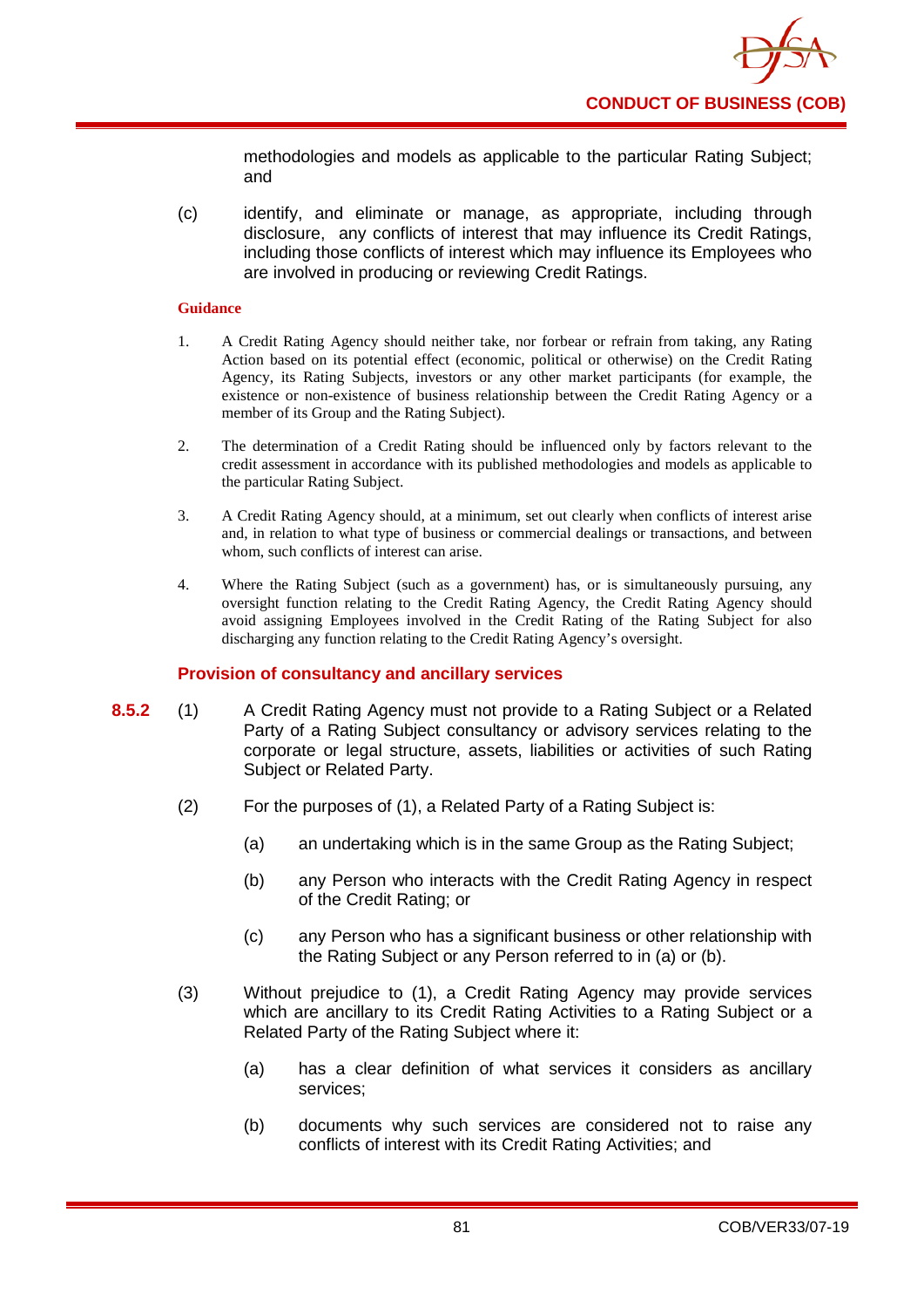methodologies and models as applicable to the particular Rating Subject; and

(c) identify, and eliminate or manage, as appropriate, including through disclosure, any conflicts of interest that may influence its Credit Ratings, including those conflicts of interest which may influence its Employees who are involved in producing or reviewing Credit Ratings.

**Guidance**

1. A Credit Rating Agency should neither take, nor forbear or refrain from taking, any Rating Action based on its potential effect (economic, political or otherwise) on the Credit Rating Agency, its Rating Subjects, investors or any other market participants (for example, the existence or non-existence of business relationship between the Credit Rating Agency or a member of its Group and the Rating Subject).

2. The determination of a Credit Rating should be influenced only by factors relevant to the credit assessment in accordance with its published methodologies and models as applicable to the particular Rating Subject.

3. A Credit Rating Agency should, at a minimum, set out clearly when conflicts of interest arise and, in relation to what type of business or commercial dealings or transactions, and between whom, such conflicts of interest can arise.

4. Where the Rating Subject (such as a government) has, or is simultaneously pursuing, any oversight function relating to the Credit Rating Agency, the Credit Rating Agency should avoid assigning Employees involved in the Credit Rating of the Rating Subject for also discharging any function relating to the Credit Rating Agency's oversight.

### Provision of consultancy and ancillary services

**8.5.2** (1) A Credit Rating Agency must not provide to a Rating Subject or a Related Party of a Rating Subject consultancy or advisory services relating to the corporate or legal structure, assets, liabilities or activities of such Rating Subject or Related Party.

(2) For the purposes of (1), a Related Party of a Rating Subject is:

(a) an undertaking which is in the same Group as the Rating Subject;

(b) any Person who interacts with the Credit Rating Agency in respect of the Credit Rating; or

(c) any Person who has a significant business or other relationship with the Rating Subject or any Person referred to in (a) or (b).

(3) Without prejudice to (1), a Credit Rating Agency may provide services which are ancillary to its Credit Rating Activities to a Rating Subject or a Related Party of the Rating Subject where it:

(a) has a clear definition of what services it considers as ancillary services;

(b) documents why such services are considered not to raise any conflicts of interest with its Credit Rating Activities; and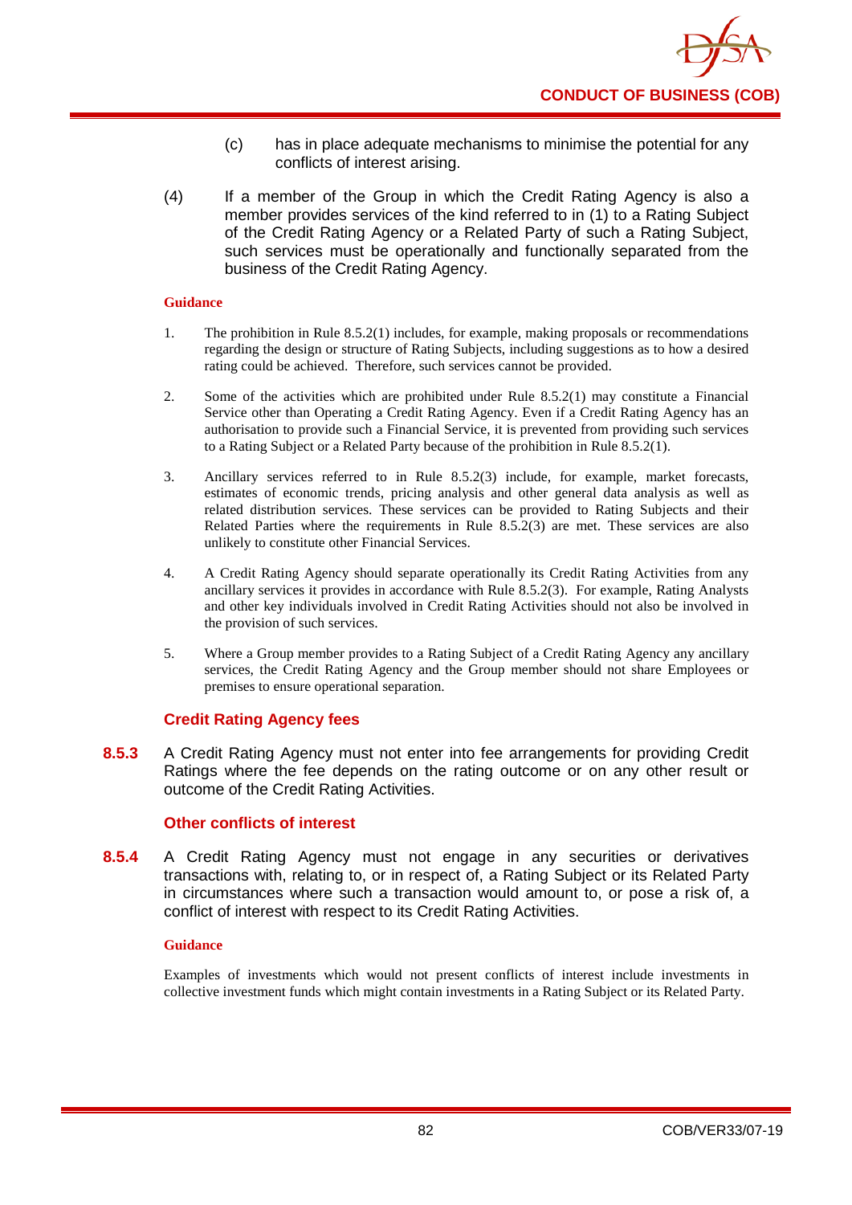(c) has in place adequate mechanisms to minimise the potential for any conflicts of interest arising.

(4) If a member of the Group in which the Credit Rating Agency is also a member provides services of the kind referred to in (1) to a Rating Subject of the Credit Rating Agency or a Related Party of such a Rating Subject, such services must be operationally and functionally separated from the business of the Credit Rating Agency.

**Guidance**

1. The prohibition in Rule 8.5.2(1) includes, for example, making proposals or recommendations regarding the design or structure of Rating Subjects, including suggestions as to how a desired rating could be achieved. Therefore, such services cannot be provided.

2. Some of the activities which are prohibited under Rule 8.5.2(1) may constitute a Financial Service other than Operating a Credit Rating Agency. Even if a Credit Rating Agency has an authorisation to provide such a Financial Service, it is prevented from providing such services to a Rating Subject or a Related Party because of the prohibition in Rule 8.5.2(1).

3. Ancillary services referred to in Rule 8.5.2(3) include, for example, market forecasts, estimates of economic trends, pricing analysis and other general data analysis as well as related distribution services. These services can be provided to Rating Subjects and their Related Parties where the requirements in Rule 8.5.2(3) are met. These services are also unlikely to constitute other Financial Services.

4. A Credit Rating Agency should separate operationally its Credit Rating Activities from any ancillary services it provides in accordance with Rule 8.5.2(3). For example, Rating Analysts and other key individuals involved in Credit Rating Activities should not also be involved in the provision of such services.

5. Where a Group member provides to a Rating Subject of a Credit Rating Agency any ancillary services, the Credit Rating Agency and the Group member should not share Employees or premises to ensure operational separation.

### Credit Rating Agency fees

**8.5.3** A Credit Rating Agency must not enter into fee arrangements for providing Credit Ratings where the fee depends on the rating outcome or on any other result or outcome of the Credit Rating Activities.

### Other conflicts of interest

**8.5.4** A Credit Rating Agency must not engage in any securities or derivatives transactions with, relating to, or in respect of, a Rating Subject or its Related Party in circumstances where such a transaction would amount to, or pose a risk of, a conflict of interest with respect to its Credit Rating Activities.

**Guidance**

Examples of investments which would not present conflicts of interest include investments in collective investment funds which might contain investments in a Rating Subject or its Related Party.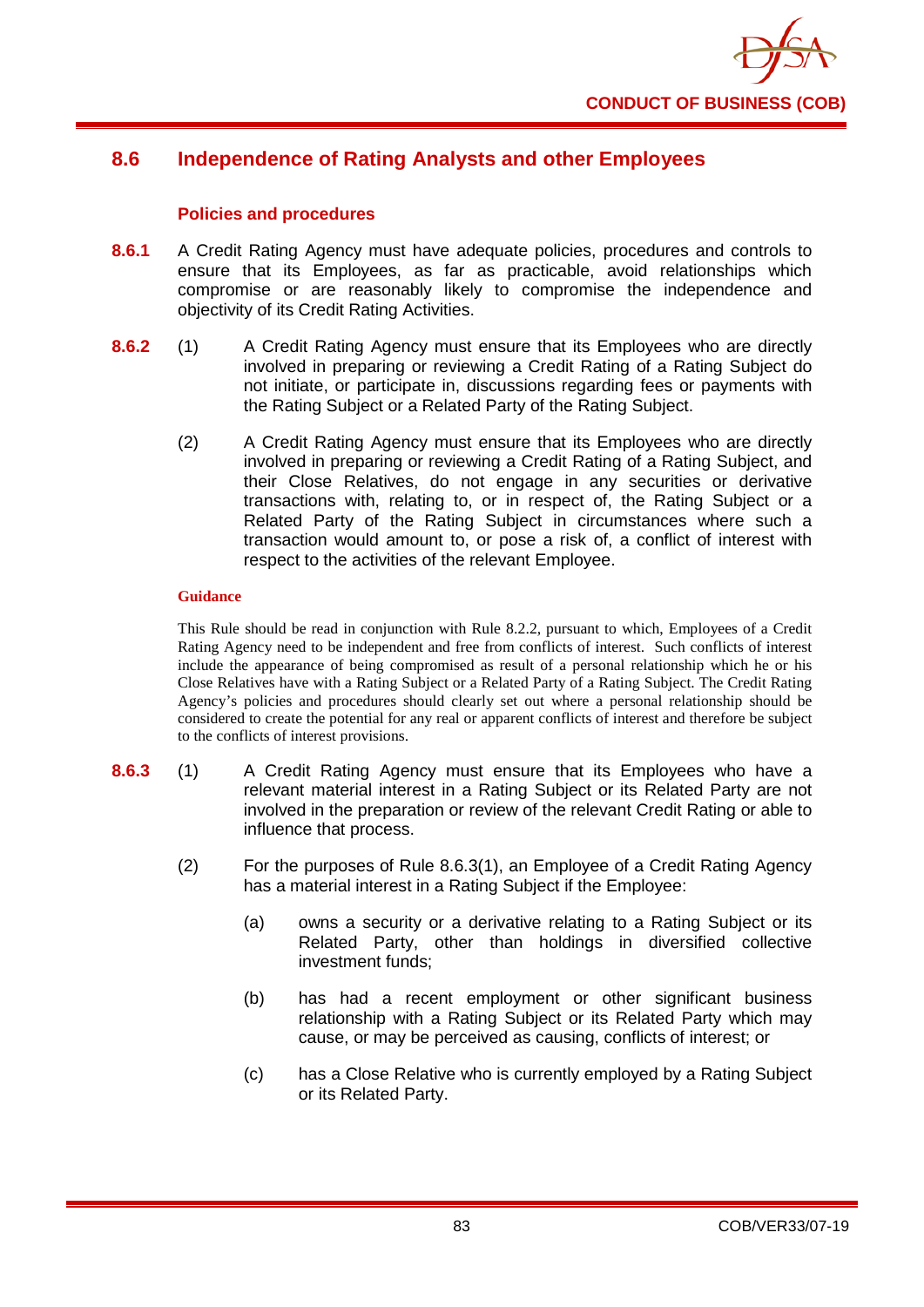## 8.6 Independence of Rating Analysts and other Employees

### Policies and procedures

**8.6.1** A Credit Rating Agency must have adequate policies, procedures and controls to ensure that its Employees, as far as practicable, avoid relationships which compromise or are reasonably likely to compromise the independence and objectivity of its Credit Rating Activities.

**8.6.2** (1) A Credit Rating Agency must ensure that its Employees who are directly involved in preparing or reviewing a Credit Rating of a Rating Subject do not initiate, or participate in, discussions regarding fees or payments with the Rating Subject or a Related Party of the Rating Subject.

(2) A Credit Rating Agency must ensure that its Employees who are directly involved in preparing or reviewing a Credit Rating of a Rating Subject, and their Close Relatives, do not engage in any securities or derivative transactions with, relating to, or in respect of, the Rating Subject or a Related Party of the Rating Subject in circumstances where such a transaction would amount to, or pose a risk of, a conflict of interest with respect to the activities of the relevant Employee.

**Guidance**

This Rule should be read in conjunction with Rule 8.2.2, pursuant to which, Employees of a Credit Rating Agency need to be independent and free from conflicts of interest. Such conflicts of interest include the appearance of being compromised as result of a personal relationship which he or his Close Relatives have with a Rating Subject or a Related Party of a Rating Subject. The Credit Rating Agency's policies and procedures should clearly set out where a personal relationship should be considered to create the potential for any real or apparent conflicts of interest and therefore be subject to the conflicts of interest provisions.

**8.6.3** (1) A Credit Rating Agency must ensure that its Employees who have a relevant material interest in a Rating Subject or its Related Party are not involved in the preparation or review of the relevant Credit Rating or able to influence that process.

(2) For the purposes of Rule 8.6.3(1), an Employee of a Credit Rating Agency has a material interest in a Rating Subject if the Employee:

(a) owns a security or a derivative relating to a Rating Subject or its Related Party, other than holdings in diversified collective investment funds;

(b) has had a recent employment or other significant business relationship with a Rating Subject or its Related Party which may cause, or may be perceived as causing, conflicts of interest; or

(c) has a Close Relative who is currently employed by a Rating Subject or its Related Party.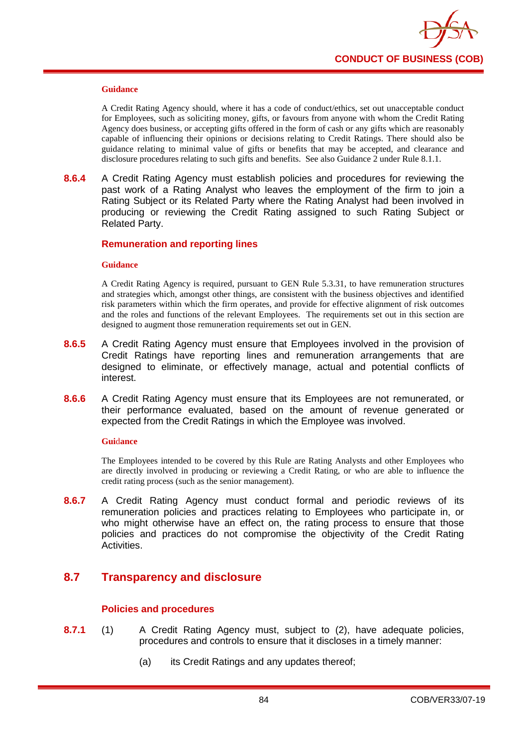**Guidance**

A Credit Rating Agency should, where it has a code of conduct/ethics, set out unacceptable conduct for Employees, such as soliciting money, gifts, or favours from anyone with whom the Credit Rating Agency does business, or accepting gifts offered in the form of cash or any gifts which are reasonably capable of influencing their opinions or decisions relating to Credit Ratings. There should also be guidance relating to minimal value of gifts or benefits that may be accepted, and clearance and disclosure procedures relating to such gifts and benefits. See also Guidance 2 under Rule 8.1.1.

**8.6.4** A Credit Rating Agency must establish policies and procedures for reviewing the past work of a Rating Analyst who leaves the employment of the firm to join a Rating Subject or its Related Party where the Rating Analyst had been involved in producing or reviewing the Credit Rating assigned to such Rating Subject or Related Party.

### Remuneration and reporting lines

**Guidance**

A Credit Rating Agency is required, pursuant to GEN Rule 5.3.31, to have remuneration structures and strategies which, amongst other things, are consistent with the business objectives and identified risk parameters within which the firm operates, and provide for effective alignment of risk outcomes and the roles and functions of the relevant Employees. The requirements set out in this section are designed to augment those remuneration requirements set out in GEN.

**8.6.5** A Credit Rating Agency must ensure that Employees involved in the provision of Credit Ratings have reporting lines and remuneration arrangements that are designed to eliminate, or effectively manage, actual and potential conflicts of interest.

**8.6.6** A Credit Rating Agency must ensure that its Employees are not remunerated, or their performance evaluated, based on the amount of revenue generated or expected from the Credit Ratings in which the Employee was involved.

**Guidance**

The Employees intended to be covered by this Rule are Rating Analysts and other Employees who are directly involved in producing or reviewing a Credit Rating, or who are able to influence the credit rating process (such as the senior management).

**8.6.7** A Credit Rating Agency must conduct formal and periodic reviews of its remuneration policies and practices relating to Employees who participate in, or who might otherwise have an effect on, the rating process to ensure that those policies and practices do not compromise the objectivity of the Credit Rating Activities.

## 8.7 Transparency and disclosure

### Policies and procedures

**8.7.1** (1) A Credit Rating Agency must, subject to (2), have adequate policies, procedures and controls to ensure that it discloses in a timely manner:

(a) its Credit Ratings and any updates thereof;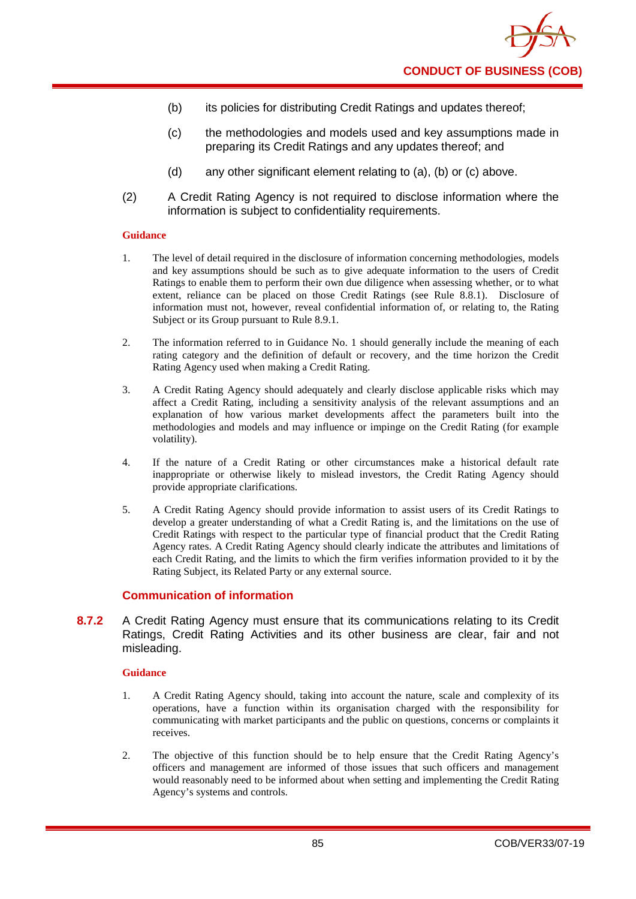(b) its policies for distributing Credit Ratings and updates thereof;

(c) the methodologies and models used and key assumptions made in preparing its Credit Ratings and any updates thereof; and

(d) any other significant element relating to (a), (b) or (c) above.

(2) A Credit Rating Agency is not required to disclose information where the information is subject to confidentiality requirements.

**Guidance**

1. The level of detail required in the disclosure of information concerning methodologies, models and key assumptions should be such as to give adequate information to the users of Credit Ratings to enable them to perform their own due diligence when assessing whether, or to what extent, reliance can be placed on those Credit Ratings (see Rule 8.8.1). Disclosure of information must not, however, reveal confidential information of, or relating to, the Rating Subject or its Group pursuant to Rule 8.9.1.

2. The information referred to in Guidance No. 1 should generally include the meaning of each rating category and the definition of default or recovery, and the time horizon the Credit Rating Agency used when making a Credit Rating.

3. A Credit Rating Agency should adequately and clearly disclose applicable risks which may affect a Credit Rating, including a sensitivity analysis of the relevant assumptions and an explanation of how various market developments affect the parameters built into the methodologies and models and may influence or impinge on the Credit Rating (for example volatility).

4. If the nature of a Credit Rating or other circumstances make a historical default rate inappropriate or otherwise likely to mislead investors, the Credit Rating Agency should provide appropriate clarifications.

5. A Credit Rating Agency should provide information to assist users of its Credit Ratings to develop a greater understanding of what a Credit Rating is, and the limitations on the use of Credit Ratings with respect to the particular type of financial product that the Credit Rating Agency rates. A Credit Rating Agency should clearly indicate the attributes and limitations of each Credit Rating, and the limits to which the firm verifies information provided to it by the Rating Subject, its Related Party or any external source.

### Communication of information

**8.7.2** A Credit Rating Agency must ensure that its communications relating to its Credit Ratings, Credit Rating Activities and its other business are clear, fair and not misleading.

**Guidance**

1. A Credit Rating Agency should, taking into account the nature, scale and complexity of its operations, have a function within its organisation charged with the responsibility for communicating with market participants and the public on questions, concerns or complaints it receives.

2. The objective of this function should be to help ensure that the Credit Rating Agency's officers and management are informed of those issues that such officers and management would reasonably need to be informed about when setting and implementing the Credit Rating Agency's systems and controls.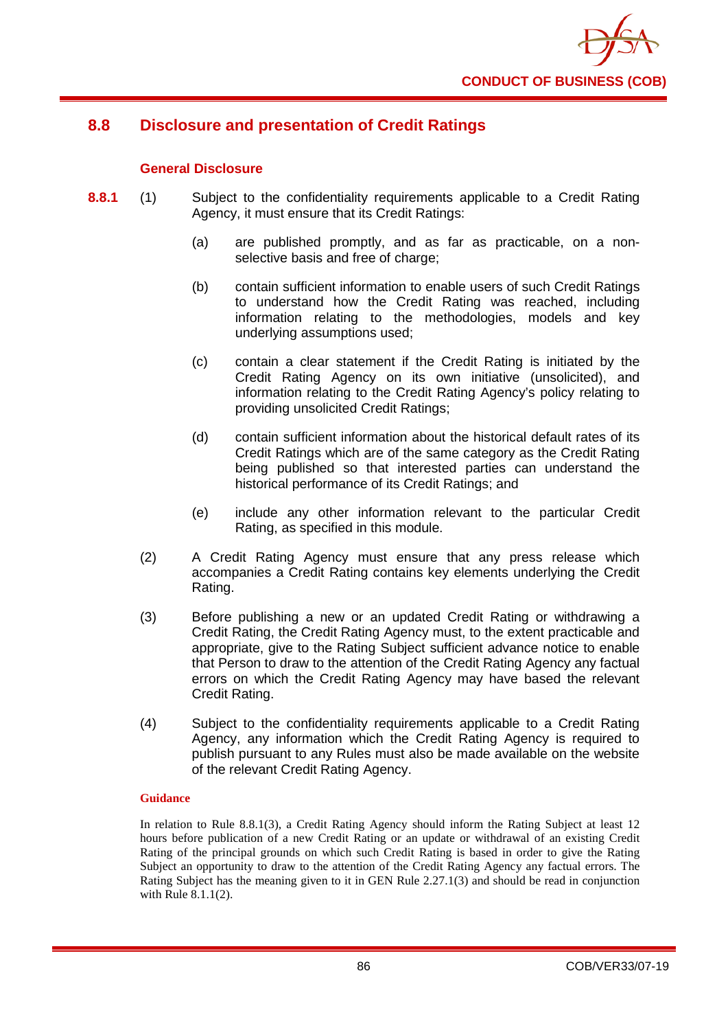## 8.8 Disclosure and presentation of Credit Ratings

### General Disclosure

**8.8.1** (1) Subject to the confidentiality requirements applicable to a Credit Rating Agency, it must ensure that its Credit Ratings:

(a) are published promptly, and as far as practicable, on a non-selective basis and free of charge;

(b) contain sufficient information to enable users of such Credit Ratings to understand how the Credit Rating was reached, including information relating to the methodologies, models and key underlying assumptions used;

(c) contain a clear statement if the Credit Rating is initiated by the Credit Rating Agency on its own initiative (unsolicited), and information relating to the Credit Rating Agency's policy relating to providing unsolicited Credit Ratings;

(d) contain sufficient information about the historical default rates of its Credit Ratings which are of the same category as the Credit Rating being published so that interested parties can understand the historical performance of its Credit Ratings; and

(e) include any other information relevant to the particular Credit Rating, as specified in this module.

(2) A Credit Rating Agency must ensure that any press release which accompanies a Credit Rating contains key elements underlying the Credit Rating.

(3) Before publishing a new or an updated Credit Rating or withdrawing a Credit Rating, the Credit Rating Agency must, to the extent practicable and appropriate, give to the Rating Subject sufficient advance notice to enable that Person to draw to the attention of the Credit Rating Agency any factual errors on which the Credit Rating Agency may have based the relevant Credit Rating.

(4) Subject to the confidentiality requirements applicable to a Credit Rating Agency, any information which the Credit Rating Agency is required to publish pursuant to any Rules must also be made available on the website of the relevant Credit Rating Agency.

#### Guidance

In relation to Rule 8.8.1(3), a Credit Rating Agency should inform the Rating Subject at least 12 hours before publication of a new Credit Rating or an update or withdrawal of an existing Credit Rating of the principal grounds on which such Credit Rating is based in order to give the Rating Subject an opportunity to draw to the attention of the Credit Rating Agency any factual errors. The Rating Subject has the meaning given to it in GEN Rule 2.27.1(3) and should be read in conjunction with Rule 8.1.1(2).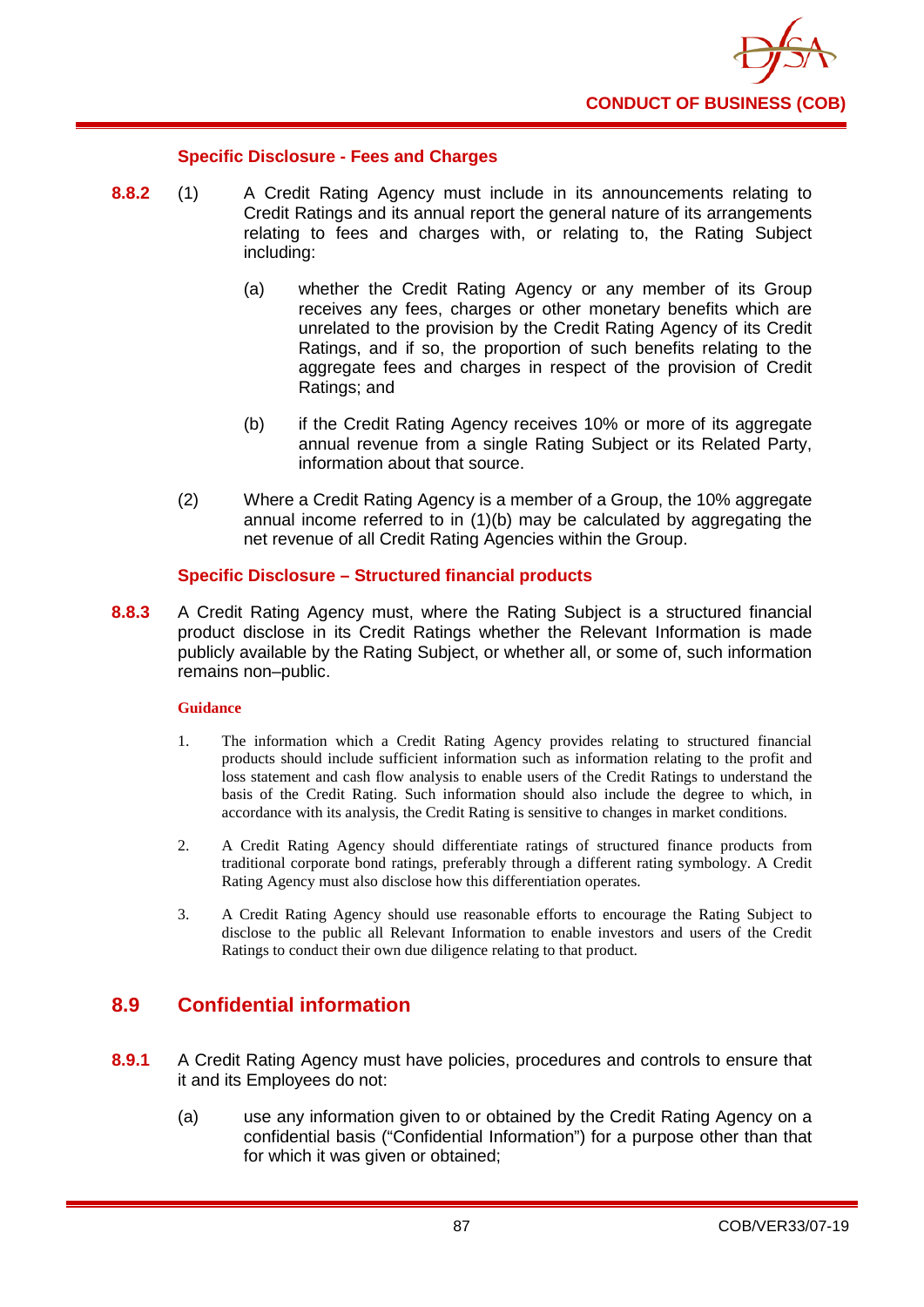### Specific Disclosure - Fees and Charges

**8.8.2** (1) A Credit Rating Agency must include in its announcements relating to Credit Ratings and its annual report the general nature of its arrangements relating to fees and charges with, or relating to, the Rating Subject including:

(a) whether the Credit Rating Agency or any member of its Group receives any fees, charges or other monetary benefits which are unrelated to the provision by the Credit Rating Agency of its Credit Ratings, and if so, the proportion of such benefits relating to the aggregate fees and charges in respect of the provision of Credit Ratings; and

(b) if the Credit Rating Agency receives 10% or more of its aggregate annual revenue from a single Rating Subject or its Related Party, information about that source.

(2) Where a Credit Rating Agency is a member of a Group, the 10% aggregate annual income referred to in (1)(b) may be calculated by aggregating the net revenue of all Credit Rating Agencies within the Group.

### Specific Disclosure – Structured financial products

**8.8.3** A Credit Rating Agency must, where the Rating Subject is a structured financial product disclose in its Credit Ratings whether the Relevant Information is made publicly available by the Rating Subject, or whether all, or some of, such information remains non–public.

**Guidance**

1. The information which a Credit Rating Agency provides relating to structured financial products should include sufficient information such as information relating to the profit and loss statement and cash flow analysis to enable users of the Credit Ratings to understand the basis of the Credit Rating. Such information should also include the degree to which, in accordance with its analysis, the Credit Rating is sensitive to changes in market conditions.

2. A Credit Rating Agency should differentiate ratings of structured finance products from traditional corporate bond ratings, preferably through a different rating symbology. A Credit Rating Agency must also disclose how this differentiation operates.

3. A Credit Rating Agency should use reasonable efforts to encourage the Rating Subject to disclose to the public all Relevant Information to enable investors and users of the Credit Ratings to conduct their own due diligence relating to that product.

## 8.9 Confidential information

**8.9.1** A Credit Rating Agency must have policies, procedures and controls to ensure that it and its Employees do not:

(a) use any information given to or obtained by the Credit Rating Agency on a confidential basis ("Confidential Information") for a purpose other than that for which it was given or obtained;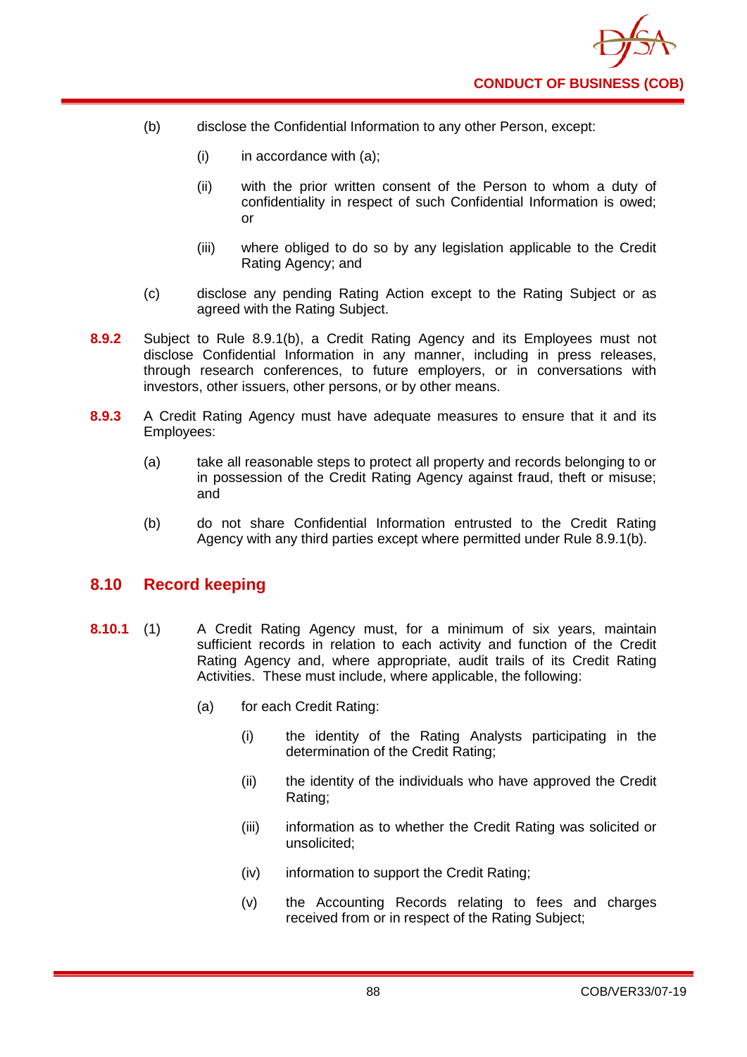(b) disclose the Confidential Information to any other Person, except:

   (i) in accordance with (a);

   (ii) with the prior written consent of the Person to whom a duty of confidentiality in respect of such Confidential Information is owed; or

   (iii) where obliged to do so by any legislation applicable to the Credit Rating Agency; and

(c) disclose any pending Rating Action except to the Rating Subject or as agreed with the Rating Subject.

**8.9.2** Subject to Rule 8.9.1(b), a Credit Rating Agency and its Employees must not disclose Confidential Information in any manner, including in press releases, through research conferences, to future employers, or in conversations with investors, other issuers, other persons, or by other means.

**8.9.3** A Credit Rating Agency must have adequate measures to ensure that it and its Employees:

(a) take all reasonable steps to protect all property and records belonging to or in possession of the Credit Rating Agency against fraud, theft or misuse; and

(b) do not share Confidential Information entrusted to the Credit Rating Agency with any third parties except where permitted under Rule 8.9.1(b).

## 8.10 Record keeping

**8.10.1** (1) A Credit Rating Agency must, for a minimum of six years, maintain sufficient records in relation to each activity and function of the Credit Rating Agency and, where appropriate, audit trails of its Credit Rating Activities. These must include, where applicable, the following:

(a) for each Credit Rating:

   (i) the identity of the Rating Analysts participating in the determination of the Credit Rating;

   (ii) the identity of the individuals who have approved the Credit Rating;

   (iii) information as to whether the Credit Rating was solicited or unsolicited;

   (iv) information to support the Credit Rating;

   (v) the Accounting Records relating to fees and charges received from or in respect of the Rating Subject;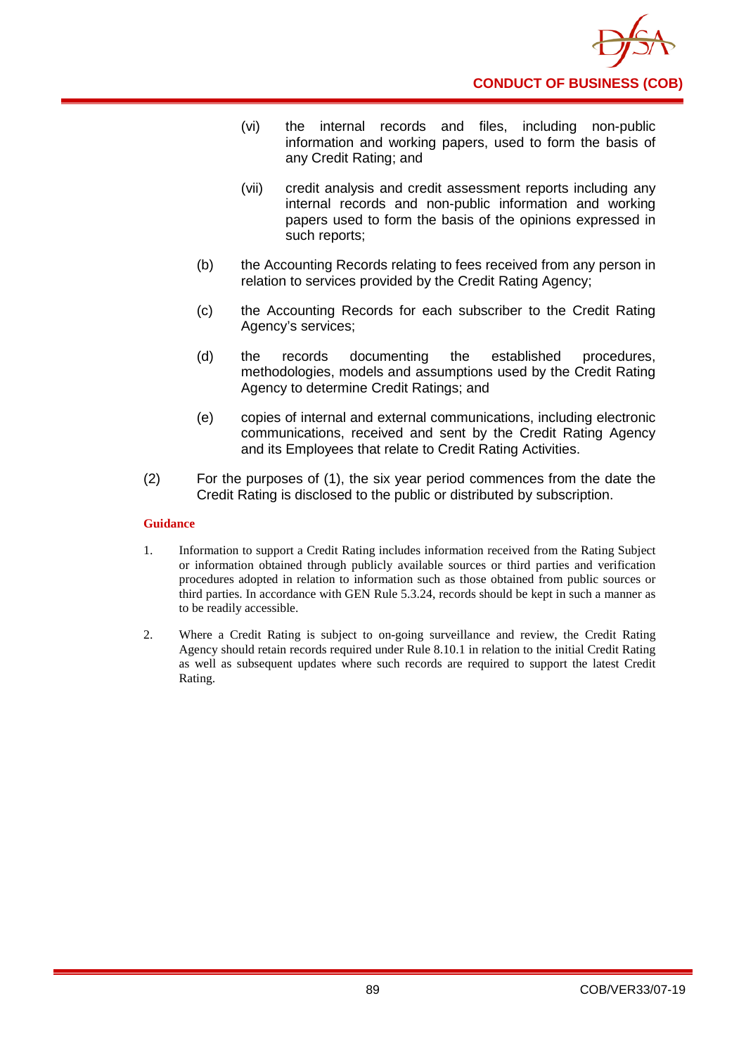(vi) the internal records and files, including non-public information and working papers, used to form the basis of any Credit Rating; and

(vii) credit analysis and credit assessment reports including any internal records and non-public information and working papers used to form the basis of the opinions expressed in such reports;

(b) the Accounting Records relating to fees received from any person in relation to services provided by the Credit Rating Agency;

(c) the Accounting Records for each subscriber to the Credit Rating Agency's services;

(d) the records documenting the established procedures, methodologies, models and assumptions used by the Credit Rating Agency to determine Credit Ratings; and

(e) copies of internal and external communications, including electronic communications, received and sent by the Credit Rating Agency and its Employees that relate to Credit Rating Activities.

(2) For the purposes of (1), the six year period commences from the date the Credit Rating is disclosed to the public or distributed by subscription.

**Guidance**

1. Information to support a Credit Rating includes information received from the Rating Subject or information obtained through publicly available sources or third parties and verification procedures adopted in relation to information such as those obtained from public sources or third parties. In accordance with GEN Rule 5.3.24, records should be kept in such a manner as to be readily accessible.

2. Where a Credit Rating is subject to on-going surveillance and review, the Credit Rating Agency should retain records required under Rule 8.10.1 in relation to the initial Credit Rating as well as subsequent updates where such records are required to support the latest Credit Rating.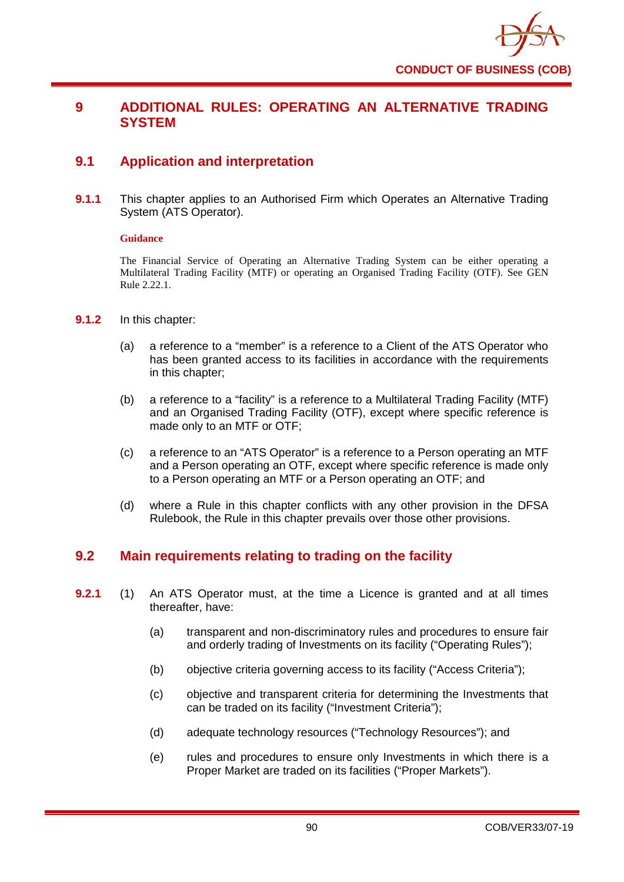# 9 ADDITIONAL RULES: OPERATING AN ALTERNATIVE TRADING SYSTEM

## 9.1 Application and interpretation

**9.1.1** This chapter applies to an Authorised Firm which Operates an Alternative Trading System (ATS Operator).

**Guidance**

The Financial Service of Operating an Alternative Trading System can be either operating a Multilateral Trading Facility (MTF) or operating an Organised Trading Facility (OTF). See GEN Rule 2.22.1.

**9.1.2** In this chapter:

(a) a reference to a "member" is a reference to a Client of the ATS Operator who has been granted access to its facilities in accordance with the requirements in this chapter;

(b) a reference to a "facility" is a reference to a Multilateral Trading Facility (MTF) and an Organised Trading Facility (OTF), except where specific reference is made only to an MTF or OTF;

(c) a reference to an "ATS Operator" is a reference to a Person operating an MTF and a Person operating an OTF, except where specific reference is made only to a Person operating an MTF or a Person operating an OTF; and

(d) where a Rule in this chapter conflicts with any other provision in the DFSA Rulebook, the Rule in this chapter prevails over those other provisions.

## 9.2 Main requirements relating to trading on the facility

**9.2.1** (1) An ATS Operator must, at the time a Licence is granted and at all times thereafter, have:

(a) transparent and non-discriminatory rules and procedures to ensure fair and orderly trading of Investments on its facility ("Operating Rules");

(b) objective criteria governing access to its facility ("Access Criteria");

(c) objective and transparent criteria for determining the Investments that can be traded on its facility ("Investment Criteria");

(d) adequate technology resources ("Technology Resources"); and

(e) rules and procedures to ensure only Investments in which there is a Proper Market are traded on its facilities ("Proper Markets").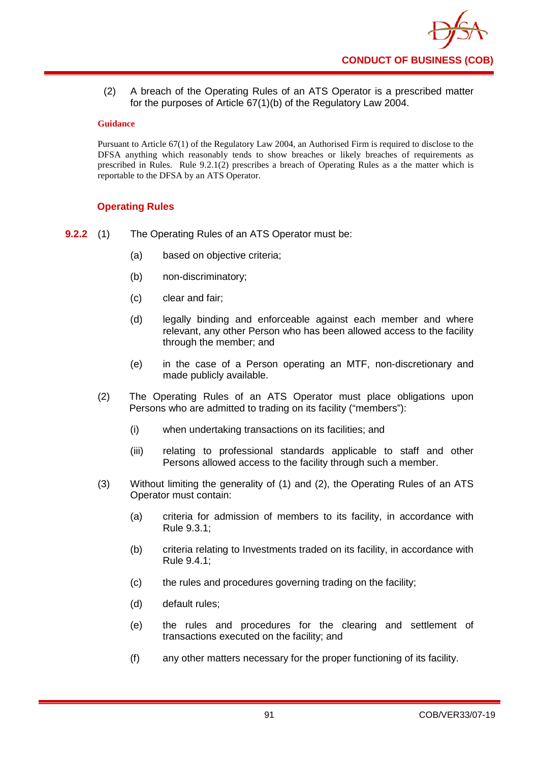(2) A breach of the Operating Rules of an ATS Operator is a prescribed matter for the purposes of Article 67(1)(b) of the Regulatory Law 2004.

**Guidance**

Pursuant to Article 67(1) of the Regulatory Law 2004, an Authorised Firm is required to disclose to the DFSA anything which reasonably tends to show breaches or likely breaches of requirements as prescribed in Rules. Rule 9.2.1(2) prescribes a breach of Operating Rules as a the matter which is reportable to the DFSA by an ATS Operator.

### Operating Rules

**9.2.2** (1) The Operating Rules of an ATS Operator must be:

- (a) based on objective criteria;
- (b) non-discriminatory;
- (c) clear and fair;
- (d) legally binding and enforceable against each member and where relevant, any other Person who has been allowed access to the facility through the member; and
- (e) in the case of a Person operating an MTF, non-discretionary and made publicly available.

(2) The Operating Rules of an ATS Operator must place obligations upon Persons who are admitted to trading on its facility ("members"):

- (i) when undertaking transactions on its facilities; and
- (iii) relating to professional standards applicable to staff and other Persons allowed access to the facility through such a member.

(3) Without limiting the generality of (1) and (2), the Operating Rules of an ATS Operator must contain:

- (a) criteria for admission of members to its facility, in accordance with Rule 9.3.1;
- (b) criteria relating to Investments traded on its facility, in accordance with Rule 9.4.1;
- (c) the rules and procedures governing trading on the facility;
- (d) default rules;
- (e) the rules and procedures for the clearing and settlement of transactions executed on the facility; and
- (f) any other matters necessary for the proper functioning of its facility.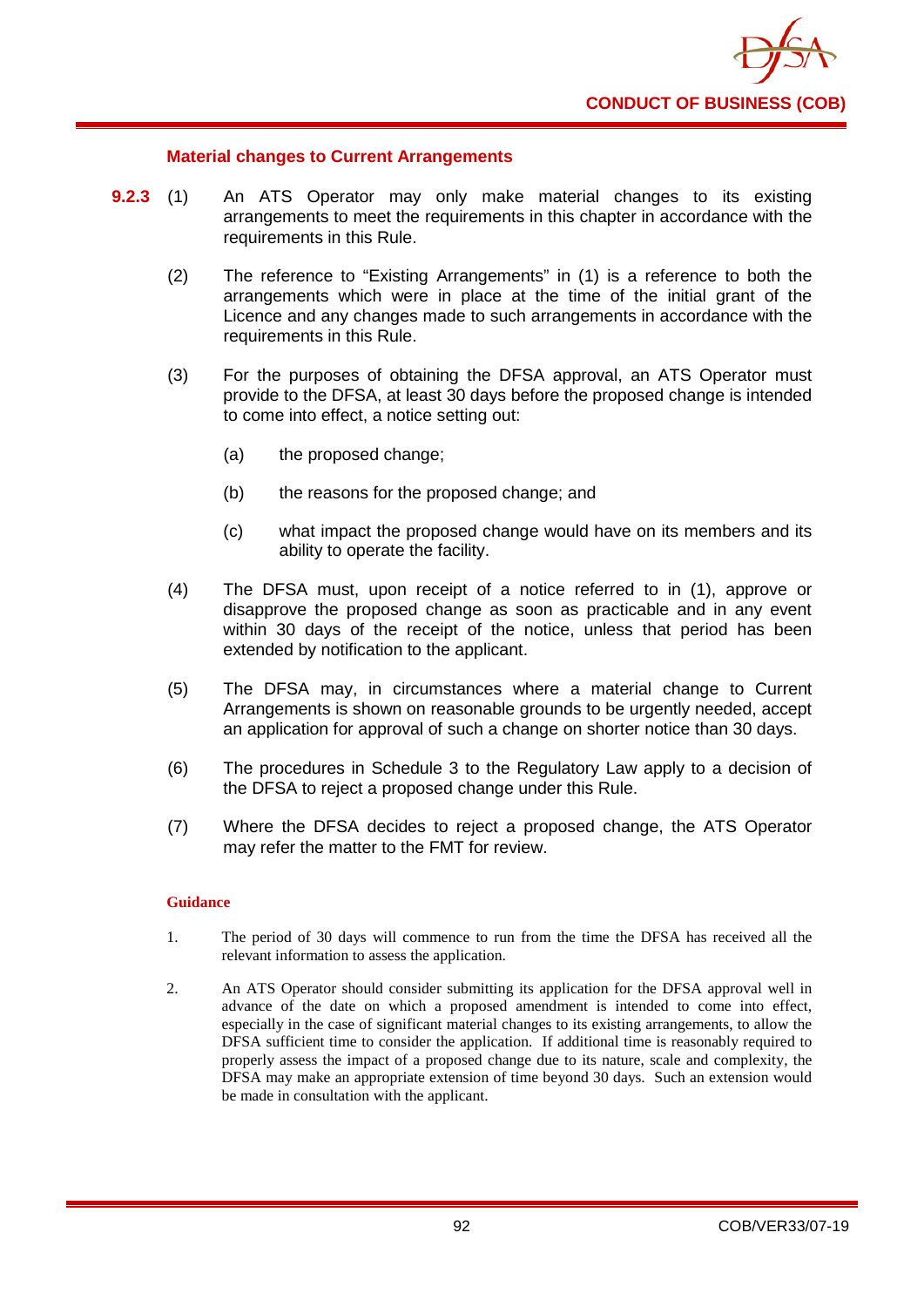### Material changes to Current Arrangements

**9.2.3** (1) An ATS Operator may only make material changes to its existing arrangements to meet the requirements in this chapter in accordance with the requirements in this Rule.

(2) The reference to "Existing Arrangements" in (1) is a reference to both the arrangements which were in place at the time of the initial grant of the Licence and any changes made to such arrangements in accordance with the requirements in this Rule.

(3) For the purposes of obtaining the DFSA approval, an ATS Operator must provide to the DFSA, at least 30 days before the proposed change is intended to come into effect, a notice setting out:

(a) the proposed change;

(b) the reasons for the proposed change; and

(c) what impact the proposed change would have on its members and its ability to operate the facility.

(4) The DFSA must, upon receipt of a notice referred to in (1), approve or disapprove the proposed change as soon as practicable and in any event within 30 days of the receipt of the notice, unless that period has been extended by notification to the applicant.

(5) The DFSA may, in circumstances where a material change to Current Arrangements is shown on reasonable grounds to be urgently needed, accept an application for approval of such a change on shorter notice than 30 days.

(6) The procedures in Schedule 3 to the Regulatory Law apply to a decision of the DFSA to reject a proposed change under this Rule.

(7) Where the DFSA decides to reject a proposed change, the ATS Operator may refer the matter to the FMT for review.

**Guidance**

1. The period of 30 days will commence to run from the time the DFSA has received all the relevant information to assess the application.

2. An ATS Operator should consider submitting its application for the DFSA approval well in advance of the date on which a proposed amendment is intended to come into effect, especially in the case of significant material changes to its existing arrangements, to allow the DFSA sufficient time to consider the application. If additional time is reasonably required to properly assess the impact of a proposed change due to its nature, scale and complexity, the DFSA may make an appropriate extension of time beyond 30 days. Such an extension would be made in consultation with the applicant.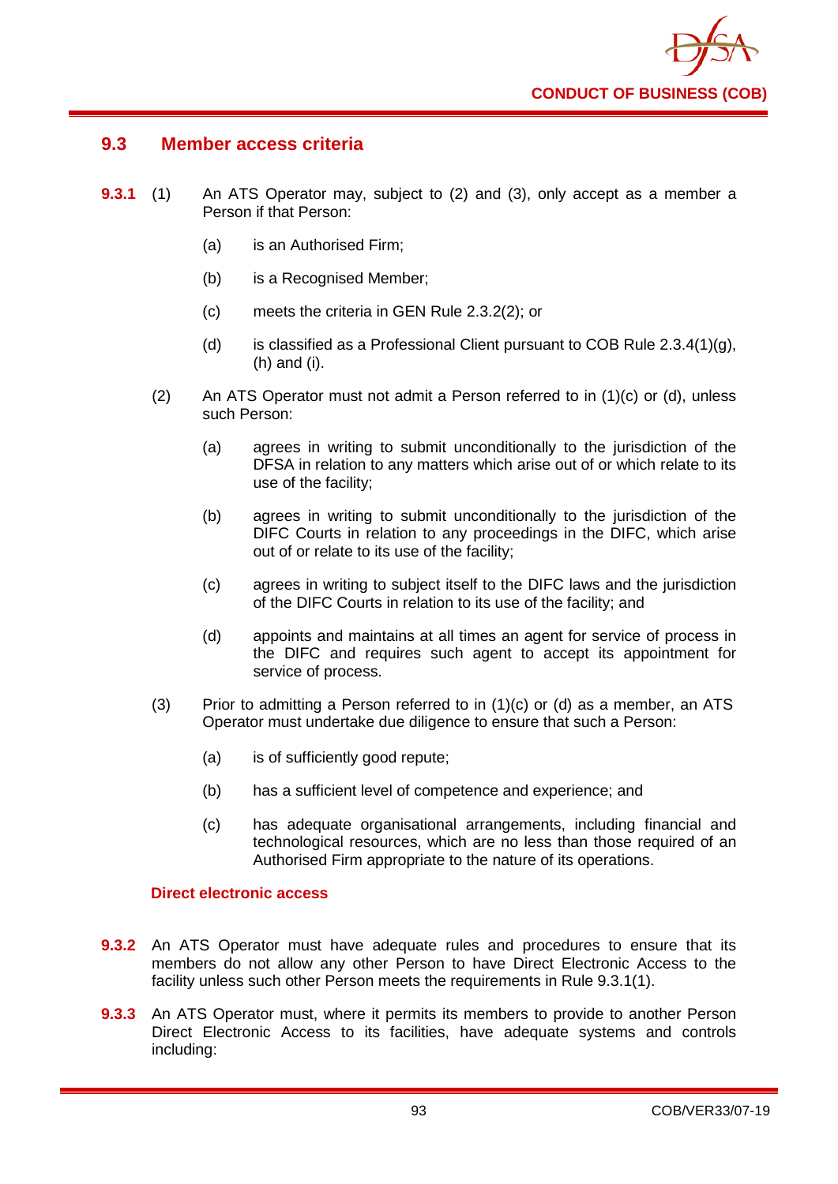## 9.3 Member access criteria

**9.3.1** (1) An ATS Operator may, subject to (2) and (3), only accept as a member a Person if that Person:

(a) is an Authorised Firm;

(b) is a Recognised Member;

(c) meets the criteria in GEN Rule 2.3.2(2); or

(d) is classified as a Professional Client pursuant to COB Rule 2.3.4(1)(g), (h) and (i).

(2) An ATS Operator must not admit a Person referred to in (1)(c) or (d), unless such Person:

(a) agrees in writing to submit unconditionally to the jurisdiction of the DFSA in relation to any matters which arise out of or which relate to its use of the facility;

(b) agrees in writing to submit unconditionally to the jurisdiction of the DIFC Courts in relation to any proceedings in the DIFC, which arise out of or relate to its use of the facility;

(c) agrees in writing to subject itself to the DIFC laws and the jurisdiction of the DIFC Courts in relation to its use of the facility; and

(d) appoints and maintains at all times an agent for service of process in the DIFC and requires such agent to accept its appointment for service of process.

(3) Prior to admitting a Person referred to in (1)(c) or (d) as a member, an ATS Operator must undertake due diligence to ensure that such a Person:

(a) is of sufficiently good repute;

(b) has a sufficient level of competence and experience; and

(c) has adequate organisational arrangements, including financial and technological resources, which are no less than those required of an Authorised Firm appropriate to the nature of its operations.

### Direct electronic access

**9.3.2** An ATS Operator must have adequate rules and procedures to ensure that its members do not allow any other Person to have Direct Electronic Access to the facility unless such other Person meets the requirements in Rule 9.3.1(1).

**9.3.3** An ATS Operator must, where it permits its members to provide to another Person Direct Electronic Access to its facilities, have adequate systems and controls including: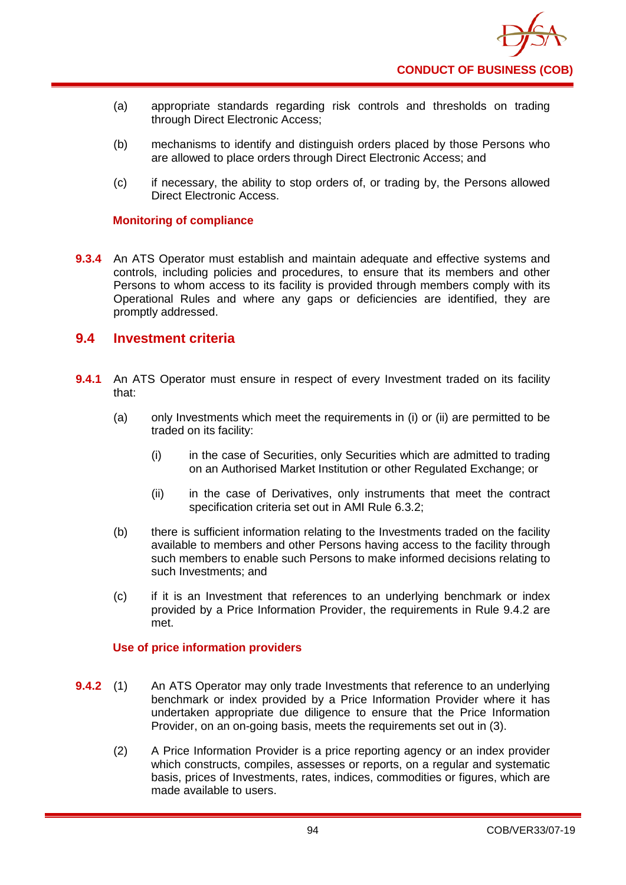(a) appropriate standards regarding risk controls and thresholds on trading through Direct Electronic Access;

(b) mechanisms to identify and distinguish orders placed by those Persons who are allowed to place orders through Direct Electronic Access; and

(c) if necessary, the ability to stop orders of, or trading by, the Persons allowed Direct Electronic Access.

**Monitoring of compliance**

**9.3.4** An ATS Operator must establish and maintain adequate and effective systems and controls, including policies and procedures, to ensure that its members and other Persons to whom access to its facility is provided through members comply with its Operational Rules and where any gaps or deficiencies are identified, they are promptly addressed.

## 9.4 Investment criteria

**9.4.1** An ATS Operator must ensure in respect of every Investment traded on its facility that:

(a) only Investments which meet the requirements in (i) or (ii) are permitted to be traded on its facility:

(i) in the case of Securities, only Securities which are admitted to trading on an Authorised Market Institution or other Regulated Exchange; or

(ii) in the case of Derivatives, only instruments that meet the contract specification criteria set out in AMI Rule 6.3.2;

(b) there is sufficient information relating to the Investments traded on the facility available to members and other Persons having access to the facility through such members to enable such Persons to make informed decisions relating to such Investments; and

(c) if it is an Investment that references to an underlying benchmark or index provided by a Price Information Provider, the requirements in Rule 9.4.2 are met.

**Use of price information providers**

**9.4.2** (1) An ATS Operator may only trade Investments that reference to an underlying benchmark or index provided by a Price Information Provider where it has undertaken appropriate due diligence to ensure that the Price Information Provider, on an on-going basis, meets the requirements set out in (3).

(2) A Price Information Provider is a price reporting agency or an index provider which constructs, compiles, assesses or reports, on a regular and systematic basis, prices of Investments, rates, indices, commodities or figures, which are made available to users.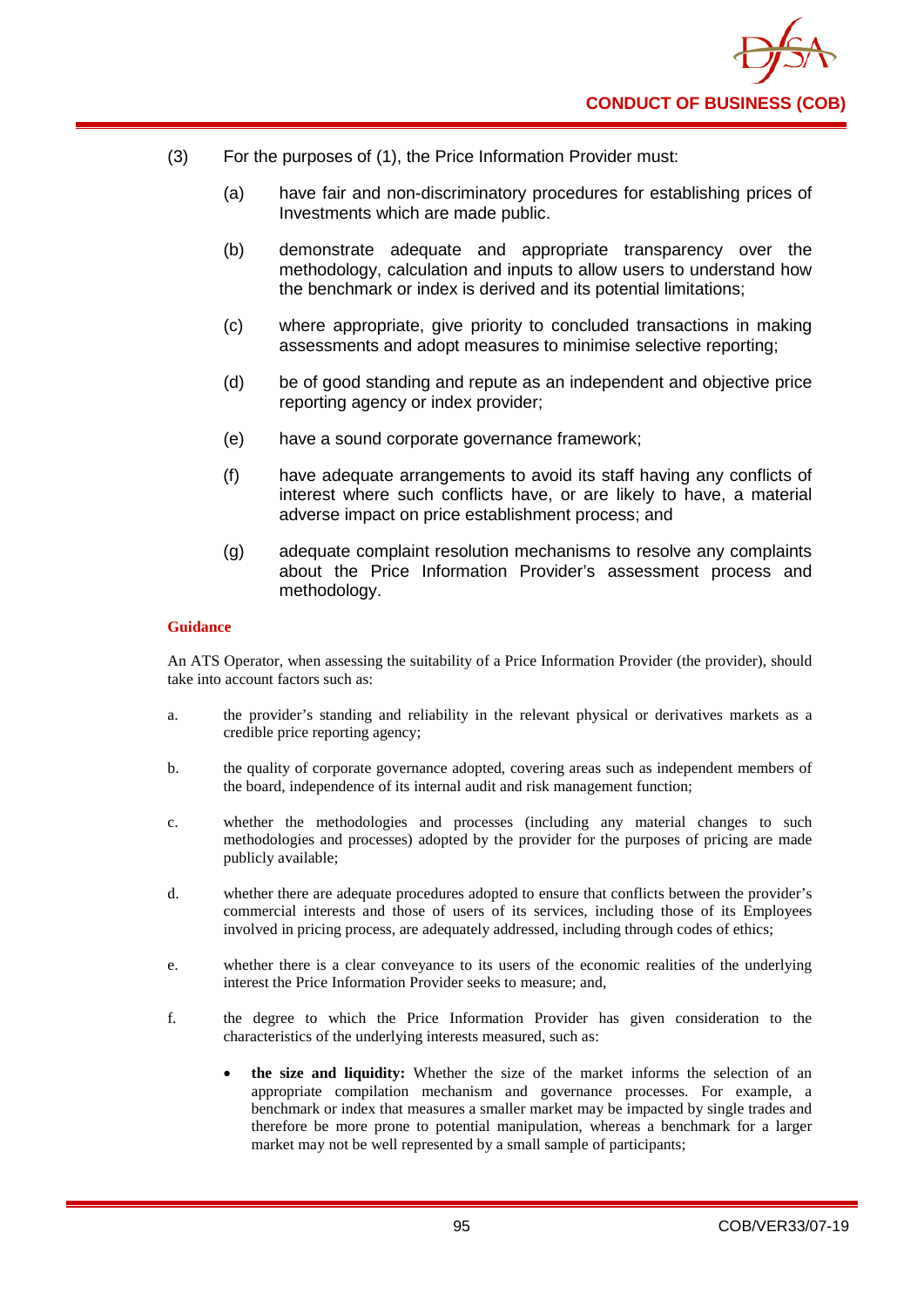(3) For the purposes of (1), the Price Information Provider must:

(a) have fair and non-discriminatory procedures for establishing prices of Investments which are made public.

(b) demonstrate adequate and appropriate transparency over the methodology, calculation and inputs to allow users to understand how the benchmark or index is derived and its potential limitations;

(c) where appropriate, give priority to concluded transactions in making assessments and adopt measures to minimise selective reporting;

(d) be of good standing and repute as an independent and objective price reporting agency or index provider;

(e) have a sound corporate governance framework;

(f) have adequate arrangements to avoid its staff having any conflicts of interest where such conflicts have, or are likely to have, a material adverse impact on price establishment process; and

(g) adequate complaint resolution mechanisms to resolve any complaints about the Price Information Provider's assessment process and methodology.

**Guidance**

An ATS Operator, when assessing the suitability of a Price Information Provider (the provider), should take into account factors such as:

a. the provider's standing and reliability in the relevant physical or derivatives markets as a credible price reporting agency;

b. the quality of corporate governance adopted, covering areas such as independent members of the board, independence of its internal audit and risk management function;

c. whether the methodologies and processes (including any material changes to such methodologies and processes) adopted by the provider for the purposes of pricing are made publicly available;

d. whether there are adequate procedures adopted to ensure that conflicts between the provider's commercial interests and those of users of its services, including those of its Employees involved in pricing process, are adequately addressed, including through codes of ethics;

e. whether there is a clear conveyance to its users of the economic realities of the underlying interest the Price Information Provider seeks to measure; and,

f. the degree to which the Price Information Provider has given consideration to the characteristics of the underlying interests measured, such as:

- **the size and liquidity:** Whether the size of the market informs the selection of an appropriate compilation mechanism and governance processes. For example, a benchmark or index that measures a smaller market may be impacted by single trades and therefore be more prone to potential manipulation, whereas a benchmark for a larger market may not be well represented by a small sample of participants;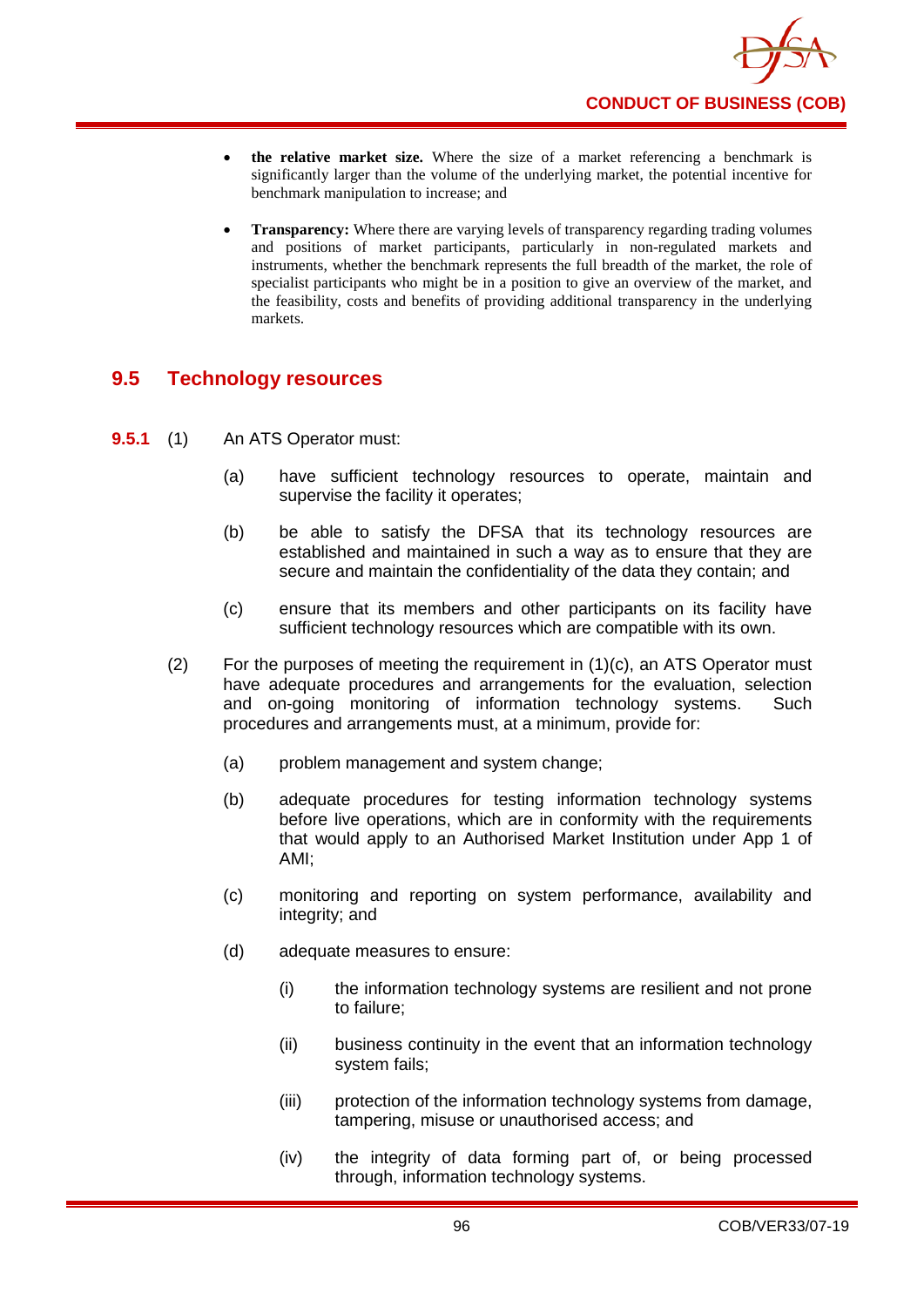- **the relative market size.** Where the size of a market referencing a benchmark is significantly larger than the volume of the underlying market, the potential incentive for benchmark manipulation to increase; and

- **Transparency:** Where there are varying levels of transparency regarding trading volumes and positions of market participants, particularly in non-regulated markets and instruments, whether the benchmark represents the full breadth of the market, the role of specialist participants who might be in a position to give an overview of the market, and the feasibility, costs and benefits of providing additional transparency in the underlying markets.

## 9.5 Technology resources

**9.5.1** (1) An ATS Operator must:

(a) have sufficient technology resources to operate, maintain and supervise the facility it operates;

(b) be able to satisfy the DFSA that its technology resources are established and maintained in such a way as to ensure that they are secure and maintain the confidentiality of the data they contain; and

(c) ensure that its members and other participants on its facility have sufficient technology resources which are compatible with its own.

(2) For the purposes of meeting the requirement in (1)(c), an ATS Operator must have adequate procedures and arrangements for the evaluation, selection and on-going monitoring of information technology systems. Such procedures and arrangements must, at a minimum, provide for:

(a) problem management and system change;

(b) adequate procedures for testing information technology systems before live operations, which are in conformity with the requirements that would apply to an Authorised Market Institution under App 1 of AMI;

(c) monitoring and reporting on system performance, availability and integrity; and

(d) adequate measures to ensure:

(i) the information technology systems are resilient and not prone to failure;

(ii) business continuity in the event that an information technology system fails;

(iii) protection of the information technology systems from damage, tampering, misuse or unauthorised access; and

(iv) the integrity of data forming part of, or being processed through, information technology systems.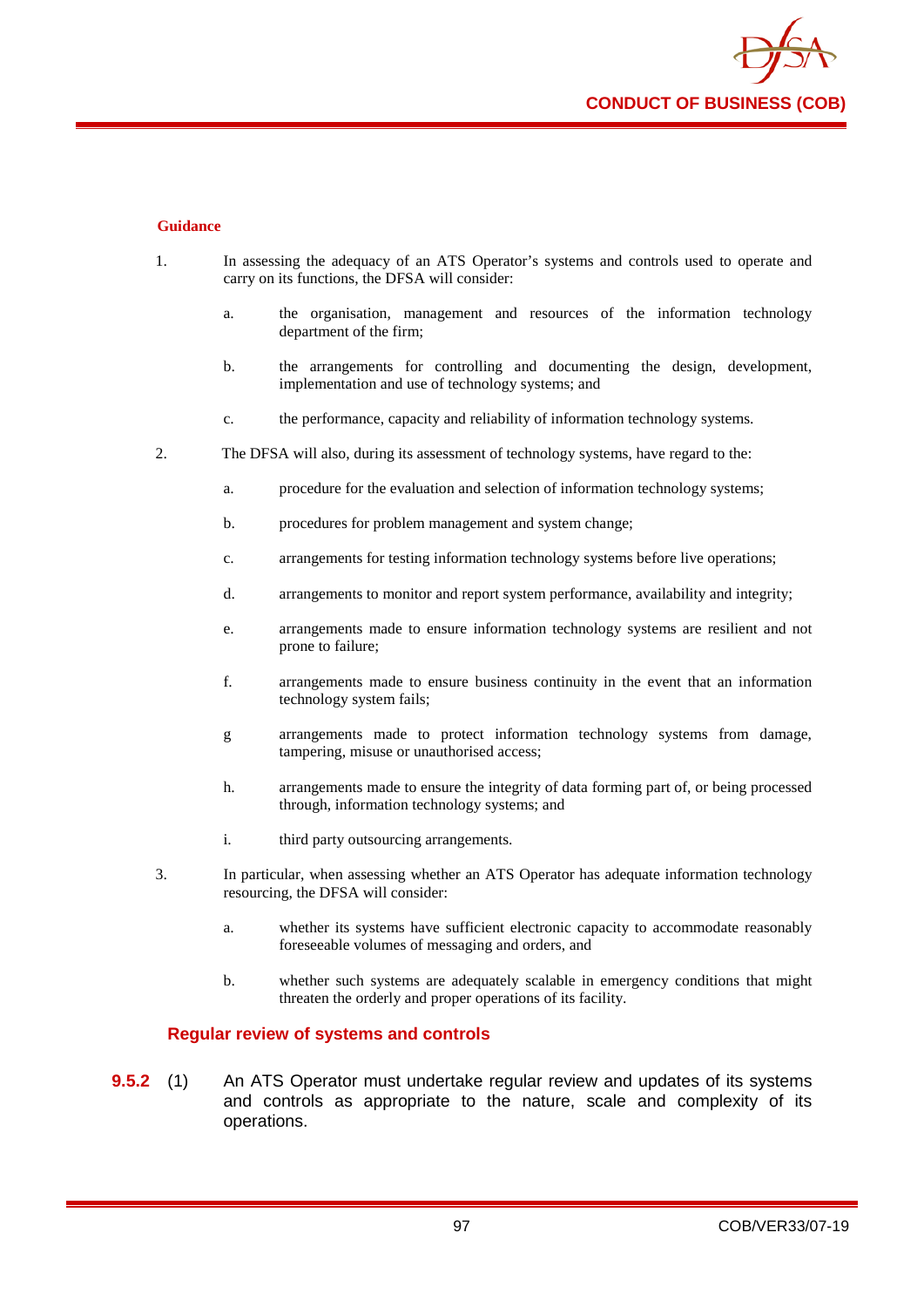#### Guidance

1. In assessing the adequacy of an ATS Operator's systems and controls used to operate and carry on its functions, the DFSA will consider:

   a. the organisation, management and resources of the information technology department of the firm;

   b. the arrangements for controlling and documenting the design, development, implementation and use of technology systems; and

   c. the performance, capacity and reliability of information technology systems.

2. The DFSA will also, during its assessment of technology systems, have regard to the:

   a. procedure for the evaluation and selection of information technology systems;

   b. procedures for problem management and system change;

   c. arrangements for testing information technology systems before live operations;

   d. arrangements to monitor and report system performance, availability and integrity;

   e. arrangements made to ensure information technology systems are resilient and not prone to failure;

   f. arrangements made to ensure business continuity in the event that an information technology system fails;

   g arrangements made to protect information technology systems from damage, tampering, misuse or unauthorised access;

   h. arrangements made to ensure the integrity of data forming part of, or being processed through, information technology systems; and

   i. third party outsourcing arrangements.

3. In particular, when assessing whether an ATS Operator has adequate information technology resourcing, the DFSA will consider:

   a. whether its systems have sufficient electronic capacity to accommodate reasonably foreseeable volumes of messaging and orders, and

   b. whether such systems are adequately scalable in emergency conditions that might threaten the orderly and proper operations of its facility.

### Regular review of systems and controls

**9.5.2** (1) An ATS Operator must undertake regular review and updates of its systems and controls as appropriate to the nature, scale and complexity of its operations.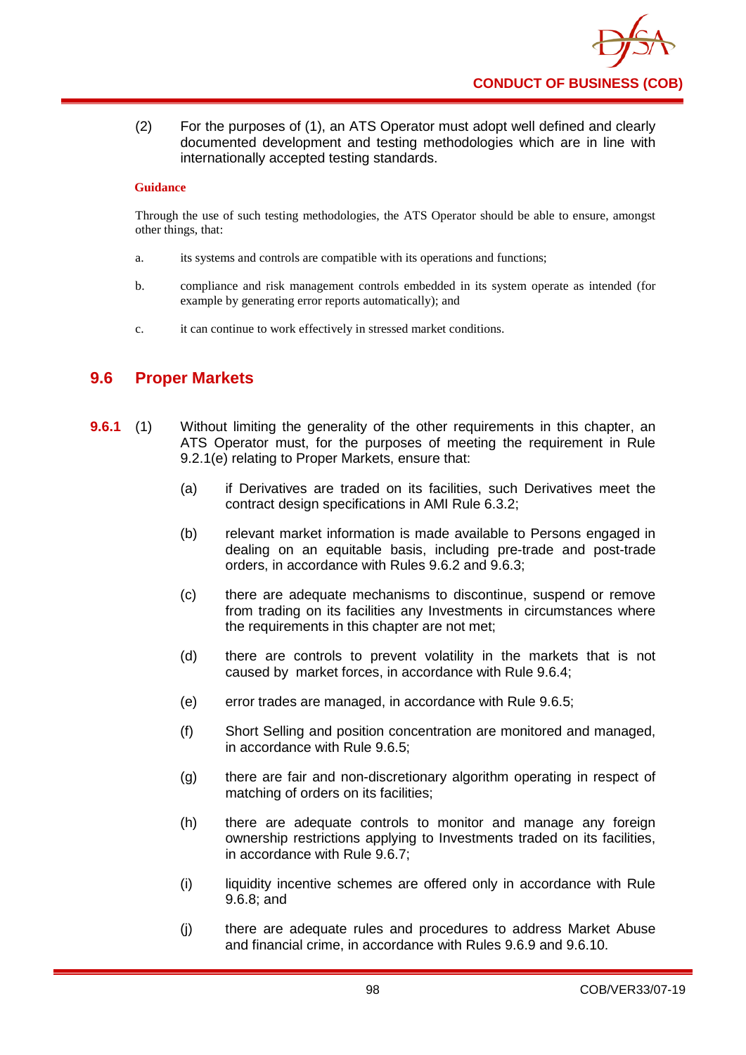(2) For the purposes of (1), an ATS Operator must adopt well defined and clearly documented development and testing methodologies which are in line with internationally accepted testing standards.

**Guidance**

Through the use of such testing methodologies, the ATS Operator should be able to ensure, amongst other things, that:

a. its systems and controls are compatible with its operations and functions;

b. compliance and risk management controls embedded in its system operate as intended (for example by generating error reports automatically); and

c. it can continue to work effectively in stressed market conditions.

## 9.6 Proper Markets

**9.6.1** (1) Without limiting the generality of the other requirements in this chapter, an ATS Operator must, for the purposes of meeting the requirement in Rule 9.2.1(e) relating to Proper Markets, ensure that:

(a) if Derivatives are traded on its facilities, such Derivatives meet the contract design specifications in AMI Rule 6.3.2;

(b) relevant market information is made available to Persons engaged in dealing on an equitable basis, including pre-trade and post-trade orders, in accordance with Rules 9.6.2 and 9.6.3;

(c) there are adequate mechanisms to discontinue, suspend or remove from trading on its facilities any Investments in circumstances where the requirements in this chapter are not met;

(d) there are controls to prevent volatility in the markets that is not caused by market forces, in accordance with Rule 9.6.4;

(e) error trades are managed, in accordance with Rule 9.6.5;

(f) Short Selling and position concentration are monitored and managed, in accordance with Rule 9.6.5;

(g) there are fair and non-discretionary algorithm operating in respect of matching of orders on its facilities;

(h) there are adequate controls to monitor and manage any foreign ownership restrictions applying to Investments traded on its facilities, in accordance with Rule 9.6.7;

(i) liquidity incentive schemes are offered only in accordance with Rule 9.6.8; and

(j) there are adequate rules and procedures to address Market Abuse and financial crime, in accordance with Rules 9.6.9 and 9.6.10.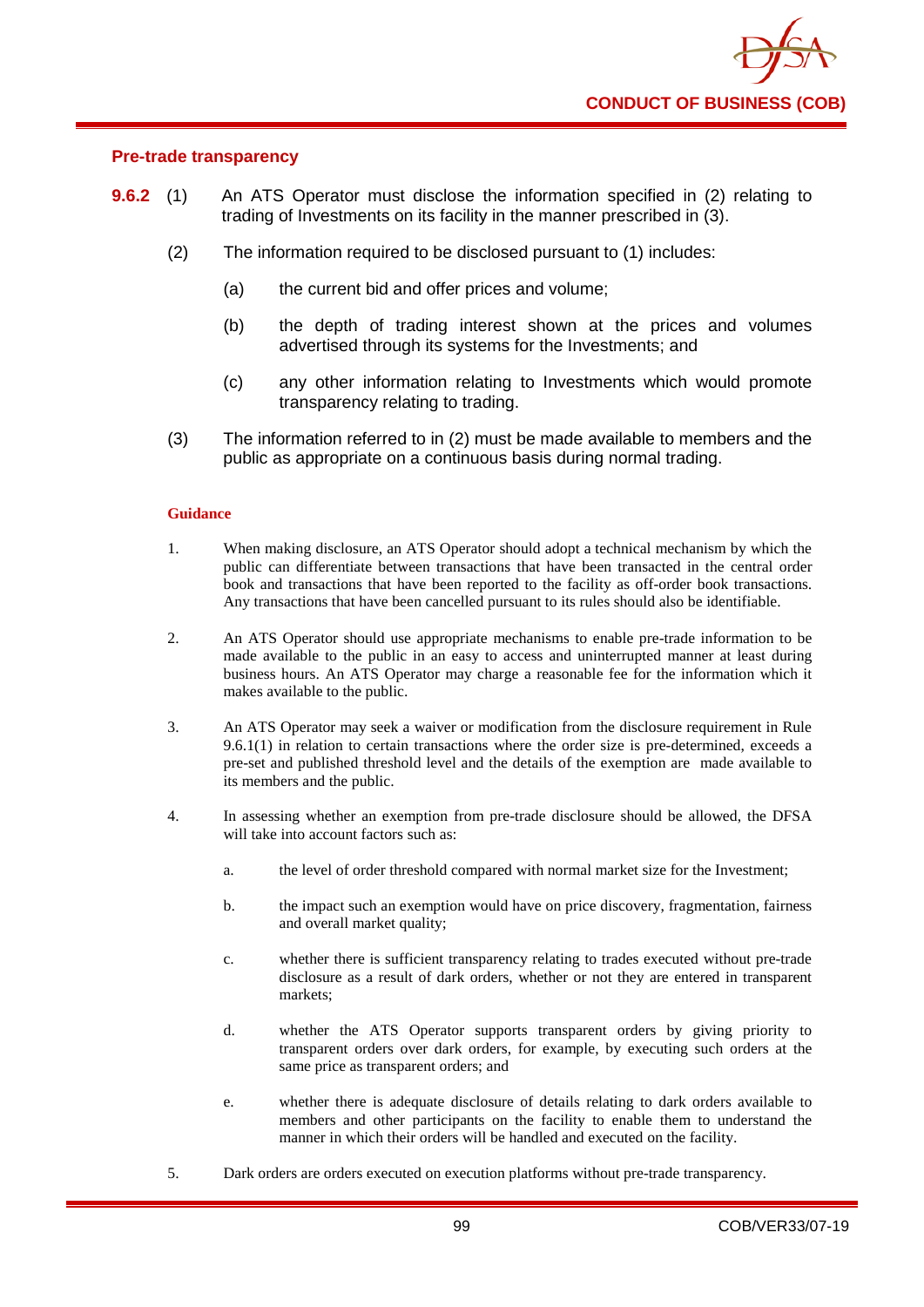### Pre-trade transparency

**9.6.2** (1) An ATS Operator must disclose the information specified in (2) relating to trading of Investments on its facility in the manner prescribed in (3).

(2) The information required to be disclosed pursuant to (1) includes:

(a) the current bid and offer prices and volume;

(b) the depth of trading interest shown at the prices and volumes advertised through its systems for the Investments; and

(c) any other information relating to Investments which would promote transparency relating to trading.

(3) The information referred to in (2) must be made available to members and the public as appropriate on a continuous basis during normal trading.

**Guidance**

1. When making disclosure, an ATS Operator should adopt a technical mechanism by which the public can differentiate between transactions that have been transacted in the central order book and transactions that have been reported to the facility as off-order book transactions. Any transactions that have been cancelled pursuant to its rules should also be identifiable.

2. An ATS Operator should use appropriate mechanisms to enable pre-trade information to be made available to the public in an easy to access and uninterrupted manner at least during business hours. An ATS Operator may charge a reasonable fee for the information which it makes available to the public.

3. An ATS Operator may seek a waiver or modification from the disclosure requirement in Rule 9.6.1(1) in relation to certain transactions where the order size is pre-determined, exceeds a pre-set and published threshold level and the details of the exemption are made available to its members and the public.

4. In assessing whether an exemption from pre-trade disclosure should be allowed, the DFSA will take into account factors such as:

   a. the level of order threshold compared with normal market size for the Investment;

   b. the impact such an exemption would have on price discovery, fragmentation, fairness and overall market quality;

   c. whether there is sufficient transparency relating to trades executed without pre-trade disclosure as a result of dark orders, whether or not they are entered in transparent markets;

   d. whether the ATS Operator supports transparent orders by giving priority to transparent orders over dark orders, for example, by executing such orders at the same price as transparent orders; and

   e. whether there is adequate disclosure of details relating to dark orders available to members and other participants on the facility to enable them to understand the manner in which their orders will be handled and executed on the facility.

5. Dark orders are orders executed on execution platforms without pre-trade transparency.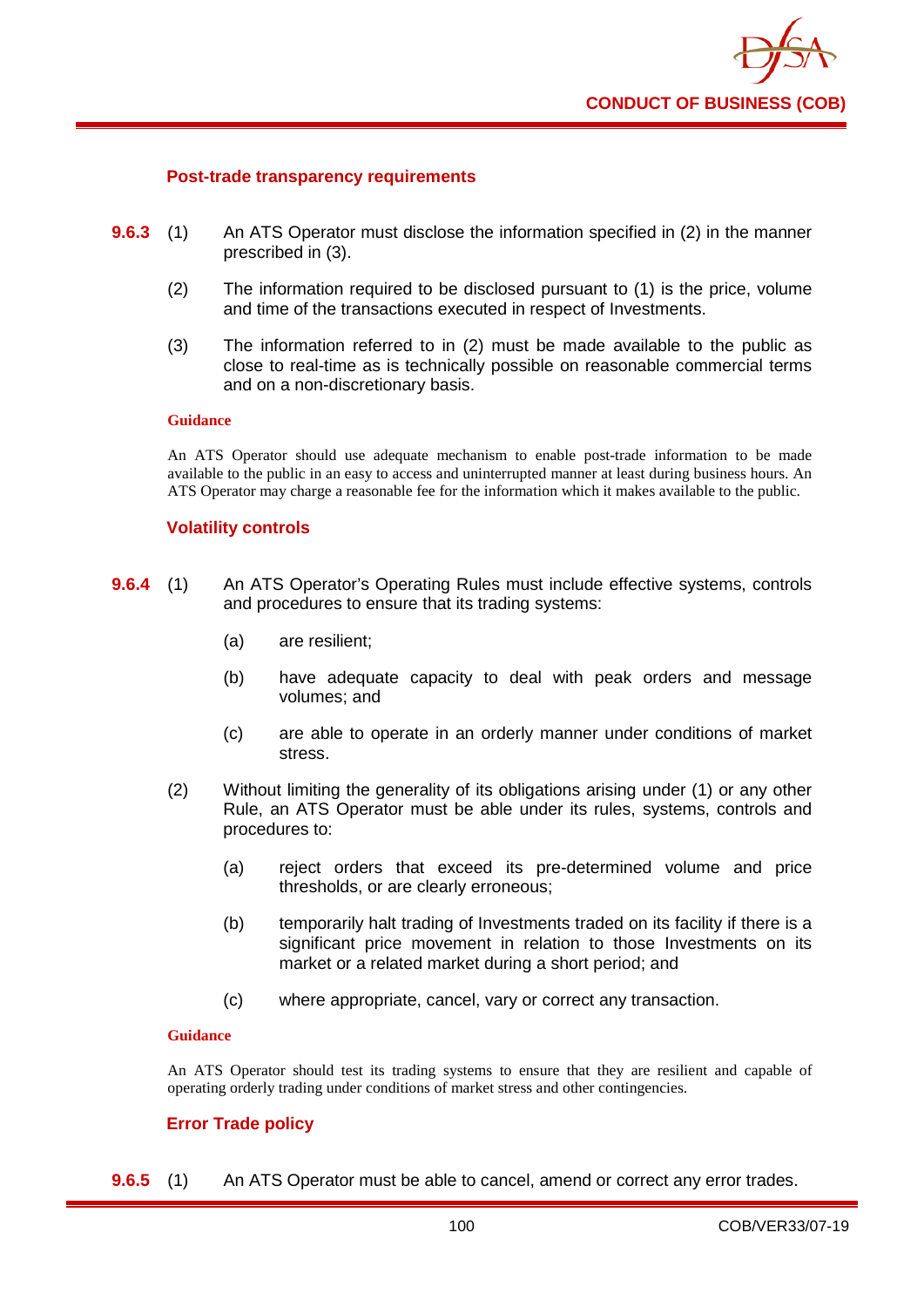### Post-trade transparency requirements

**9.6.3** (1) An ATS Operator must disclose the information specified in (2) in the manner prescribed in (3).

(2) The information required to be disclosed pursuant to (1) is the price, volume and time of the transactions executed in respect of Investments.

(3) The information referred to in (2) must be made available to the public as close to real-time as is technically possible on reasonable commercial terms and on a non-discretionary basis.

**Guidance**

An ATS Operator should use adequate mechanism to enable post-trade information to be made available to the public in an easy to access and uninterrupted manner at least during business hours. An ATS Operator may charge a reasonable fee for the information which it makes available to the public.

### Volatility controls

**9.6.4** (1) An ATS Operator's Operating Rules must include effective systems, controls and procedures to ensure that its trading systems:

(a) are resilient;

(b) have adequate capacity to deal with peak orders and message volumes; and

(c) are able to operate in an orderly manner under conditions of market stress.

(2) Without limiting the generality of its obligations arising under (1) or any other Rule, an ATS Operator must be able under its rules, systems, controls and procedures to:

(a) reject orders that exceed its pre-determined volume and price thresholds, or are clearly erroneous;

(b) temporarily halt trading of Investments traded on its facility if there is a significant price movement in relation to those Investments on its market or a related market during a short period; and

(c) where appropriate, cancel, vary or correct any transaction.

**Guidance**

An ATS Operator should test its trading systems to ensure that they are resilient and capable of operating orderly trading under conditions of market stress and other contingencies.

### Error Trade policy

**9.6.5** (1) An ATS Operator must be able to cancel, amend or correct any error trades.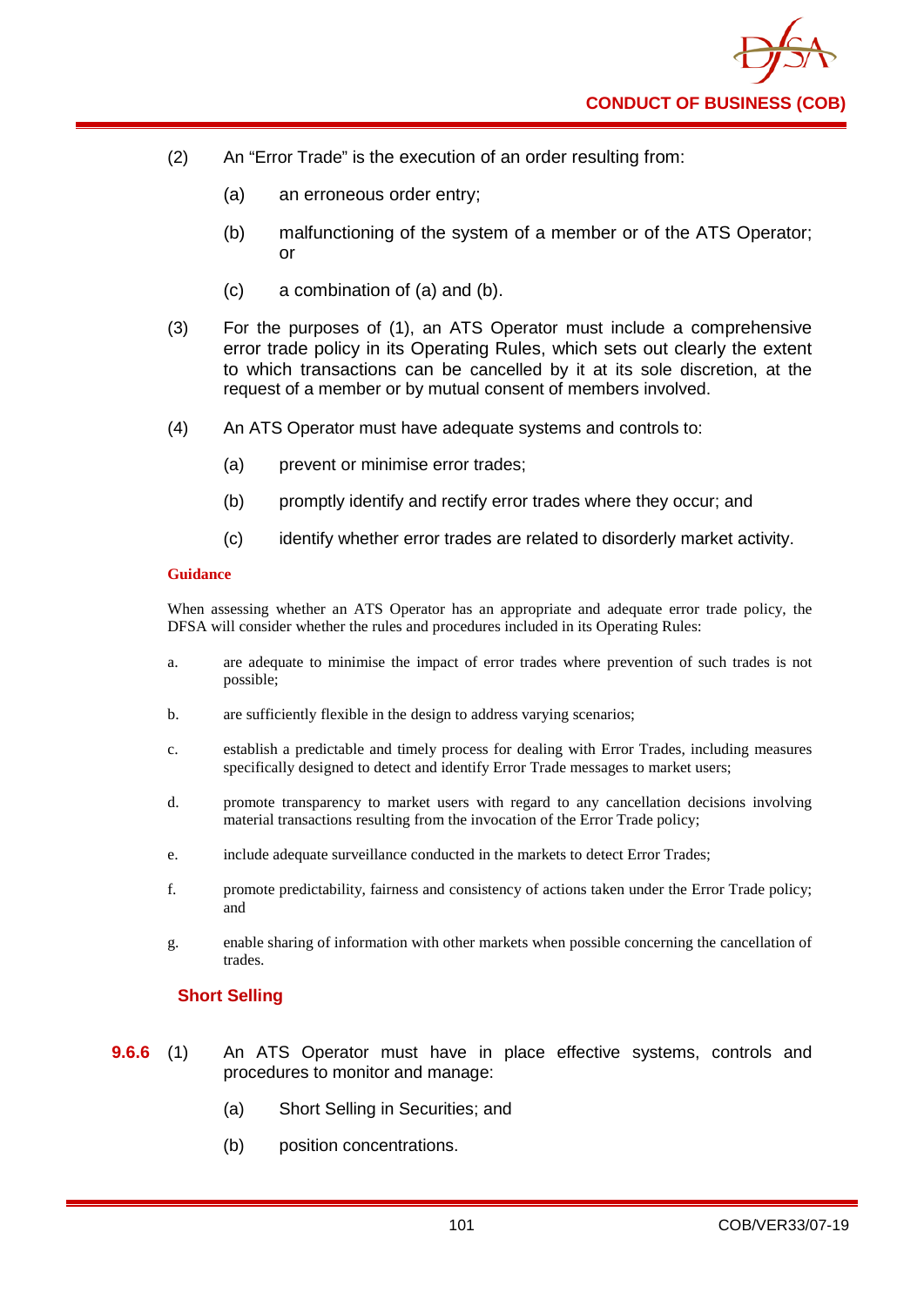(2) An "Error Trade" is the execution of an order resulting from:

   (a) an erroneous order entry;

   (b) malfunctioning of the system of a member or of the ATS Operator; or

   (c) a combination of (a) and (b).

(3) For the purposes of (1), an ATS Operator must include a comprehensive error trade policy in its Operating Rules, which sets out clearly the extent to which transactions can be cancelled by it at its sole discretion, at the request of a member or by mutual consent of members involved.

(4) An ATS Operator must have adequate systems and controls to:

   (a) prevent or minimise error trades;

   (b) promptly identify and rectify error trades where they occur; and

   (c) identify whether error trades are related to disorderly market activity.

**Guidance**

When assessing whether an ATS Operator has an appropriate and adequate error trade policy, the DFSA will consider whether the rules and procedures included in its Operating Rules:

a. are adequate to minimise the impact of error trades where prevention of such trades is not possible;

b. are sufficiently flexible in the design to address varying scenarios;

c. establish a predictable and timely process for dealing with Error Trades, including measures specifically designed to detect and identify Error Trade messages to market users;

d. promote transparency to market users with regard to any cancellation decisions involving material transactions resulting from the invocation of the Error Trade policy;

e. include adequate surveillance conducted in the markets to detect Error Trades;

f. promote predictability, fairness and consistency of actions taken under the Error Trade policy; and

g. enable sharing of information with other markets when possible concerning the cancellation of trades.

### Short Selling

**9.6.6** (1) An ATS Operator must have in place effective systems, controls and procedures to monitor and manage:

   (a) Short Selling in Securities; and

   (b) position concentrations.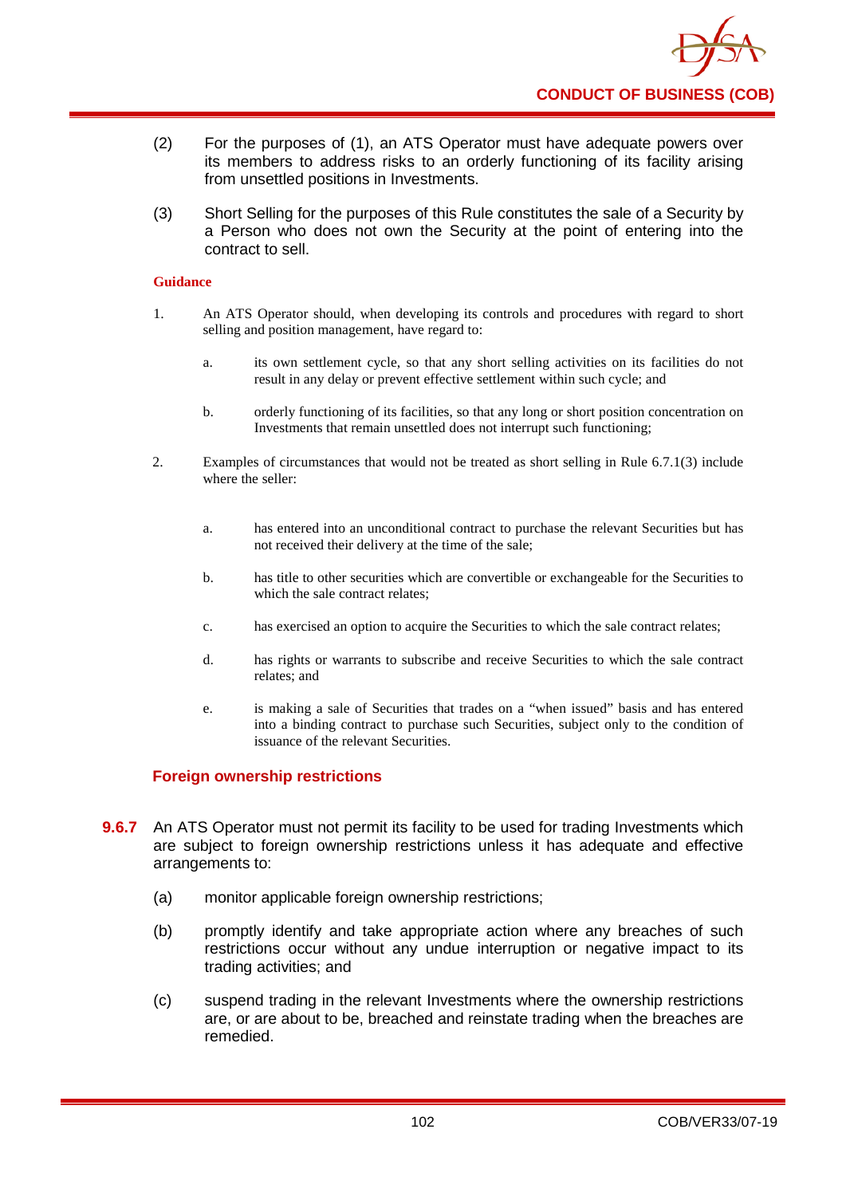(2) For the purposes of (1), an ATS Operator must have adequate powers over its members to address risks to an orderly functioning of its facility arising from unsettled positions in Investments.

(3) Short Selling for the purposes of this Rule constitutes the sale of a Security by a Person who does not own the Security at the point of entering into the contract to sell.

**Guidance**

1. An ATS Operator should, when developing its controls and procedures with regard to short selling and position management, have regard to:

   a. its own settlement cycle, so that any short selling activities on its facilities do not result in any delay or prevent effective settlement within such cycle; and

   b. orderly functioning of its facilities, so that any long or short position concentration on Investments that remain unsettled does not interrupt such functioning;

2. Examples of circumstances that would not be treated as short selling in Rule 6.7.1(3) include where the seller:

   a. has entered into an unconditional contract to purchase the relevant Securities but has not received their delivery at the time of the sale;

   b. has title to other securities which are convertible or exchangeable for the Securities to which the sale contract relates;

   c. has exercised an option to acquire the Securities to which the sale contract relates;

   d. has rights or warrants to subscribe and receive Securities to which the sale contract relates; and

   e. is making a sale of Securities that trades on a "when issued" basis and has entered into a binding contract to purchase such Securities, subject only to the condition of issuance of the relevant Securities.

### Foreign ownership restrictions

**9.6.7** An ATS Operator must not permit its facility to be used for trading Investments which are subject to foreign ownership restrictions unless it has adequate and effective arrangements to:

(a) monitor applicable foreign ownership restrictions;

(b) promptly identify and take appropriate action where any breaches of such restrictions occur without any undue interruption or negative impact to its trading activities; and

(c) suspend trading in the relevant Investments where the ownership restrictions are, or are about to be, breached and reinstate trading when the breaches are remedied.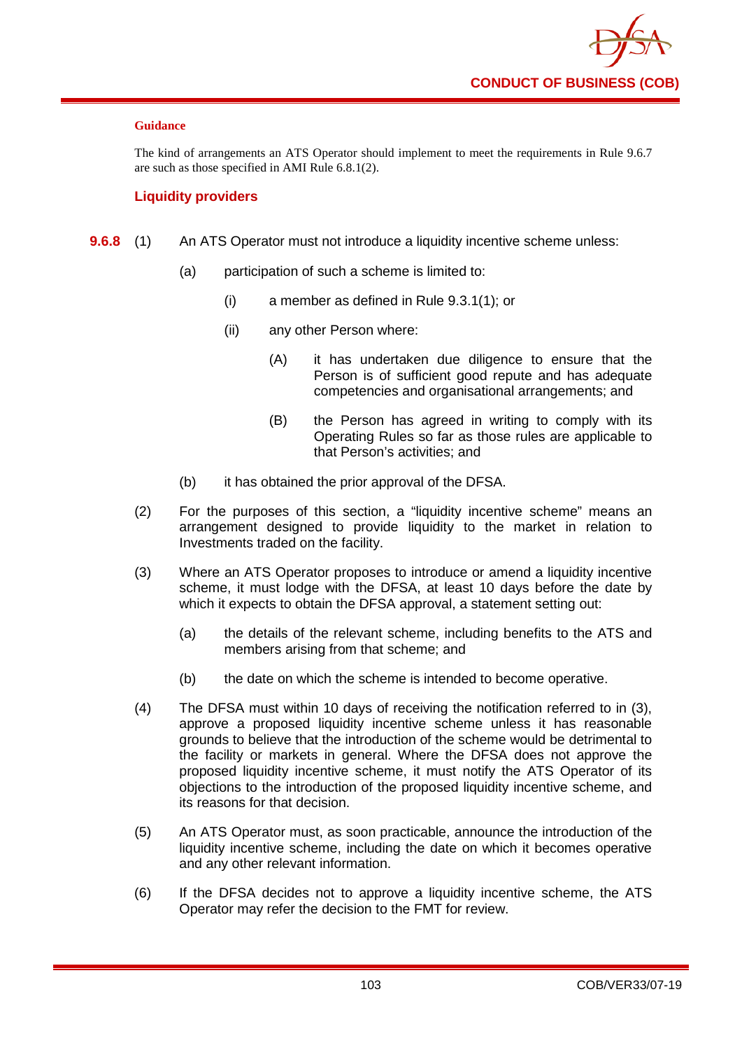**Guidance**

The kind of arrangements an ATS Operator should implement to meet the requirements in Rule 9.6.7 are such as those specified in AMI Rule 6.8.1(2).

### Liquidity providers

**9.6.8** (1) An ATS Operator must not introduce a liquidity incentive scheme unless:

(a) participation of such a scheme is limited to:

(i) a member as defined in Rule 9.3.1(1); or

(ii) any other Person where:

(A) it has undertaken due diligence to ensure that the Person is of sufficient good repute and has adequate competencies and organisational arrangements; and

(B) the Person has agreed in writing to comply with its Operating Rules so far as those rules are applicable to that Person's activities; and

(b) it has obtained the prior approval of the DFSA.

(2) For the purposes of this section, a "liquidity incentive scheme" means an arrangement designed to provide liquidity to the market in relation to Investments traded on the facility.

(3) Where an ATS Operator proposes to introduce or amend a liquidity incentive scheme, it must lodge with the DFSA, at least 10 days before the date by which it expects to obtain the DFSA approval, a statement setting out:

(a) the details of the relevant scheme, including benefits to the ATS and members arising from that scheme; and

(b) the date on which the scheme is intended to become operative.

(4) The DFSA must within 10 days of receiving the notification referred to in (3), approve a proposed liquidity incentive scheme unless it has reasonable grounds to believe that the introduction of the scheme would be detrimental to the facility or markets in general. Where the DFSA does not approve the proposed liquidity incentive scheme, it must notify the ATS Operator of its objections to the introduction of the proposed liquidity incentive scheme, and its reasons for that decision.

(5) An ATS Operator must, as soon practicable, announce the introduction of the liquidity incentive scheme, including the date on which it becomes operative and any other relevant information.

(6) If the DFSA decides not to approve a liquidity incentive scheme, the ATS Operator may refer the decision to the FMT for review.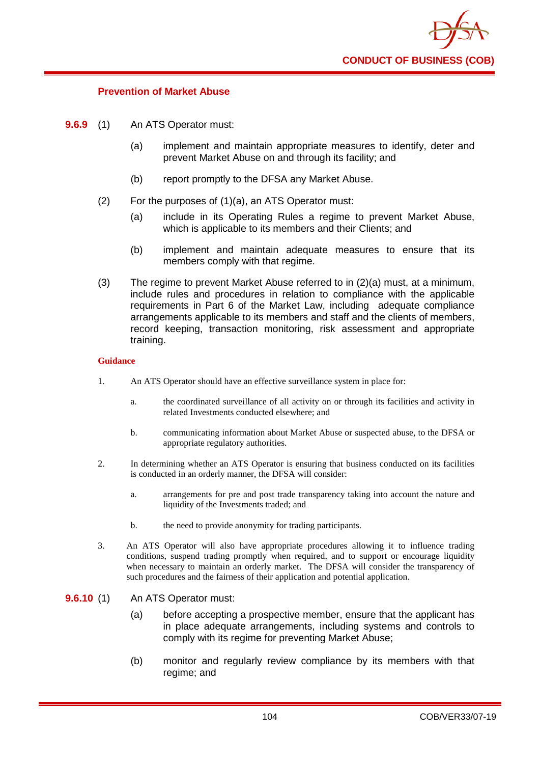### Prevention of Market Abuse

**9.6.9** (1) An ATS Operator must:

(a) implement and maintain appropriate measures to identify, deter and prevent Market Abuse on and through its facility; and

(b) report promptly to the DFSA any Market Abuse.

(2) For the purposes of (1)(a), an ATS Operator must:

(a) include in its Operating Rules a regime to prevent Market Abuse, which is applicable to its members and their Clients; and

(b) implement and maintain adequate measures to ensure that its members comply with that regime.

(3) The regime to prevent Market Abuse referred to in (2)(a) must, at a minimum, include rules and procedures in relation to compliance with the applicable requirements in Part 6 of the Market Law, including adequate compliance arrangements applicable to its members and staff and the clients of members, record keeping, transaction monitoring, risk assessment and appropriate training.

**Guidance**

1. An ATS Operator should have an effective surveillance system in place for:

   a. the coordinated surveillance of all activity on or through its facilities and activity in related Investments conducted elsewhere; and

   b. communicating information about Market Abuse or suspected abuse, to the DFSA or appropriate regulatory authorities.

2. In determining whether an ATS Operator is ensuring that business conducted on its facilities is conducted in an orderly manner, the DFSA will consider:

   a. arrangements for pre and post trade transparency taking into account the nature and liquidity of the Investments traded; and

   b. the need to provide anonymity for trading participants.

3. An ATS Operator will also have appropriate procedures allowing it to influence trading conditions, suspend trading promptly when required, and to support or encourage liquidity when necessary to maintain an orderly market. The DFSA will consider the transparency of such procedures and the fairness of their application and potential application.

**9.6.10** (1) An ATS Operator must:

(a) before accepting a prospective member, ensure that the applicant has in place adequate arrangements, including systems and controls to comply with its regime for preventing Market Abuse;

(b) monitor and regularly review compliance by its members with that regime; and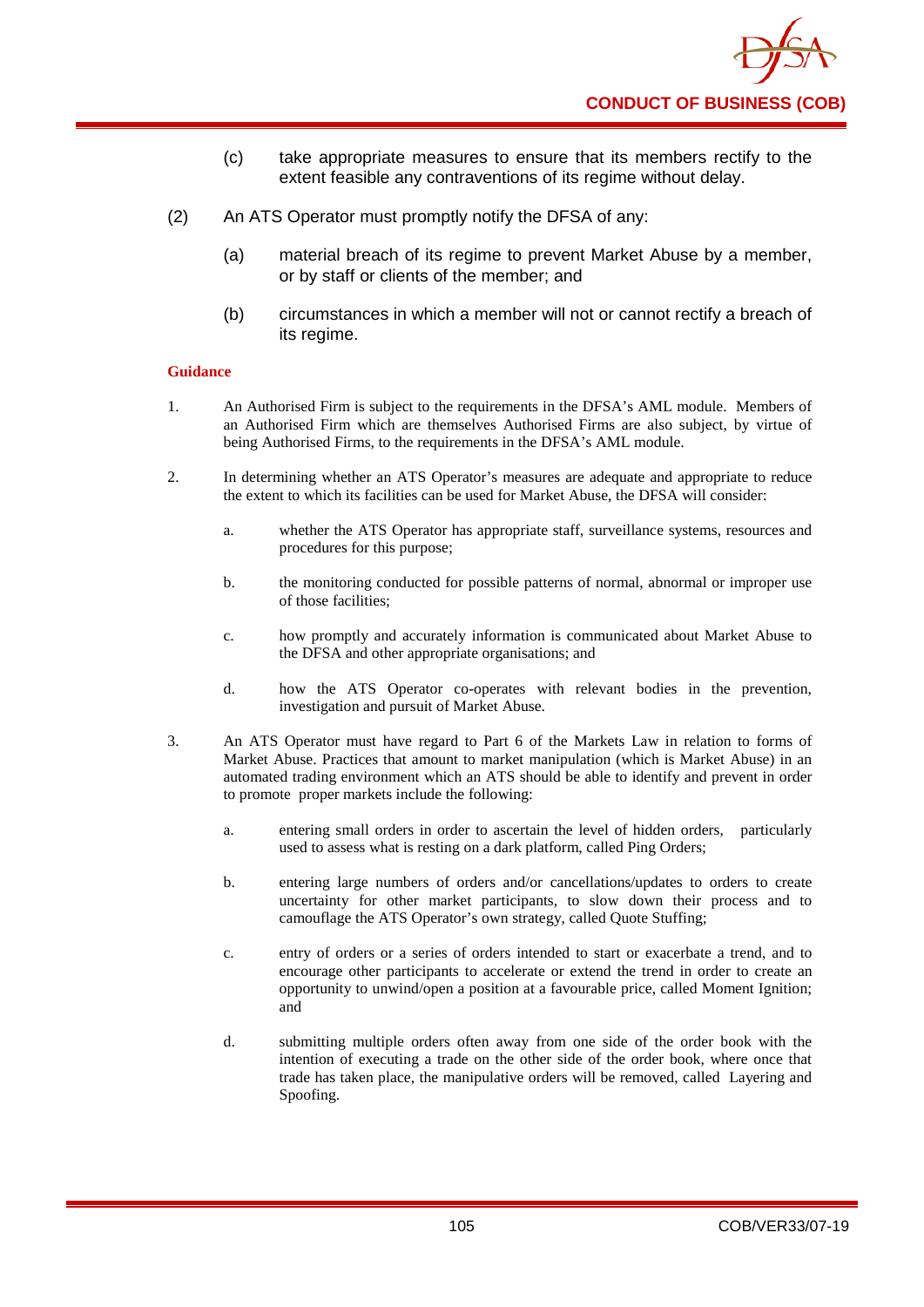(c) take appropriate measures to ensure that its members rectify to the extent feasible any contraventions of its regime without delay.

(2) An ATS Operator must promptly notify the DFSA of any:

(a) material breach of its regime to prevent Market Abuse by a member, or by staff or clients of the member; and

(b) circumstances in which a member will not or cannot rectify a breach of its regime.

**Guidance**

1. An Authorised Firm is subject to the requirements in the DFSA's AML module. Members of an Authorised Firm which are themselves Authorised Firms are also subject, by virtue of being Authorised Firms, to the requirements in the DFSA's AML module.

2. In determining whether an ATS Operator's measures are adequate and appropriate to reduce the extent to which its facilities can be used for Market Abuse, the DFSA will consider:

   a. whether the ATS Operator has appropriate staff, surveillance systems, resources and procedures for this purpose;

   b. the monitoring conducted for possible patterns of normal, abnormal or improper use of those facilities;

   c. how promptly and accurately information is communicated about Market Abuse to the DFSA and other appropriate organisations; and

   d. how the ATS Operator co-operates with relevant bodies in the prevention, investigation and pursuit of Market Abuse.

3. An ATS Operator must have regard to Part 6 of the Markets Law in relation to forms of Market Abuse. Practices that amount to market manipulation (which is Market Abuse) in an automated trading environment which an ATS should be able to identify and prevent in order to promote proper markets include the following:

   a. entering small orders in order to ascertain the level of hidden orders, particularly used to assess what is resting on a dark platform, called Ping Orders;

   b. entering large numbers of orders and/or cancellations/updates to orders to create uncertainty for other market participants, to slow down their process and to camouflage the ATS Operator's own strategy, called Quote Stuffing;

   c. entry of orders or a series of orders intended to start or exacerbate a trend, and to encourage other participants to accelerate or extend the trend in order to create an opportunity to unwind/open a position at a favourable price, called Moment Ignition; and

   d. submitting multiple orders often away from one side of the order book with the intention of executing a trade on the other side of the order book, where once that trade has taken place, the manipulative orders will be removed, called Layering and Spoofing.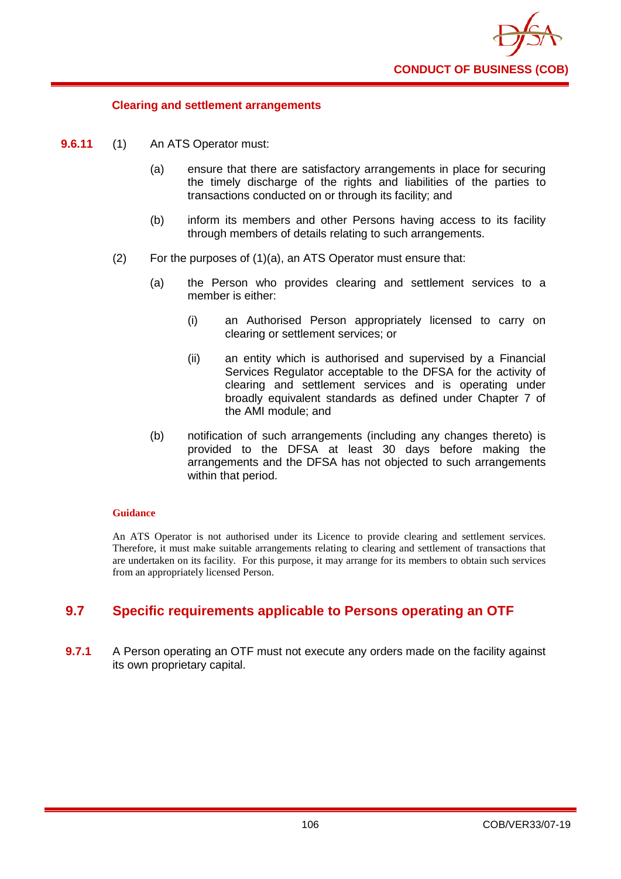### Clearing and settlement arrangements

**9.6.11** (1) An ATS Operator must:

(a) ensure that there are satisfactory arrangements in place for securing the timely discharge of the rights and liabilities of the parties to transactions conducted on or through its facility; and

(b) inform its members and other Persons having access to its facility through members of details relating to such arrangements.

(2) For the purposes of (1)(a), an ATS Operator must ensure that:

(a) the Person who provides clearing and settlement services to a member is either:

(i) an Authorised Person appropriately licensed to carry on clearing or settlement services; or

(ii) an entity which is authorised and supervised by a Financial Services Regulator acceptable to the DFSA for the activity of clearing and settlement services and is operating under broadly equivalent standards as defined under Chapter 7 of the AMI module; and

(b) notification of such arrangements (including any changes thereto) is provided to the DFSA at least 30 days before making the arrangements and the DFSA has not objected to such arrangements within that period.

**Guidance**

An ATS Operator is not authorised under its Licence to provide clearing and settlement services. Therefore, it must make suitable arrangements relating to clearing and settlement of transactions that are undertaken on its facility. For this purpose, it may arrange for its members to obtain such services from an appropriately licensed Person.

## 9.7 Specific requirements applicable to Persons operating an OTF

**9.7.1** A Person operating an OTF must not execute any orders made on the facility against its own proprietary capital.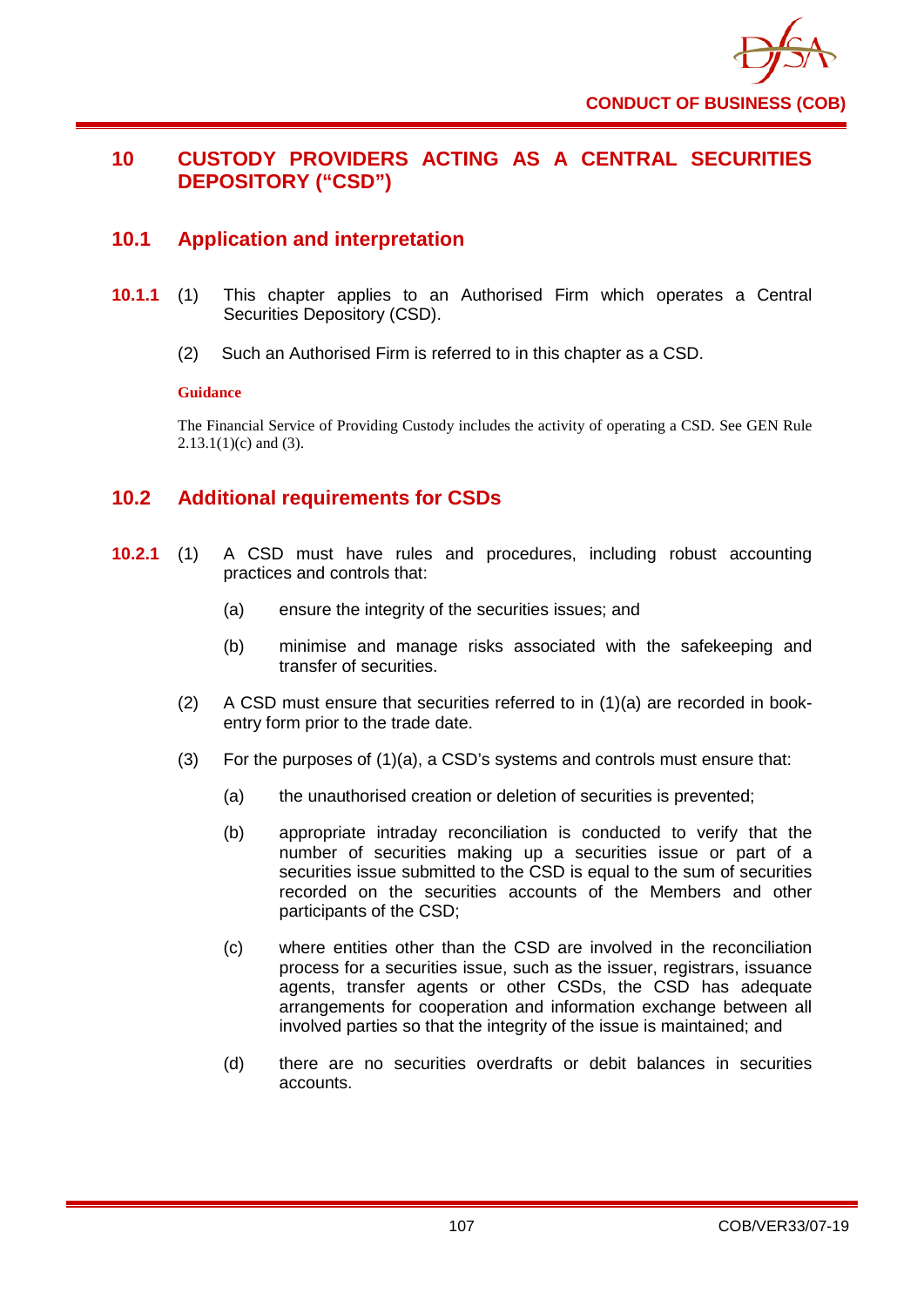# 10 CUSTODY PROVIDERS ACTING AS A CENTRAL SECURITIES DEPOSITORY ("CSD")

## 10.1 Application and interpretation

**10.1.1** (1) This chapter applies to an Authorised Firm which operates a Central Securities Depository (CSD).

(2) Such an Authorised Firm is referred to in this chapter as a CSD.

**Guidance**

The Financial Service of Providing Custody includes the activity of operating a CSD. See GEN Rule 2.13.1(1)(c) and (3).

## 10.2 Additional requirements for CSDs

**10.2.1** (1) A CSD must have rules and procedures, including robust accounting practices and controls that:

(a) ensure the integrity of the securities issues; and

(b) minimise and manage risks associated with the safekeeping and transfer of securities.

(2) A CSD must ensure that securities referred to in (1)(a) are recorded in book-entry form prior to the trade date.

(3) For the purposes of (1)(a), a CSD's systems and controls must ensure that:

(a) the unauthorised creation or deletion of securities is prevented;

(b) appropriate intraday reconciliation is conducted to verify that the number of securities making up a securities issue or part of a securities issue submitted to the CSD is equal to the sum of securities recorded on the securities accounts of the Members and other participants of the CSD;

(c) where entities other than the CSD are involved in the reconciliation process for a securities issue, such as the issuer, registrars, issuance agents, transfer agents or other CSDs, the CSD has adequate arrangements for cooperation and information exchange between all involved parties so that the integrity of the issue is maintained; and

(d) there are no securities overdrafts or debit balances in securities accounts.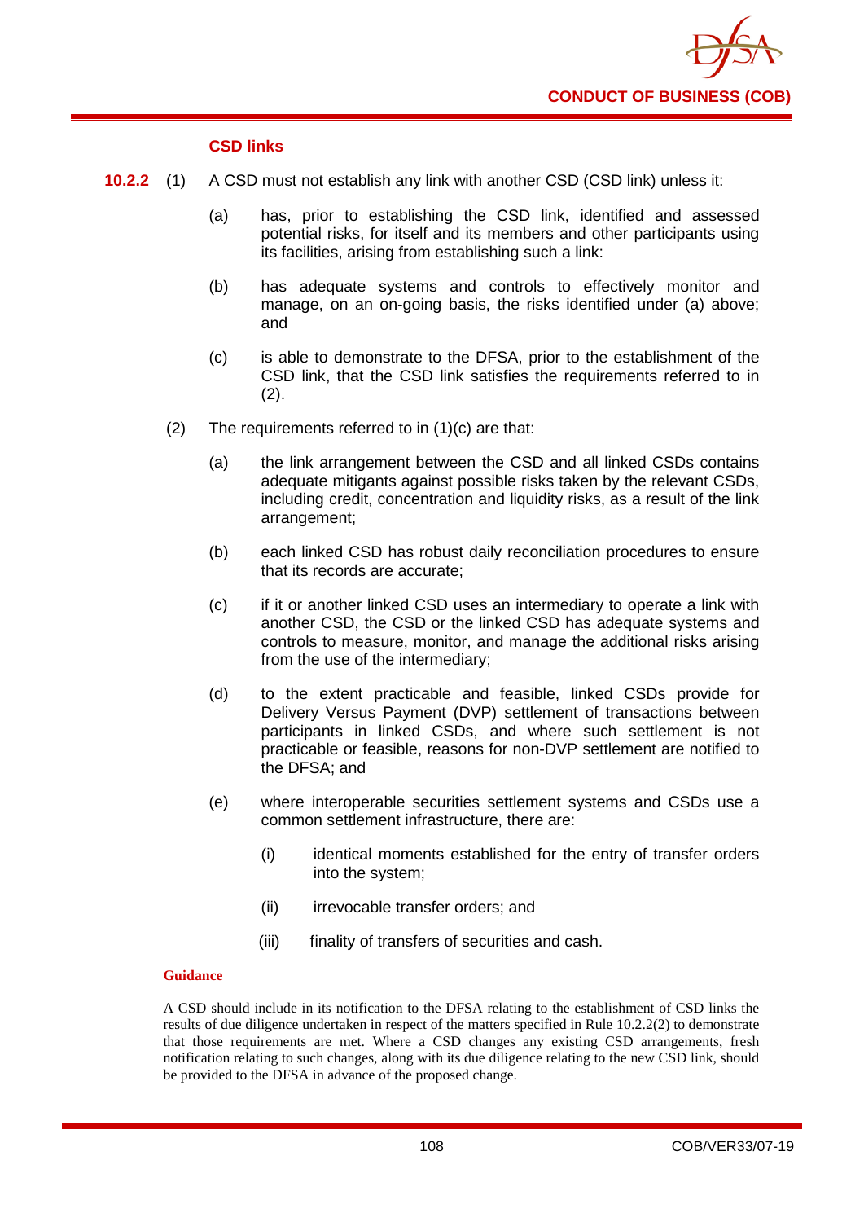### CSD links

**10.2.2** (1) A CSD must not establish any link with another CSD (CSD link) unless it:

(a) has, prior to establishing the CSD link, identified and assessed potential risks, for itself and its members and other participants using its facilities, arising from establishing such a link:

(b) has adequate systems and controls to effectively monitor and manage, on an on-going basis, the risks identified under (a) above; and

(c) is able to demonstrate to the DFSA, prior to the establishment of the CSD link, that the CSD link satisfies the requirements referred to in (2).

(2) The requirements referred to in (1)(c) are that:

(a) the link arrangement between the CSD and all linked CSDs contains adequate mitigants against possible risks taken by the relevant CSDs, including credit, concentration and liquidity risks, as a result of the link arrangement;

(b) each linked CSD has robust daily reconciliation procedures to ensure that its records are accurate;

(c) if it or another linked CSD uses an intermediary to operate a link with another CSD, the CSD or the linked CSD has adequate systems and controls to measure, monitor, and manage the additional risks arising from the use of the intermediary;

(d) to the extent practicable and feasible, linked CSDs provide for Delivery Versus Payment (DVP) settlement of transactions between participants in linked CSDs, and where such settlement is not practicable or feasible, reasons for non-DVP settlement are notified to the DFSA; and

(e) where interoperable securities settlement systems and CSDs use a common settlement infrastructure, there are:

(i) identical moments established for the entry of transfer orders into the system;

(ii) irrevocable transfer orders; and

(iii) finality of transfers of securities and cash.

**Guidance**

A CSD should include in its notification to the DFSA relating to the establishment of CSD links the results of due diligence undertaken in respect of the matters specified in Rule 10.2.2(2) to demonstrate that those requirements are met. Where a CSD changes any existing CSD arrangements, fresh notification relating to such changes, along with its due diligence relating to the new CSD link, should be provided to the DFSA in advance of the proposed change.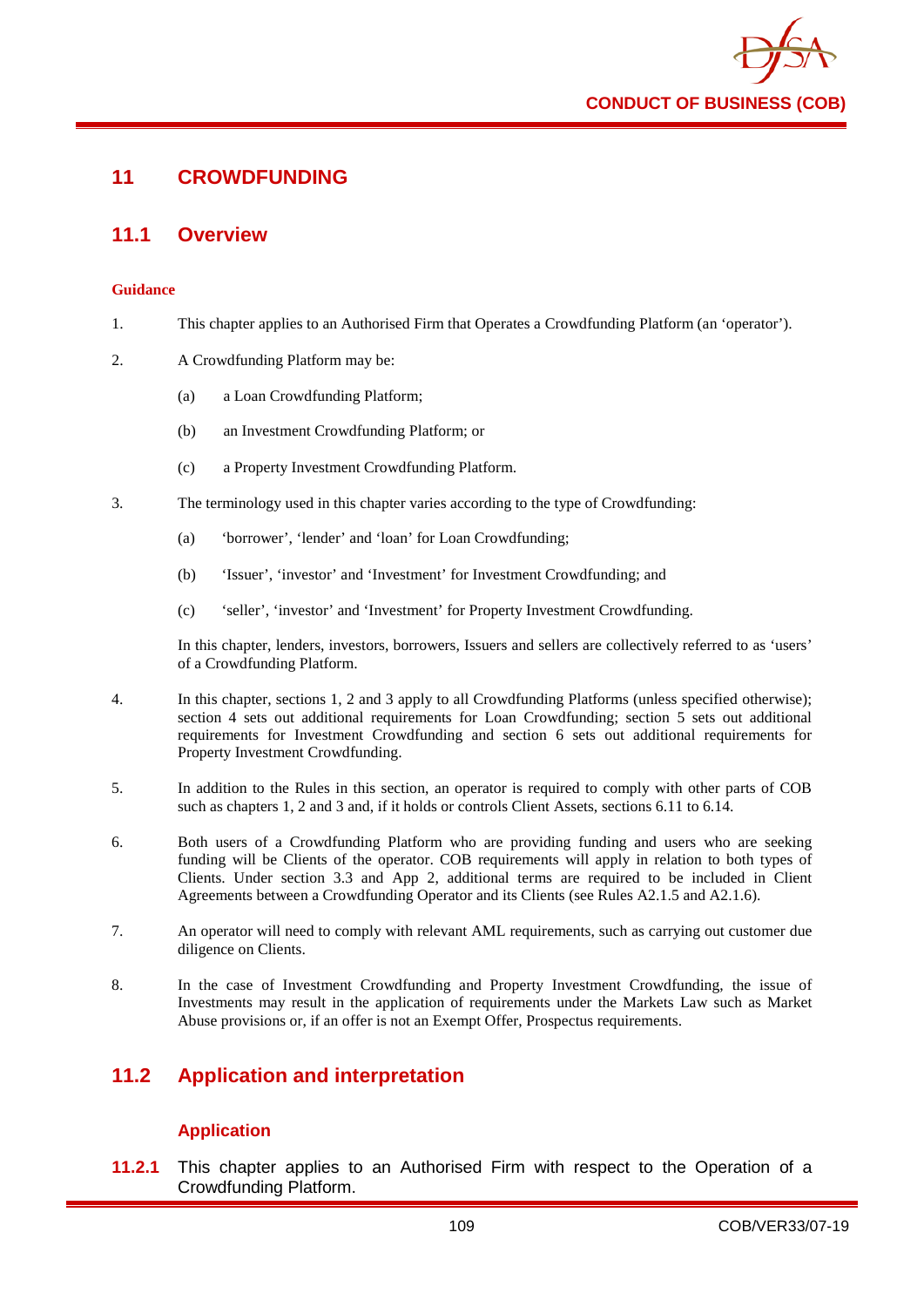# 11 CROWDFUNDING

## 11.1 Overview

**Guidance**

1. This chapter applies to an Authorised Firm that Operates a Crowdfunding Platform (an 'operator').

2. A Crowdfunding Platform may be:

   (a) a Loan Crowdfunding Platform;

   (b) an Investment Crowdfunding Platform; or

   (c) a Property Investment Crowdfunding Platform.

3. The terminology used in this chapter varies according to the type of Crowdfunding:

   (a) 'borrower', 'lender' and 'loan' for Loan Crowdfunding;

   (b) 'Issuer', 'investor' and 'Investment' for Investment Crowdfunding; and

   (c) 'seller', 'investor' and 'Investment' for Property Investment Crowdfunding.

   In this chapter, lenders, investors, borrowers, Issuers and sellers are collectively referred to as 'users' of a Crowdfunding Platform.

4. In this chapter, sections 1, 2 and 3 apply to all Crowdfunding Platforms (unless specified otherwise); section 4 sets out additional requirements for Loan Crowdfunding; section 5 sets out additional requirements for Investment Crowdfunding and section 6 sets out additional requirements for Property Investment Crowdfunding.

5. In addition to the Rules in this section, an operator is required to comply with other parts of COB such as chapters 1, 2 and 3 and, if it holds or controls Client Assets, sections 6.11 to 6.14.

6. Both users of a Crowdfunding Platform who are providing funding and users who are seeking funding will be Clients of the operator. COB requirements will apply in relation to both types of Clients. Under section 3.3 and App 2, additional terms are required to be included in Client Agreements between a Crowdfunding Operator and its Clients (see Rules A2.1.5 and A2.1.6).

7. An operator will need to comply with relevant AML requirements, such as carrying out customer due diligence on Clients.

8. In the case of Investment Crowdfunding and Property Investment Crowdfunding, the issue of Investments may result in the application of requirements under the Markets Law such as Market Abuse provisions or, if an offer is not an Exempt Offer, Prospectus requirements.

## 11.2 Application and interpretation

### Application

**11.2.1** This chapter applies to an Authorised Firm with respect to the Operation of a Crowdfunding Platform.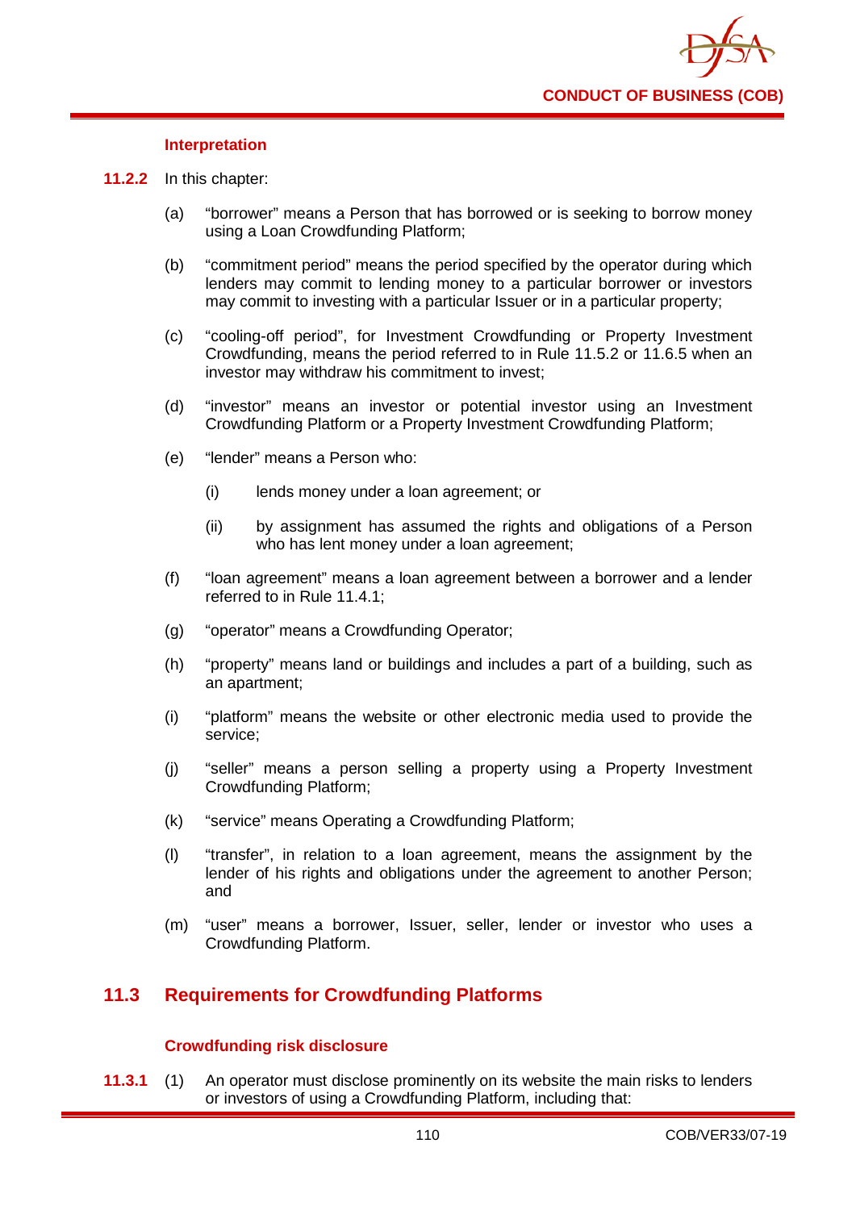#### Interpretation

**11.2.2** In this chapter:

(a) "borrower" means a Person that has borrowed or is seeking to borrow money using a Loan Crowdfunding Platform;

(b) "commitment period" means the period specified by the operator during which lenders may commit to lending money to a particular borrower or investors may commit to investing with a particular Issuer or in a particular property;

(c) "cooling-off period", for Investment Crowdfunding or Property Investment Crowdfunding, means the period referred to in Rule 11.5.2 or 11.6.5 when an investor may withdraw his commitment to invest;

(d) "investor" means an investor or potential investor using an Investment Crowdfunding Platform or a Property Investment Crowdfunding Platform;

(e) "lender" means a Person who:

(i) lends money under a loan agreement; or

(ii) by assignment has assumed the rights and obligations of a Person who has lent money under a loan agreement;

(f) "loan agreement" means a loan agreement between a borrower and a lender referred to in Rule 11.4.1;

(g) "operator" means a Crowdfunding Operator;

(h) "property" means land or buildings and includes a part of a building, such as an apartment;

(i) "platform" means the website or other electronic media used to provide the service;

(j) "seller" means a person selling a property using a Property Investment Crowdfunding Platform;

(k) "service" means Operating a Crowdfunding Platform;

(l) "transfer", in relation to a loan agreement, means the assignment by the lender of his rights and obligations under the agreement to another Person; and

(m) "user" means a borrower, Issuer, seller, lender or investor who uses a Crowdfunding Platform.

## 11.3 Requirements for Crowdfunding Platforms

#### Crowdfunding risk disclosure

**11.3.1** (1) An operator must disclose prominently on its website the main risks to lenders or investors of using a Crowdfunding Platform, including that: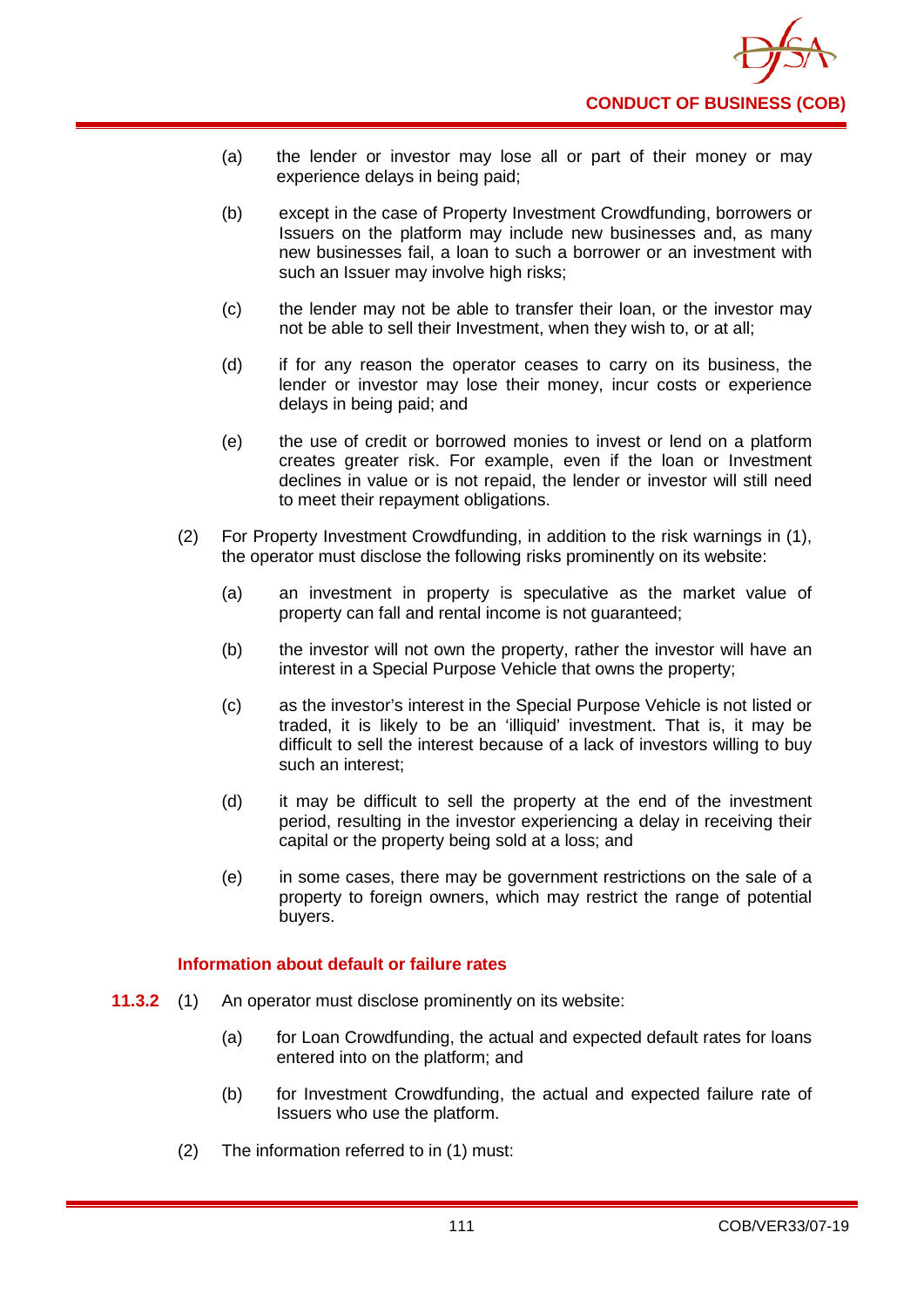(a) the lender or investor may lose all or part of their money or may experience delays in being paid;

(b) except in the case of Property Investment Crowdfunding, borrowers or Issuers on the platform may include new businesses and, as many new businesses fail, a loan to such a borrower or an investment with such an Issuer may involve high risks;

(c) the lender may not be able to transfer their loan, or the investor may not be able to sell their Investment, when they wish to, or at all;

(d) if for any reason the operator ceases to carry on its business, the lender or investor may lose their money, incur costs or experience delays in being paid; and

(e) the use of credit or borrowed monies to invest or lend on a platform creates greater risk. For example, even if the loan or Investment declines in value or is not repaid, the lender or investor will still need to meet their repayment obligations.

(2) For Property Investment Crowdfunding, in addition to the risk warnings in (1), the operator must disclose the following risks prominently on its website:

(a) an investment in property is speculative as the market value of property can fall and rental income is not guaranteed;

(b) the investor will not own the property, rather the investor will have an interest in a Special Purpose Vehicle that owns the property;

(c) as the investor's interest in the Special Purpose Vehicle is not listed or traded, it is likely to be an 'illiquid' investment. That is, it may be difficult to sell the interest because of a lack of investors willing to buy such an interest;

(d) it may be difficult to sell the property at the end of the investment period, resulting in the investor experiencing a delay in receiving their capital or the property being sold at a loss; and

(e) in some cases, there may be government restrictions on the sale of a property to foreign owners, which may restrict the range of potential buyers.

### Information about default or failure rates

**11.3.2** (1) An operator must disclose prominently on its website:

(a) for Loan Crowdfunding, the actual and expected default rates for loans entered into on the platform; and

(b) for Investment Crowdfunding, the actual and expected failure rate of Issuers who use the platform.

(2) The information referred to in (1) must: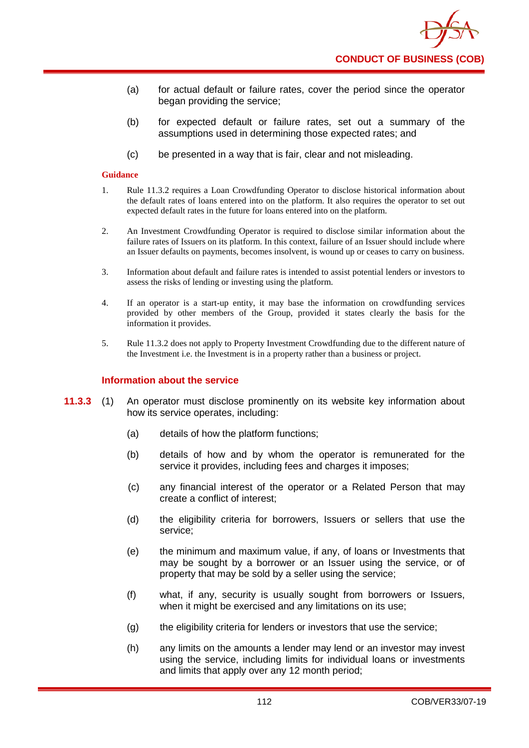(a) for actual default or failure rates, cover the period since the operator began providing the service;

(b) for expected default or failure rates, set out a summary of the assumptions used in determining those expected rates; and

(c) be presented in a way that is fair, clear and not misleading.

**Guidance**

1. Rule 11.3.2 requires a Loan Crowdfunding Operator to disclose historical information about the default rates of loans entered into on the platform. It also requires the operator to set out expected default rates in the future for loans entered into on the platform.

2. An Investment Crowdfunding Operator is required to disclose similar information about the failure rates of Issuers on its platform. In this context, failure of an Issuer should include where an Issuer defaults on payments, becomes insolvent, is wound up or ceases to carry on business.

3. Information about default and failure rates is intended to assist potential lenders or investors to assess the risks of lending or investing using the platform.

4. If an operator is a start-up entity, it may base the information on crowdfunding services provided by other members of the Group, provided it states clearly the basis for the information it provides.

5. Rule 11.3.2 does not apply to Property Investment Crowdfunding due to the different nature of the Investment i.e. the Investment is in a property rather than a business or project.

### Information about the service

**11.3.3** (1) An operator must disclose prominently on its website key information about how its service operates, including:

(a) details of how the platform functions;

(b) details of how and by whom the operator is remunerated for the service it provides, including fees and charges it imposes;

(c) any financial interest of the operator or a Related Person that may create a conflict of interest;

(d) the eligibility criteria for borrowers, Issuers or sellers that use the service;

(e) the minimum and maximum value, if any, of loans or Investments that may be sought by a borrower or an Issuer using the service, or of property that may be sold by a seller using the service;

(f) what, if any, security is usually sought from borrowers or Issuers, when it might be exercised and any limitations on its use;

(g) the eligibility criteria for lenders or investors that use the service;

(h) any limits on the amounts a lender may lend or an investor may invest using the service, including limits for individual loans or investments and limits that apply over any 12 month period;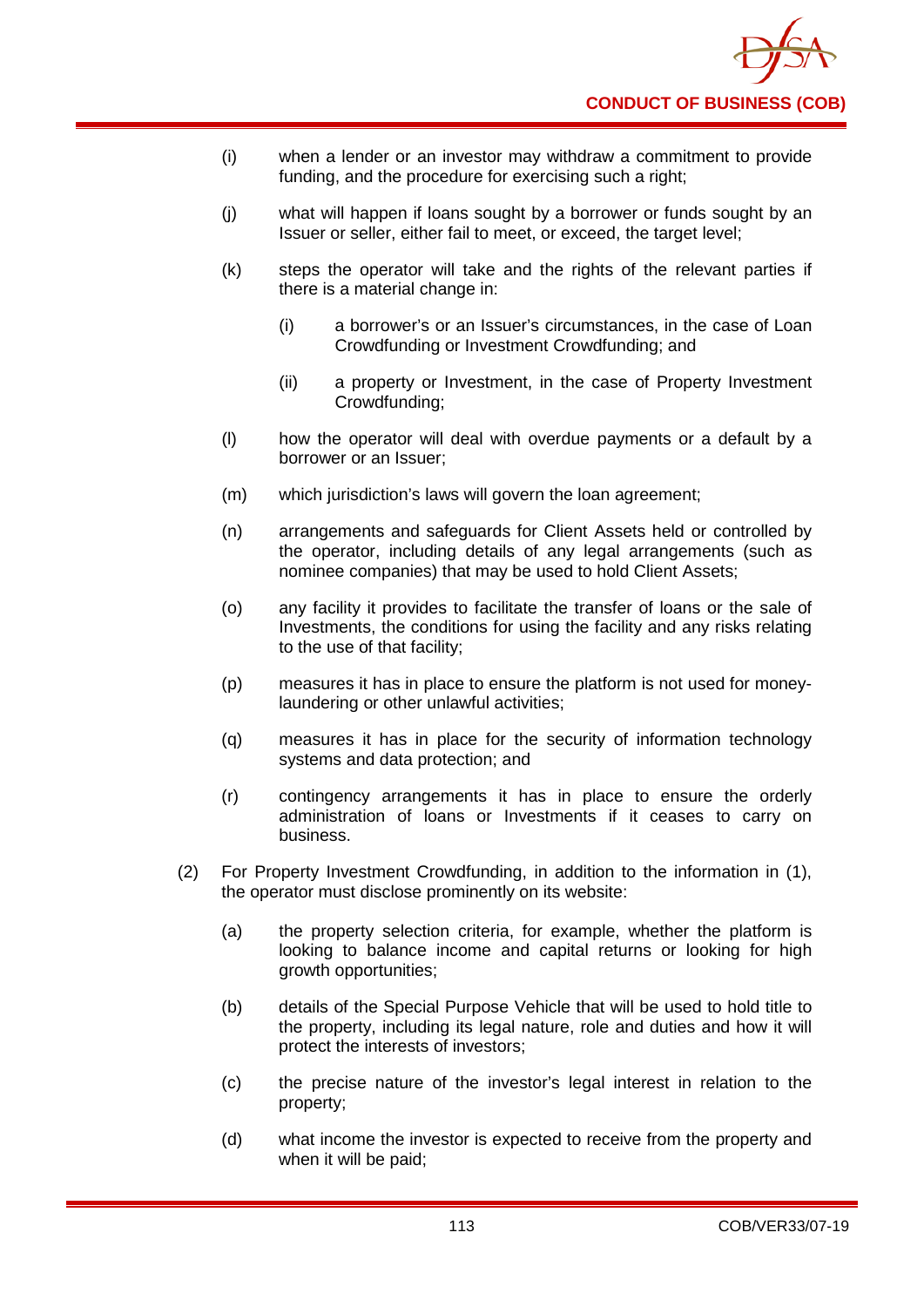(i) when a lender or an investor may withdraw a commitment to provide funding, and the procedure for exercising such a right;

(j) what will happen if loans sought by a borrower or funds sought by an Issuer or seller, either fail to meet, or exceed, the target level;

(k) steps the operator will take and the rights of the relevant parties if there is a material change in:

   (i) a borrower's or an Issuer's circumstances, in the case of Loan Crowdfunding or Investment Crowdfunding; and

   (ii) a property or Investment, in the case of Property Investment Crowdfunding;

(l) how the operator will deal with overdue payments or a default by a borrower or an Issuer;

(m) which jurisdiction's laws will govern the loan agreement;

(n) arrangements and safeguards for Client Assets held or controlled by the operator, including details of any legal arrangements (such as nominee companies) that may be used to hold Client Assets;

(o) any facility it provides to facilitate the transfer of loans or the sale of Investments, the conditions for using the facility and any risks relating to the use of that facility;

(p) measures it has in place to ensure the platform is not used for money-laundering or other unlawful activities;

(q) measures it has in place for the security of information technology systems and data protection; and

(r) contingency arrangements it has in place to ensure the orderly administration of loans or Investments if it ceases to carry on business.

(2) For Property Investment Crowdfunding, in addition to the information in (1), the operator must disclose prominently on its website:

(a) the property selection criteria, for example, whether the platform is looking to balance income and capital returns or looking for high growth opportunities;

(b) details of the Special Purpose Vehicle that will be used to hold title to the property, including its legal nature, role and duties and how it will protect the interests of investors;

(c) the precise nature of the investor's legal interest in relation to the property;

(d) what income the investor is expected to receive from the property and when it will be paid;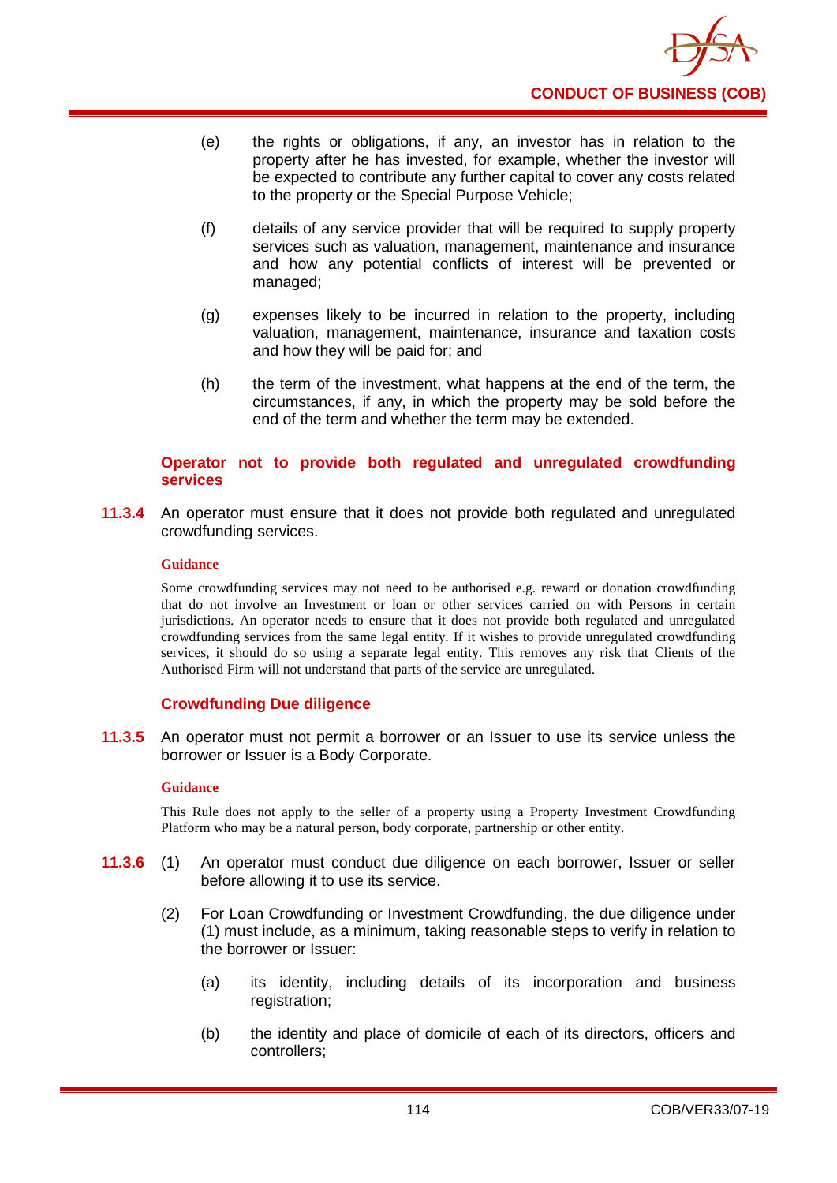(e) the rights or obligations, if any, an investor has in relation to the property after he has invested, for example, whether the investor will be expected to contribute any further capital to cover any costs related to the property or the Special Purpose Vehicle;

(f) details of any service provider that will be required to supply property services such as valuation, management, maintenance and insurance and how any potential conflicts of interest will be prevented or managed;

(g) expenses likely to be incurred in relation to the property, including valuation, management, maintenance, insurance and taxation costs and how they will be paid for; and

(h) the term of the investment, what happens at the end of the term, the circumstances, if any, in which the property may be sold before the end of the term and whether the term may be extended.

### Operator not to provide both regulated and unregulated crowdfunding services

**11.3.4** An operator must ensure that it does not provide both regulated and unregulated crowdfunding services.

#### Guidance

Some crowdfunding services may not need to be authorised e.g. reward or donation crowdfunding that do not involve an Investment or loan or other services carried on with Persons in certain jurisdictions. An operator needs to ensure that it does not provide both regulated and unregulated crowdfunding services from the same legal entity. If it wishes to provide unregulated crowdfunding services, it should do so using a separate legal entity. This removes any risk that Clients of the Authorised Firm will not understand that parts of the service are unregulated.

### Crowdfunding Due diligence

**11.3.5** An operator must not permit a borrower or an Issuer to use its service unless the borrower or Issuer is a Body Corporate.

#### Guidance

This Rule does not apply to the seller of a property using a Property Investment Crowdfunding Platform who may be a natural person, body corporate, partnership or other entity.

**11.3.6** (1) An operator must conduct due diligence on each borrower, Issuer or seller before allowing it to use its service.

(2) For Loan Crowdfunding or Investment Crowdfunding, the due diligence under (1) must include, as a minimum, taking reasonable steps to verify in relation to the borrower or Issuer:

(a) its identity, including details of its incorporation and business registration;

(b) the identity and place of domicile of each of its directors, officers and controllers;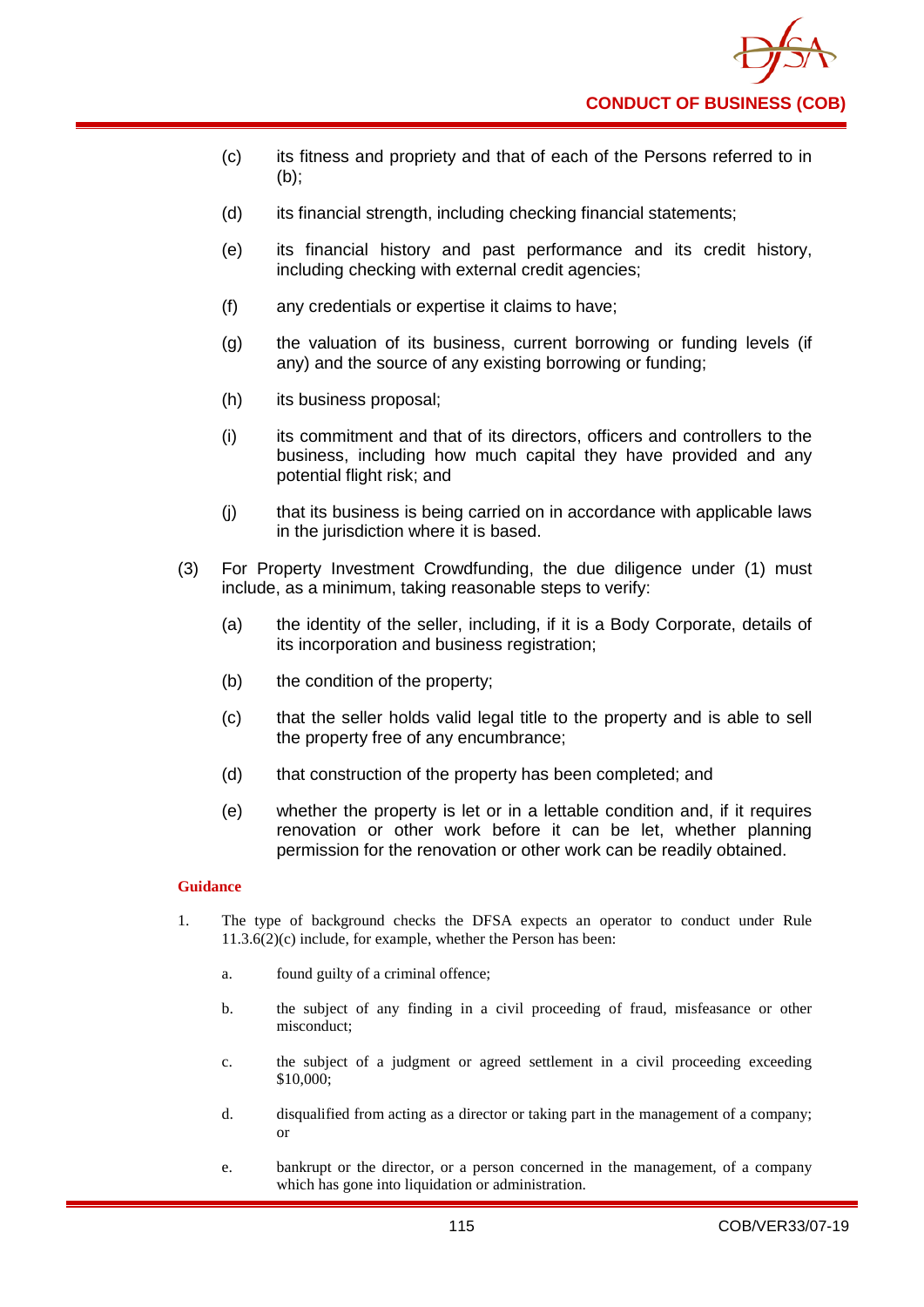(c) its fitness and propriety and that of each of the Persons referred to in (b);

(d) its financial strength, including checking financial statements;

(e) its financial history and past performance and its credit history, including checking with external credit agencies;

(f) any credentials or expertise it claims to have;

(g) the valuation of its business, current borrowing or funding levels (if any) and the source of any existing borrowing or funding;

(h) its business proposal;

(i) its commitment and that of its directors, officers and controllers to the business, including how much capital they have provided and any potential flight risk; and

(j) that its business is being carried on in accordance with applicable laws in the jurisdiction where it is based.

(3) For Property Investment Crowdfunding, the due diligence under (1) must include, as a minimum, taking reasonable steps to verify:

(a) the identity of the seller, including, if it is a Body Corporate, details of its incorporation and business registration;

(b) the condition of the property;

(c) that the seller holds valid legal title to the property and is able to sell the property free of any encumbrance;

(d) that construction of the property has been completed; and

(e) whether the property is let or in a lettable condition and, if it requires renovation or other work before it can be let, whether planning permission for the renovation or other work can be readily obtained.

**Guidance**

1. The type of background checks the DFSA expects an operator to conduct under Rule 11.3.6(2)(c) include, for example, whether the Person has been:

   a. found guilty of a criminal offence;

   b. the subject of any finding in a civil proceeding of fraud, misfeasance or other misconduct;

   c. the subject of a judgment or agreed settlement in a civil proceeding exceeding $10,000;

   d. disqualified from acting as a director or taking part in the management of a company; or

   e. bankrupt or the director, or a person concerned in the management, of a company which has gone into liquidation or administration.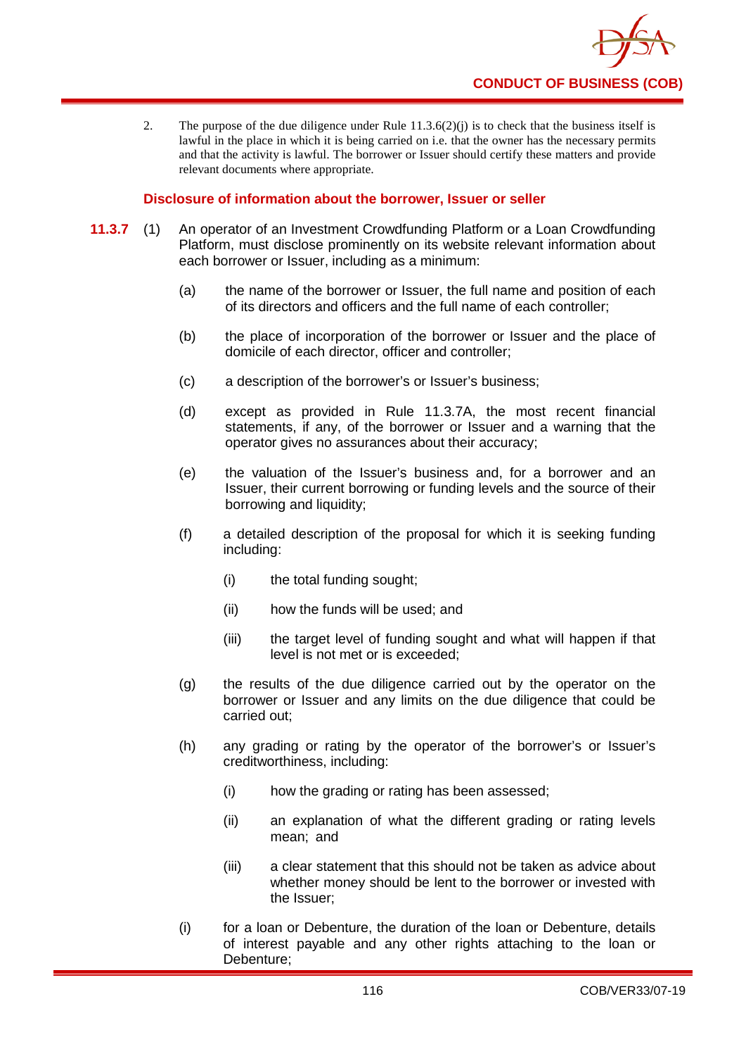2. The purpose of the due diligence under Rule 11.3.6(2)(j) is to check that the business itself is lawful in the place in which it is being carried on i.e. that the owner has the necessary permits and that the activity is lawful. The borrower or Issuer should certify these matters and provide relevant documents where appropriate.

### Disclosure of information about the borrower, Issuer or seller

**11.3.7** (1) An operator of an Investment Crowdfunding Platform or a Loan Crowdfunding Platform, must disclose prominently on its website relevant information about each borrower or Issuer, including as a minimum:

- (a) the name of the borrower or Issuer, the full name and position of each of its directors and officers and the full name of each controller;
- (b) the place of incorporation of the borrower or Issuer and the place of domicile of each director, officer and controller;
- (c) a description of the borrower's or Issuer's business;
- (d) except as provided in Rule 11.3.7A, the most recent financial statements, if any, of the borrower or Issuer and a warning that the operator gives no assurances about their accuracy;
- (e) the valuation of the Issuer's business and, for a borrower and an Issuer, their current borrowing or funding levels and the source of their borrowing and liquidity;
- (f) a detailed description of the proposal for which it is seeking funding including:
  - (i) the total funding sought;
  - (ii) how the funds will be used; and
  - (iii) the target level of funding sought and what will happen if that level is not met or is exceeded;
- (g) the results of the due diligence carried out by the operator on the borrower or Issuer and any limits on the due diligence that could be carried out;
- (h) any grading or rating by the operator of the borrower's or Issuer's creditworthiness, including:
  - (i) how the grading or rating has been assessed;
  - (ii) an explanation of what the different grading or rating levels mean; and
  - (iii) a clear statement that this should not be taken as advice about whether money should be lent to the borrower or invested with the Issuer;
- (i) for a loan or Debenture, the duration of the loan or Debenture, details of interest payable and any other rights attaching to the loan or Debenture;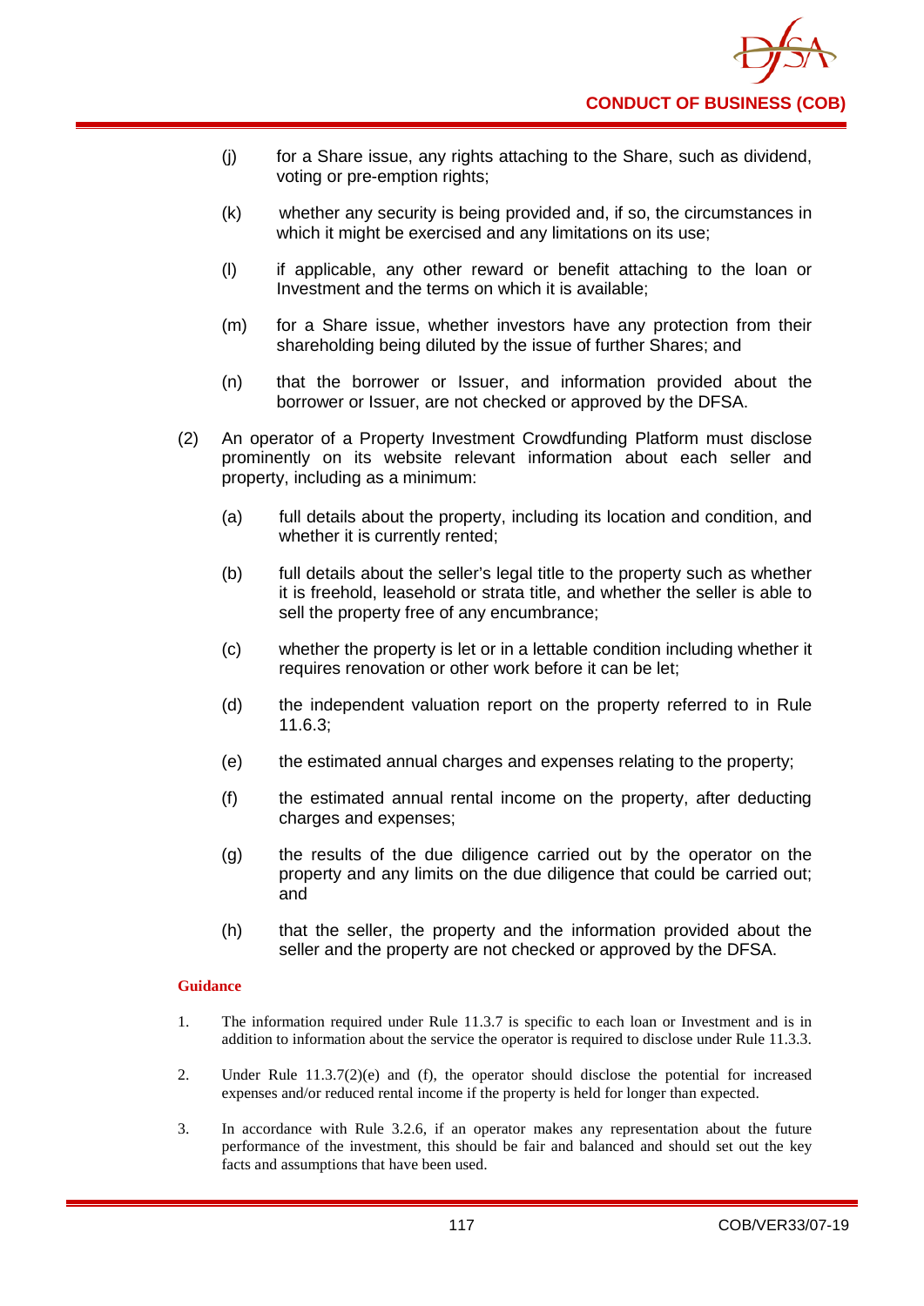(j) for a Share issue, any rights attaching to the Share, such as dividend, voting or pre-emption rights;

(k) whether any security is being provided and, if so, the circumstances in which it might be exercised and any limitations on its use;

(l) if applicable, any other reward or benefit attaching to the loan or Investment and the terms on which it is available;

(m) for a Share issue, whether investors have any protection from their shareholding being diluted by the issue of further Shares; and

(n) that the borrower or Issuer, and information provided about the borrower or Issuer, are not checked or approved by the DFSA.

(2) An operator of a Property Investment Crowdfunding Platform must disclose prominently on its website relevant information about each seller and property, including as a minimum:

(a) full details about the property, including its location and condition, and whether it is currently rented;

(b) full details about the seller's legal title to the property such as whether it is freehold, leasehold or strata title, and whether the seller is able to sell the property free of any encumbrance;

(c) whether the property is let or in a lettable condition including whether it requires renovation or other work before it can be let;

(d) the independent valuation report on the property referred to in Rule 11.6.3;

(e) the estimated annual charges and expenses relating to the property;

(f) the estimated annual rental income on the property, after deducting charges and expenses;

(g) the results of the due diligence carried out by the operator on the property and any limits on the due diligence that could be carried out; and

(h) that the seller, the property and the information provided about the seller and the property are not checked or approved by the DFSA.

**Guidance**

1. The information required under Rule 11.3.7 is specific to each loan or Investment and is in addition to information about the service the operator is required to disclose under Rule 11.3.3.

2. Under Rule 11.3.7(2)(e) and (f), the operator should disclose the potential for increased expenses and/or reduced rental income if the property is held for longer than expected.

3. In accordance with Rule 3.2.6, if an operator makes any representation about the future performance of the investment, this should be fair and balanced and should set out the key facts and assumptions that have been used.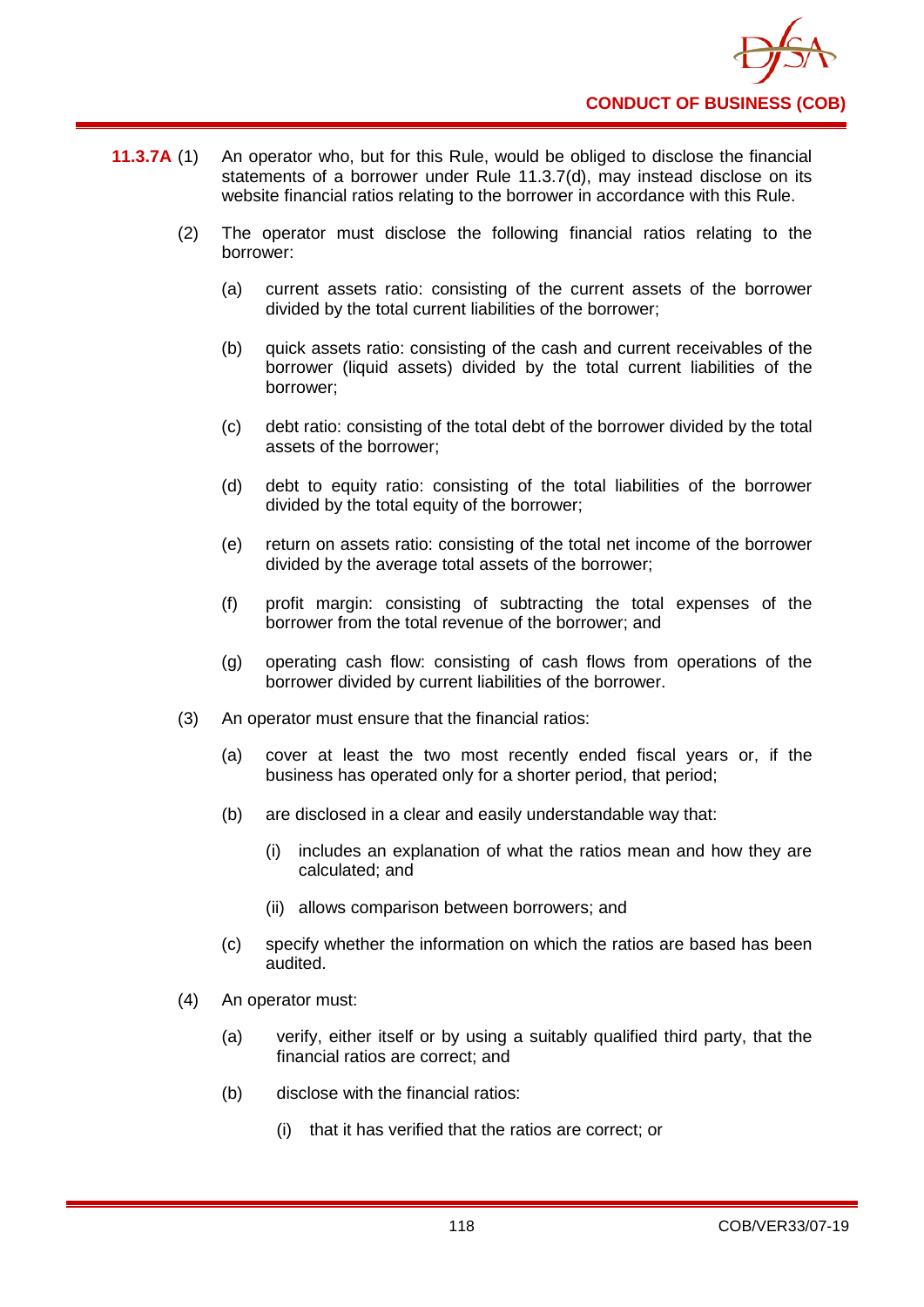**11.3.7A** (1) An operator who, but for this Rule, would be obliged to disclose the financial statements of a borrower under Rule 11.3.7(d), may instead disclose on its website financial ratios relating to the borrower in accordance with this Rule.

(2) The operator must disclose the following financial ratios relating to the borrower:

(a) current assets ratio: consisting of the current assets of the borrower divided by the total current liabilities of the borrower;

(b) quick assets ratio: consisting of the cash and current receivables of the borrower (liquid assets) divided by the total current liabilities of the borrower;

(c) debt ratio: consisting of the total debt of the borrower divided by the total assets of the borrower;

(d) debt to equity ratio: consisting of the total liabilities of the borrower divided by the total equity of the borrower;

(e) return on assets ratio: consisting of the total net income of the borrower divided by the average total assets of the borrower;

(f) profit margin: consisting of subtracting the total expenses of the borrower from the total revenue of the borrower; and

(g) operating cash flow: consisting of cash flows from operations of the borrower divided by current liabilities of the borrower.

(3) An operator must ensure that the financial ratios:

(a) cover at least the two most recently ended fiscal years or, if the business has operated only for a shorter period, that period;

(b) are disclosed in a clear and easily understandable way that:

(i) includes an explanation of what the ratios mean and how they are calculated; and

(ii) allows comparison between borrowers; and

(c) specify whether the information on which the ratios are based has been audited.

(4) An operator must:

(a) verify, either itself or by using a suitably qualified third party, that the financial ratios are correct; and

(b) disclose with the financial ratios:

(i) that it has verified that the ratios are correct; or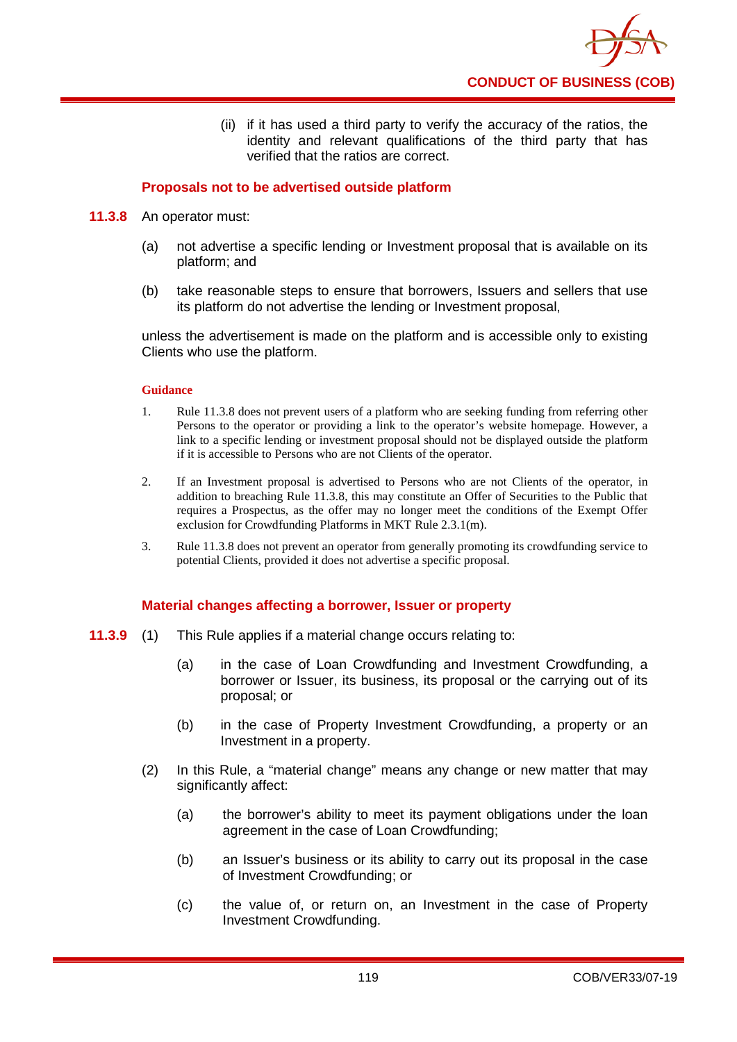(ii) if it has used a third party to verify the accuracy of the ratios, the identity and relevant qualifications of the third party that has verified that the ratios are correct.

### Proposals not to be advertised outside platform

**11.3.8** An operator must:

(a) not advertise a specific lending or Investment proposal that is available on its platform; and

(b) take reasonable steps to ensure that borrowers, Issuers and sellers that use its platform do not advertise the lending or Investment proposal,

unless the advertisement is made on the platform and is accessible only to existing Clients who use the platform.

**Guidance**

1. Rule 11.3.8 does not prevent users of a platform who are seeking funding from referring other Persons to the operator or providing a link to the operator's website homepage. However, a link to a specific lending or investment proposal should not be displayed outside the platform if it is accessible to Persons who are not Clients of the operator.

2. If an Investment proposal is advertised to Persons who are not Clients of the operator, in addition to breaching Rule 11.3.8, this may constitute an Offer of Securities to the Public that requires a Prospectus, as the offer may no longer meet the conditions of the Exempt Offer exclusion for Crowdfunding Platforms in MKT Rule 2.3.1(m).

3. Rule 11.3.8 does not prevent an operator from generally promoting its crowdfunding service to potential Clients, provided it does not advertise a specific proposal.

### Material changes affecting a borrower, Issuer or property

**11.3.9** (1) This Rule applies if a material change occurs relating to:

(a) in the case of Loan Crowdfunding and Investment Crowdfunding, a borrower or Issuer, its business, its proposal or the carrying out of its proposal; or

(b) in the case of Property Investment Crowdfunding, a property or an Investment in a property.

(2) In this Rule, a "material change" means any change or new matter that may significantly affect:

(a) the borrower's ability to meet its payment obligations under the loan agreement in the case of Loan Crowdfunding;

(b) an Issuer's business or its ability to carry out its proposal in the case of Investment Crowdfunding; or

(c) the value of, or return on, an Investment in the case of Property Investment Crowdfunding.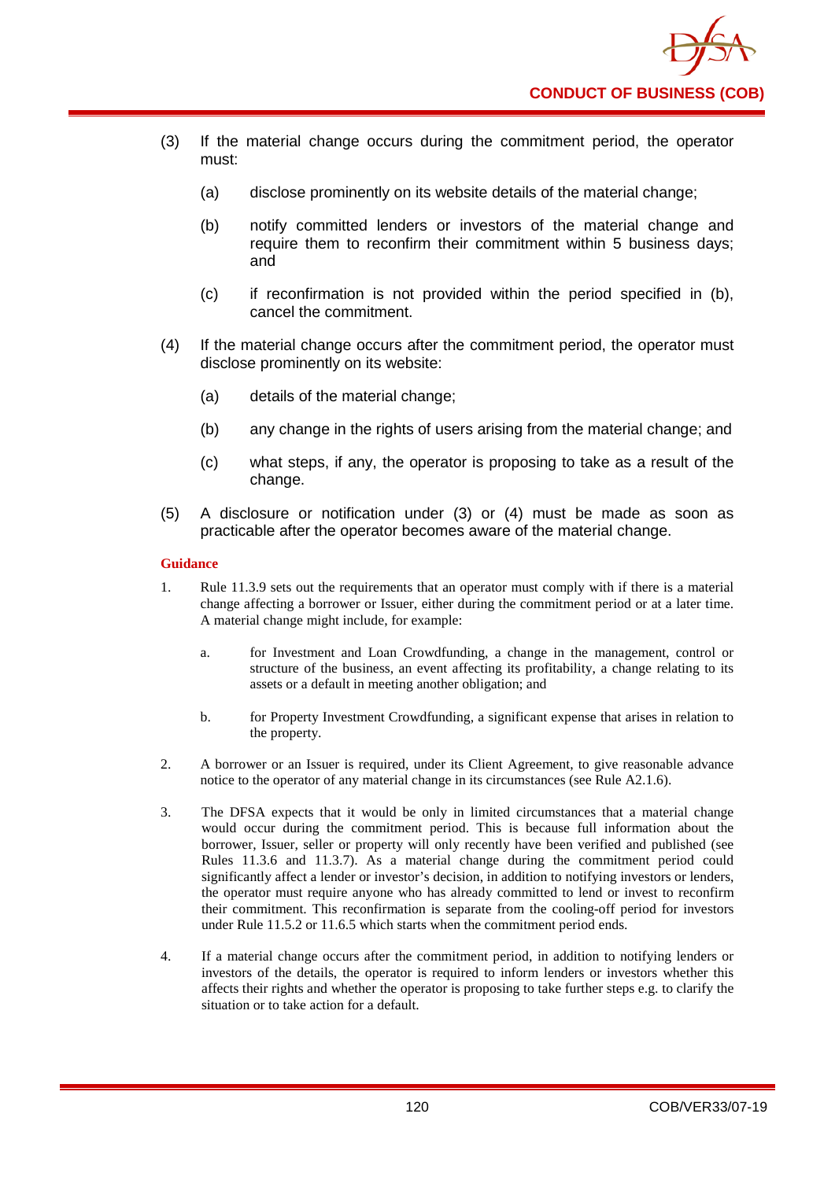(3) If the material change occurs during the commitment period, the operator must:

   (a) disclose prominently on its website details of the material change;

   (b) notify committed lenders or investors of the material change and require them to reconfirm their commitment within 5 business days; and

   (c) if reconfirmation is not provided within the period specified in (b), cancel the commitment.

(4) If the material change occurs after the commitment period, the operator must disclose prominently on its website:

   (a) details of the material change;

   (b) any change in the rights of users arising from the material change; and

   (c) what steps, if any, the operator is proposing to take as a result of the change.

(5) A disclosure or notification under (3) or (4) must be made as soon as practicable after the operator becomes aware of the material change.

**Guidance**

1. Rule 11.3.9 sets out the requirements that an operator must comply with if there is a material change affecting a borrower or Issuer, either during the commitment period or at a later time. A material change might include, for example:

   a. for Investment and Loan Crowdfunding, a change in the management, control or structure of the business, an event affecting its profitability, a change relating to its assets or a default in meeting another obligation; and

   b. for Property Investment Crowdfunding, a significant expense that arises in relation to the property.

2. A borrower or an Issuer is required, under its Client Agreement, to give reasonable advance notice to the operator of any material change in its circumstances (see Rule A2.1.6).

3. The DFSA expects that it would be only in limited circumstances that a material change would occur during the commitment period. This is because full information about the borrower, Issuer, seller or property will only recently have been verified and published (see Rules 11.3.6 and 11.3.7). As a material change during the commitment period could significantly affect a lender or investor's decision, in addition to notifying investors or lenders, the operator must require anyone who has already committed to lend or invest to reconfirm their commitment. This reconfirmation is separate from the cooling-off period for investors under Rule 11.5.2 or 11.6.5 which starts when the commitment period ends.

4. If a material change occurs after the commitment period, in addition to notifying lenders or investors of the details, the operator is required to inform lenders or investors whether this affects their rights and whether the operator is proposing to take further steps e.g. to clarify the situation or to take action for a default.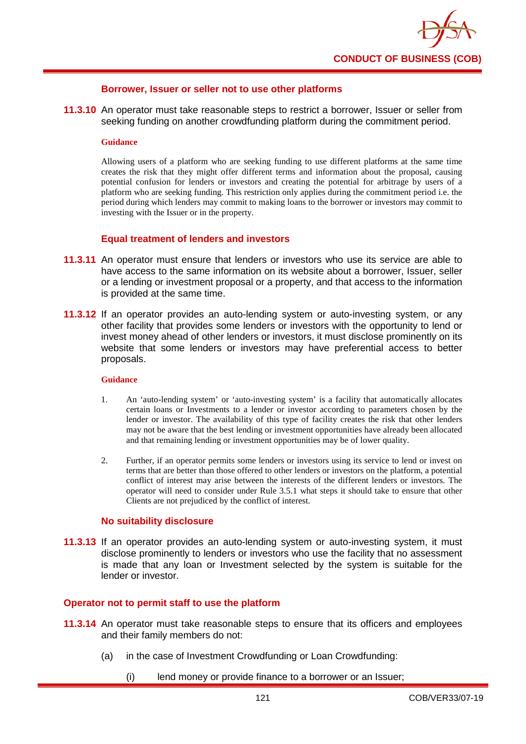### Borrower, Issuer or seller not to use other platforms

**11.3.10** An operator must take reasonable steps to restrict a borrower, Issuer or seller from seeking funding on another crowdfunding platform during the commitment period.

**Guidance**

Allowing users of a platform who are seeking funding to use different platforms at the same time creates the risk that they might offer different terms and information about the proposal, causing potential confusion for lenders or investors and creating the potential for arbitrage by users of a platform who are seeking funding. This restriction only applies during the commitment period i.e. the period during which lenders may commit to making loans to the borrower or investors may commit to investing with the Issuer or in the property.

### Equal treatment of lenders and investors

**11.3.11** An operator must ensure that lenders or investors who use its service are able to have access to the same information on its website about a borrower, Issuer, seller or a lending or investment proposal or a property, and that access to the information is provided at the same time.

**11.3.12** If an operator provides an auto-lending system or auto-investing system, or any other facility that provides some lenders or investors with the opportunity to lend or invest money ahead of other lenders or investors, it must disclose prominently on its website that some lenders or investors may have preferential access to better proposals.

**Guidance**

1. An 'auto-lending system' or 'auto-investing system' is a facility that automatically allocates certain loans or Investments to a lender or investor according to parameters chosen by the lender or investor. The availability of this type of facility creates the risk that other lenders may not be aware that the best lending or investment opportunities have already been allocated and that remaining lending or investment opportunities may be of lower quality.
2. Further, if an operator permits some lenders or investors using its service to lend or invest on terms that are better than those offered to other lenders or investors on the platform, a potential conflict of interest may arise between the interests of the different lenders or investors. The operator will need to consider under Rule 3.5.1 what steps it should take to ensure that other Clients are not prejudiced by the conflict of interest.

### No suitability disclosure

**11.3.13** If an operator provides an auto-lending system or auto-investing system, it must disclose prominently to lenders or investors who use the facility that no assessment is made that any loan or Investment selected by the system is suitable for the lender or investor.

### Operator not to permit staff to use the platform

**11.3.14** An operator must take reasonable steps to ensure that its officers and employees and their family members do not:

(a) in the case of Investment Crowdfunding or Loan Crowdfunding:

(i) lend money or provide finance to a borrower or an Issuer;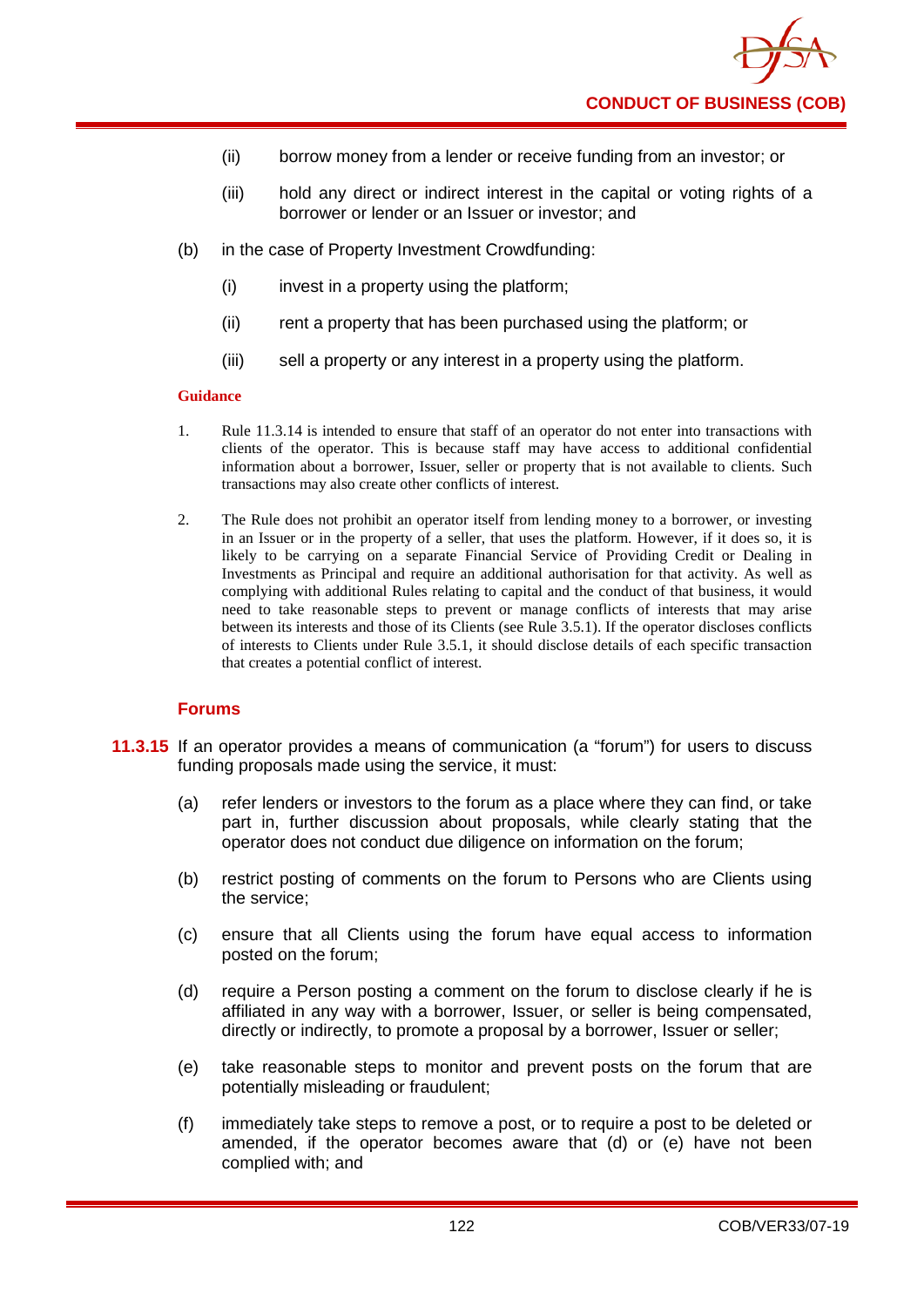(ii) borrow money from a lender or receive funding from an investor; or

(iii) hold any direct or indirect interest in the capital or voting rights of a borrower or lender or an Issuer or investor; and

(b) in the case of Property Investment Crowdfunding:

(i) invest in a property using the platform;

(ii) rent a property that has been purchased using the platform; or

(iii) sell a property or any interest in a property using the platform.

**Guidance**

1. Rule 11.3.14 is intended to ensure that staff of an operator do not enter into transactions with clients of the operator. This is because staff may have access to additional confidential information about a borrower, Issuer, seller or property that is not available to clients. Such transactions may also create other conflicts of interest.

2. The Rule does not prohibit an operator itself from lending money to a borrower, or investing in an Issuer or in the property of a seller, that uses the platform. However, if it does so, it is likely to be carrying on a separate Financial Service of Providing Credit or Dealing in Investments as Principal and require an additional authorisation for that activity. As well as complying with additional Rules relating to capital and the conduct of that business, it would need to take reasonable steps to prevent or manage conflicts of interests that may arise between its interests and those of its Clients (see Rule 3.5.1). If the operator discloses conflicts of interests to Clients under Rule 3.5.1, it should disclose details of each specific transaction that creates a potential conflict of interest.

### Forums

**11.3.15** If an operator provides a means of communication (a "forum") for users to discuss funding proposals made using the service, it must:

(a) refer lenders or investors to the forum as a place where they can find, or take part in, further discussion about proposals, while clearly stating that the operator does not conduct due diligence on information on the forum;

(b) restrict posting of comments on the forum to Persons who are Clients using the service;

(c) ensure that all Clients using the forum have equal access to information posted on the forum;

(d) require a Person posting a comment on the forum to disclose clearly if he is affiliated in any way with a borrower, Issuer, or seller is being compensated, directly or indirectly, to promote a proposal by a borrower, Issuer or seller;

(e) take reasonable steps to monitor and prevent posts on the forum that are potentially misleading or fraudulent;

(f) immediately take steps to remove a post, or to require a post to be deleted or amended, if the operator becomes aware that (d) or (e) have not been complied with; and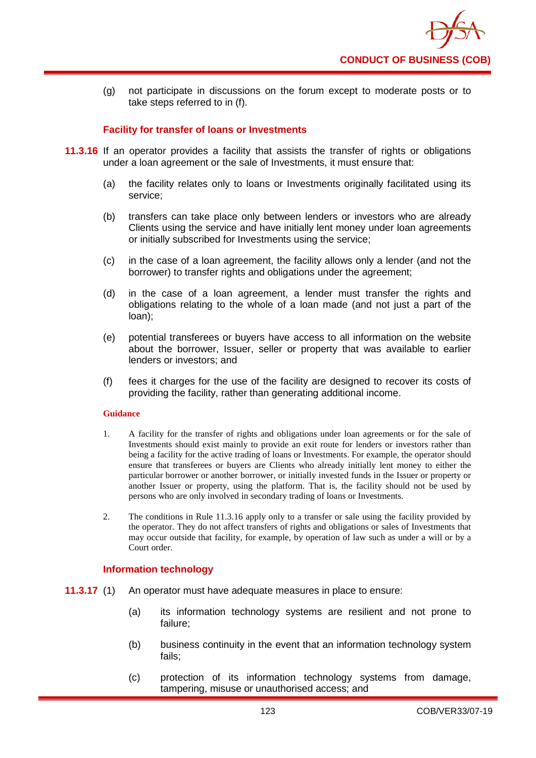(g) not participate in discussions on the forum except to moderate posts or to take steps referred to in (f).

### Facility for transfer of loans or Investments

**11.3.16** If an operator provides a facility that assists the transfer of rights or obligations under a loan agreement or the sale of Investments, it must ensure that:

(a) the facility relates only to loans or Investments originally facilitated using its service;

(b) transfers can take place only between lenders or investors who are already Clients using the service and have initially lent money under loan agreements or initially subscribed for Investments using the service;

(c) in the case of a loan agreement, the facility allows only a lender (and not the borrower) to transfer rights and obligations under the agreement;

(d) in the case of a loan agreement, a lender must transfer the rights and obligations relating to the whole of a loan made (and not just a part of the loan);

(e) potential transferees or buyers have access to all information on the website about the borrower, Issuer, seller or property that was available to earlier lenders or investors; and

(f) fees it charges for the use of the facility are designed to recover its costs of providing the facility, rather than generating additional income.

**Guidance**

1. A facility for the transfer of rights and obligations under loan agreements or for the sale of Investments should exist mainly to provide an exit route for lenders or investors rather than being a facility for the active trading of loans or Investments. For example, the operator should ensure that transferees or buyers are Clients who already initially lent money to either the particular borrower or another borrower, or initially invested funds in the Issuer or property or another Issuer or property, using the platform. That is, the facility should not be used by persons who are only involved in secondary trading of loans or Investments.

2. The conditions in Rule 11.3.16 apply only to a transfer or sale using the facility provided by the operator. They do not affect transfers of rights and obligations or sales of Investments that may occur outside that facility, for example, by operation of law such as under a will or by a Court order.

### Information technology

**11.3.17** (1) An operator must have adequate measures in place to ensure:

(a) its information technology systems are resilient and not prone to failure;

(b) business continuity in the event that an information technology system fails;

(c) protection of its information technology systems from damage, tampering, misuse or unauthorised access; and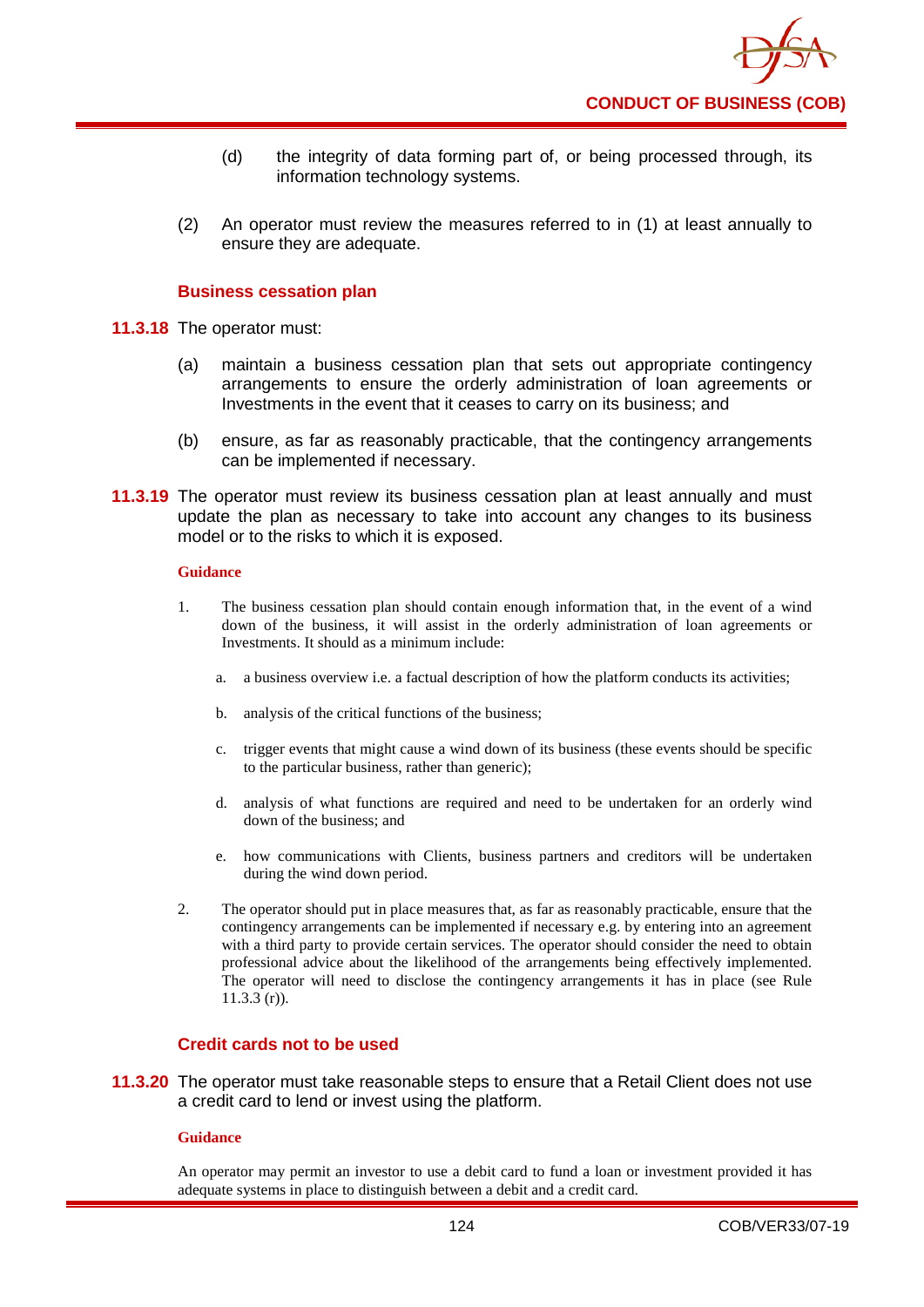(d) the integrity of data forming part of, or being processed through, its information technology systems.

(2) An operator must review the measures referred to in (1) at least annually to ensure they are adequate.

### Business cessation plan

**11.3.18** The operator must:

(a) maintain a business cessation plan that sets out appropriate contingency arrangements to ensure the orderly administration of loan agreements or Investments in the event that it ceases to carry on its business; and

(b) ensure, as far as reasonably practicable, that the contingency arrangements can be implemented if necessary.

**11.3.19** The operator must review its business cessation plan at least annually and must update the plan as necessary to take into account any changes to its business model or to the risks to which it is exposed.

**Guidance**

1. The business cessation plan should contain enough information that, in the event of a wind down of the business, it will assist in the orderly administration of loan agreements or Investments. It should as a minimum include:

   a. a business overview i.e. a factual description of how the platform conducts its activities;

   b. analysis of the critical functions of the business;

   c. trigger events that might cause a wind down of its business (these events should be specific to the particular business, rather than generic);

   d. analysis of what functions are required and need to be undertaken for an orderly wind down of the business; and

   e. how communications with Clients, business partners and creditors will be undertaken during the wind down period.

2. The operator should put in place measures that, as far as reasonably practicable, ensure that the contingency arrangements can be implemented if necessary e.g. by entering into an agreement with a third party to provide certain services. The operator should consider the need to obtain professional advice about the likelihood of the arrangements being effectively implemented. The operator will need to disclose the contingency arrangements it has in place (see Rule 11.3.3 (r)).

### Credit cards not to be used

**11.3.20** The operator must take reasonable steps to ensure that a Retail Client does not use a credit card to lend or invest using the platform.

**Guidance**

An operator may permit an investor to use a debit card to fund a loan or investment provided it has adequate systems in place to distinguish between a debit and a credit card.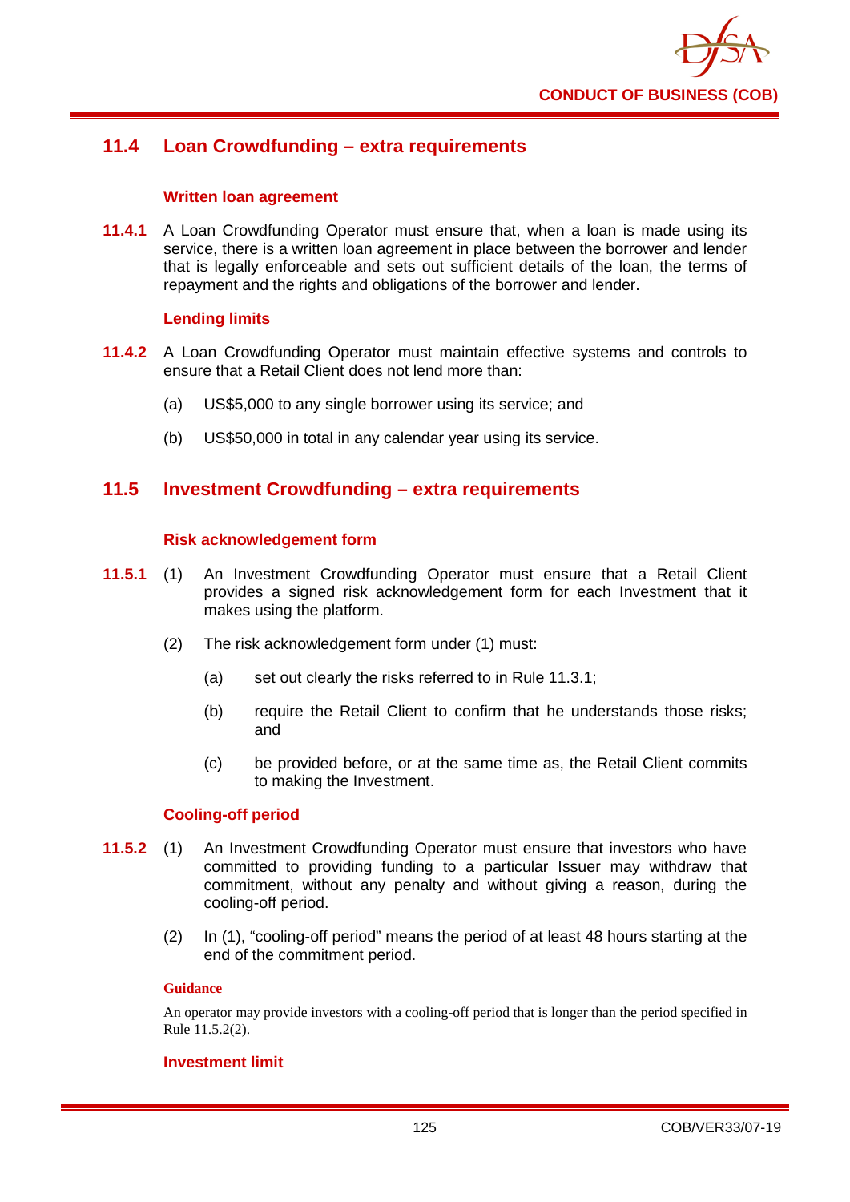## 11.4 Loan Crowdfunding – extra requirements

### Written loan agreement

**11.4.1** A Loan Crowdfunding Operator must ensure that, when a loan is made using its service, there is a written loan agreement in place between the borrower and lender that is legally enforceable and sets out sufficient details of the loan, the terms of repayment and the rights and obligations of the borrower and lender.

### Lending limits

**11.4.2** A Loan Crowdfunding Operator must maintain effective systems and controls to ensure that a Retail Client does not lend more than:

(a) US$5,000 to any single borrower using its service; and

(b) US$50,000 in total in any calendar year using its service.

## 11.5 Investment Crowdfunding – extra requirements

### Risk acknowledgement form

**11.5.1** (1) An Investment Crowdfunding Operator must ensure that a Retail Client provides a signed risk acknowledgement form for each Investment that it makes using the platform.

(2) The risk acknowledgement form under (1) must:

(a) set out clearly the risks referred to in Rule 11.3.1;

(b) require the Retail Client to confirm that he understands those risks; and

(c) be provided before, or at the same time as, the Retail Client commits to making the Investment.

### Cooling-off period

**11.5.2** (1) An Investment Crowdfunding Operator must ensure that investors who have committed to providing funding to a particular Issuer may withdraw that commitment, without any penalty and without giving a reason, during the cooling-off period.

(2) In (1), "cooling-off period" means the period of at least 48 hours starting at the end of the commitment period.

**Guidance**

An operator may provide investors with a cooling-off period that is longer than the period specified in Rule 11.5.2(2).

### Investment limit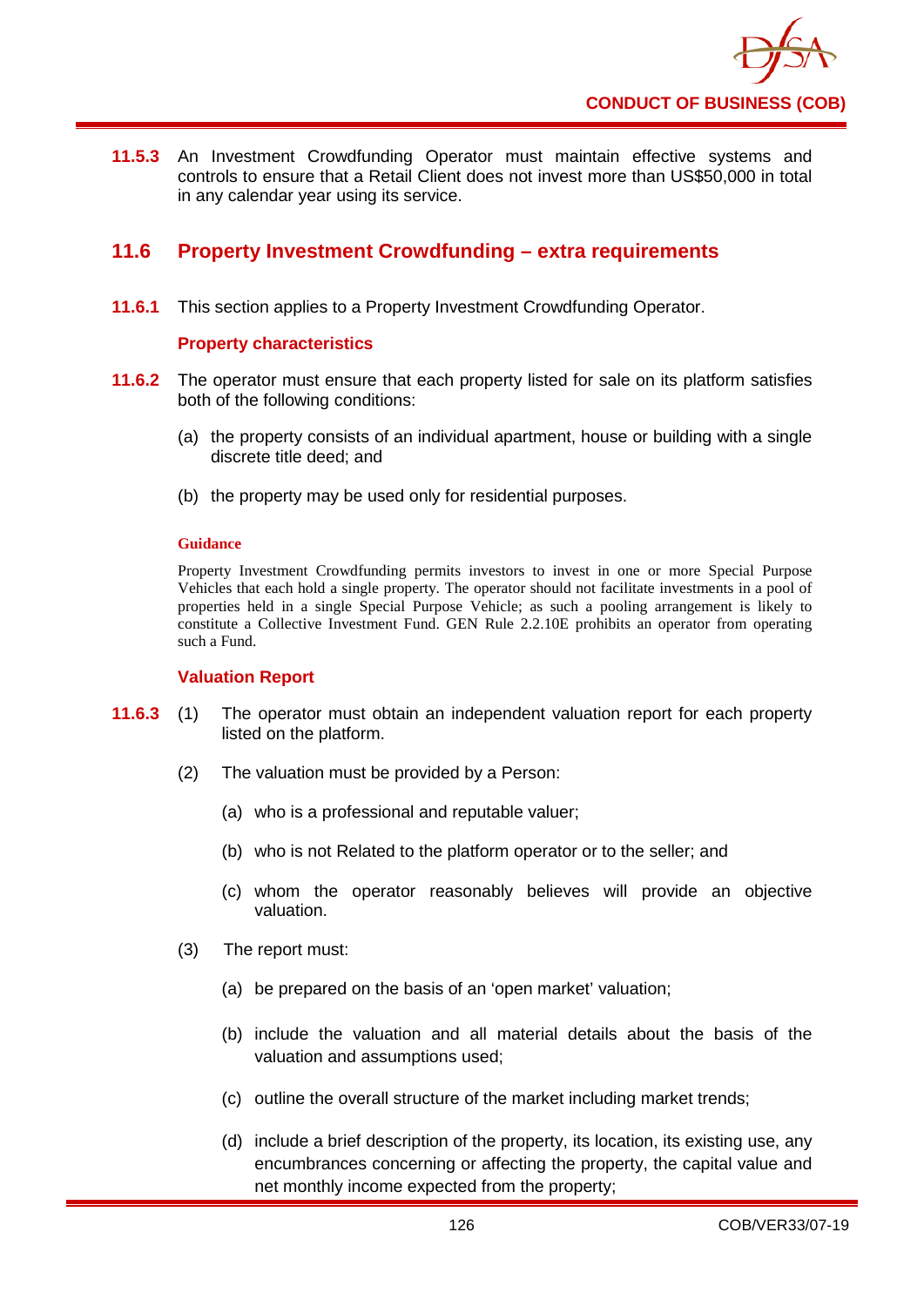**11.5.3** An Investment Crowdfunding Operator must maintain effective systems and controls to ensure that a Retail Client does not invest more than US$50,000 in total in any calendar year using its service.

## 11.6 Property Investment Crowdfunding – extra requirements

**11.6.1** This section applies to a Property Investment Crowdfunding Operator.

### Property characteristics

**11.6.2** The operator must ensure that each property listed for sale on its platform satisfies both of the following conditions:

(a) the property consists of an individual apartment, house or building with a single discrete title deed; and

(b) the property may be used only for residential purposes.

**Guidance**

Property Investment Crowdfunding permits investors to invest in one or more Special Purpose Vehicles that each hold a single property. The operator should not facilitate investments in a pool of properties held in a single Special Purpose Vehicle; as such a pooling arrangement is likely to constitute a Collective Investment Fund. GEN Rule 2.2.10E prohibits an operator from operating such a Fund.

### Valuation Report

**11.6.3** (1) The operator must obtain an independent valuation report for each property listed on the platform.

(2) The valuation must be provided by a Person:

(a) who is a professional and reputable valuer;

(b) who is not Related to the platform operator or to the seller; and

(c) whom the operator reasonably believes will provide an objective valuation.

(3) The report must:

(a) be prepared on the basis of an 'open market' valuation;

(b) include the valuation and all material details about the basis of the valuation and assumptions used;

(c) outline the overall structure of the market including market trends;

(d) include a brief description of the property, its location, its existing use, any encumbrances concerning or affecting the property, the capital value and net monthly income expected from the property;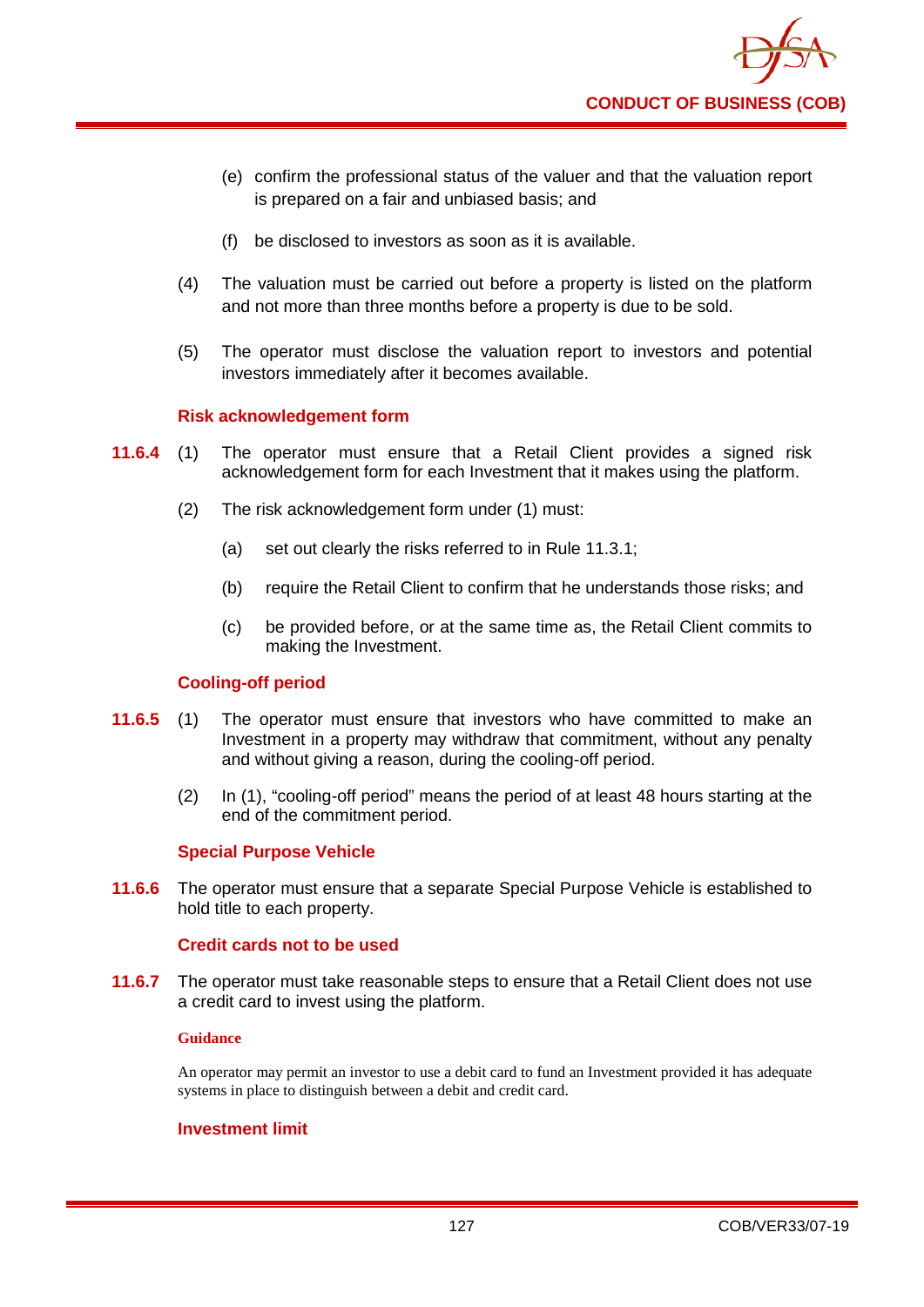(e) confirm the professional status of the valuer and that the valuation report is prepared on a fair and unbiased basis; and

(f) be disclosed to investors as soon as it is available.

(4) The valuation must be carried out before a property is listed on the platform and not more than three months before a property is due to be sold.

(5) The operator must disclose the valuation report to investors and potential investors immediately after it becomes available.

### Risk acknowledgement form

**11.6.4** (1) The operator must ensure that a Retail Client provides a signed risk acknowledgement form for each Investment that it makes using the platform.

(2) The risk acknowledgement form under (1) must:

(a) set out clearly the risks referred to in Rule 11.3.1;

(b) require the Retail Client to confirm that he understands those risks; and

(c) be provided before, or at the same time as, the Retail Client commits to making the Investment.

### Cooling-off period

**11.6.5** (1) The operator must ensure that investors who have committed to make an Investment in a property may withdraw that commitment, without any penalty and without giving a reason, during the cooling-off period.

(2) In (1), "cooling-off period" means the period of at least 48 hours starting at the end of the commitment period.

### Special Purpose Vehicle

**11.6.6** The operator must ensure that a separate Special Purpose Vehicle is established to hold title to each property.

### Credit cards not to be used

**11.6.7** The operator must take reasonable steps to ensure that a Retail Client does not use a credit card to invest using the platform.

**Guidance**

An operator may permit an investor to use a debit card to fund an Investment provided it has adequate systems in place to distinguish between a debit and credit card.

### Investment limit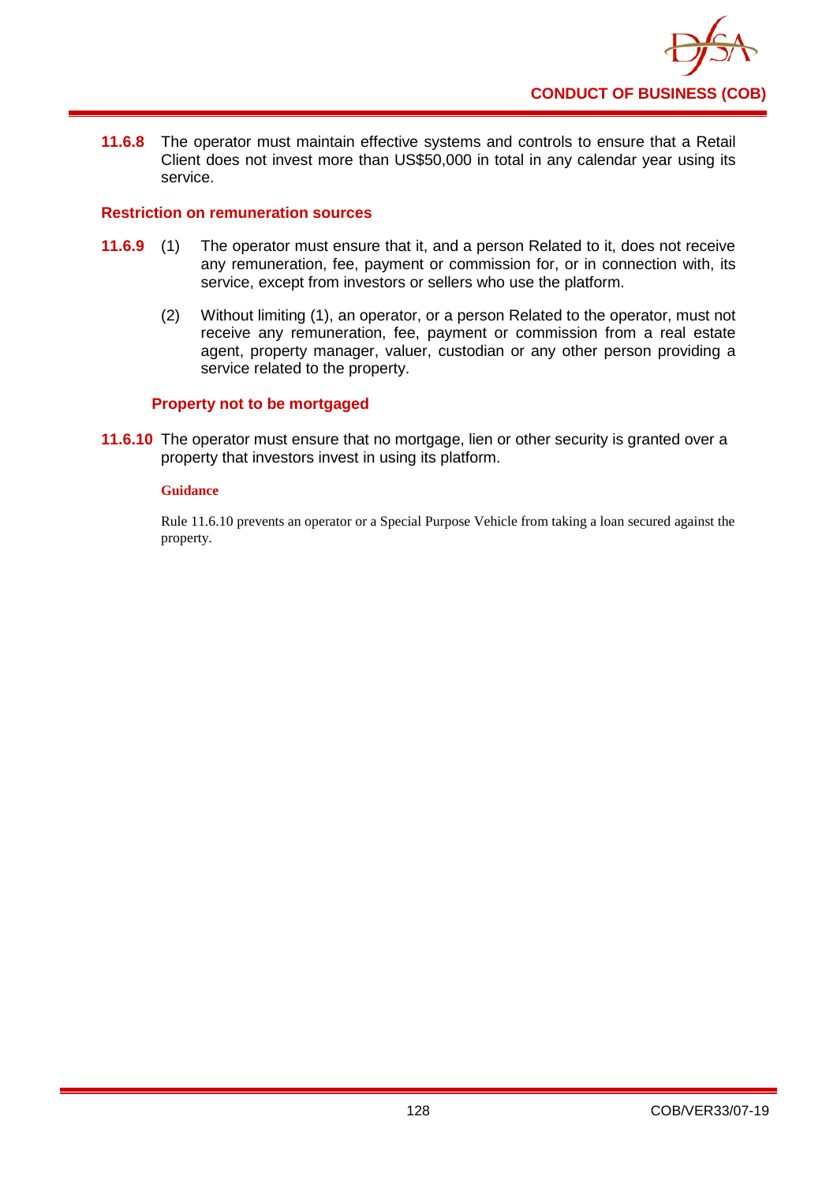**11.6.8** The operator must maintain effective systems and controls to ensure that a Retail Client does not invest more than US$50,000 in total in any calendar year using its service.

### Restriction on remuneration sources

**11.6.9** (1) The operator must ensure that it, and a person Related to it, does not receive any remuneration, fee, payment or commission for, or in connection with, its service, except from investors or sellers who use the platform.

(2) Without limiting (1), an operator, or a person Related to the operator, must not receive any remuneration, fee, payment or commission from a real estate agent, property manager, valuer, custodian or any other person providing a service related to the property.

### Property not to be mortgaged

**11.6.10** The operator must ensure that no mortgage, lien or other security is granted over a property that investors invest in using its platform.

**Guidance**

Rule 11.6.10 prevents an operator or a Special Purpose Vehicle from taking a loan secured against the property.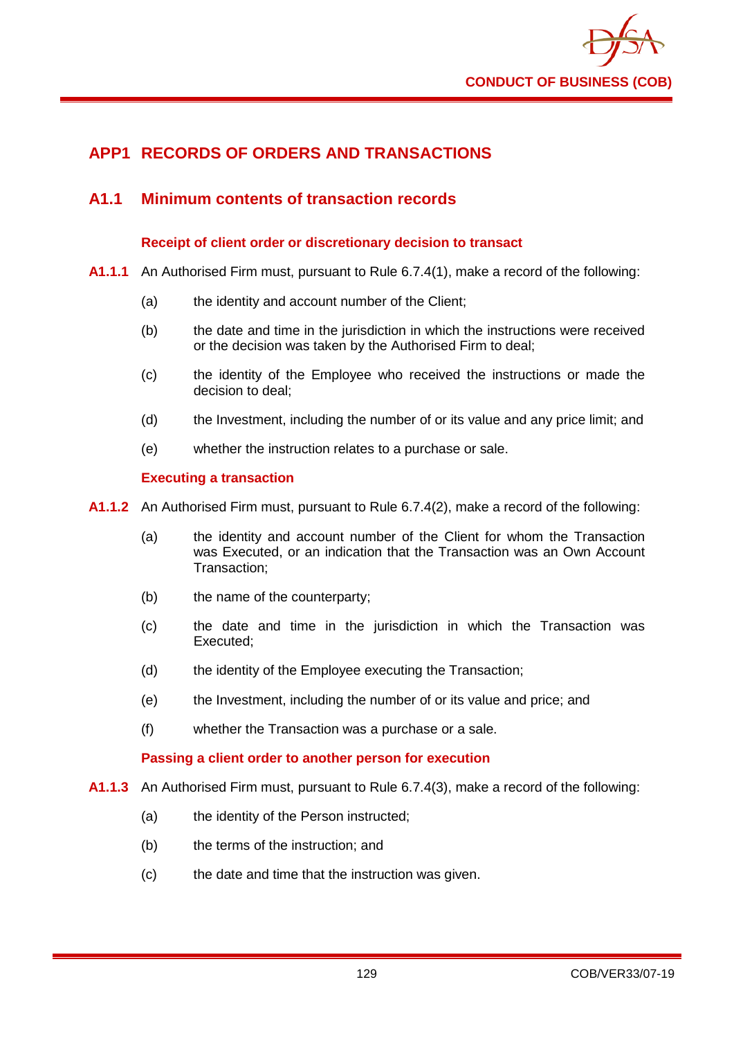## APP1 RECORDS OF ORDERS AND TRANSACTIONS

### A1.1 Minimum contents of transaction records

#### Receipt of client order or discretionary decision to transact

**A1.1.1** An Authorised Firm must, pursuant to Rule 6.7.4(1), make a record of the following:

(a) the identity and account number of the Client;

(b) the date and time in the jurisdiction in which the instructions were received or the decision was taken by the Authorised Firm to deal;

(c) the identity of the Employee who received the instructions or made the decision to deal;

(d) the Investment, including the number of or its value and any price limit; and

(e) whether the instruction relates to a purchase or sale.

#### Executing a transaction

**A1.1.2** An Authorised Firm must, pursuant to Rule 6.7.4(2), make a record of the following:

(a) the identity and account number of the Client for whom the Transaction was Executed, or an indication that the Transaction was an Own Account Transaction;

(b) the name of the counterparty;

(c) the date and time in the jurisdiction in which the Transaction was Executed;

(d) the identity of the Employee executing the Transaction;

(e) the Investment, including the number of or its value and price; and

(f) whether the Transaction was a purchase or a sale.

#### Passing a client order to another person for execution

**A1.1.3** An Authorised Firm must, pursuant to Rule 6.7.4(3), make a record of the following:

(a) the identity of the Person instructed;

(b) the terms of the instruction; and

(c) the date and time that the instruction was given.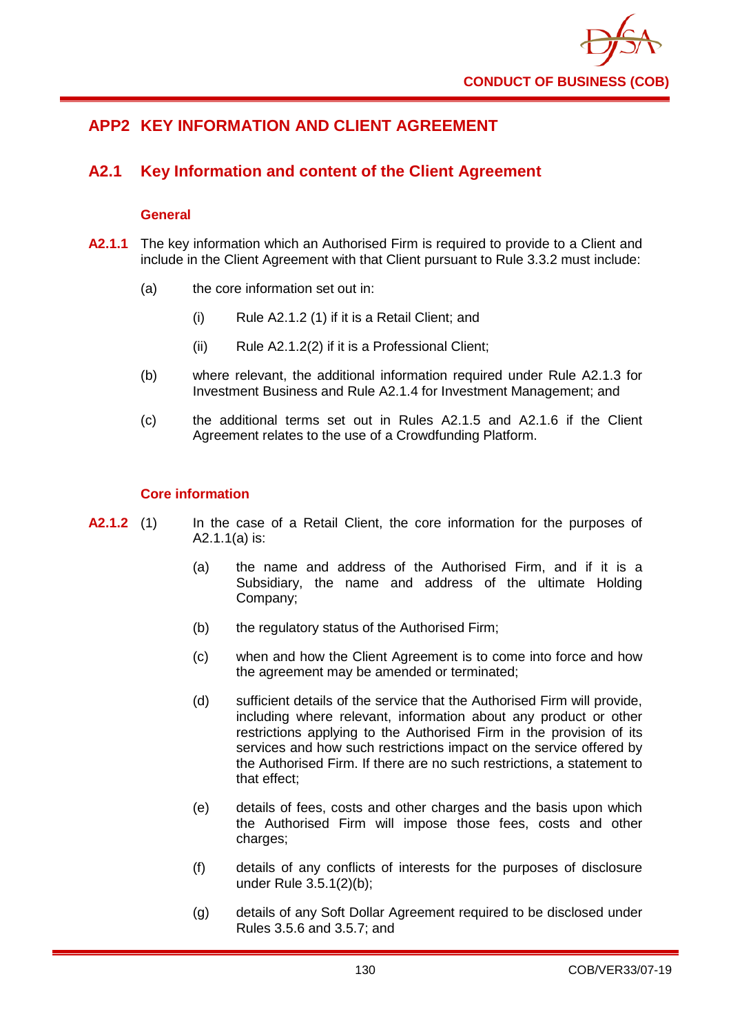## APP2 KEY INFORMATION AND CLIENT AGREEMENT

### A2.1 Key Information and content of the Client Agreement

#### General

**A2.1.1** The key information which an Authorised Firm is required to provide to a Client and include in the Client Agreement with that Client pursuant to Rule 3.3.2 must include:

(a) the core information set out in:

(i) Rule A2.1.2 (1) if it is a Retail Client; and

(ii) Rule A2.1.2(2) if it is a Professional Client;

(b) where relevant, the additional information required under Rule A2.1.3 for Investment Business and Rule A2.1.4 for Investment Management; and

(c) the additional terms set out in Rules A2.1.5 and A2.1.6 if the Client Agreement relates to the use of a Crowdfunding Platform.

#### Core information

**A2.1.2** (1) In the case of a Retail Client, the core information for the purposes of A2.1.1(a) is:

(a) the name and address of the Authorised Firm, and if it is a Subsidiary, the name and address of the ultimate Holding Company;

(b) the regulatory status of the Authorised Firm;

(c) when and how the Client Agreement is to come into force and how the agreement may be amended or terminated;

(d) sufficient details of the service that the Authorised Firm will provide, including where relevant, information about any product or other restrictions applying to the Authorised Firm in the provision of its services and how such restrictions impact on the service offered by the Authorised Firm. If there are no such restrictions, a statement to that effect;

(e) details of fees, costs and other charges and the basis upon which the Authorised Firm will impose those fees, costs and other charges;

(f) details of any conflicts of interests for the purposes of disclosure under Rule 3.5.1(2)(b);

(g) details of any Soft Dollar Agreement required to be disclosed under Rules 3.5.6 and 3.5.7; and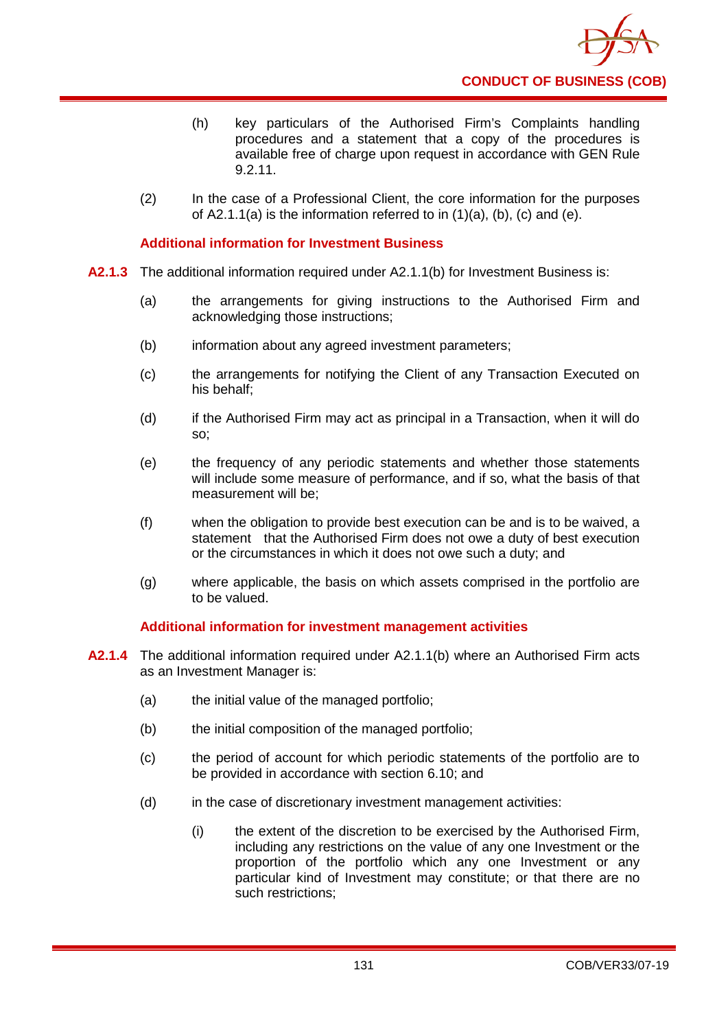(h) key particulars of the Authorised Firm's Complaints handling procedures and a statement that a copy of the procedures is available free of charge upon request in accordance with GEN Rule 9.2.11.

(2) In the case of a Professional Client, the core information for the purposes of A2.1.1(a) is the information referred to in (1)(a), (b), (c) and (e).

### Additional information for Investment Business

**A2.1.3** The additional information required under A2.1.1(b) for Investment Business is:

(a) the arrangements for giving instructions to the Authorised Firm and acknowledging those instructions;

(b) information about any agreed investment parameters;

(c) the arrangements for notifying the Client of any Transaction Executed on his behalf;

(d) if the Authorised Firm may act as principal in a Transaction, when it will do so;

(e) the frequency of any periodic statements and whether those statements will include some measure of performance, and if so, what the basis of that measurement will be;

(f) when the obligation to provide best execution can be and is to be waived, a statement that the Authorised Firm does not owe a duty of best execution or the circumstances in which it does not owe such a duty; and

(g) where applicable, the basis on which assets comprised in the portfolio are to be valued.

### Additional information for investment management activities

**A2.1.4** The additional information required under A2.1.1(b) where an Authorised Firm acts as an Investment Manager is:

(a) the initial value of the managed portfolio;

(b) the initial composition of the managed portfolio;

(c) the period of account for which periodic statements of the portfolio are to be provided in accordance with section 6.10; and

(d) in the case of discretionary investment management activities:

(i) the extent of the discretion to be exercised by the Authorised Firm, including any restrictions on the value of any one Investment or the proportion of the portfolio which any one Investment or any particular kind of Investment may constitute; or that there are no such restrictions;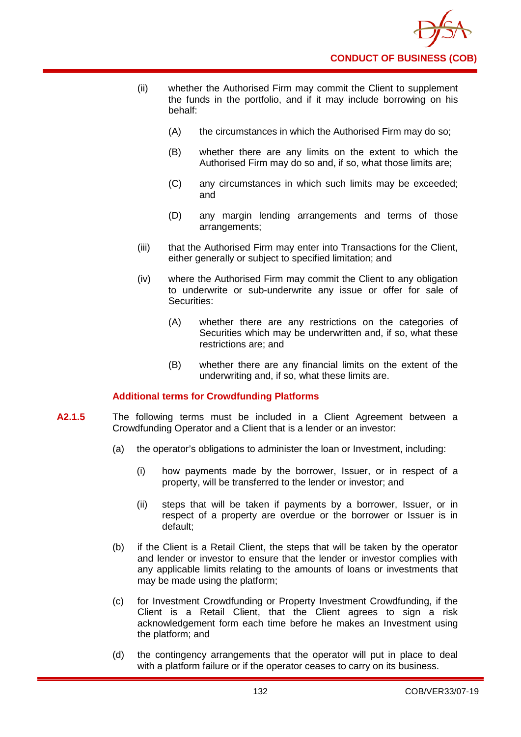(ii) whether the Authorised Firm may commit the Client to supplement the funds in the portfolio, and if it may include borrowing on his behalf:

  (A) the circumstances in which the Authorised Firm may do so;

  (B) whether there are any limits on the extent to which the Authorised Firm may do so and, if so, what those limits are;

  (C) any circumstances in which such limits may be exceeded; and

  (D) any margin lending arrangements and terms of those arrangements;

(iii) that the Authorised Firm may enter into Transactions for the Client, either generally or subject to specified limitation; and

(iv) where the Authorised Firm may commit the Client to any obligation to underwrite or sub-underwrite any issue or offer for sale of Securities:

  (A) whether there are any restrictions on the categories of Securities which may be underwritten and, if so, what these restrictions are; and

  (B) whether there are any financial limits on the extent of the underwriting and, if so, what these limits are.

### Additional terms for Crowdfunding Platforms

**A2.1.5** The following terms must be included in a Client Agreement between a Crowdfunding Operator and a Client that is a lender or an investor:

(a) the operator's obligations to administer the loan or Investment, including:

  (i) how payments made by the borrower, Issuer, or in respect of a property, will be transferred to the lender or investor; and

  (ii) steps that will be taken if payments by a borrower, Issuer, or in respect of a property are overdue or the borrower or Issuer is in default;

(b) if the Client is a Retail Client, the steps that will be taken by the operator and lender or investor to ensure that the lender or investor complies with any applicable limits relating to the amounts of loans or investments that may be made using the platform;

(c) for Investment Crowdfunding or Property Investment Crowdfunding, if the Client is a Retail Client, that the Client agrees to sign a risk acknowledgement form each time before he makes an Investment using the platform; and

(d) the contingency arrangements that the operator will put in place to deal with a platform failure or if the operator ceases to carry on its business.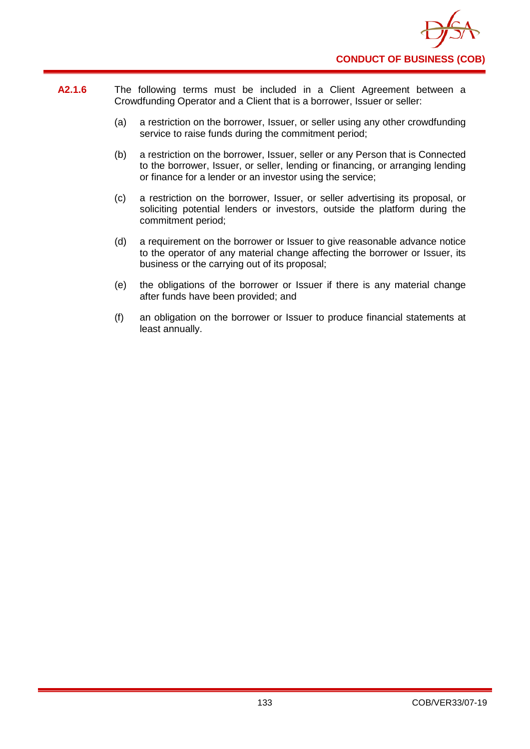**A2.1.6** The following terms must be included in a Client Agreement between a Crowdfunding Operator and a Client that is a borrower, Issuer or seller:

(a) a restriction on the borrower, Issuer, or seller using any other crowdfunding service to raise funds during the commitment period;

(b) a restriction on the borrower, Issuer, seller or any Person that is Connected to the borrower, Issuer, or seller, lending or financing, or arranging lending or finance for a lender or an investor using the service;

(c) a restriction on the borrower, Issuer, or seller advertising its proposal, or soliciting potential lenders or investors, outside the platform during the commitment period;

(d) a requirement on the borrower or Issuer to give reasonable advance notice to the operator of any material change affecting the borrower or Issuer, its business or the carrying out of its proposal;

(e) the obligations of the borrower or Issuer if there is any material change after funds have been provided; and

(f) an obligation on the borrower or Issuer to produce financial statements at least annually.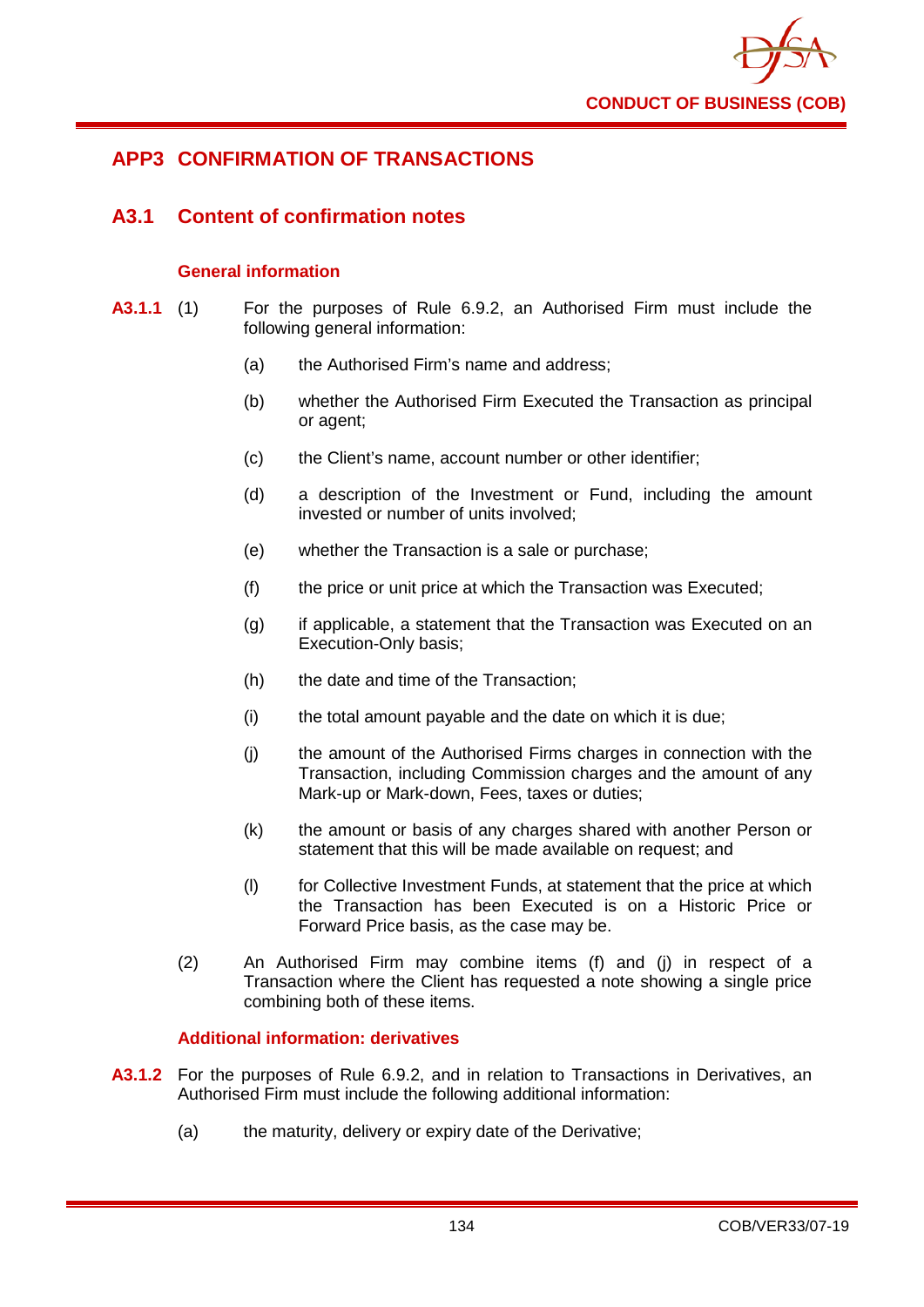# APP3 CONFIRMATION OF TRANSACTIONS

## A3.1 Content of confirmation notes

### General information

**A3.1.1** (1) For the purposes of Rule 6.9.2, an Authorised Firm must include the following general information:

(a) the Authorised Firm's name and address;

(b) whether the Authorised Firm Executed the Transaction as principal or agent;

(c) the Client's name, account number or other identifier;

(d) a description of the Investment or Fund, including the amount invested or number of units involved;

(e) whether the Transaction is a sale or purchase;

(f) the price or unit price at which the Transaction was Executed;

(g) if applicable, a statement that the Transaction was Executed on an Execution-Only basis;

(h) the date and time of the Transaction;

(i) the total amount payable and the date on which it is due;

(j) the amount of the Authorised Firms charges in connection with the Transaction, including Commission charges and the amount of any Mark-up or Mark-down, Fees, taxes or duties;

(k) the amount or basis of any charges shared with another Person or statement that this will be made available on request; and

(l) for Collective Investment Funds, at statement that the price at which the Transaction has been Executed is on a Historic Price or Forward Price basis, as the case may be.

(2) An Authorised Firm may combine items (f) and (j) in respect of a Transaction where the Client has requested a note showing a single price combining both of these items.

### Additional information: derivatives

**A3.1.2** For the purposes of Rule 6.9.2, and in relation to Transactions in Derivatives, an Authorised Firm must include the following additional information:

(a) the maturity, delivery or expiry date of the Derivative;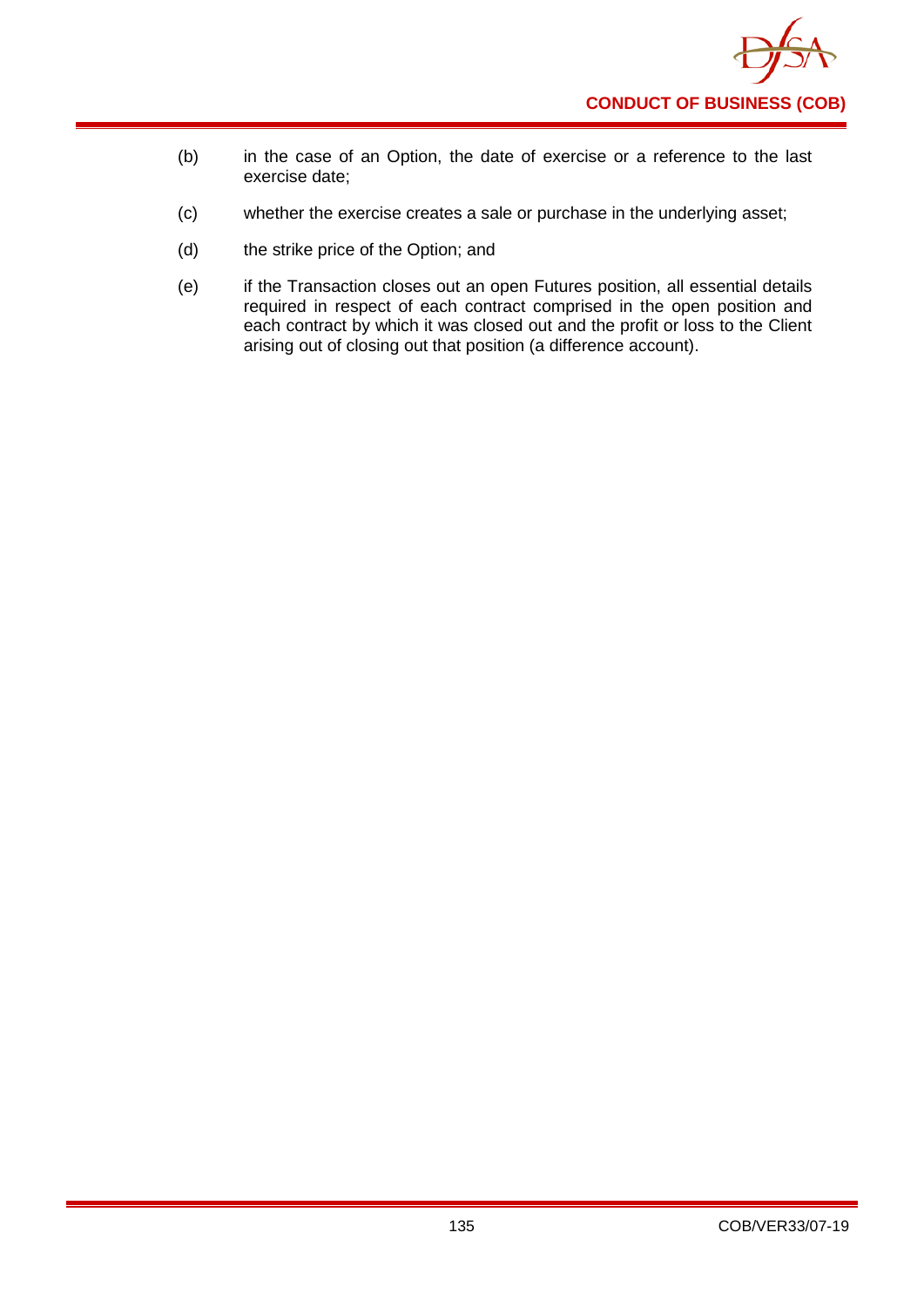(b) in the case of an Option, the date of exercise or a reference to the last exercise date;

(c) whether the exercise creates a sale or purchase in the underlying asset;

(d) the strike price of the Option; and

(e) if the Transaction closes out an open Futures position, all essential details required in respect of each contract comprised in the open position and each contract by which it was closed out and the profit or loss to the Client arising out of closing out that position (a difference account).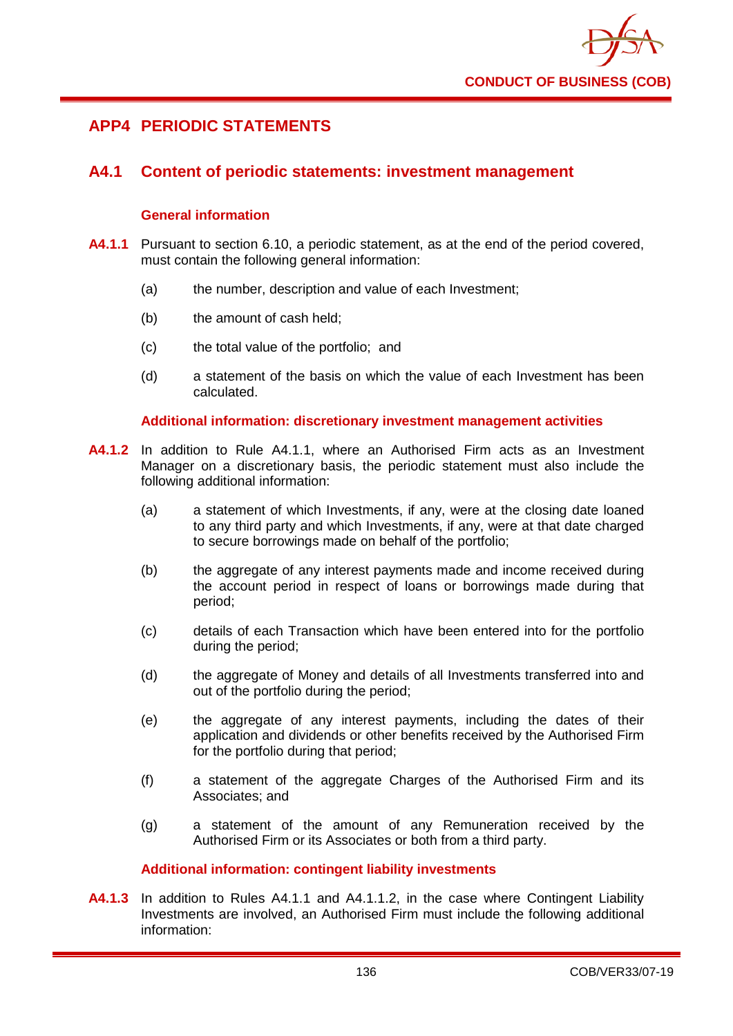## APP4 PERIODIC STATEMENTS

### A4.1 Content of periodic statements: investment management

#### General information

**A4.1.1** Pursuant to section 6.10, a periodic statement, as at the end of the period covered, must contain the following general information:

(a) the number, description and value of each Investment;

(b) the amount of cash held;

(c) the total value of the portfolio; and

(d) a statement of the basis on which the value of each Investment has been calculated.

#### Additional information: discretionary investment management activities

**A4.1.2** In addition to Rule A4.1.1, where an Authorised Firm acts as an Investment Manager on a discretionary basis, the periodic statement must also include the following additional information:

(a) a statement of which Investments, if any, were at the closing date loaned to any third party and which Investments, if any, were at that date charged to secure borrowings made on behalf of the portfolio;

(b) the aggregate of any interest payments made and income received during the account period in respect of loans or borrowings made during that period;

(c) details of each Transaction which have been entered into for the portfolio during the period;

(d) the aggregate of Money and details of all Investments transferred into and out of the portfolio during the period;

(e) the aggregate of any interest payments, including the dates of their application and dividends or other benefits received by the Authorised Firm for the portfolio during that period;

(f) a statement of the aggregate Charges of the Authorised Firm and its Associates; and

(g) a statement of the amount of any Remuneration received by the Authorised Firm or its Associates or both from a third party.

#### Additional information: contingent liability investments

**A4.1.3** In addition to Rules A4.1.1 and A4.1.1.2, in the case where Contingent Liability Investments are involved, an Authorised Firm must include the following additional information: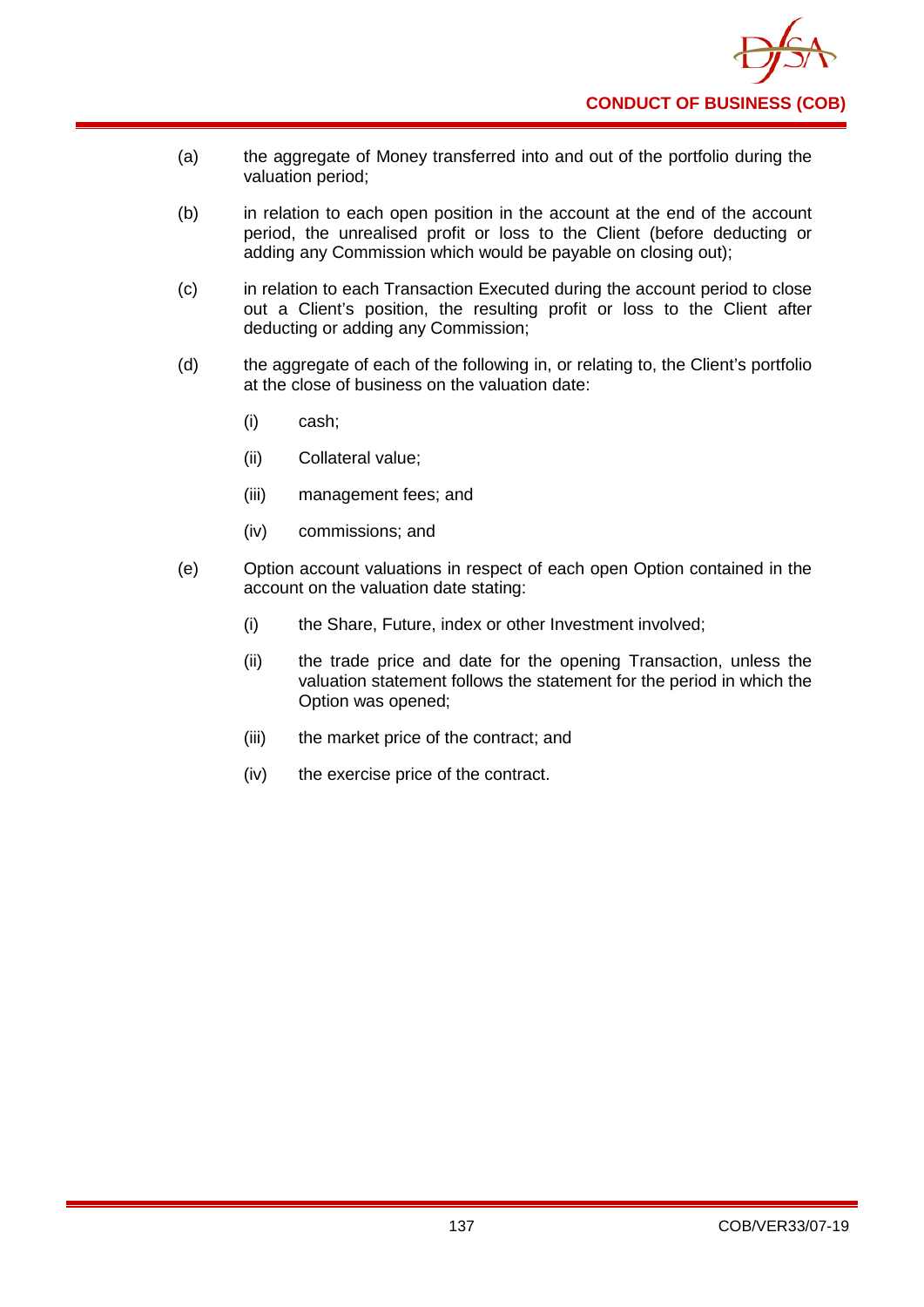(a) the aggregate of Money transferred into and out of the portfolio during the valuation period;

(b) in relation to each open position in the account at the end of the account period, the unrealised profit or loss to the Client (before deducting or adding any Commission which would be payable on closing out);

(c) in relation to each Transaction Executed during the account period to close out a Client's position, the resulting profit or loss to the Client after deducting or adding any Commission;

(d) the aggregate of each of the following in, or relating to, the Client's portfolio at the close of business on the valuation date:

  (i) cash;

  (ii) Collateral value;

  (iii) management fees; and

  (iv) commissions; and

(e) Option account valuations in respect of each open Option contained in the account on the valuation date stating:

  (i) the Share, Future, index or other Investment involved;

  (ii) the trade price and date for the opening Transaction, unless the valuation statement follows the statement for the period in which the Option was opened;

  (iii) the market price of the contract; and

  (iv) the exercise price of the contract.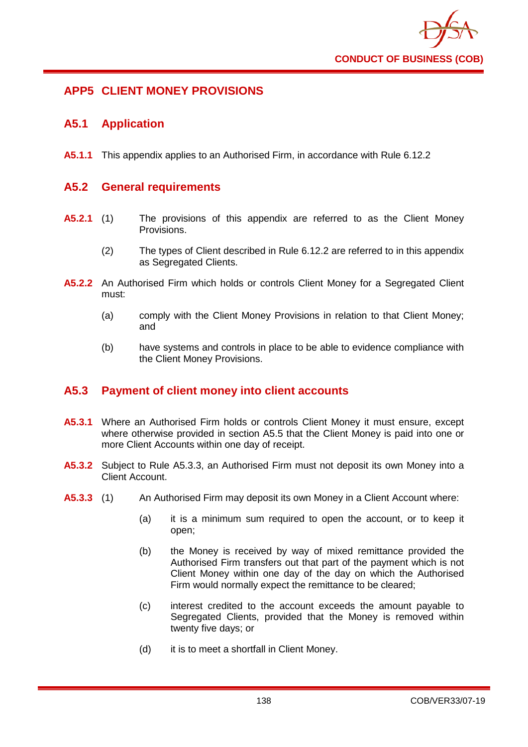## APP5 CLIENT MONEY PROVISIONS

### A5.1 Application

**A5.1.1** This appendix applies to an Authorised Firm, in accordance with Rule 6.12.2

### A5.2 General requirements

**A5.2.1** (1) The provisions of this appendix are referred to as the Client Money Provisions.

(2) The types of Client described in Rule 6.12.2 are referred to in this appendix as Segregated Clients.

**A5.2.2** An Authorised Firm which holds or controls Client Money for a Segregated Client must:

(a) comply with the Client Money Provisions in relation to that Client Money; and

(b) have systems and controls in place to be able to evidence compliance with the Client Money Provisions.

### A5.3 Payment of client money into client accounts

**A5.3.1** Where an Authorised Firm holds or controls Client Money it must ensure, except where otherwise provided in section A5.5 that the Client Money is paid into one or more Client Accounts within one day of receipt.

**A5.3.2** Subject to Rule A5.3.3, an Authorised Firm must not deposit its own Money into a Client Account.

**A5.3.3** (1) An Authorised Firm may deposit its own Money in a Client Account where:

(a) it is a minimum sum required to open the account, or to keep it open;

(b) the Money is received by way of mixed remittance provided the Authorised Firm transfers out that part of the payment which is not Client Money within one day of the day on which the Authorised Firm would normally expect the remittance to be cleared;

(c) interest credited to the account exceeds the amount payable to Segregated Clients, provided that the Money is removed within twenty five days; or

(d) it is to meet a shortfall in Client Money.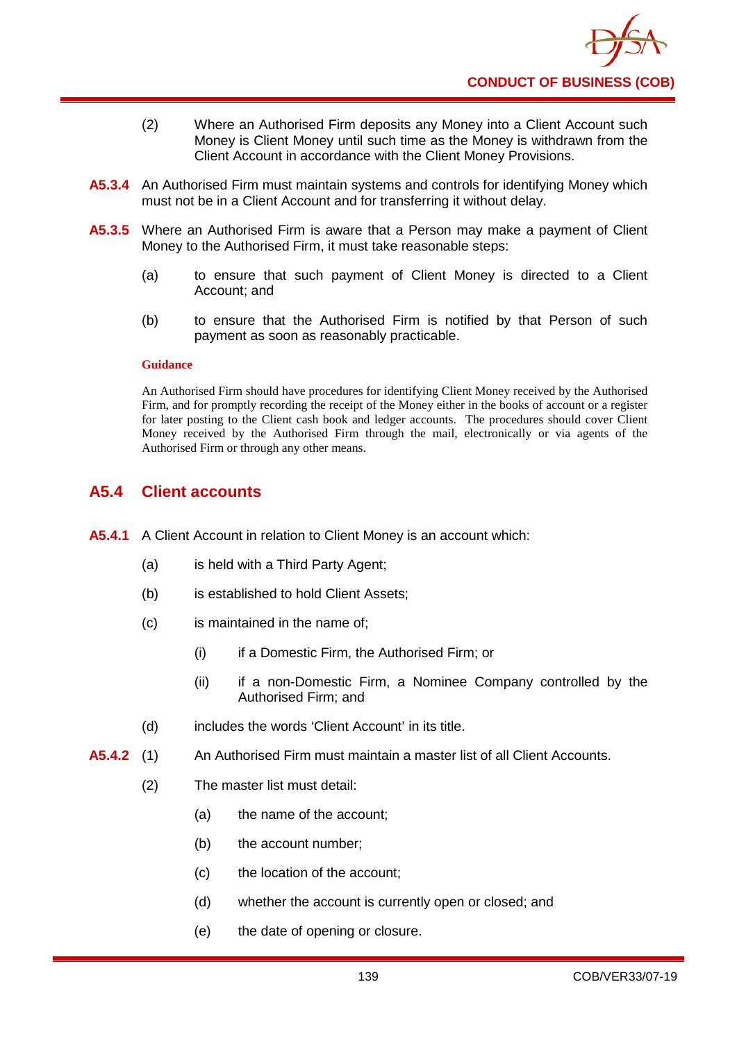(2) Where an Authorised Firm deposits any Money into a Client Account such Money is Client Money until such time as the Money is withdrawn from the Client Account in accordance with the Client Money Provisions.

**A5.3.4** An Authorised Firm must maintain systems and controls for identifying Money which must not be in a Client Account and for transferring it without delay.

**A5.3.5** Where an Authorised Firm is aware that a Person may make a payment of Client Money to the Authorised Firm, it must take reasonable steps:

(a) to ensure that such payment of Client Money is directed to a Client Account; and

(b) to ensure that the Authorised Firm is notified by that Person of such payment as soon as reasonably practicable.

**Guidance**

An Authorised Firm should have procedures for identifying Client Money received by the Authorised Firm, and for promptly recording the receipt of the Money either in the books of account or a register for later posting to the Client cash book and ledger accounts. The procedures should cover Client Money received by the Authorised Firm through the mail, electronically or via agents of the Authorised Firm or through any other means.

## A5.4 Client accounts

**A5.4.1** A Client Account in relation to Client Money is an account which:

(a) is held with a Third Party Agent;

(b) is established to hold Client Assets;

(c) is maintained in the name of;

(i) if a Domestic Firm, the Authorised Firm; or

(ii) if a non-Domestic Firm, a Nominee Company controlled by the Authorised Firm; and

(d) includes the words 'Client Account' in its title.

**A5.4.2** (1) An Authorised Firm must maintain a master list of all Client Accounts.

(2) The master list must detail:

(a) the name of the account;

(b) the account number;

(c) the location of the account;

(d) whether the account is currently open or closed; and

(e) the date of opening or closure.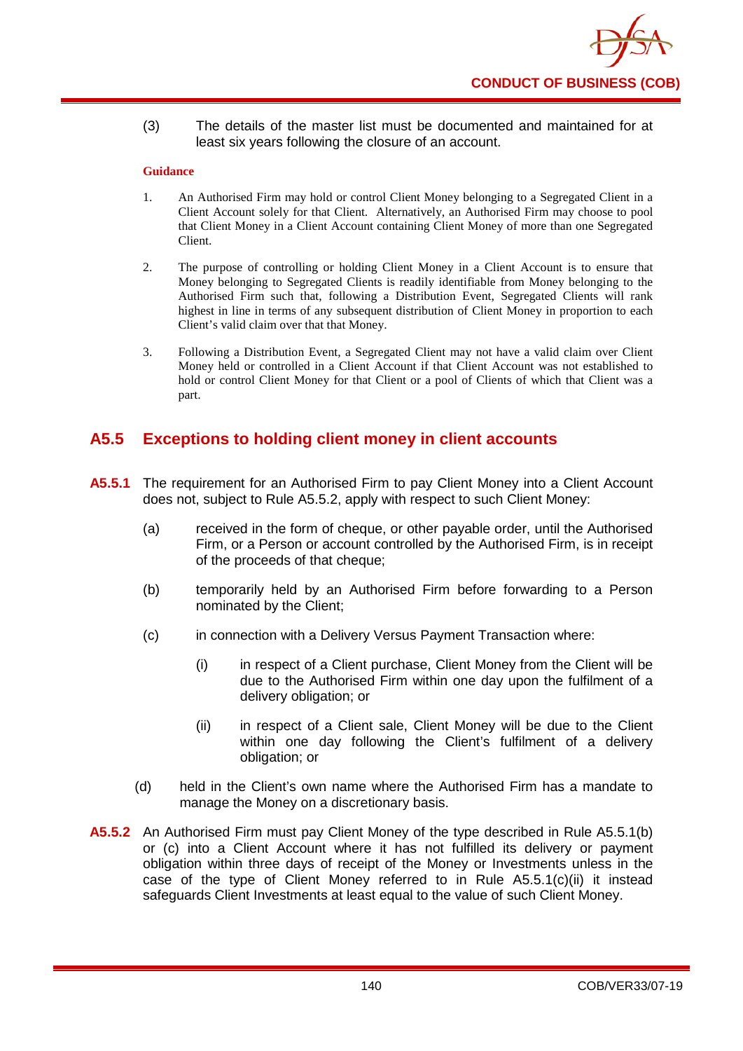(3) The details of the master list must be documented and maintained for at least six years following the closure of an account.

**Guidance**

1. An Authorised Firm may hold or control Client Money belonging to a Segregated Client in a Client Account solely for that Client. Alternatively, an Authorised Firm may choose to pool that Client Money in a Client Account containing Client Money of more than one Segregated Client.

2. The purpose of controlling or holding Client Money in a Client Account is to ensure that Money belonging to Segregated Clients is readily identifiable from Money belonging to the Authorised Firm such that, following a Distribution Event, Segregated Clients will rank highest in line in terms of any subsequent distribution of Client Money in proportion to each Client's valid claim over that that Money.

3. Following a Distribution Event, a Segregated Client may not have a valid claim over Client Money held or controlled in a Client Account if that Client Account was not established to hold or control Client Money for that Client or a pool of Clients of which that Client was a part.

## A5.5 Exceptions to holding client money in client accounts

**A5.5.1** The requirement for an Authorised Firm to pay Client Money into a Client Account does not, subject to Rule A5.5.2, apply with respect to such Client Money:

(a) received in the form of cheque, or other payable order, until the Authorised Firm, or a Person or account controlled by the Authorised Firm, is in receipt of the proceeds of that cheque;

(b) temporarily held by an Authorised Firm before forwarding to a Person nominated by the Client;

(c) in connection with a Delivery Versus Payment Transaction where:

(i) in respect of a Client purchase, Client Money from the Client will be due to the Authorised Firm within one day upon the fulfilment of a delivery obligation; or

(ii) in respect of a Client sale, Client Money will be due to the Client within one day following the Client's fulfilment of a delivery obligation; or

(d) held in the Client's own name where the Authorised Firm has a mandate to manage the Money on a discretionary basis.

**A5.5.2** An Authorised Firm must pay Client Money of the type described in Rule A5.5.1(b) or (c) into a Client Account where it has not fulfilled its delivery or payment obligation within three days of receipt of the Money or Investments unless in the case of the type of Client Money referred to in Rule A5.5.1(c)(ii) it instead safeguards Client Investments at least equal to the value of such Client Money.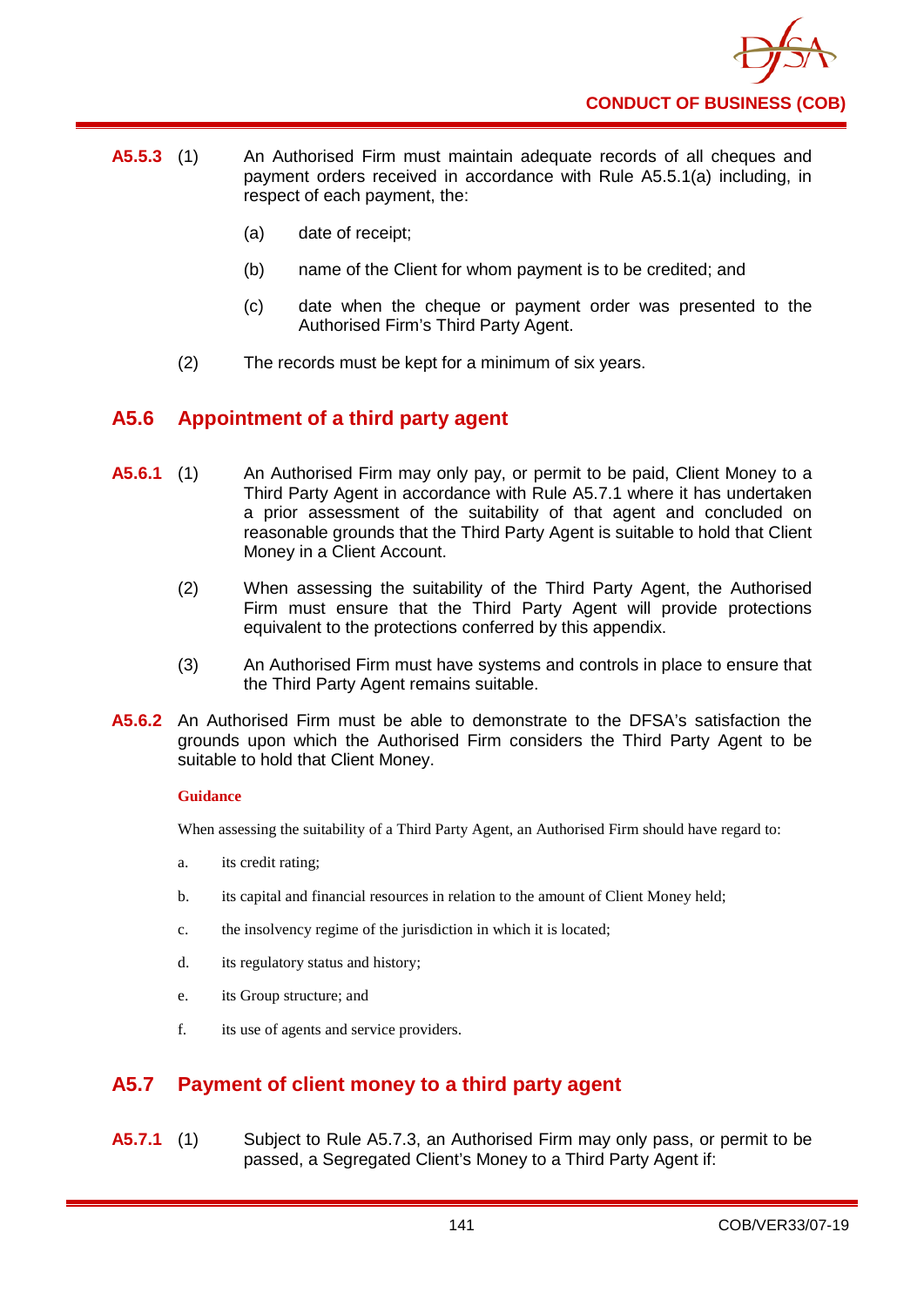**A5.5.3** (1) An Authorised Firm must maintain adequate records of all cheques and payment orders received in accordance with Rule A5.5.1(a) including, in respect of each payment, the:

(a) date of receipt;

(b) name of the Client for whom payment is to be credited; and

(c) date when the cheque or payment order was presented to the Authorised Firm's Third Party Agent.

(2) The records must be kept for a minimum of six years.

## A5.6 Appointment of a third party agent

**A5.6.1** (1) An Authorised Firm may only pay, or permit to be paid, Client Money to a Third Party Agent in accordance with Rule A5.7.1 where it has undertaken a prior assessment of the suitability of that agent and concluded on reasonable grounds that the Third Party Agent is suitable to hold that Client Money in a Client Account.

(2) When assessing the suitability of the Third Party Agent, the Authorised Firm must ensure that the Third Party Agent will provide protections equivalent to the protections conferred by this appendix.

(3) An Authorised Firm must have systems and controls in place to ensure that the Third Party Agent remains suitable.

**A5.6.2** An Authorised Firm must be able to demonstrate to the DFSA's satisfaction the grounds upon which the Authorised Firm considers the Third Party Agent to be suitable to hold that Client Money.

**Guidance**

When assessing the suitability of a Third Party Agent, an Authorised Firm should have regard to:

a. its credit rating;

b. its capital and financial resources in relation to the amount of Client Money held;

c. the insolvency regime of the jurisdiction in which it is located;

d. its regulatory status and history;

e. its Group structure; and

f. its use of agents and service providers.

## A5.7 Payment of client money to a third party agent

**A5.7.1** (1) Subject to Rule A5.7.3, an Authorised Firm may only pass, or permit to be passed, a Segregated Client's Money to a Third Party Agent if: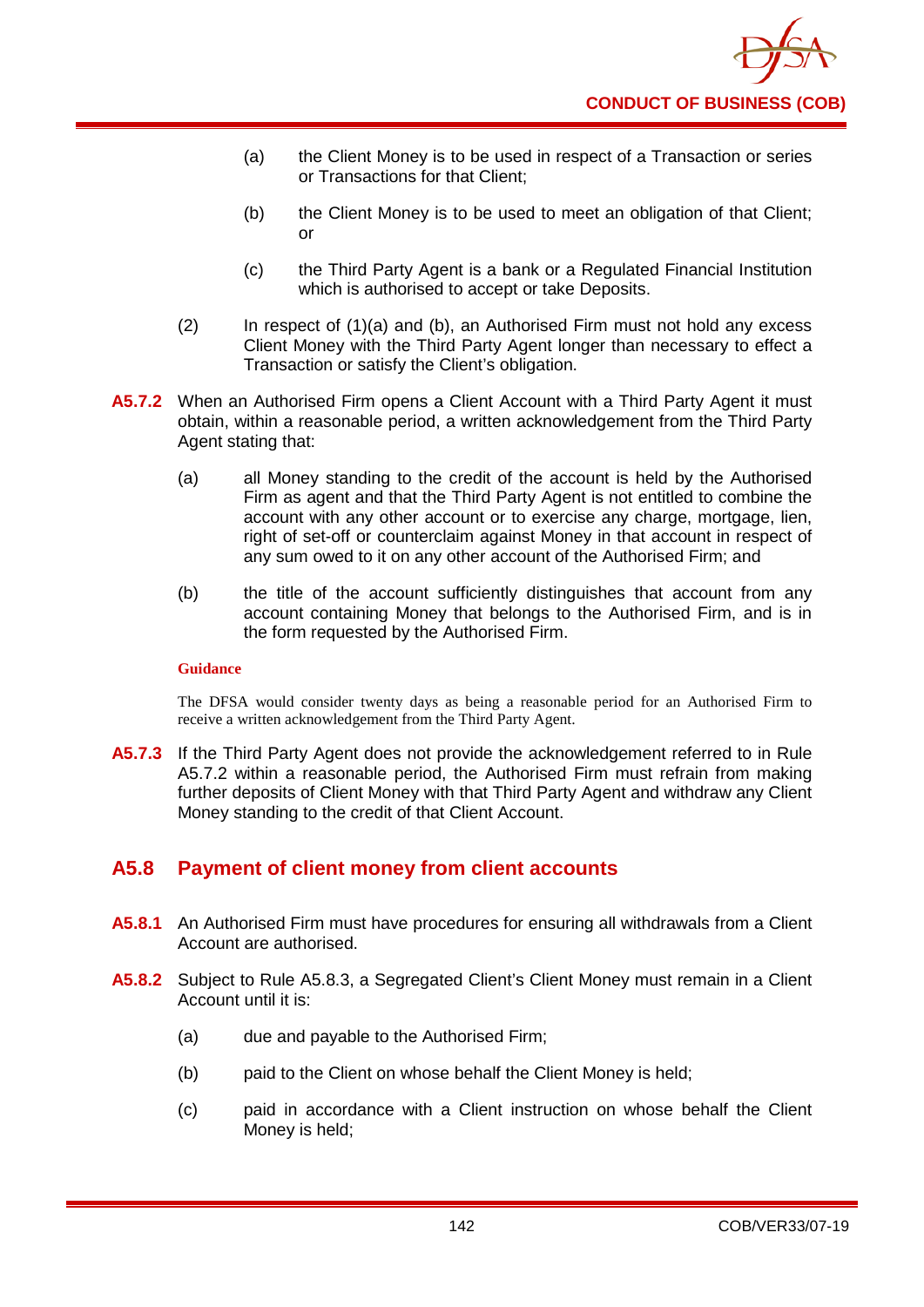(a) the Client Money is to be used in respect of a Transaction or series or Transactions for that Client;

(b) the Client Money is to be used to meet an obligation of that Client; or

(c) the Third Party Agent is a bank or a Regulated Financial Institution which is authorised to accept or take Deposits.

(2) In respect of (1)(a) and (b), an Authorised Firm must not hold any excess Client Money with the Third Party Agent longer than necessary to effect a Transaction or satisfy the Client's obligation.

**A5.7.2** When an Authorised Firm opens a Client Account with a Third Party Agent it must obtain, within a reasonable period, a written acknowledgement from the Third Party Agent stating that:

(a) all Money standing to the credit of the account is held by the Authorised Firm as agent and that the Third Party Agent is not entitled to combine the account with any other account or to exercise any charge, mortgage, lien, right of set-off or counterclaim against Money in that account in respect of any sum owed to it on any other account of the Authorised Firm; and

(b) the title of the account sufficiently distinguishes that account from any account containing Money that belongs to the Authorised Firm, and is in the form requested by the Authorised Firm.

**Guidance**

The DFSA would consider twenty days as being a reasonable period for an Authorised Firm to receive a written acknowledgement from the Third Party Agent.

**A5.7.3** If the Third Party Agent does not provide the acknowledgement referred to in Rule A5.7.2 within a reasonable period, the Authorised Firm must refrain from making further deposits of Client Money with that Third Party Agent and withdraw any Client Money standing to the credit of that Client Account.

## A5.8 Payment of client money from client accounts

**A5.8.1** An Authorised Firm must have procedures for ensuring all withdrawals from a Client Account are authorised.

**A5.8.2** Subject to Rule A5.8.3, a Segregated Client's Client Money must remain in a Client Account until it is:

(a) due and payable to the Authorised Firm;

(b) paid to the Client on whose behalf the Client Money is held;

(c) paid in accordance with a Client instruction on whose behalf the Client Money is held;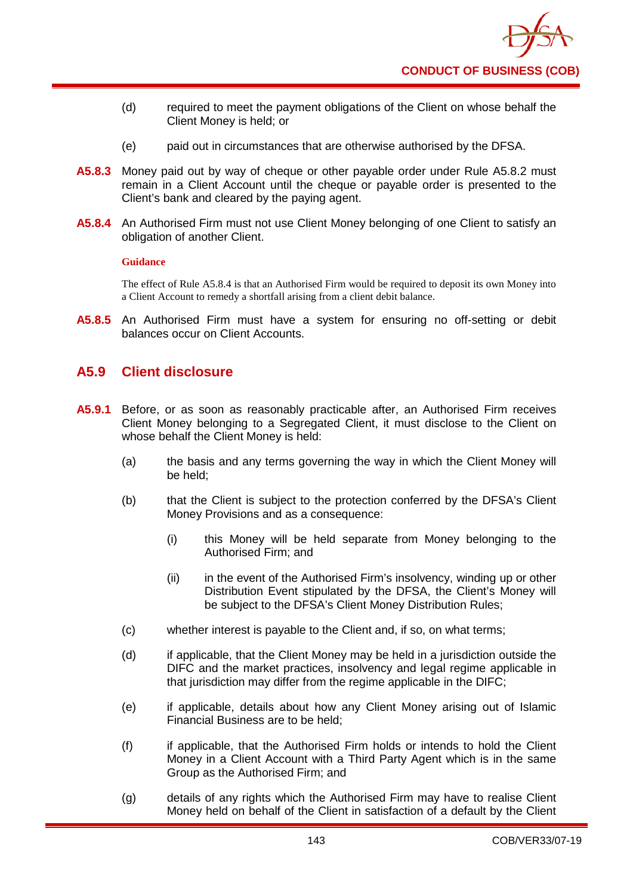(d) required to meet the payment obligations of the Client on whose behalf the Client Money is held; or

(e) paid out in circumstances that are otherwise authorised by the DFSA.

**A5.8.3** Money paid out by way of cheque or other payable order under Rule A5.8.2 must remain in a Client Account until the cheque or payable order is presented to the Client's bank and cleared by the paying agent.

**A5.8.4** An Authorised Firm must not use Client Money belonging of one Client to satisfy an obligation of another Client.

**Guidance**

The effect of Rule A5.8.4 is that an Authorised Firm would be required to deposit its own Money into a Client Account to remedy a shortfall arising from a client debit balance.

**A5.8.5** An Authorised Firm must have a system for ensuring no off-setting or debit balances occur on Client Accounts.

## A5.9 Client disclosure

**A5.9.1** Before, or as soon as reasonably practicable after, an Authorised Firm receives Client Money belonging to a Segregated Client, it must disclose to the Client on whose behalf the Client Money is held:

(a) the basis and any terms governing the way in which the Client Money will be held;

(b) that the Client is subject to the protection conferred by the DFSA's Client Money Provisions and as a consequence:

(i) this Money will be held separate from Money belonging to the Authorised Firm; and

(ii) in the event of the Authorised Firm's insolvency, winding up or other Distribution Event stipulated by the DFSA, the Client's Money will be subject to the DFSA's Client Money Distribution Rules;

(c) whether interest is payable to the Client and, if so, on what terms;

(d) if applicable, that the Client Money may be held in a jurisdiction outside the DIFC and the market practices, insolvency and legal regime applicable in that jurisdiction may differ from the regime applicable in the DIFC;

(e) if applicable, details about how any Client Money arising out of Islamic Financial Business are to be held;

(f) if applicable, that the Authorised Firm holds or intends to hold the Client Money in a Client Account with a Third Party Agent which is in the same Group as the Authorised Firm; and

(g) details of any rights which the Authorised Firm may have to realise Client Money held on behalf of the Client in satisfaction of a default by the Client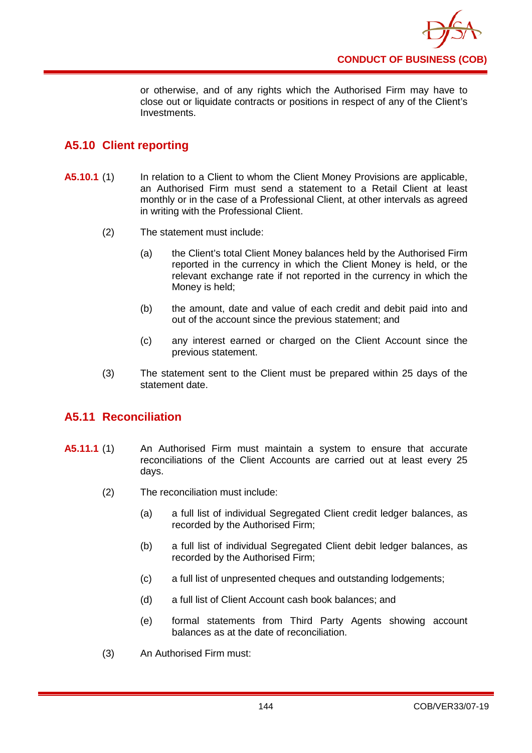or otherwise, and of any rights which the Authorised Firm may have to close out or liquidate contracts or positions in respect of any of the Client's Investments.

## A5.10 Client reporting

**A5.10.1** (1) In relation to a Client to whom the Client Money Provisions are applicable, an Authorised Firm must send a statement to a Retail Client at least monthly or in the case of a Professional Client, at other intervals as agreed in writing with the Professional Client.

(2) The statement must include:

(a) the Client's total Client Money balances held by the Authorised Firm reported in the currency in which the Client Money is held, or the relevant exchange rate if not reported in the currency in which the Money is held;

(b) the amount, date and value of each credit and debit paid into and out of the account since the previous statement; and

(c) any interest earned or charged on the Client Account since the previous statement.

(3) The statement sent to the Client must be prepared within 25 days of the statement date.

## A5.11 Reconciliation

**A5.11.1** (1) An Authorised Firm must maintain a system to ensure that accurate reconciliations of the Client Accounts are carried out at least every 25 days.

(2) The reconciliation must include:

(a) a full list of individual Segregated Client credit ledger balances, as recorded by the Authorised Firm;

(b) a full list of individual Segregated Client debit ledger balances, as recorded by the Authorised Firm;

(c) a full list of unpresented cheques and outstanding lodgements;

(d) a full list of Client Account cash book balances; and

(e) formal statements from Third Party Agents showing account balances as at the date of reconciliation.

(3) An Authorised Firm must: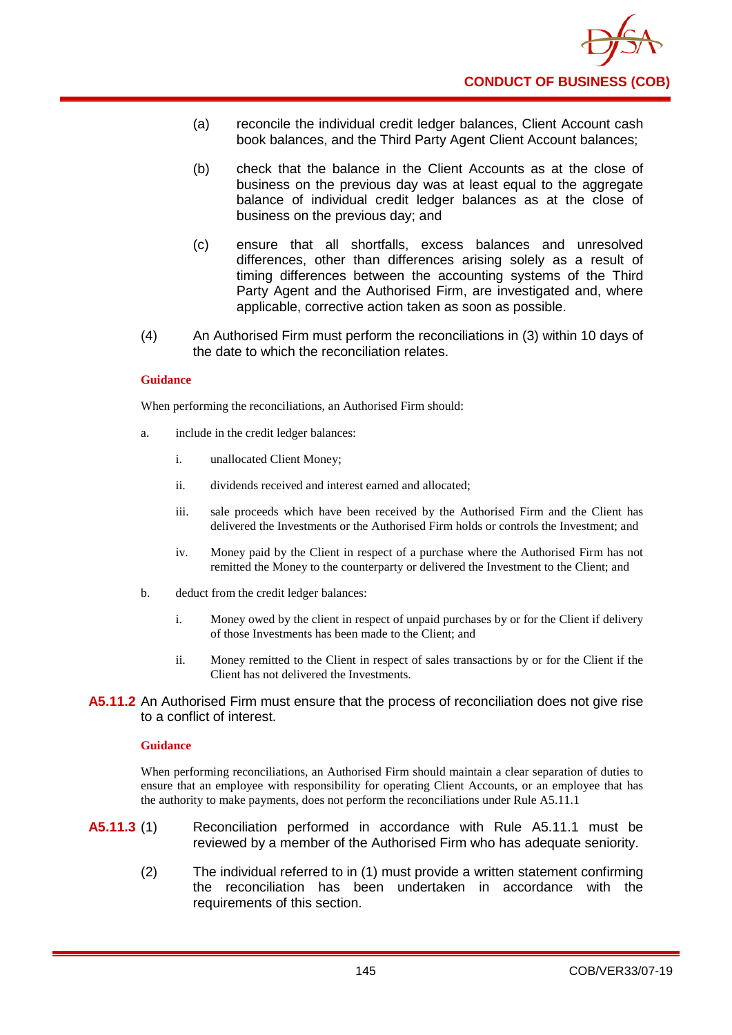(a) reconcile the individual credit ledger balances, Client Account cash book balances, and the Third Party Agent Client Account balances;

(b) check that the balance in the Client Accounts as at the close of business on the previous day was at least equal to the aggregate balance of individual credit ledger balances as at the close of business on the previous day; and

(c) ensure that all shortfalls, excess balances and unresolved differences, other than differences arising solely as a result of timing differences between the accounting systems of the Third Party Agent and the Authorised Firm, are investigated and, where applicable, corrective action taken as soon as possible.

(4) An Authorised Firm must perform the reconciliations in (3) within 10 days of the date to which the reconciliation relates.

**Guidance**

When performing the reconciliations, an Authorised Firm should:

a. include in the credit ledger balances:

   i. unallocated Client Money;

   ii. dividends received and interest earned and allocated;

   iii. sale proceeds which have been received by the Authorised Firm and the Client has delivered the Investments or the Authorised Firm holds or controls the Investment; and

   iv. Money paid by the Client in respect of a purchase where the Authorised Firm has not remitted the Money to the counterparty or delivered the Investment to the Client; and

b. deduct from the credit ledger balances:

   i. Money owed by the client in respect of unpaid purchases by or for the Client if delivery of those Investments has been made to the Client; and

   ii. Money remitted to the Client in respect of sales transactions by or for the Client if the Client has not delivered the Investments.

**A5.11.2** An Authorised Firm must ensure that the process of reconciliation does not give rise to a conflict of interest.

**Guidance**

When performing reconciliations, an Authorised Firm should maintain a clear separation of duties to ensure that an employee with responsibility for operating Client Accounts, or an employee that has the authority to make payments, does not perform the reconciliations under Rule A5.11.1

**A5.11.3** (1) Reconciliation performed in accordance with Rule A5.11.1 must be reviewed by a member of the Authorised Firm who has adequate seniority.

(2) The individual referred to in (1) must provide a written statement confirming the reconciliation has been undertaken in accordance with the requirements of this section.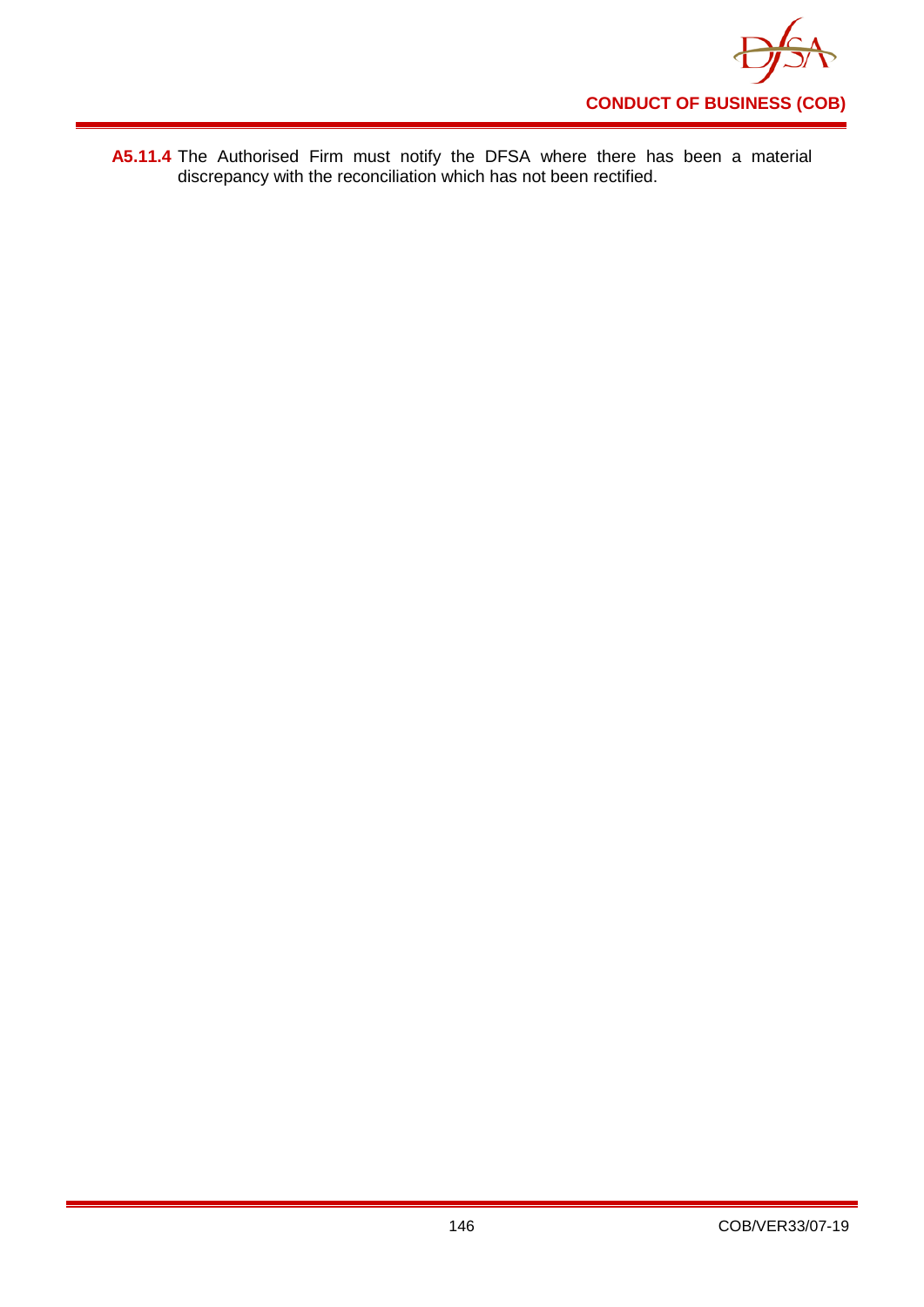**A5.11.4** The Authorised Firm must notify the DFSA where there has been a material discrepancy with the reconciliation which has not been rectified.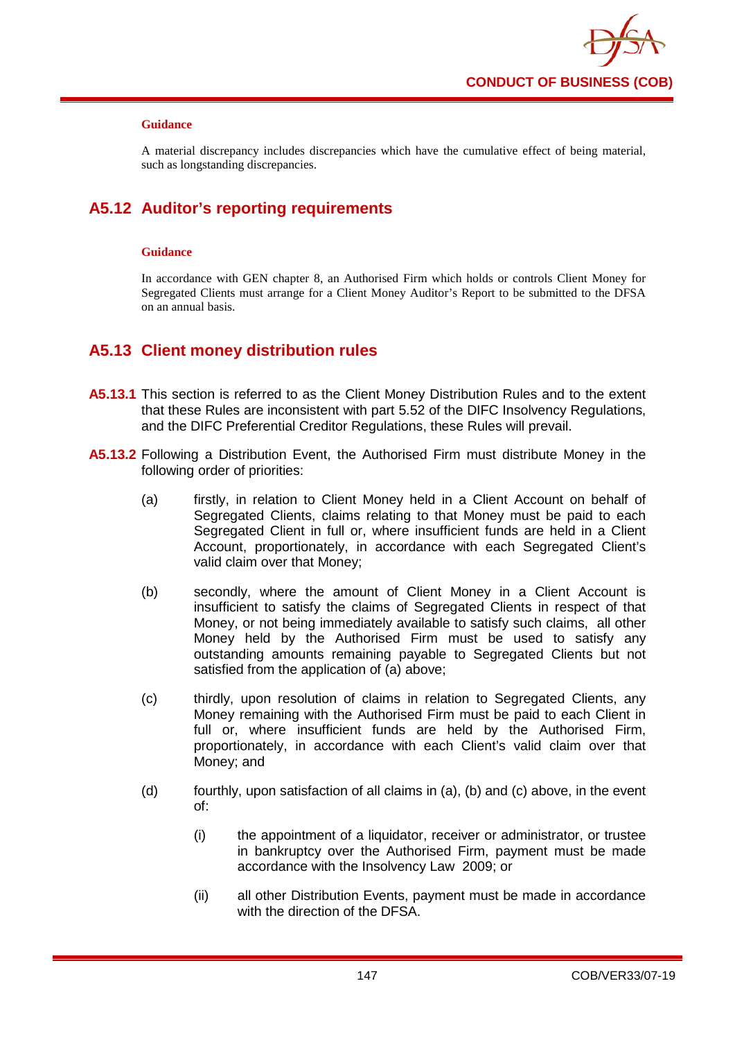**Guidance**

A material discrepancy includes discrepancies which have the cumulative effect of being material, such as longstanding discrepancies.

## A5.12 Auditor's reporting requirements

**Guidance**

In accordance with GEN chapter 8, an Authorised Firm which holds or controls Client Money for Segregated Clients must arrange for a Client Money Auditor's Report to be submitted to the DFSA on an annual basis.

## A5.13 Client money distribution rules

**A5.13.1** This section is referred to as the Client Money Distribution Rules and to the extent that these Rules are inconsistent with part 5.52 of the DIFC Insolvency Regulations, and the DIFC Preferential Creditor Regulations, these Rules will prevail.

**A5.13.2** Following a Distribution Event, the Authorised Firm must distribute Money in the following order of priorities:

(a) firstly, in relation to Client Money held in a Client Account on behalf of Segregated Clients, claims relating to that Money must be paid to each Segregated Client in full or, where insufficient funds are held in a Client Account, proportionately, in accordance with each Segregated Client's valid claim over that Money;

(b) secondly, where the amount of Client Money in a Client Account is insufficient to satisfy the claims of Segregated Clients in respect of that Money, or not being immediately available to satisfy such claims, all other Money held by the Authorised Firm must be used to satisfy any outstanding amounts remaining payable to Segregated Clients but not satisfied from the application of (a) above;

(c) thirdly, upon resolution of claims in relation to Segregated Clients, any Money remaining with the Authorised Firm must be paid to each Client in full or, where insufficient funds are held by the Authorised Firm, proportionately, in accordance with each Client's valid claim over that Money; and

(d) fourthly, upon satisfaction of all claims in (a), (b) and (c) above, in the event of:

   (i) the appointment of a liquidator, receiver or administrator, or trustee in bankruptcy over the Authorised Firm, payment must be made accordance with the Insolvency Law 2009; or

   (ii) all other Distribution Events, payment must be made in accordance with the direction of the DFSA.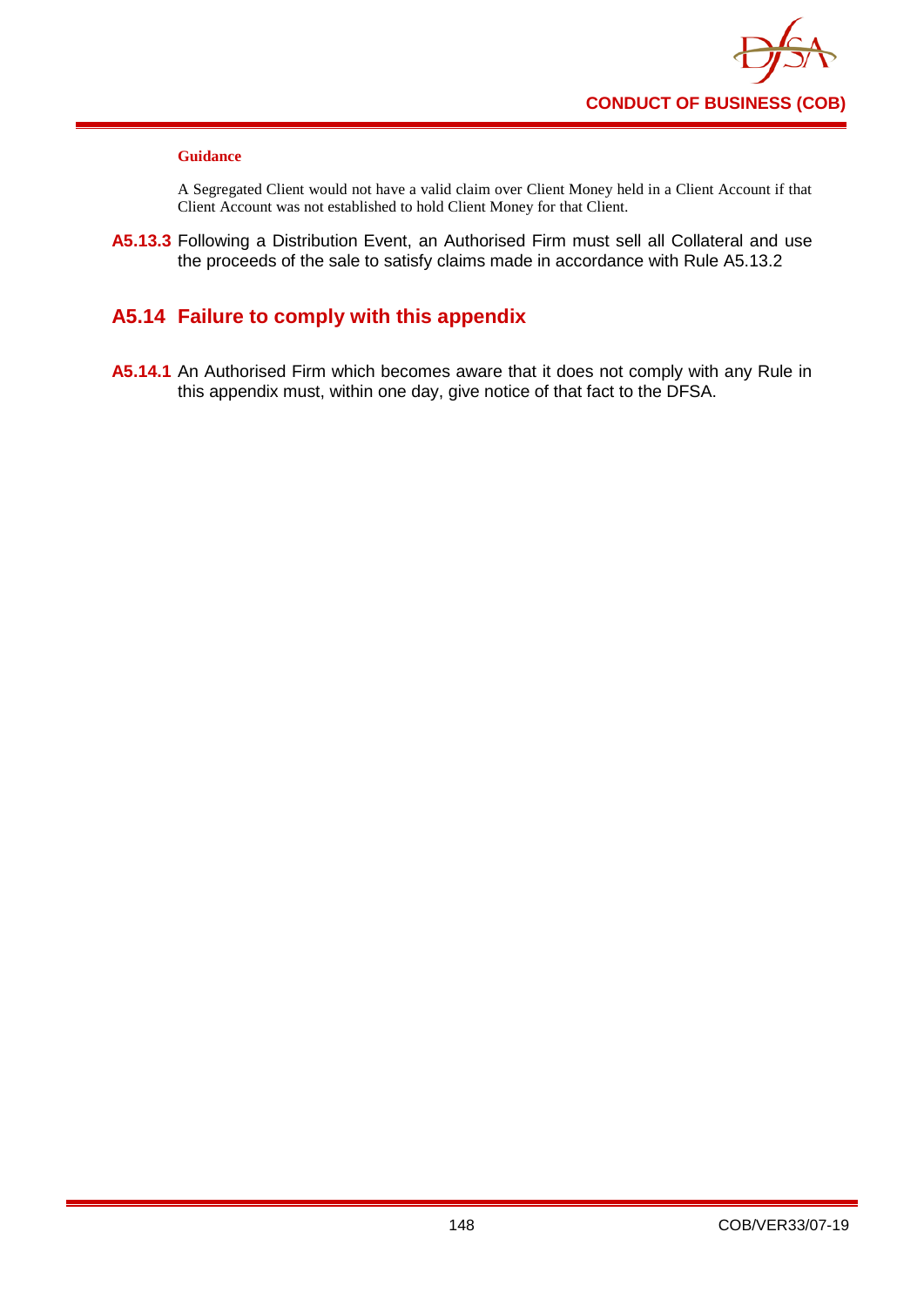**Guidance**

A Segregated Client would not have a valid claim over Client Money held in a Client Account if that Client Account was not established to hold Client Money for that Client.

**A5.13.3** Following a Distribution Event, an Authorised Firm must sell all Collateral and use the proceeds of the sale to satisfy claims made in accordance with Rule A5.13.2

## A5.14 Failure to comply with this appendix

**A5.14.1** An Authorised Firm which becomes aware that it does not comply with any Rule in this appendix must, within one day, give notice of that fact to the DFSA.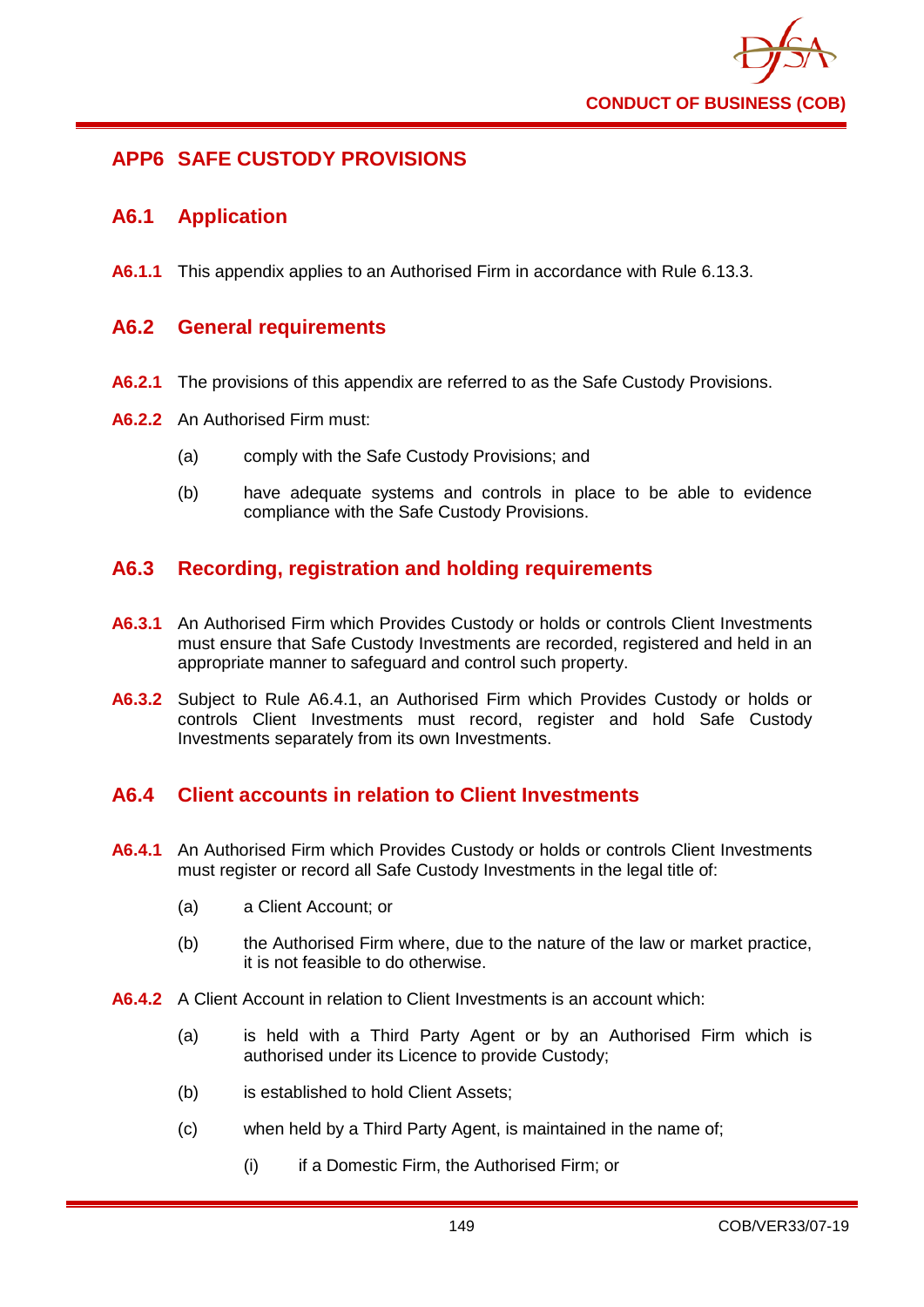## APP6 SAFE CUSTODY PROVISIONS

### A6.1 Application

**A6.1.1** This appendix applies to an Authorised Firm in accordance with Rule 6.13.3.

### A6.2 General requirements

**A6.2.1** The provisions of this appendix are referred to as the Safe Custody Provisions.

**A6.2.2** An Authorised Firm must:

(a) comply with the Safe Custody Provisions; and

(b) have adequate systems and controls in place to be able to evidence compliance with the Safe Custody Provisions.

### A6.3 Recording, registration and holding requirements

**A6.3.1** An Authorised Firm which Provides Custody or holds or controls Client Investments must ensure that Safe Custody Investments are recorded, registered and held in an appropriate manner to safeguard and control such property.

**A6.3.2** Subject to Rule A6.4.1, an Authorised Firm which Provides Custody or holds or controls Client Investments must record, register and hold Safe Custody Investments separately from its own Investments.

### A6.4 Client accounts in relation to Client Investments

**A6.4.1** An Authorised Firm which Provides Custody or holds or controls Client Investments must register or record all Safe Custody Investments in the legal title of:

(a) a Client Account; or

(b) the Authorised Firm where, due to the nature of the law or market practice, it is not feasible to do otherwise.

**A6.4.2** A Client Account in relation to Client Investments is an account which:

(a) is held with a Third Party Agent or by an Authorised Firm which is authorised under its Licence to provide Custody;

(b) is established to hold Client Assets;

(c) when held by a Third Party Agent, is maintained in the name of;

(i) if a Domestic Firm, the Authorised Firm; or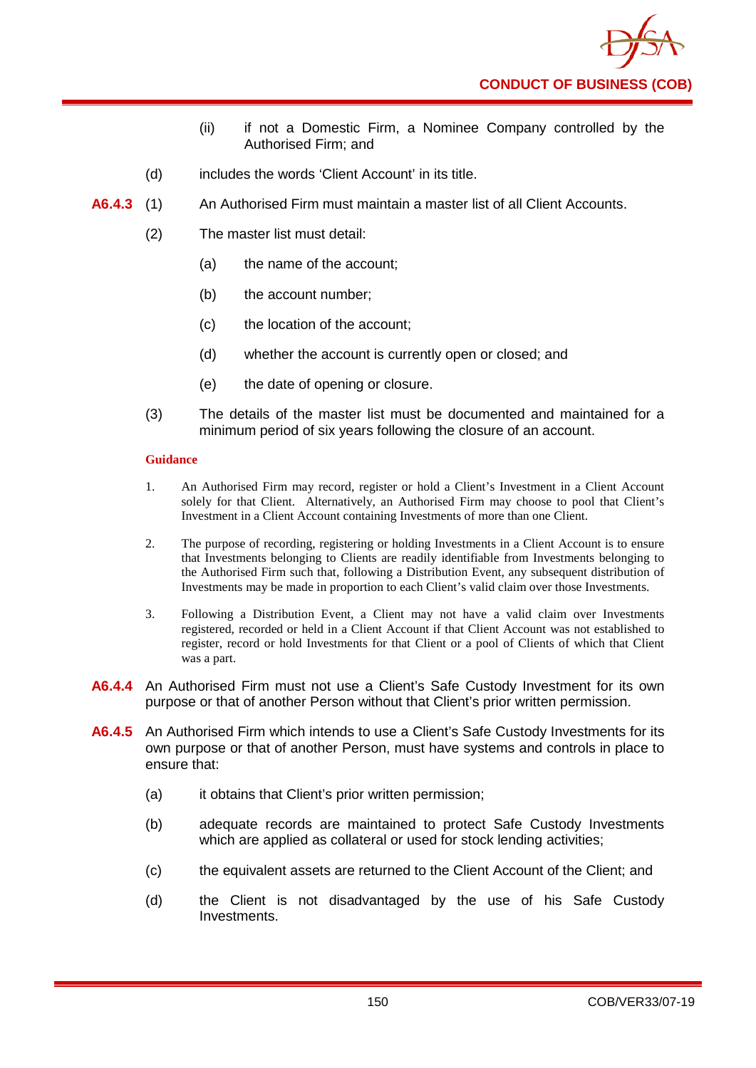(ii) if not a Domestic Firm, a Nominee Company controlled by the Authorised Firm; and

(d) includes the words 'Client Account' in its title.

**A6.4.3** (1) An Authorised Firm must maintain a master list of all Client Accounts.

(2) The master list must detail:

(a) the name of the account;

(b) the account number;

(c) the location of the account;

(d) whether the account is currently open or closed; and

(e) the date of opening or closure.

(3) The details of the master list must be documented and maintained for a minimum period of six years following the closure of an account.

**Guidance**

1. An Authorised Firm may record, register or hold a Client's Investment in a Client Account solely for that Client. Alternatively, an Authorised Firm may choose to pool that Client's Investment in a Client Account containing Investments of more than one Client.

2. The purpose of recording, registering or holding Investments in a Client Account is to ensure that Investments belonging to Clients are readily identifiable from Investments belonging to the Authorised Firm such that, following a Distribution Event, any subsequent distribution of Investments may be made in proportion to each Client's valid claim over those Investments.

3. Following a Distribution Event, a Client may not have a valid claim over Investments registered, recorded or held in a Client Account if that Client Account was not established to register, record or hold Investments for that Client or a pool of Clients of which that Client was a part.

**A6.4.4** An Authorised Firm must not use a Client's Safe Custody Investment for its own purpose or that of another Person without that Client's prior written permission.

**A6.4.5** An Authorised Firm which intends to use a Client's Safe Custody Investments for its own purpose or that of another Person, must have systems and controls in place to ensure that:

(a) it obtains that Client's prior written permission;

(b) adequate records are maintained to protect Safe Custody Investments which are applied as collateral or used for stock lending activities;

(c) the equivalent assets are returned to the Client Account of the Client; and

(d) the Client is not disadvantaged by the use of his Safe Custody Investments.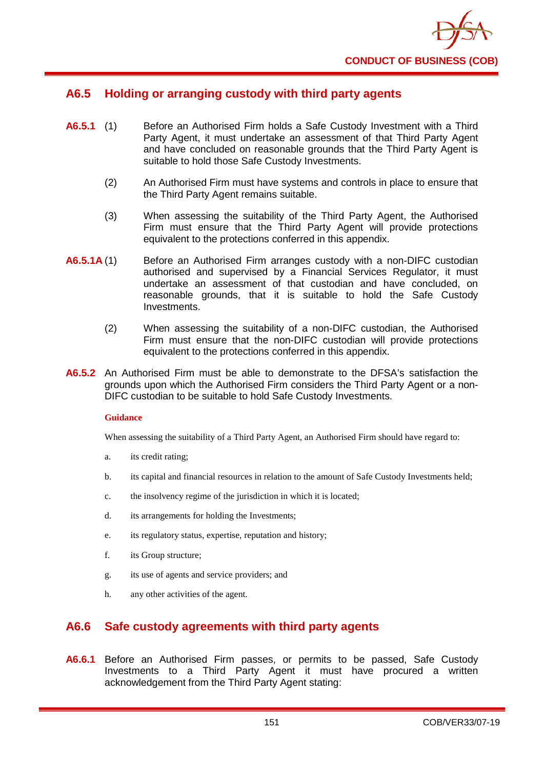## A6.5 Holding or arranging custody with third party agents

**A6.5.1** (1) Before an Authorised Firm holds a Safe Custody Investment with a Third Party Agent, it must undertake an assessment of that Third Party Agent and have concluded on reasonable grounds that the Third Party Agent is suitable to hold those Safe Custody Investments.

(2) An Authorised Firm must have systems and controls in place to ensure that the Third Party Agent remains suitable.

(3) When assessing the suitability of the Third Party Agent, the Authorised Firm must ensure that the Third Party Agent will provide protections equivalent to the protections conferred in this appendix.

**A6.5.1A** (1) Before an Authorised Firm arranges custody with a non-DIFC custodian authorised and supervised by a Financial Services Regulator, it must undertake an assessment of that custodian and have concluded, on reasonable grounds, that it is suitable to hold the Safe Custody Investments.

(2) When assessing the suitability of a non-DIFC custodian, the Authorised Firm must ensure that the non-DIFC custodian will provide protections equivalent to the protections conferred in this appendix.

**A6.5.2** An Authorised Firm must be able to demonstrate to the DFSA's satisfaction the grounds upon which the Authorised Firm considers the Third Party Agent or a non-DIFC custodian to be suitable to hold Safe Custody Investments.

**Guidance**

When assessing the suitability of a Third Party Agent, an Authorised Firm should have regard to:

a. its credit rating;

b. its capital and financial resources in relation to the amount of Safe Custody Investments held;

c. the insolvency regime of the jurisdiction in which it is located;

d. its arrangements for holding the Investments;

e. its regulatory status, expertise, reputation and history;

f. its Group structure;

g. its use of agents and service providers; and

h. any other activities of the agent.

## A6.6 Safe custody agreements with third party agents

**A6.6.1** Before an Authorised Firm passes, or permits to be passed, Safe Custody Investments to a Third Party Agent it must have procured a written acknowledgement from the Third Party Agent stating: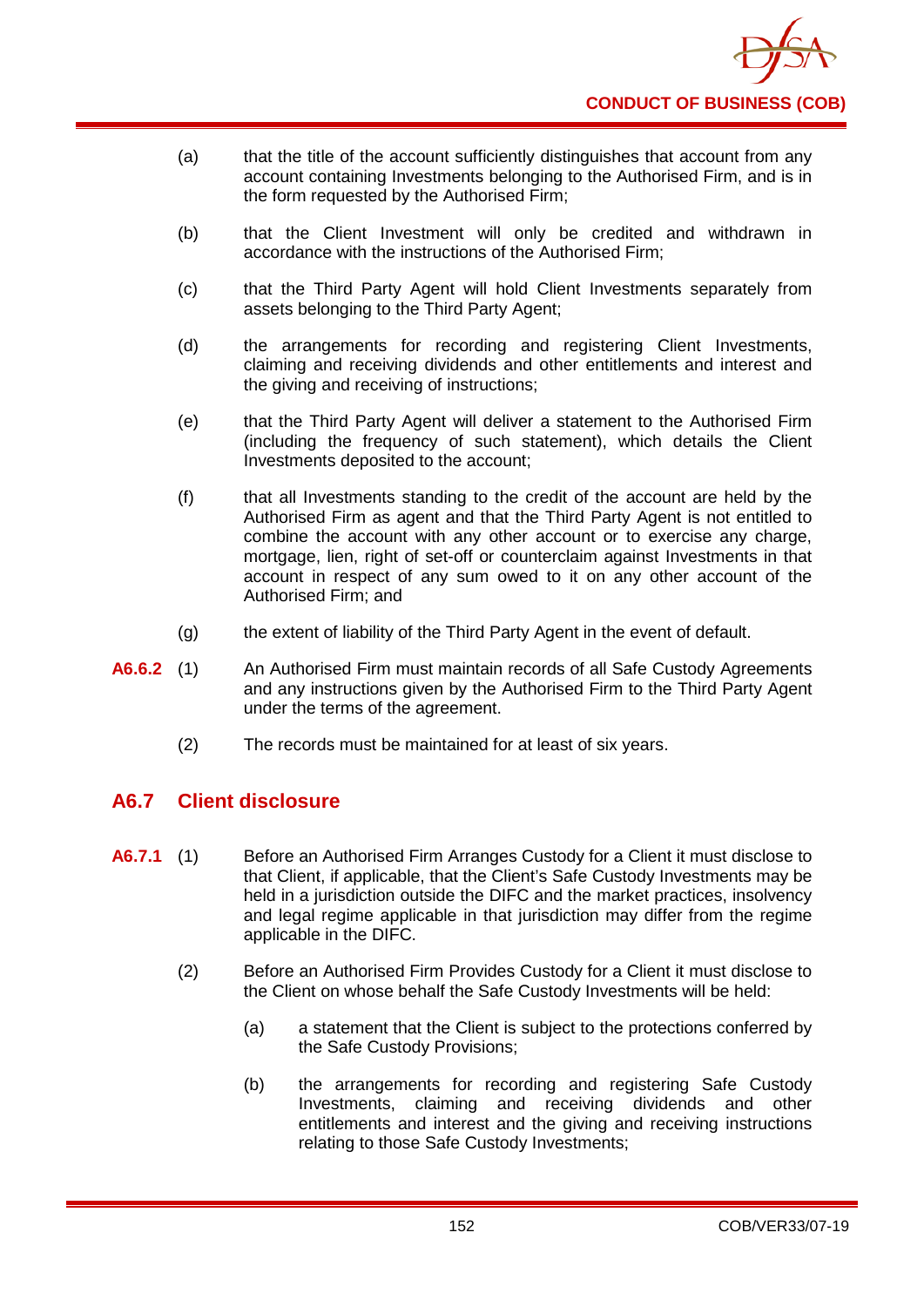(a) that the title of the account sufficiently distinguishes that account from any account containing Investments belonging to the Authorised Firm, and is in the form requested by the Authorised Firm;

(b) that the Client Investment will only be credited and withdrawn in accordance with the instructions of the Authorised Firm;

(c) that the Third Party Agent will hold Client Investments separately from assets belonging to the Third Party Agent;

(d) the arrangements for recording and registering Client Investments, claiming and receiving dividends and other entitlements and interest and the giving and receiving of instructions;

(e) that the Third Party Agent will deliver a statement to the Authorised Firm (including the frequency of such statement), which details the Client Investments deposited to the account;

(f) that all Investments standing to the credit of the account are held by the Authorised Firm as agent and that the Third Party Agent is not entitled to combine the account with any other account or to exercise any charge, mortgage, lien, right of set-off or counterclaim against Investments in that account in respect of any sum owed to it on any other account of the Authorised Firm; and

(g) the extent of liability of the Third Party Agent in the event of default.

**A6.6.2** (1) An Authorised Firm must maintain records of all Safe Custody Agreements and any instructions given by the Authorised Firm to the Third Party Agent under the terms of the agreement.

(2) The records must be maintained for at least six years.

## A6.7 Client disclosure

**A6.7.1** (1) Before an Authorised Firm Arranges Custody for a Client it must disclose to that Client, if applicable, that the Client's Safe Custody Investments may be held in a jurisdiction outside the DIFC and the market practices, insolvency and legal regime applicable in that jurisdiction may differ from the regime applicable in the DIFC.

(2) Before an Authorised Firm Provides Custody for a Client it must disclose to the Client on whose behalf the Safe Custody Investments will be held:

(a) a statement that the Client is subject to the protections conferred by the Safe Custody Provisions;

(b) the arrangements for recording and registering Safe Custody Investments, claiming and receiving dividends and other entitlements and interest and the giving and receiving instructions relating to those Safe Custody Investments;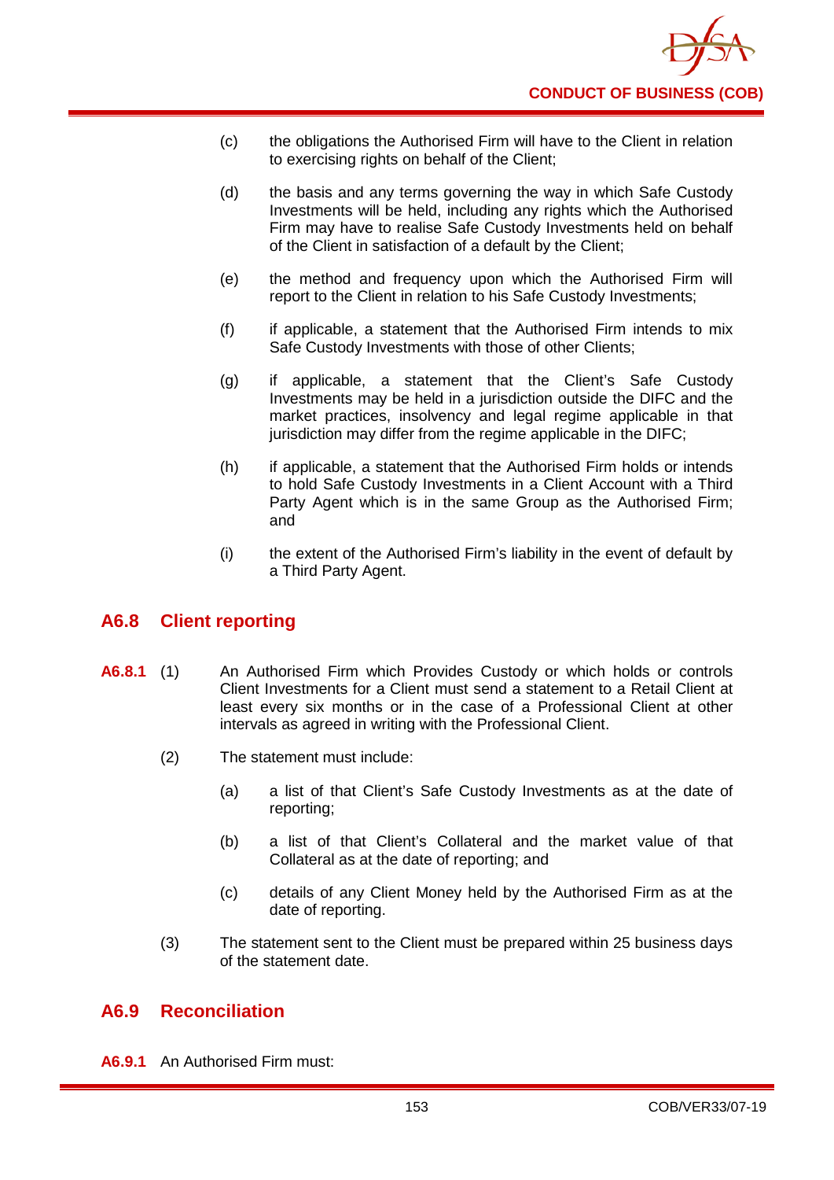(c) the obligations the Authorised Firm will have to the Client in relation to exercising rights on behalf of the Client;

(d) the basis and any terms governing the way in which Safe Custody Investments will be held, including any rights which the Authorised Firm may have to realise Safe Custody Investments held on behalf of the Client in satisfaction of a default by the Client;

(e) the method and frequency upon which the Authorised Firm will report to the Client in relation to his Safe Custody Investments;

(f) if applicable, a statement that the Authorised Firm intends to mix Safe Custody Investments with those of other Clients;

(g) if applicable, a statement that the Client's Safe Custody Investments may be held in a jurisdiction outside the DIFC and the market practices, insolvency and legal regime applicable in that jurisdiction may differ from the regime applicable in the DIFC;

(h) if applicable, a statement that the Authorised Firm holds or intends to hold Safe Custody Investments in a Client Account with a Third Party Agent which is in the same Group as the Authorised Firm; and

(i) the extent of the Authorised Firm's liability in the event of default by a Third Party Agent.

## A6.8 Client reporting

**A6.8.1** (1) An Authorised Firm which Provides Custody or which holds or controls Client Investments for a Client must send a statement to a Retail Client at least every six months or in the case of a Professional Client at other intervals as agreed in writing with the Professional Client.

(2) The statement must include:

(a) a list of that Client's Safe Custody Investments as at the date of reporting;

(b) a list of that Client's Collateral and the market value of that Collateral as at the date of reporting; and

(c) details of any Client Money held by the Authorised Firm as at the date of reporting.

(3) The statement sent to the Client must be prepared within 25 business days of the statement date.

## A6.9 Reconciliation

**A6.9.1** An Authorised Firm must: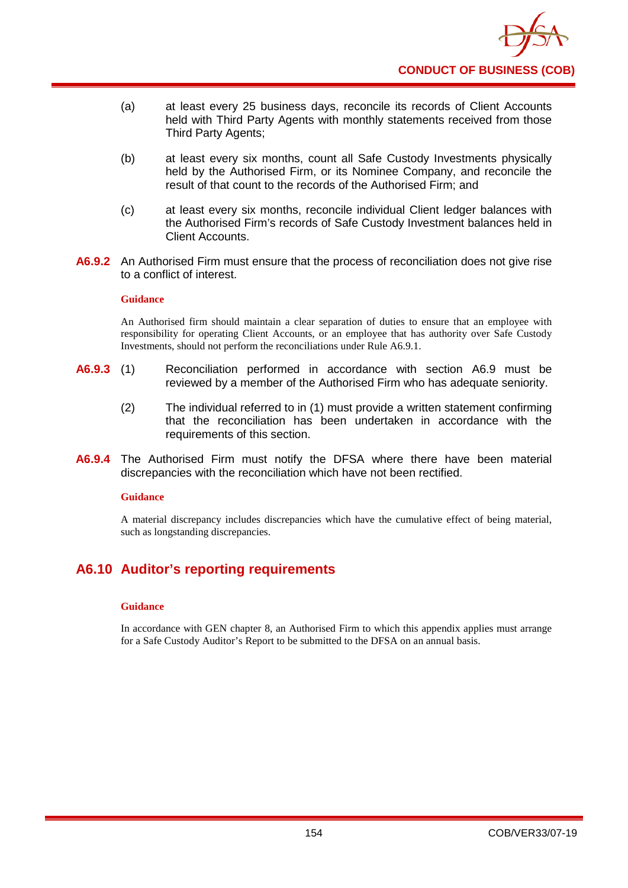(a) at least every 25 business days, reconcile its records of Client Accounts held with Third Party Agents with monthly statements received from those Third Party Agents;

(b) at least every six months, count all Safe Custody Investments physically held by the Authorised Firm, or its Nominee Company, and reconcile the result of that count to the records of the Authorised Firm; and

(c) at least every six months, reconcile individual Client ledger balances with the Authorised Firm's records of Safe Custody Investment balances held in Client Accounts.

**A6.9.2** An Authorised Firm must ensure that the process of reconciliation does not give rise to a conflict of interest.

**Guidance**

An Authorised firm should maintain a clear separation of duties to ensure that an employee with responsibility for operating Client Accounts, or an employee that has authority over Safe Custody Investments, should not perform the reconciliations under Rule A6.9.1.

**A6.9.3** (1) Reconciliation performed in accordance with section A6.9 must be reviewed by a member of the Authorised Firm who has adequate seniority.

(2) The individual referred to in (1) must provide a written statement confirming that the reconciliation has been undertaken in accordance with the requirements of this section.

**A6.9.4** The Authorised Firm must notify the DFSA where there have been material discrepancies with the reconciliation which have not been rectified.

**Guidance**

A material discrepancy includes discrepancies which have the cumulative effect of being material, such as longstanding discrepancies.

## A6.10 Auditor's reporting requirements

**Guidance**

In accordance with GEN chapter 8, an Authorised Firm to which this appendix applies must arrange for a Safe Custody Auditor's Report to be submitted to the DFSA on an annual basis.